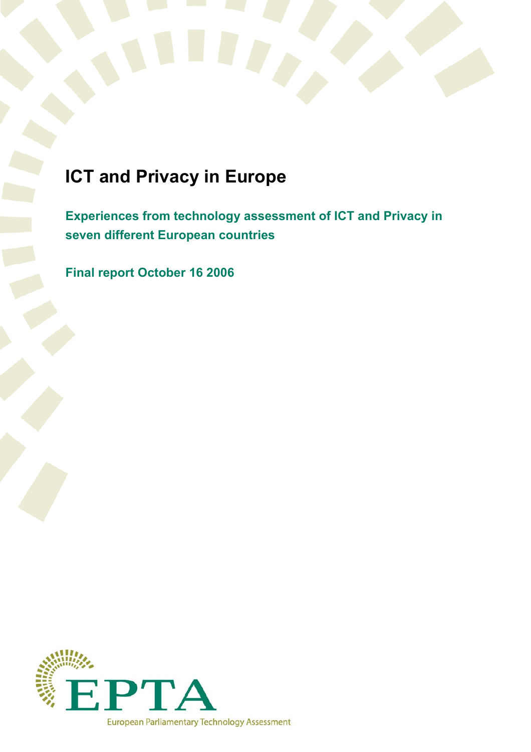# ICT and Privacy in Europe

**Experiences from technology assessment of ICT and Privacy in seven different European countries**

**Final report October 16 2006**

EPTA

European Parliamentary Technology Assessment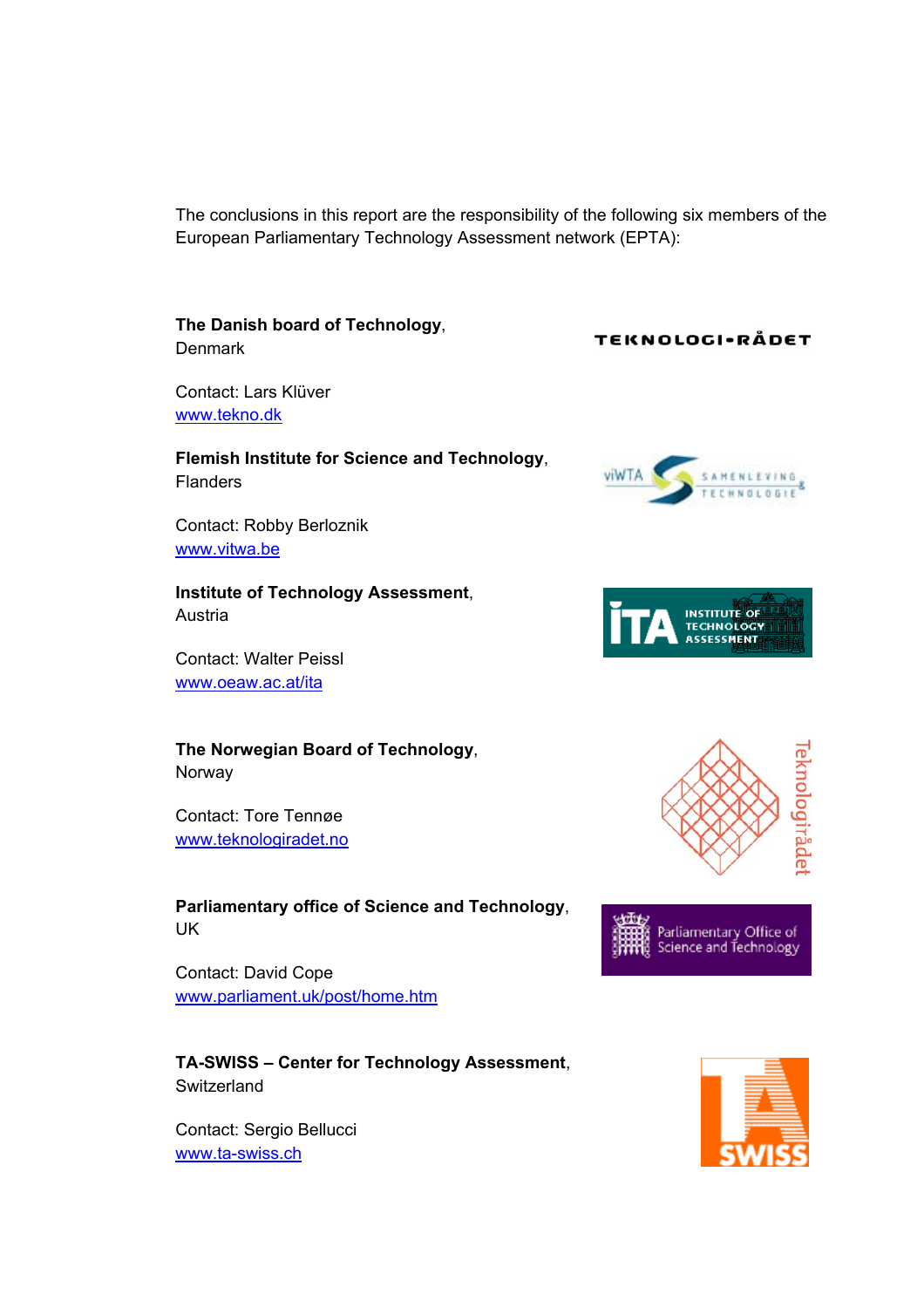The conclusions in this report are the responsibility of the following six members of the European Parliamentary Technology Assessment network (EPTA):

**The Danish board of Technology**, Denmark

Contact: Lars Klüver
www.tekno.dk

**Flemish Institute for Science and Technology**, Flanders

Contact: Robby Berloznik
www.vitwa.be

**Institute of Technology Assessment**, Austria

Contact: Walter Peissl
www.oeaw.ac.at/ita

**The Norwegian Board of Technology**, Norway

Contact: Tore Tennøe
www.teknologiradet.no

**Parliamentary office of Science and Technology**, UK

Contact: David Cope
www.parliament.uk/post/home.htm

**TA-SWISS – Center for Technology Assessment**, Switzerland

Contact: Sergio Bellucci
www.ta-swiss.ch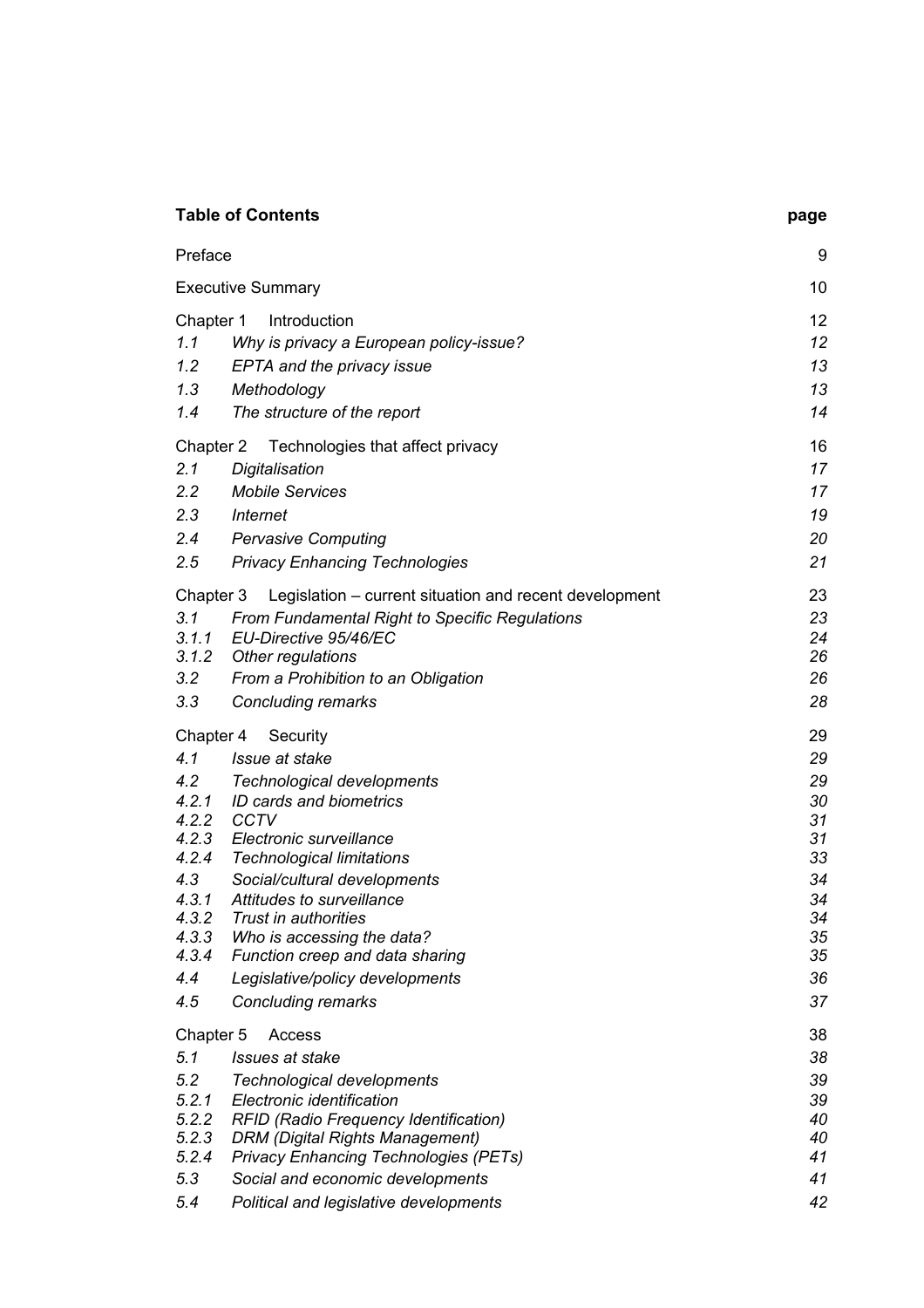## Table of Contents

| | | page |
|---|---|---|
| Preface | | 9 |
| Executive Summary | | 10 |
| Chapter 1 | Introduction | 12 |
| *1.1* | *Why is privacy a European policy-issue?* | *12* |
| *1.2* | *EPTA and the privacy issue* | *13* |
| *1.3* | *Methodology* | *13* |
| *1.4* | *The structure of the report* | *14* |
| Chapter 2 | Technologies that affect privacy | 16 |
| *2.1* | *Digitalisation* | *17* |
| *2.2* | *Mobile Services* | *17* |
| *2.3* | *Internet* | *19* |
| *2.4* | *Pervasive Computing* | *20* |
| *2.5* | *Privacy Enhancing Technologies* | *21* |
| Chapter 3 | Legislation – current situation and recent development | 23 |
| *3.1* | *From Fundamental Right to Specific Regulations* | *23* |
| *3.1.1* | *EU-Directive 95/46/EC* | *24* |
| *3.1.2* | *Other regulations* | *26* |
| *3.2* | *From a Prohibition to an Obligation* | *26* |
| *3.3* | *Concluding remarks* | *28* |
| Chapter 4 | Security | 29 |
| *4.1* | *Issue at stake* | *29* |
| *4.2* | *Technological developments* | *29* |
| *4.2.1* | *ID cards and biometrics* | *30* |
| *4.2.2* | *CCTV* | *31* |
| *4.2.3* | *Electronic surveillance* | *31* |
| *4.2.4* | *Technological limitations* | *33* |
| *4.3* | *Social/cultural developments* | *34* |
| *4.3.1* | *Attitudes to surveillance* | *34* |
| *4.3.2* | *Trust in authorities* | *34* |
| *4.3.3* | *Who is accessing the data?* | *35* |
| *4.3.4* | *Function creep and data sharing* | *35* |
| *4.4* | *Legislative/policy developments* | *36* |
| *4.5* | *Concluding remarks* | *37* |
| Chapter 5 | Access | 38 |
| *5.1* | *Issues at stake* | *38* |
| *5.2* | *Technological developments* | *39* |
| *5.2.1* | *Electronic identification* | *39* |
| *5.2.2* | *RFID (Radio Frequency Identification)* | *40* |
| *5.2.3* | *DRM (Digital Rights Management)* | *40* |
| *5.2.4* | *Privacy Enhancing Technologies (PETs)* | *41* |
| *5.3* | *Social and economic developments* | *41* |
| *5.4* | *Political and legislative developments* | *42* |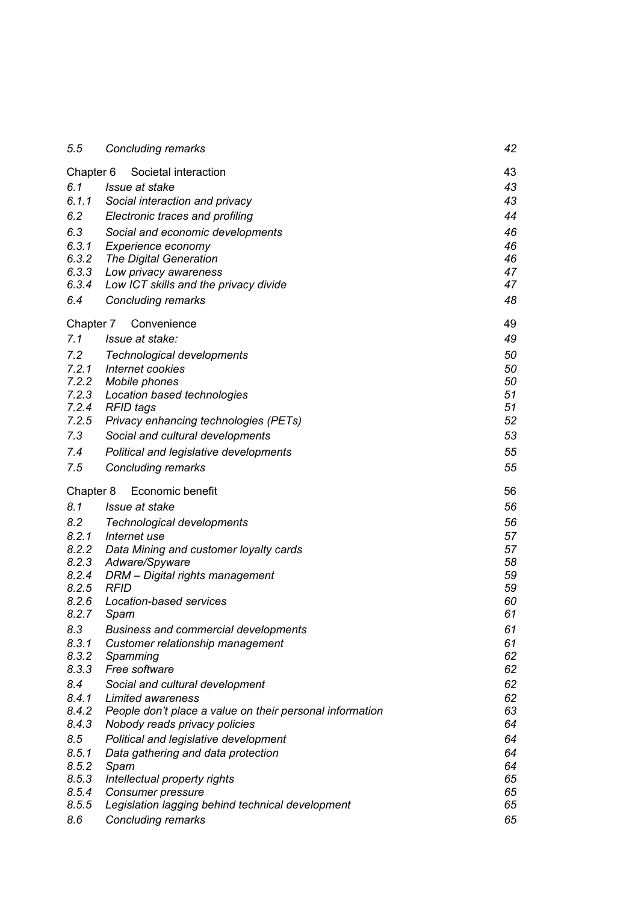| | | |
|---|---|---|
| *5.5* | *Concluding remarks* | *42* |
| Chapter 6 | Societal interaction | 43 |
| *6.1* | *Issue at stake* | *43* |
| *6.1.1* | *Social interaction and privacy* | *43* |
| *6.2* | *Electronic traces and profiling* | *44* |
| *6.3* | *Social and economic developments* | *46* |
| *6.3.1* | *Experience economy* | *46* |
| *6.3.2* | *The Digital Generation* | *46* |
| *6.3.3* | *Low privacy awareness* | *47* |
| *6.3.4* | *Low ICT skills and the privacy divide* | *47* |
| *6.4* | *Concluding remarks* | *48* |
| Chapter 7 | Convenience | 49 |
| *7.1* | *Issue at stake:* | *49* |
| *7.2* | *Technological developments* | *50* |
| *7.2.1* | *Internet cookies* | *50* |
| *7.2.2* | *Mobile phones* | *50* |
| *7.2.3* | *Location based technologies* | *51* |
| *7.2.4* | *RFID tags* | *51* |
| *7.2.5* | *Privacy enhancing technologies (PETs)* | *52* |
| *7.3* | *Social and cultural developments* | *53* |
| *7.4* | *Political and legislative developments* | *55* |
| *7.5* | *Concluding remarks* | *55* |
| Chapter 8 | Economic benefit | 56 |
| *8.1* | *Issue at stake* | *56* |
| *8.2* | *Technological developments* | *56* |
| *8.2.1* | *Internet use* | *57* |
| *8.2.2* | *Data Mining and customer loyalty cards* | *57* |
| *8.2.3* | *Adware/Spyware* | *58* |
| *8.2.4* | *DRM – Digital rights management* | *59* |
| *8.2.5* | *RFID* | *59* |
| *8.2.6* | *Location-based services* | *60* |
| *8.2.7* | *Spam* | *61* |
| *8.3* | *Business and commercial developments* | *61* |
| *8.3.1* | *Customer relationship management* | *61* |
| *8.3.2* | *Spamming* | *62* |
| *8.3.3* | *Free software* | *62* |
| *8.4* | *Social and cultural development* | *62* |
| *8.4.1* | *Limited awareness* | *62* |
| *8.4.2* | *People don't place a value on their personal information* | *63* |
| *8.4.3* | *Nobody reads privacy policies* | *64* |
| *8.5* | *Political and legislative development* | *64* |
| *8.5.1* | *Data gathering and data protection* | *64* |
| *8.5.2* | *Spam* | *64* |
| *8.5.3* | *Intellectual property rights* | *65* |
| *8.5.4* | *Consumer pressure* | *65* |
| *8.5.5* | *Legislation lagging behind technical development* | *65* |
| *8.6* | *Concluding remarks* | *65* |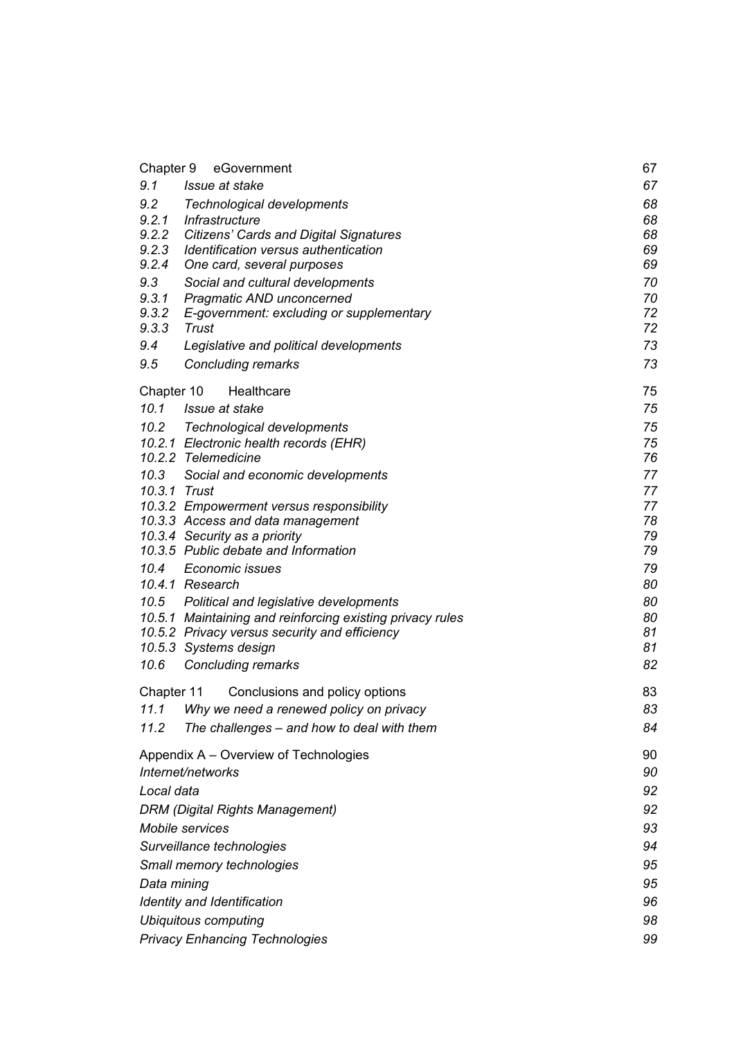| | | |
|---|---|---|
| Chapter 9 | eGovernment | 67 |
| *9.1* | *Issue at stake* | *67* |
| *9.2* | *Technological developments* | *68* |
| *9.2.1* | *Infrastructure* | *68* |
| *9.2.2* | *Citizens' Cards and Digital Signatures* | *68* |
| *9.2.3* | *Identification versus authentication* | *69* |
| *9.2.4* | *One card, several purposes* | *69* |
| *9.3* | *Social and cultural developments* | *70* |
| *9.3.1* | *Pragmatic AND unconcerned* | *70* |
| *9.3.2* | *E-government: excluding or supplementary* | *72* |
| *9.3.3* | *Trust* | *72* |
| *9.4* | *Legislative and political developments* | *73* |
| *9.5* | *Concluding remarks* | *73* |
| Chapter 10 | Healthcare | 75 |
| *10.1* | *Issue at stake* | *75* |
| *10.2* | *Technological developments* | *75* |
| *10.2.1* | *Electronic health records (EHR)* | *75* |
| *10.2.2* | *Telemedicine* | *76* |
| *10.3* | *Social and economic developments* | *77* |
| *10.3.1* | *Trust* | *77* |
| *10.3.2* | *Empowerment versus responsibility* | *77* |
| *10.3.3* | *Access and data management* | *78* |
| *10.3.4* | *Security as a priority* | *79* |
| *10.3.5* | *Public debate and Information* | *79* |
| *10.4* | *Economic issues* | *79* |
| *10.4.1* | *Research* | *80* |
| *10.5* | *Political and legislative developments* | *80* |
| *10.5.1* | *Maintaining and reinforcing existing privacy rules* | *80* |
| *10.5.2* | *Privacy versus security and efficiency* | *81* |
| *10.5.3* | *Systems design* | *81* |
| *10.6* | *Concluding remarks* | *82* |
| Chapter 11 | Conclusions and policy options | 83 |
| *11.1* | *Why we need a renewed policy on privacy* | *83* |
| *11.2* | *The challenges – and how to deal with them* | *84* |
| Appendix A – Overview of Technologies | | 90 |
| *Internet/networks* | | *90* |
| *Local data* | | *92* |
| *DRM (Digital Rights Management)* | | *92* |
| *Mobile services* | | *93* |
| *Surveillance technologies* | | *94* |
| *Small memory technologies* | | *95* |
| *Data mining* | | *95* |
| *Identity and Identification* | | *96* |
| *Ubiquitous computing* | | *98* |
| *Privacy Enhancing Technologies* | | *99* |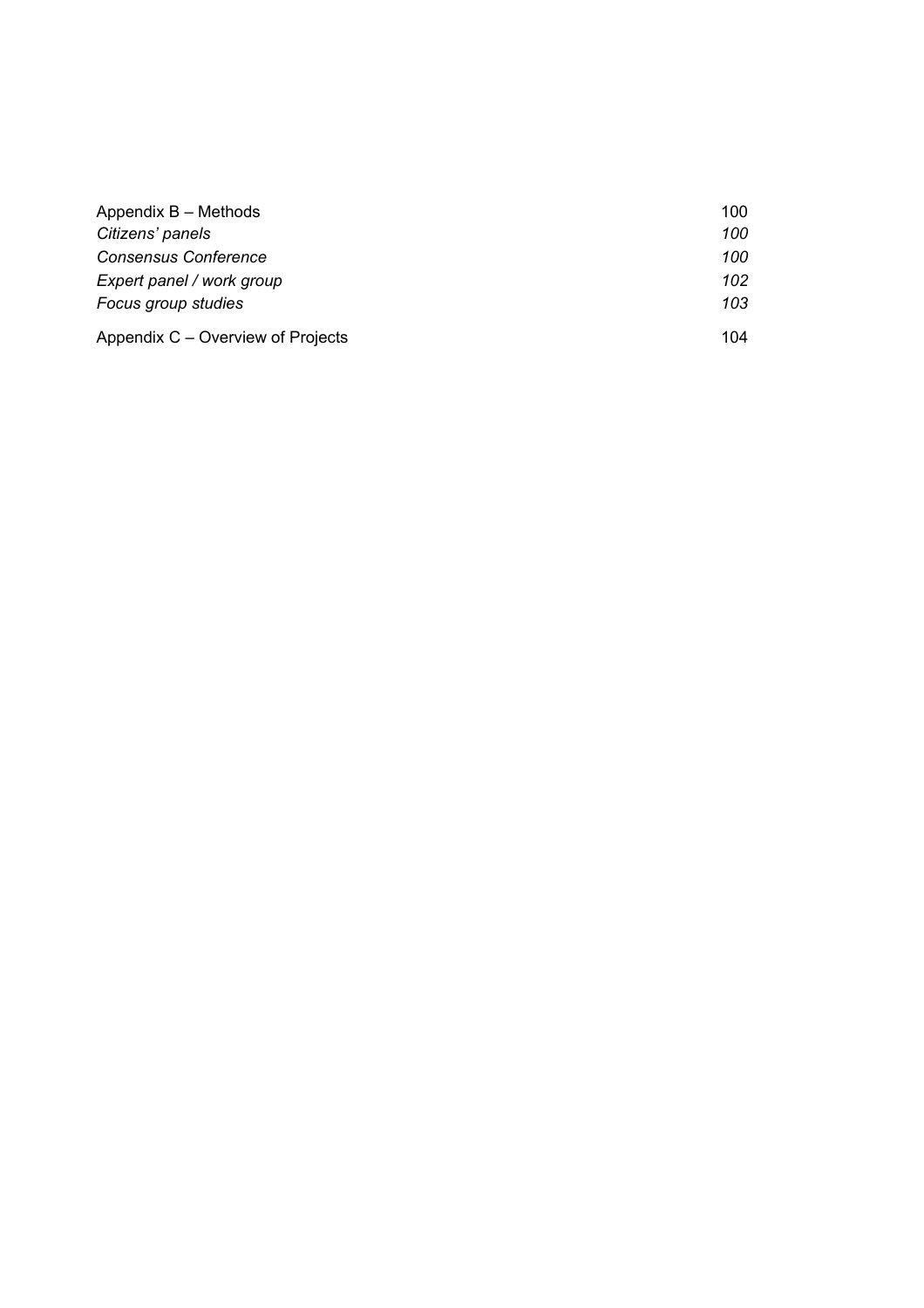| | |
|---|---|
| Appendix B – Methods | 100 |
| *Citizens' panels* | *100* |
| *Consensus Conference* | *100* |
| *Expert panel / work group* | *102* |
| *Focus group studies* | *103* |
| Appendix C – Overview of Projects | 104 |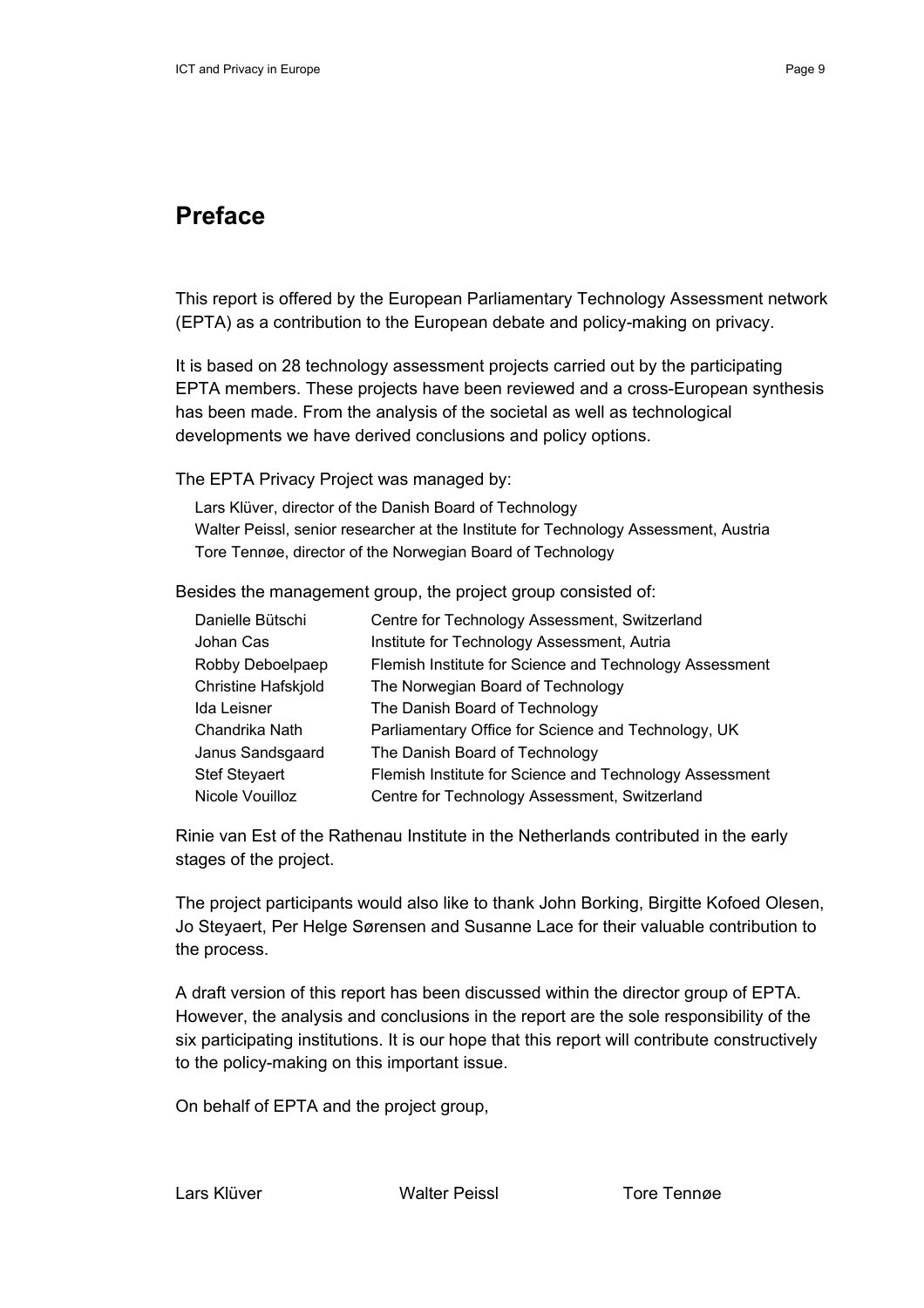# Preface

This report is offered by the European Parliamentary Technology Assessment network (EPTA) as a contribution to the European debate and policy-making on privacy.

It is based on 28 technology assessment projects carried out by the participating EPTA members. These projects have been reviewed and a cross-European synthesis has been made. From the analysis of the societal as well as technological developments we have derived conclusions and policy options.

The EPTA Privacy Project was managed by:

Lars Klüver, director of the Danish Board of Technology
Walter Peissl, senior researcher at the Institute for Technology Assessment, Austria
Tore Tennøe, director of the Norwegian Board of Technology

Besides the management group, the project group consisted of:

| | |
|---|---|
| Danielle Bütschi | Centre for Technology Assessment, Switzerland |
| Johan Cas | Institute for Technology Assessment, Autria |
| Robby Deboelpaep | Flemish Institute for Science and Technology Assessment |
| Christine Hafskjold | The Norwegian Board of Technology |
| Ida Leisner | The Danish Board of Technology |
| Chandrika Nath | Parliamentary Office for Science and Technology, UK |
| Janus Sandsgaard | The Danish Board of Technology |
| Stef Steyaert | Flemish Institute for Science and Technology Assessment |
| Nicole Vouilloz | Centre for Technology Assessment, Switzerland |

Rinie van Est of the Rathenau Institute in the Netherlands contributed in the early stages of the project.

The project participants would also like to thank John Borking, Birgitte Kofoed Olesen, Jo Steyaert, Per Helge Sørensen and Susanne Lace for their valuable contribution to the process.

A draft version of this report has been discussed within the director group of EPTA. However, the analysis and conclusions in the report are the sole responsibility of the six participating institutions. It is our hope that this report will contribute constructively to the policy-making on this important issue.

On behalf of EPTA and the project group,

Lars Klüver　　Walter Peissl　　Tore Tennøe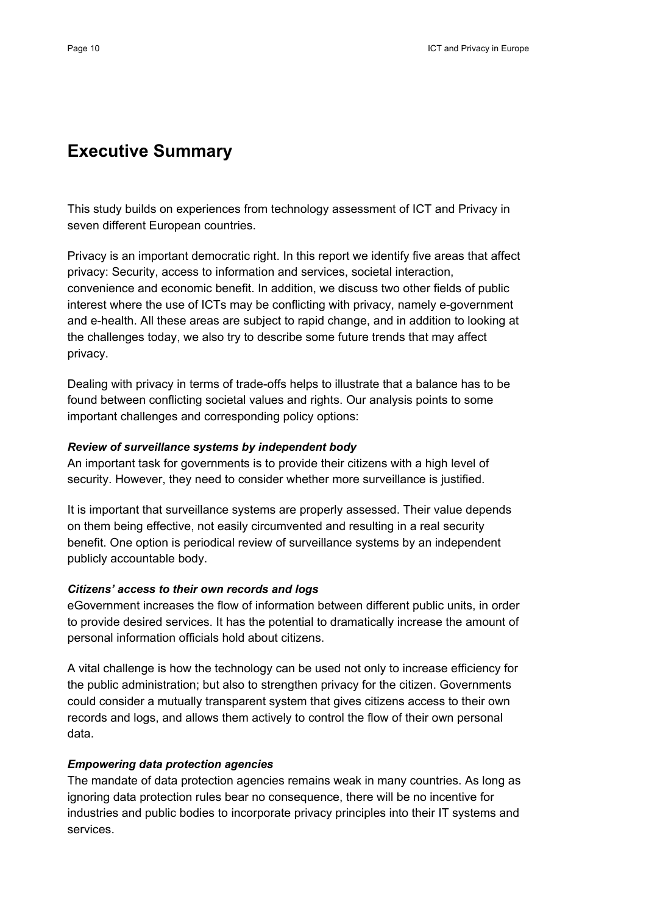# Executive Summary

This study builds on experiences from technology assessment of ICT and Privacy in seven different European countries.

Privacy is an important democratic right. In this report we identify five areas that affect privacy: Security, access to information and services, societal interaction, convenience and economic benefit. In addition, we discuss two other fields of public interest where the use of ICTs may be conflicting with privacy, namely e-government and e-health. All these areas are subject to rapid change, and in addition to looking at the challenges today, we also try to describe some future trends that may affect privacy.

Dealing with privacy in terms of trade-offs helps to illustrate that a balance has to be found between conflicting societal values and rights. Our analysis points to some important challenges and corresponding policy options:

***Review of surveillance systems by independent body***

An important task for governments is to provide their citizens with a high level of security. However, they need to consider whether more surveillance is justified.

It is important that surveillance systems are properly assessed. Their value depends on them being effective, not easily circumvented and resulting in a real security benefit. One option is periodical review of surveillance systems by an independent publicly accountable body.

***Citizens' access to their own records and logs***

eGovernment increases the flow of information between different public units, in order to provide desired services. It has the potential to dramatically increase the amount of personal information officials hold about citizens.

A vital challenge is how the technology can be used not only to increase efficiency for the public administration; but also to strengthen privacy for the citizen. Governments could consider a mutually transparent system that gives citizens access to their own records and logs, and allows them actively to control the flow of their own personal data.

***Empowering data protection agencies***

The mandate of data protection agencies remains weak in many countries. As long as ignoring data protection rules bear no consequence, there will be no incentive for industries and public bodies to incorporate privacy principles into their IT systems and services.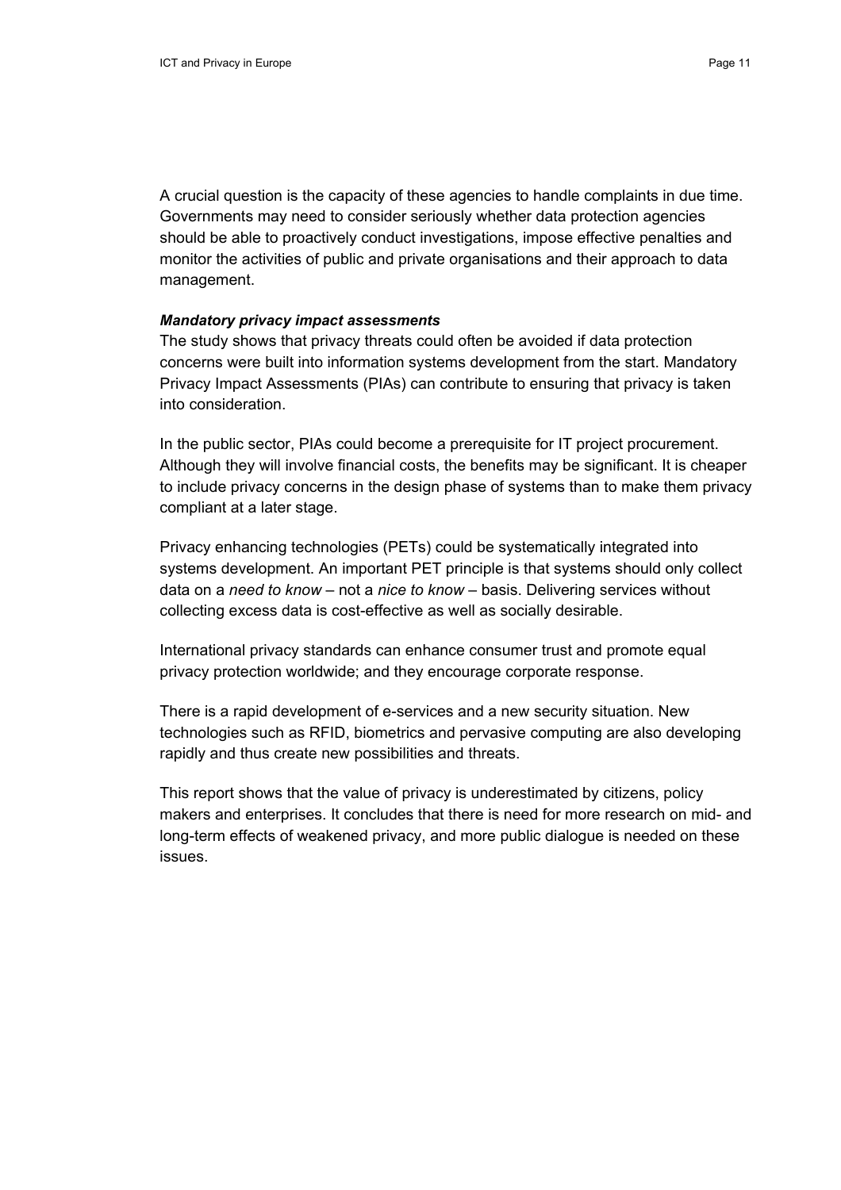A crucial question is the capacity of these agencies to handle complaints in due time. Governments may need to consider seriously whether data protection agencies should be able to proactively conduct investigations, impose effective penalties and monitor the activities of public and private organisations and their approach to data management.

***Mandatory privacy impact assessments***

The study shows that privacy threats could often be avoided if data protection concerns were built into information systems development from the start. Mandatory Privacy Impact Assessments (PIAs) can contribute to ensuring that privacy is taken into consideration.

In the public sector, PIAs could become a prerequisite for IT project procurement. Although they will involve financial costs, the benefits may be significant. It is cheaper to include privacy concerns in the design phase of systems than to make them privacy compliant at a later stage.

Privacy enhancing technologies (PETs) could be systematically integrated into systems development. An important PET principle is that systems should only collect data on a *need to know* – not a *nice to know* – basis. Delivering services without collecting excess data is cost-effective as well as socially desirable.

International privacy standards can enhance consumer trust and promote equal privacy protection worldwide; and they encourage corporate response.

There is a rapid development of e-services and a new security situation. New technologies such as RFID, biometrics and pervasive computing are also developing rapidly and thus create new possibilities and threats.

This report shows that the value of privacy is underestimated by citizens, policy makers and enterprises. It concludes that there is need for more research on mid- and long-term effects of weakened privacy, and more public dialogue is needed on these issues.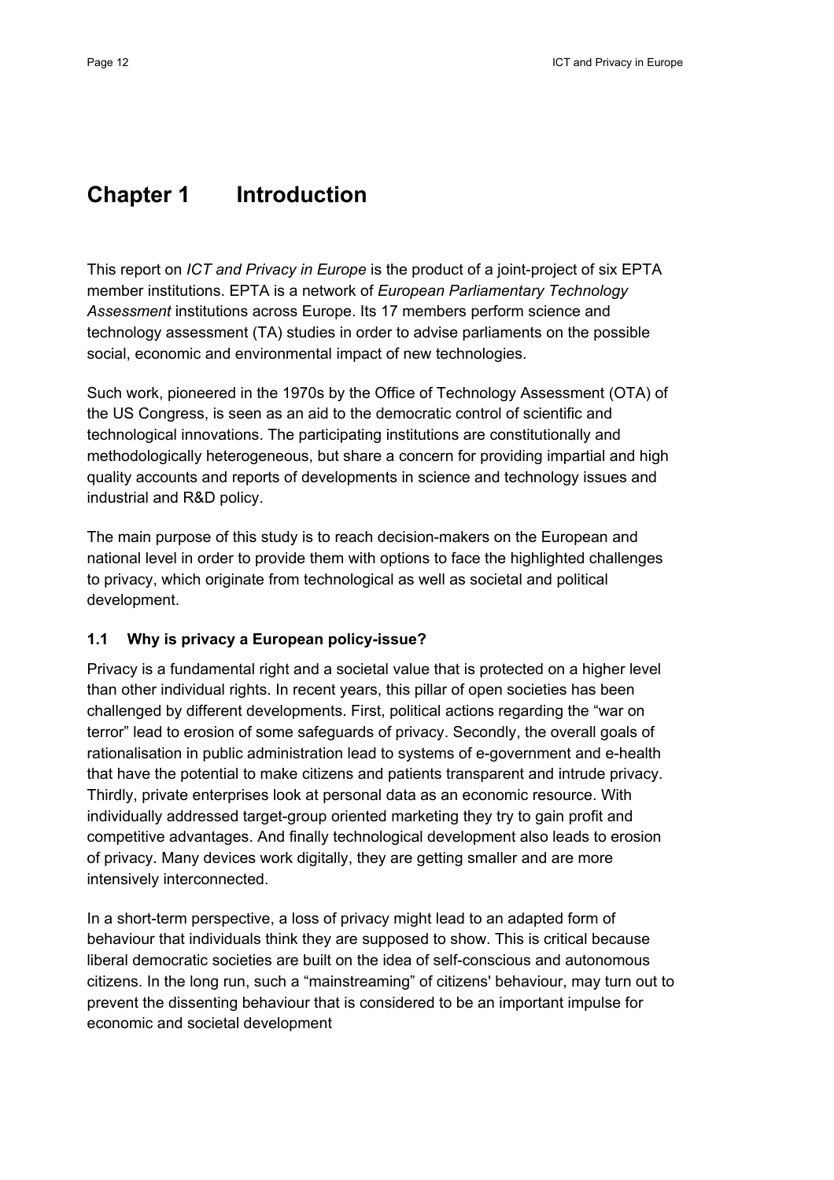# Chapter 1 Introduction

This report on *ICT and Privacy in Europe* is the product of a joint-project of six EPTA member institutions. EPTA is a network of *European Parliamentary Technology Assessment* institutions across Europe. Its 17 members perform science and technology assessment (TA) studies in order to advise parliaments on the possible social, economic and environmental impact of new technologies.

Such work, pioneered in the 1970s by the Office of Technology Assessment (OTA) of the US Congress, is seen as an aid to the democratic control of scientific and technological innovations. The participating institutions are constitutionally and methodologically heterogeneous, but share a concern for providing impartial and high quality accounts and reports of developments in science and technology issues and industrial and R&D policy.

The main purpose of this study is to reach decision-makers on the European and national level in order to provide them with options to face the highlighted challenges to privacy, which originate from technological as well as societal and political development.

## 1.1 Why is privacy a European policy-issue?

Privacy is a fundamental right and a societal value that is protected on a higher level than other individual rights. In recent years, this pillar of open societies has been challenged by different developments. First, political actions regarding the "war on terror" lead to erosion of some safeguards of privacy. Secondly, the overall goals of rationalisation in public administration lead to systems of e-government and e-health that have the potential to make citizens and patients transparent and intrude privacy. Thirdly, private enterprises look at personal data as an economic resource. With individually addressed target-group oriented marketing they try to gain profit and competitive advantages. And finally technological development also leads to erosion of privacy. Many devices work digitally, they are getting smaller and are more intensively interconnected.

In a short-term perspective, a loss of privacy might lead to an adapted form of behaviour that individuals think they are supposed to show. This is critical because liberal democratic societies are built on the idea of self-conscious and autonomous citizens. In the long run, such a "mainstreaming" of citizens' behaviour, may turn out to prevent the dissenting behaviour that is considered to be an important impulse for economic and societal development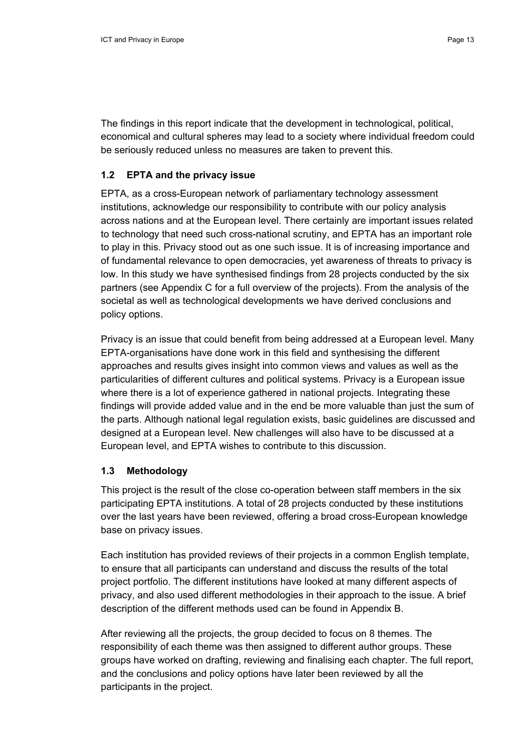The findings in this report indicate that the development in technological, political, economical and cultural spheres may lead to a society where individual freedom could be seriously reduced unless no measures are taken to prevent this.

### 1.2 EPTA and the privacy issue

EPTA, as a cross-European network of parliamentary technology assessment institutions, acknowledge our responsibility to contribute with our policy analysis across nations and at the European level. There certainly are important issues related to technology that need such cross-national scrutiny, and EPTA has an important role to play in this. Privacy stood out as one such issue. It is of increasing importance and of fundamental relevance to open democracies, yet awareness of threats to privacy is low. In this study we have synthesised findings from 28 projects conducted by the six partners (see Appendix C for a full overview of the projects). From the analysis of the societal as well as technological developments we have derived conclusions and policy options.

Privacy is an issue that could benefit from being addressed at a European level. Many EPTA-organisations have done work in this field and synthesising the different approaches and results gives insight into common views and values as well as the particularities of different cultures and political systems. Privacy is a European issue where there is a lot of experience gathered in national projects. Integrating these findings will provide added value and in the end be more valuable than just the sum of the parts. Although national legal regulation exists, basic guidelines are discussed and designed at a European level. New challenges will also have to be discussed at a European level, and EPTA wishes to contribute to this discussion.

### 1.3 Methodology

This project is the result of the close co-operation between staff members in the six participating EPTA institutions. A total of 28 projects conducted by these institutions over the last years have been reviewed, offering a broad cross-European knowledge base on privacy issues.

Each institution has provided reviews of their projects in a common English template, to ensure that all participants can understand and discuss the results of the total project portfolio. The different institutions have looked at many different aspects of privacy, and also used different methodologies in their approach to the issue. A brief description of the different methods used can be found in Appendix B.

After reviewing all the projects, the group decided to focus on 8 themes. The responsibility of each theme was then assigned to different author groups. These groups have worked on drafting, reviewing and finalising each chapter. The full report, and the conclusions and policy options have later been reviewed by all the participants in the project.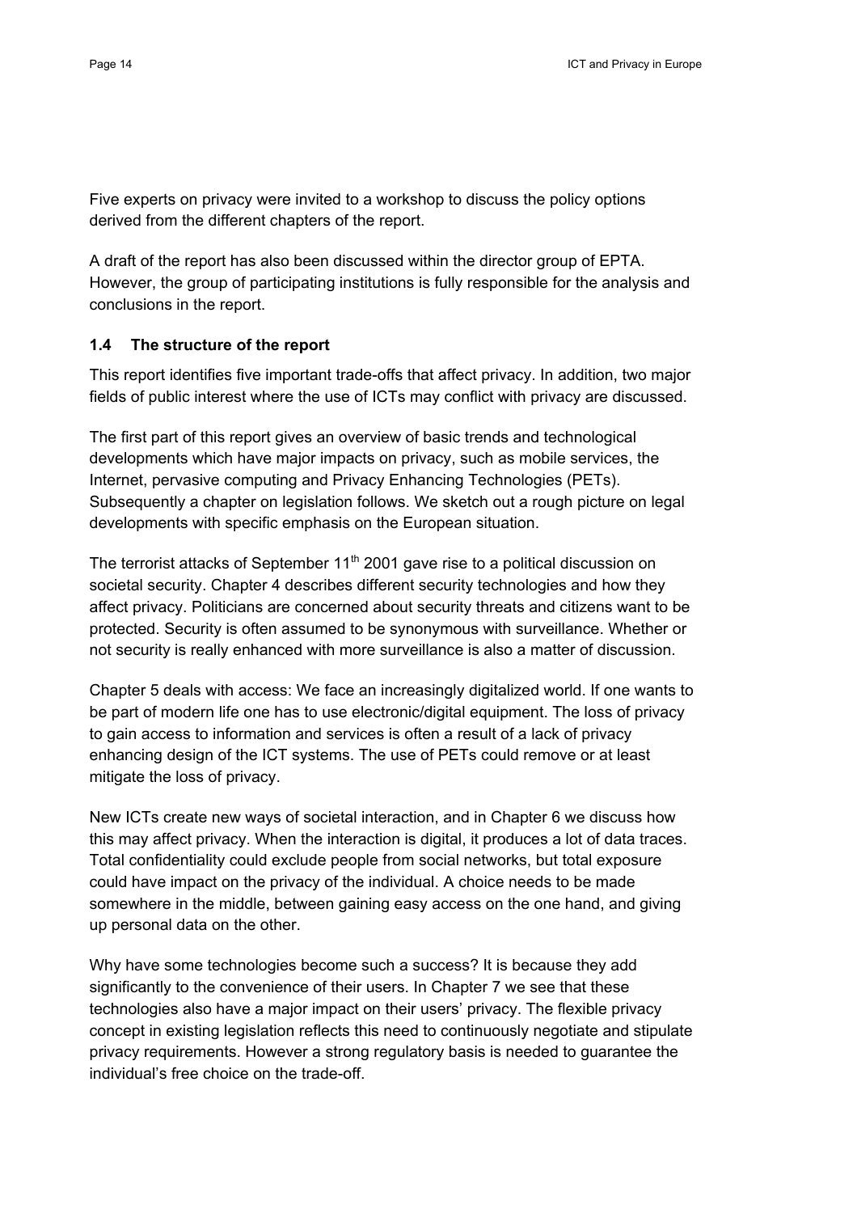Five experts on privacy were invited to a workshop to discuss the policy options derived from the different chapters of the report.

A draft of the report has also been discussed within the director group of EPTA. However, the group of participating institutions is fully responsible for the analysis and conclusions in the report.

### 1.4 The structure of the report

This report identifies five important trade-offs that affect privacy. In addition, two major fields of public interest where the use of ICTs may conflict with privacy are discussed.

The first part of this report gives an overview of basic trends and technological developments which have major impacts on privacy, such as mobile services, the Internet, pervasive computing and Privacy Enhancing Technologies (PETs). Subsequently a chapter on legislation follows. We sketch out a rough picture on legal developments with specific emphasis on the European situation.

The terrorist attacks of September 11th 2001 gave rise to a political discussion on societal security. Chapter 4 describes different security technologies and how they affect privacy. Politicians are concerned about security threats and citizens want to be protected. Security is often assumed to be synonymous with surveillance. Whether or not security is really enhanced with more surveillance is also a matter of discussion.

Chapter 5 deals with access: We face an increasingly digitalized world. If one wants to be part of modern life one has to use electronic/digital equipment. The loss of privacy to gain access to information and services is often a result of a lack of privacy enhancing design of the ICT systems. The use of PETs could remove or at least mitigate the loss of privacy.

New ICTs create new ways of societal interaction, and in Chapter 6 we discuss how this may affect privacy. When the interaction is digital, it produces a lot of data traces. Total confidentiality could exclude people from social networks, but total exposure could have impact on the privacy of the individual. A choice needs to be made somewhere in the middle, between gaining easy access on the one hand, and giving up personal data on the other.

Why have some technologies become such a success? It is because they add significantly to the convenience of their users. In Chapter 7 we see that these technologies also have a major impact on their users' privacy. The flexible privacy concept in existing legislation reflects this need to continuously negotiate and stipulate privacy requirements. However a strong regulatory basis is needed to guarantee the individual's free choice on the trade-off.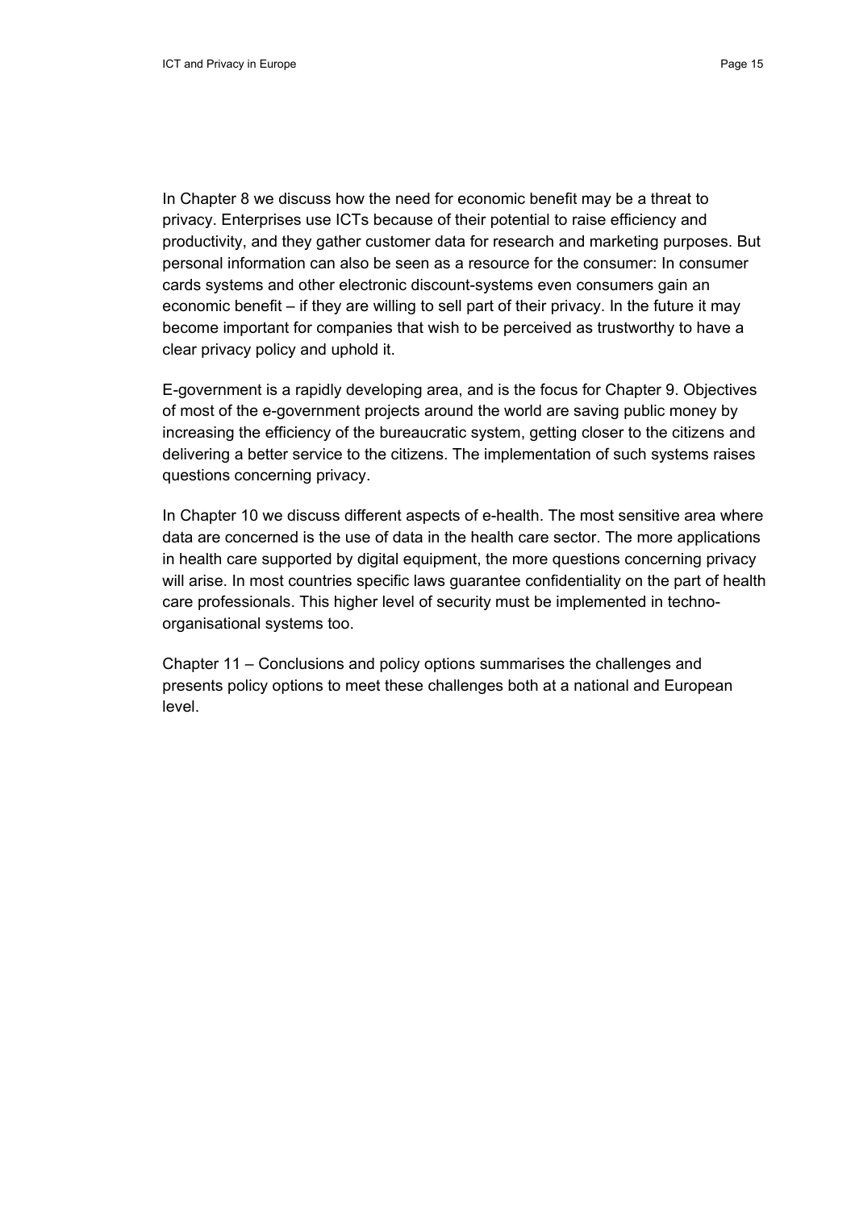In Chapter 8 we discuss how the need for economic benefit may be a threat to privacy. Enterprises use ICTs because of their potential to raise efficiency and productivity, and they gather customer data for research and marketing purposes. But personal information can also be seen as a resource for the consumer: In consumer cards systems and other electronic discount-systems even consumers gain an economic benefit – if they are willing to sell part of their privacy. In the future it may become important for companies that wish to be perceived as trustworthy to have a clear privacy policy and uphold it.

E-government is a rapidly developing area, and is the focus for Chapter 9. Objectives of most of the e-government projects around the world are saving public money by increasing the efficiency of the bureaucratic system, getting closer to the citizens and delivering a better service to the citizens. The implementation of such systems raises questions concerning privacy.

In Chapter 10 we discuss different aspects of e-health. The most sensitive area where data are concerned is the use of data in the health care sector. The more applications in health care supported by digital equipment, the more questions concerning privacy will arise. In most countries specific laws guarantee confidentiality on the part of health care professionals. This higher level of security must be implemented in techno-organisational systems too.

Chapter 11 – Conclusions and policy options summarises the challenges and presents policy options to meet these challenges both at a national and European level.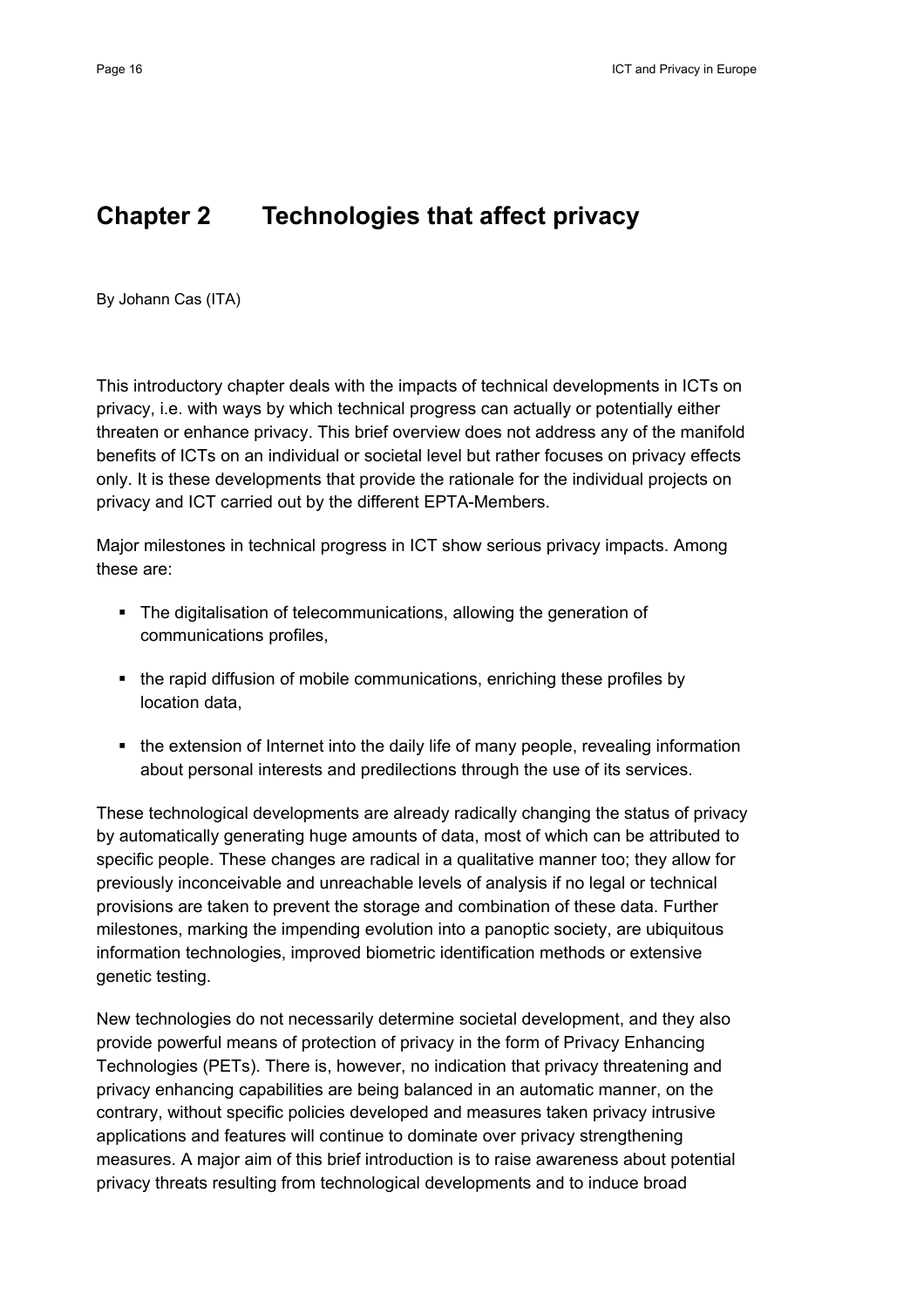# Chapter 2 Technologies that affect privacy

By Johann Cas (ITA)

This introductory chapter deals with the impacts of technical developments in ICTs on privacy, i.e. with ways by which technical progress can actually or potentially either threaten or enhance privacy. This brief overview does not address any of the manifold benefits of ICTs on an individual or societal level but rather focuses on privacy effects only. It is these developments that provide the rationale for the individual projects on privacy and ICT carried out by the different EPTA-Members.

Major milestones in technical progress in ICT show serious privacy impacts. Among these are:

- The digitalisation of telecommunications, allowing the generation of communications profiles,
- the rapid diffusion of mobile communications, enriching these profiles by location data,
- the extension of Internet into the daily life of many people, revealing information about personal interests and predilections through the use of its services.

These technological developments are already radically changing the status of privacy by automatically generating huge amounts of data, most of which can be attributed to specific people. These changes are radical in a qualitative manner too; they allow for previously inconceivable and unreachable levels of analysis if no legal or technical provisions are taken to prevent the storage and combination of these data. Further milestones, marking the impending evolution into a panoptic society, are ubiquitous information technologies, improved biometric identification methods or extensive genetic testing.

New technologies do not necessarily determine societal development, and they also provide powerful means of protection of privacy in the form of Privacy Enhancing Technologies (PETs). There is, however, no indication that privacy threatening and privacy enhancing capabilities are being balanced in an automatic manner, on the contrary, without specific policies developed and measures taken privacy intrusive applications and features will continue to dominate over privacy strengthening measures. A major aim of this brief introduction is to raise awareness about potential privacy threats resulting from technological developments and to induce broad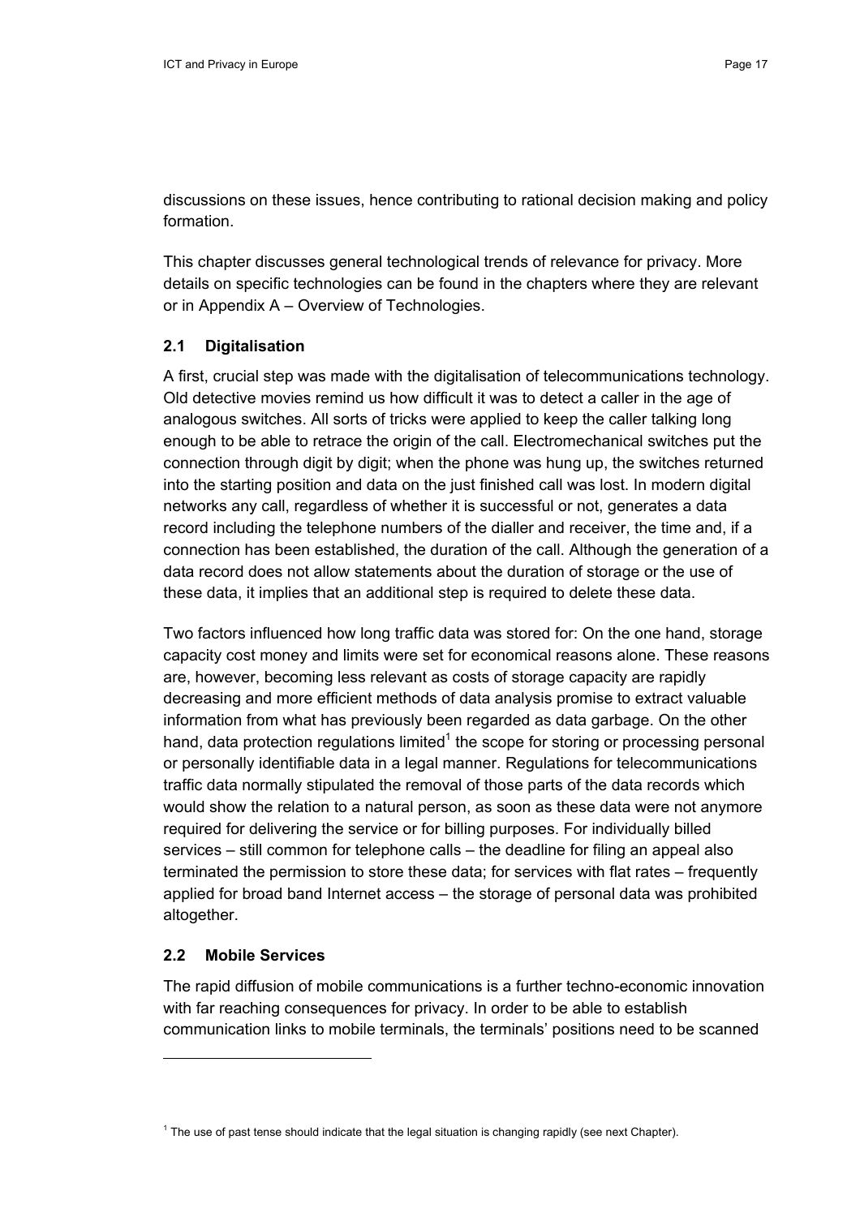discussions on these issues, hence contributing to rational decision making and policy formation.

This chapter discusses general technological trends of relevance for privacy. More details on specific technologies can be found in the chapters where they are relevant or in Appendix A – Overview of Technologies.

## 2.1 Digitalisation

A first, crucial step was made with the digitalisation of telecommunications technology. Old detective movies remind us how difficult it was to detect a caller in the age of analogous switches. All sorts of tricks were applied to keep the caller talking long enough to be able to retrace the origin of the call. Electromechanical switches put the connection through digit by digit; when the phone was hung up, the switches returned into the starting position and data on the just finished call was lost. In modern digital networks any call, regardless of whether it is successful or not, generates a data record including the telephone numbers of the dialler and receiver, the time and, if a connection has been established, the duration of the call. Although the generation of a data record does not allow statements about the duration of storage or the use of these data, it implies that an additional step is required to delete these data.

Two factors influenced how long traffic data was stored for: On the one hand, storage capacity cost money and limits were set for economical reasons alone. These reasons are, however, becoming less relevant as costs of storage capacity are rapidly decreasing and more efficient methods of data analysis promise to extract valuable information from what has previously been regarded as data garbage. On the other hand, data protection regulations limited[1] the scope for storing or processing personal or personally identifiable data in a legal manner. Regulations for telecommunications traffic data normally stipulated the removal of those parts of the data records which would show the relation to a natural person, as soon as these data were not anymore required for delivering the service or for billing purposes. For individually billed services – still common for telephone calls – the deadline for filing an appeal also terminated the permission to store these data; for services with flat rates – frequently applied for broad band Internet access – the storage of personal data was prohibited altogether.

## 2.2 Mobile Services

The rapid diffusion of mobile communications is a further techno-economic innovation with far reaching consequences for privacy. In order to be able to establish communication links to mobile terminals, the terminals' positions need to be scanned

[1] The use of past tense should indicate that the legal situation is changing rapidly (see next Chapter).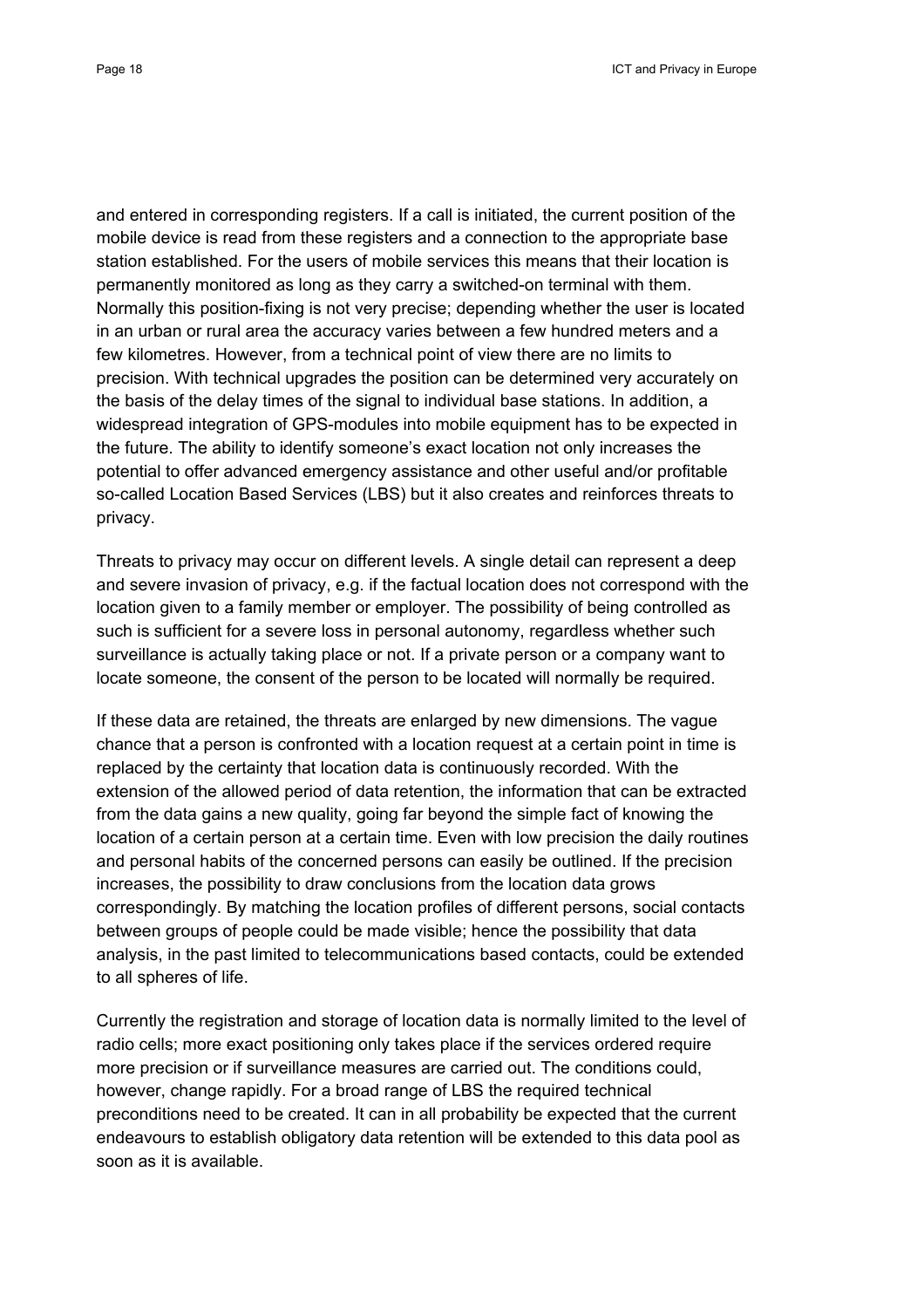and entered in corresponding registers. If a call is initiated, the current position of the mobile device is read from these registers and a connection to the appropriate base station established. For the users of mobile services this means that their location is permanently monitored as long as they carry a switched-on terminal with them. Normally this position-fixing is not very precise; depending whether the user is located in an urban or rural area the accuracy varies between a few hundred meters and a few kilometres. However, from a technical point of view there are no limits to precision. With technical upgrades the position can be determined very accurately on the basis of the delay times of the signal to individual base stations. In addition, a widespread integration of GPS-modules into mobile equipment has to be expected in the future. The ability to identify someone's exact location not only increases the potential to offer advanced emergency assistance and other useful and/or profitable so-called Location Based Services (LBS) but it also creates and reinforces threats to privacy.

Threats to privacy may occur on different levels. A single detail can represent a deep and severe invasion of privacy, e.g. if the factual location does not correspond with the location given to a family member or employer. The possibility of being controlled as such is sufficient for a severe loss in personal autonomy, regardless whether such surveillance is actually taking place or not. If a private person or a company want to locate someone, the consent of the person to be located will normally be required.

If these data are retained, the threats are enlarged by new dimensions. The vague chance that a person is confronted with a location request at a certain point in time is replaced by the certainty that location data is continuously recorded. With the extension of the allowed period of data retention, the information that can be extracted from the data gains a new quality, going far beyond the simple fact of knowing the location of a certain person at a certain time. Even with low precision the daily routines and personal habits of the concerned persons can easily be outlined. If the precision increases, the possibility to draw conclusions from the location data grows correspondingly. By matching the location profiles of different persons, social contacts between groups of people could be made visible; hence the possibility that data analysis, in the past limited to telecommunications based contacts, could be extended to all spheres of life.

Currently the registration and storage of location data is normally limited to the level of radio cells; more exact positioning only takes place if the services ordered require more precision or if surveillance measures are carried out. The conditions could, however, change rapidly. For a broad range of LBS the required technical preconditions need to be created. It can in all probability be expected that the current endeavours to establish obligatory data retention will be extended to this data pool as soon as it is available.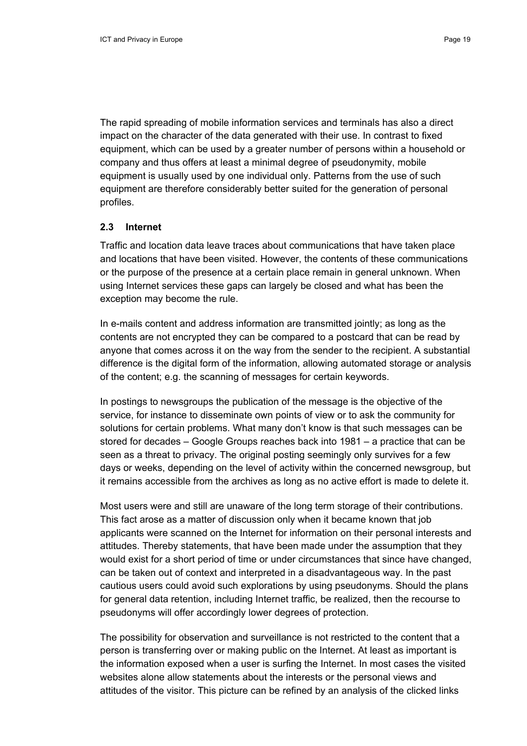The rapid spreading of mobile information services and terminals has also a direct impact on the character of the data generated with their use. In contrast to fixed equipment, which can be used by a greater number of persons within a household or company and thus offers at least a minimal degree of pseudonymity, mobile equipment is usually used by one individual only. Patterns from the use of such equipment are therefore considerably better suited for the generation of personal profiles.

### 2.3 Internet

Traffic and location data leave traces about communications that have taken place and locations that have been visited. However, the contents of these communications or the purpose of the presence at a certain place remain in general unknown. When using Internet services these gaps can largely be closed and what has been the exception may become the rule.

In e-mails content and address information are transmitted jointly; as long as the contents are not encrypted they can be compared to a postcard that can be read by anyone that comes across it on the way from the sender to the recipient. A substantial difference is the digital form of the information, allowing automated storage or analysis of the content; e.g. the scanning of messages for certain keywords.

In postings to newsgroups the publication of the message is the objective of the service, for instance to disseminate own points of view or to ask the community for solutions for certain problems. What many don't know is that such messages can be stored for decades – Google Groups reaches back into 1981 – a practice that can be seen as a threat to privacy. The original posting seemingly only survives for a few days or weeks, depending on the level of activity within the concerned newsgroup, but it remains accessible from the archives as long as no active effort is made to delete it.

Most users were and still are unaware of the long term storage of their contributions. This fact arose as a matter of discussion only when it became known that job applicants were scanned on the Internet for information on their personal interests and attitudes. Thereby statements, that have been made under the assumption that they would exist for a short period of time or under circumstances that since have changed, can be taken out of context and interpreted in a disadvantageous way. In the past cautious users could avoid such explorations by using pseudonyms. Should the plans for general data retention, including Internet traffic, be realized, then the recourse to pseudonyms will offer accordingly lower degrees of protection.

The possibility for observation and surveillance is not restricted to the content that a person is transferring over or making public on the Internet. At least as important is the information exposed when a user is surfing the Internet. In most cases the visited websites alone allow statements about the interests or the personal views and attitudes of the visitor. This picture can be refined by an analysis of the clicked links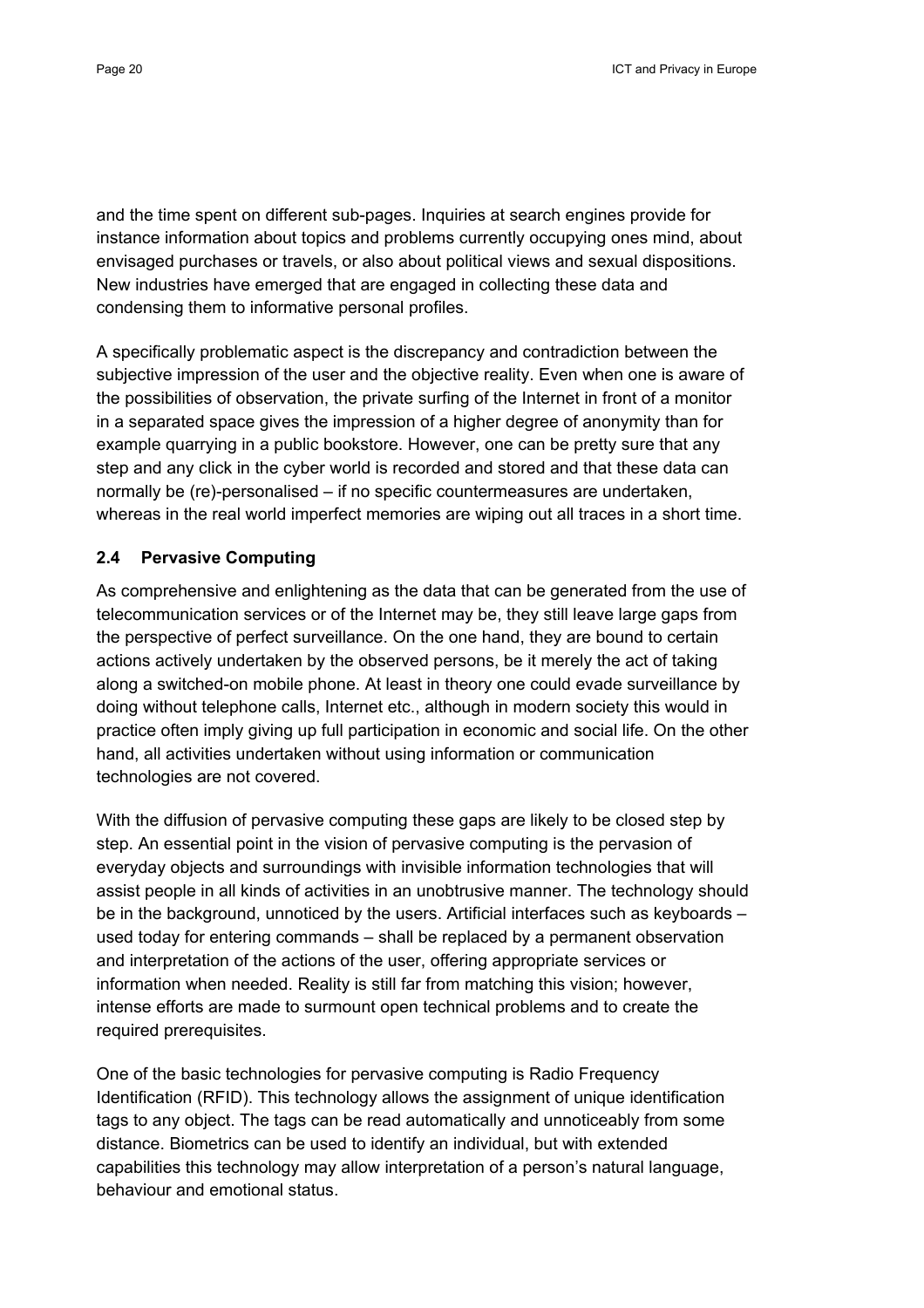and the time spent on different sub-pages. Inquiries at search engines provide for instance information about topics and problems currently occupying ones mind, about envisaged purchases or travels, or also about political views and sexual dispositions. New industries have emerged that are engaged in collecting these data and condensing them to informative personal profiles.

A specifically problematic aspect is the discrepancy and contradiction between the subjective impression of the user and the objective reality. Even when one is aware of the possibilities of observation, the private surfing of the Internet in front of a monitor in a separated space gives the impression of a higher degree of anonymity than for example quarrying in a public bookstore. However, one can be pretty sure that any step and any click in the cyber world is recorded and stored and that these data can normally be (re)-personalised – if no specific countermeasures are undertaken, whereas in the real world imperfect memories are wiping out all traces in a short time.

## 2.4 Pervasive Computing

As comprehensive and enlightening as the data that can be generated from the use of telecommunication services or of the Internet may be, they still leave large gaps from the perspective of perfect surveillance. On the one hand, they are bound to certain actions actively undertaken by the observed persons, be it merely the act of taking along a switched-on mobile phone. At least in theory one could evade surveillance by doing without telephone calls, Internet etc., although in modern society this would in practice often imply giving up full participation in economic and social life. On the other hand, all activities undertaken without using information or communication technologies are not covered.

With the diffusion of pervasive computing these gaps are likely to be closed step by step. An essential point in the vision of pervasive computing is the pervasion of everyday objects and surroundings with invisible information technologies that will assist people in all kinds of activities in an unobtrusive manner. The technology should be in the background, unnoticed by the users. Artificial interfaces such as keyboards – used today for entering commands – shall be replaced by a permanent observation and interpretation of the actions of the user, offering appropriate services or information when needed. Reality is still far from matching this vision; however, intense efforts are made to surmount open technical problems and to create the required prerequisites.

One of the basic technologies for pervasive computing is Radio Frequency Identification (RFID). This technology allows the assignment of unique identification tags to any object. The tags can be read automatically and unnoticeably from some distance. Biometrics can be used to identify an individual, but with extended capabilities this technology may allow interpretation of a person's natural language, behaviour and emotional status.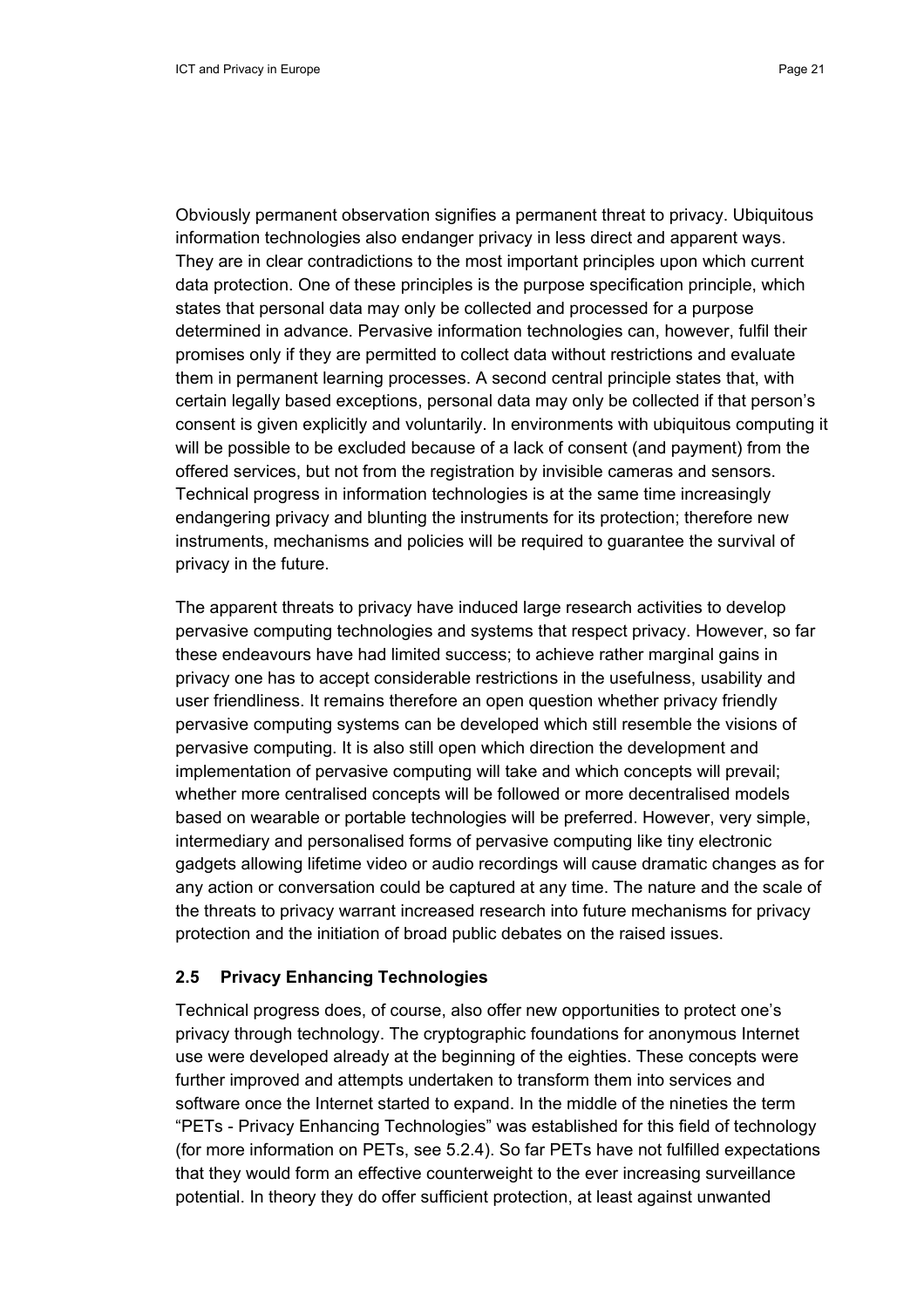Obviously permanent observation signifies a permanent threat to privacy. Ubiquitous information technologies also endanger privacy in less direct and apparent ways. They are in clear contradictions to the most important principles upon which current data protection. One of these principles is the purpose specification principle, which states that personal data may only be collected and processed for a purpose determined in advance. Pervasive information technologies can, however, fulfil their promises only if they are permitted to collect data without restrictions and evaluate them in permanent learning processes. A second central principle states that, with certain legally based exceptions, personal data may only be collected if that person's consent is given explicitly and voluntarily. In environments with ubiquitous computing it will be possible to be excluded because of a lack of consent (and payment) from the offered services, but not from the registration by invisible cameras and sensors. Technical progress in information technologies is at the same time increasingly endangering privacy and blunting the instruments for its protection; therefore new instruments, mechanisms and policies will be required to guarantee the survival of privacy in the future.

The apparent threats to privacy have induced large research activities to develop pervasive computing technologies and systems that respect privacy. However, so far these endeavours have had limited success; to achieve rather marginal gains in privacy one has to accept considerable restrictions in the usefulness, usability and user friendliness. It remains therefore an open question whether privacy friendly pervasive computing systems can be developed which still resemble the visions of pervasive computing. It is also still open which direction the development and implementation of pervasive computing will take and which concepts will prevail; whether more centralised concepts will be followed or more decentralised models based on wearable or portable technologies will be preferred. However, very simple, intermediary and personalised forms of pervasive computing like tiny electronic gadgets allowing lifetime video or audio recordings will cause dramatic changes as for any action or conversation could be captured at any time. The nature and the scale of the threats to privacy warrant increased research into future mechanisms for privacy protection and the initiation of broad public debates on the raised issues.

## 2.5 Privacy Enhancing Technologies

Technical progress does, of course, also offer new opportunities to protect one's privacy through technology. The cryptographic foundations for anonymous Internet use were developed already at the beginning of the eighties. These concepts were further improved and attempts undertaken to transform them into services and software once the Internet started to expand. In the middle of the nineties the term "PETs - Privacy Enhancing Technologies" was established for this field of technology (for more information on PETs, see 5.2.4). So far PETs have not fulfilled expectations that they would form an effective counterweight to the ever increasing surveillance potential. In theory they do offer sufficient protection, at least against unwanted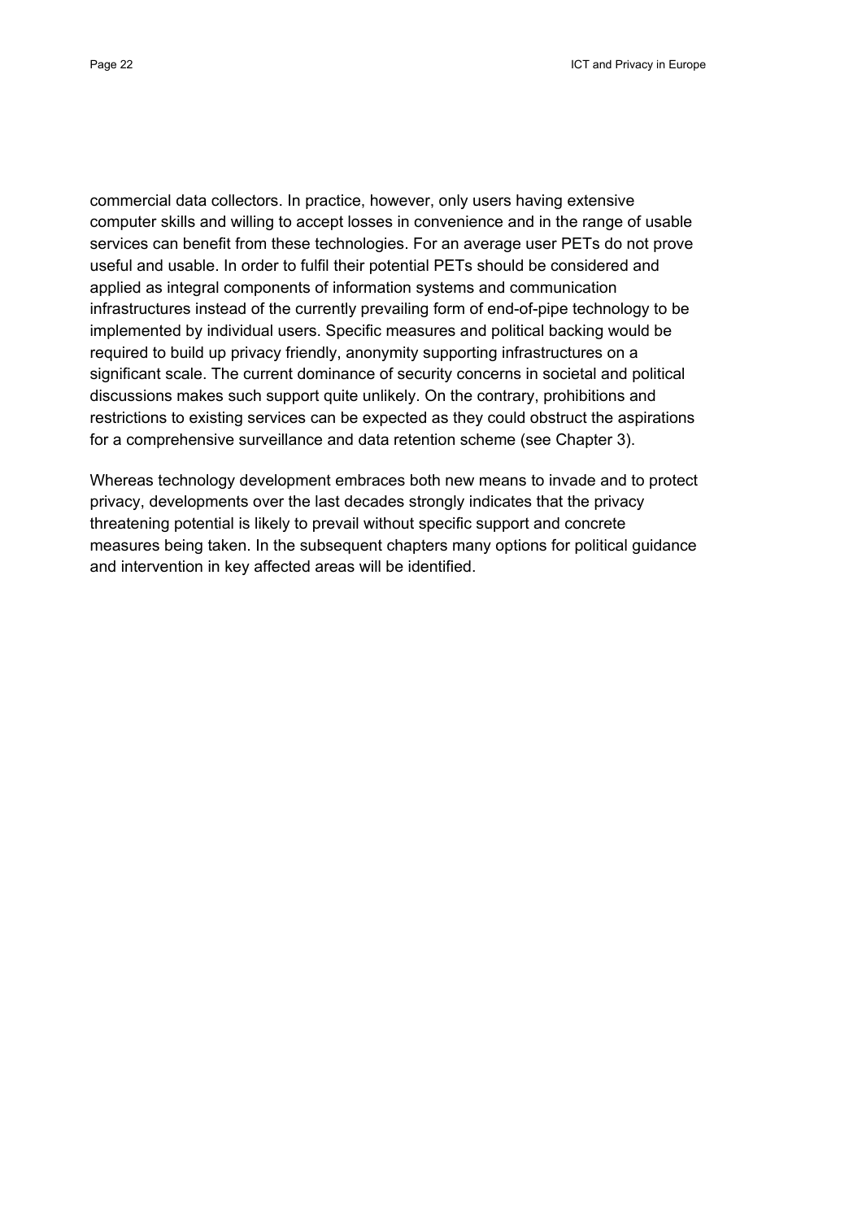commercial data collectors. In practice, however, only users having extensive computer skills and willing to accept losses in convenience and in the range of usable services can benefit from these technologies. For an average user PETs do not prove useful and usable. In order to fulfil their potential PETs should be considered and applied as integral components of information systems and communication infrastructures instead of the currently prevailing form of end-of-pipe technology to be implemented by individual users. Specific measures and political backing would be required to build up privacy friendly, anonymity supporting infrastructures on a significant scale. The current dominance of security concerns in societal and political discussions makes such support quite unlikely. On the contrary, prohibitions and restrictions to existing services can be expected as they could obstruct the aspirations for a comprehensive surveillance and data retention scheme (see Chapter 3).

Whereas technology development embraces both new means to invade and to protect privacy, developments over the last decades strongly indicates that the privacy threatening potential is likely to prevail without specific support and concrete measures being taken. In the subsequent chapters many options for political guidance and intervention in key affected areas will be identified.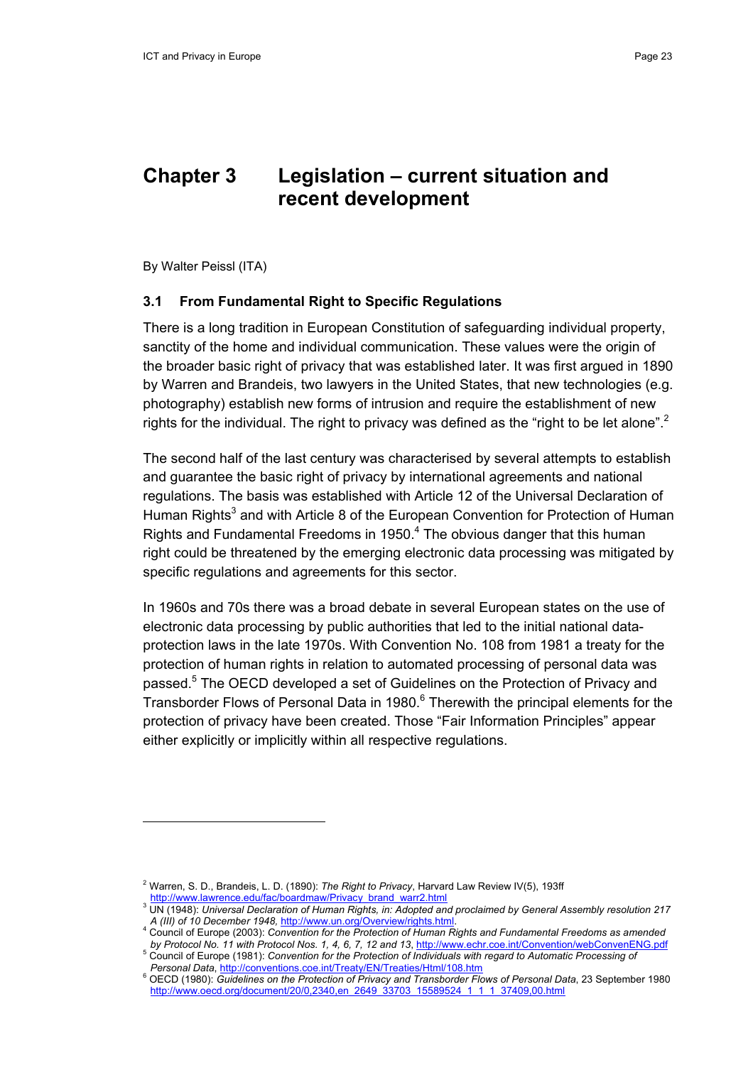# Chapter 3 Legislation – current situation and recent development

By Walter Peissl (ITA)

## 3.1 From Fundamental Right to Specific Regulations

There is a long tradition in European Constitution of safeguarding individual property, sanctity of the home and individual communication. These values were the origin of the broader basic right of privacy that was established later. It was first argued in 1890 by Warren and Brandeis, two lawyers in the United States, that new technologies (e.g. photography) establish new forms of intrusion and require the establishment of new rights for the individual. The right to privacy was defined as the "right to be let alone".[2]

The second half of the last century was characterised by several attempts to establish and guarantee the basic right of privacy by international agreements and national regulations. The basis was established with Article 12 of the Universal Declaration of Human Rights[3] and with Article 8 of the European Convention for Protection of Human Rights and Fundamental Freedoms in 1950.[4] The obvious danger that this human right could be threatened by the emerging electronic data processing was mitigated by specific regulations and agreements for this sector.

In 1960s and 70s there was a broad debate in several European states on the use of electronic data processing by public authorities that led to the initial national data-protection laws in the late 1970s. With Convention No. 108 from 1981 a treaty for the protection of human rights in relation to automated processing of personal data was passed.[5] The OECD developed a set of Guidelines on the Protection of Privacy and Transborder Flows of Personal Data in 1980.[6] Therewith the principal elements for the protection of privacy have been created. Those "Fair Information Principles" appear either explicitly or implicitly within all respective regulations.

---

[2] Warren, S. D., Brandeis, L. D. (1890): *The Right to Privacy*, Harvard Law Review IV(5), 193ff http://www.lawrence.edu/fac/boardmaw/Privacy_brand_warr2.html

[3] UN (1948): *Universal Declaration of Human Rights, in: Adopted and proclaimed by General Assembly resolution 217 A (III) of 10 December 1948,* http://www.un.org/Overview/rights.html.

[4] Council of Europe (2003): *Convention for the Protection of Human Rights and Fundamental Freedoms as amended by Protocol No. 11 with Protocol Nos. 1, 4, 6, 7, 12 and 13*, http://www.echr.coe.int/Convention/webConvenENG.pdf

[5] Council of Europe (1981): *Convention for the Protection of Individuals with regard to Automatic Processing of Personal Data*, http://conventions.coe.int/Treaty/EN/Treaties/Html/108.htm

[6] OECD (1980): *Guidelines on the Protection of Privacy and Transborder Flows of Personal Data*, 23 September 1980 http://www.oecd.org/document/20/0,2340,en_2649_33703_15589524_1_1_1_37409,00.html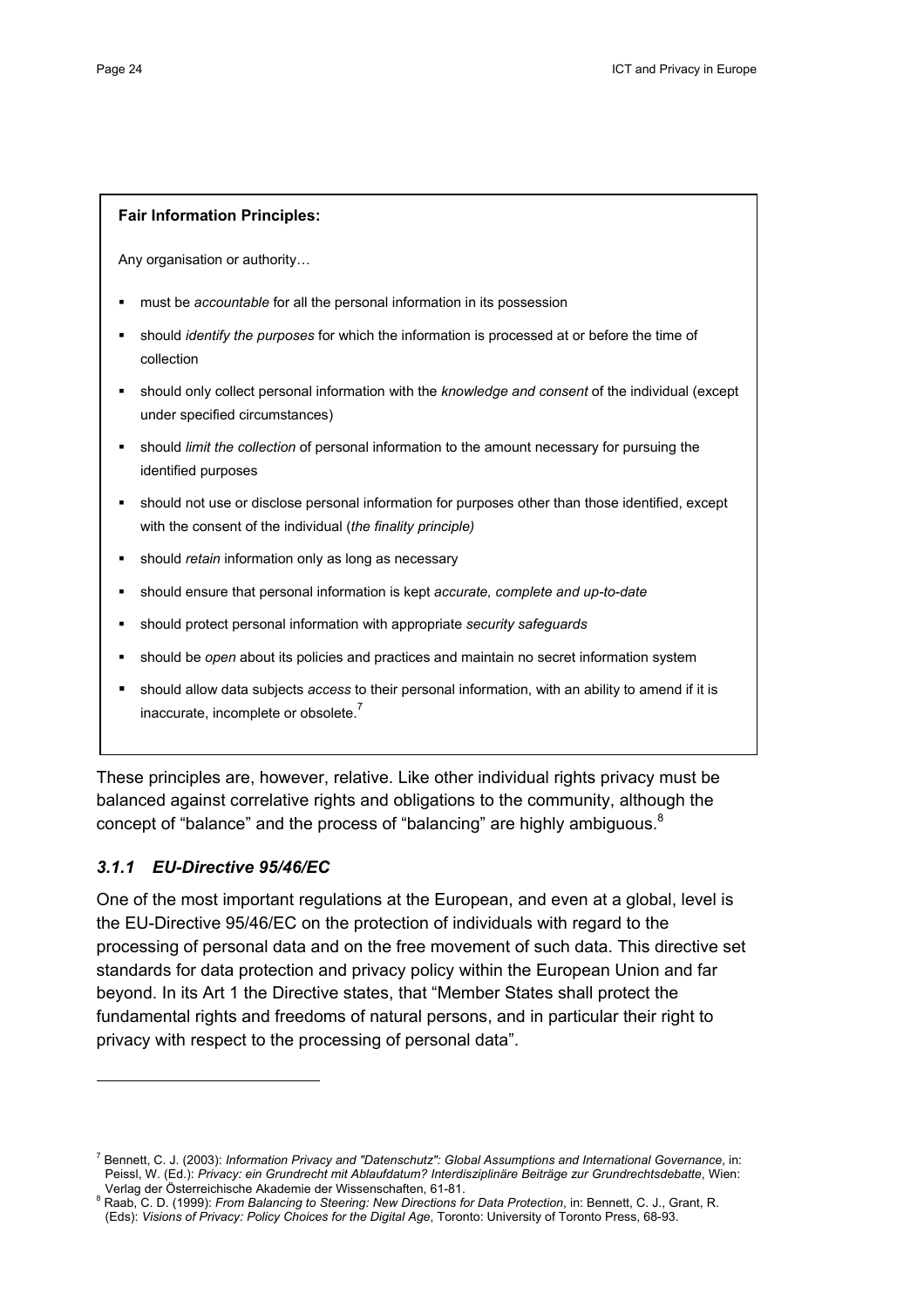**Fair Information Principles:**

Any organisation or authority…

- must be *accountable* for all the personal information in its possession
- should *identify the purposes* for which the information is processed at or before the time of collection
- should only collect personal information with the *knowledge and consent* of the individual (except under specified circumstances)
- should *limit the collection* of personal information to the amount necessary for pursuing the identified purposes
- should not use or disclose personal information for purposes other than those identified, except with the consent of the individual (*the finality principle)*
- should *retain* information only as long as necessary
- should ensure that personal information is kept *accurate, complete and up-to-date*
- should protect personal information with appropriate *security safeguards*
- should be *open* about its policies and practices and maintain no secret information system
- should allow data subjects *access* to their personal information, with an ability to amend if it is inaccurate, incomplete or obsolete.[7]

These principles are, however, relative. Like other individual rights privacy must be balanced against correlative rights and obligations to the community, although the concept of "balance" and the process of "balancing" are highly ambiguous.[8]

### *3.1.1 EU-Directive 95/46/EC*

One of the most important regulations at the European, and even at a global, level is the EU-Directive 95/46/EC on the protection of individuals with regard to the processing of personal data and on the free movement of such data. This directive set standards for data protection and privacy policy within the European Union and far beyond. In its Art 1 the Directive states, that "Member States shall protect the fundamental rights and freedoms of natural persons, and in particular their right to privacy with respect to the processing of personal data".

---

[7] Bennett, C. J. (2003): *Information Privacy and "Datenschutz": Global Assumptions and International Governance*, in: Peissl, W. (Ed.): *Privacy: ein Grundrecht mit Ablaufdatum? Interdisziplinäre Beiträge zur Grundrechtsdebatte*, Wien: Verlag der Österreichische Akademie der Wissenschaften, 61-81.

[8] Raab, C. D. (1999): *From Balancing to Steering: New Directions for Data Protection*, in: Bennett, C. J., Grant, R. (Eds): *Visions of Privacy: Policy Choices for the Digital Age*, Toronto: University of Toronto Press, 68-93.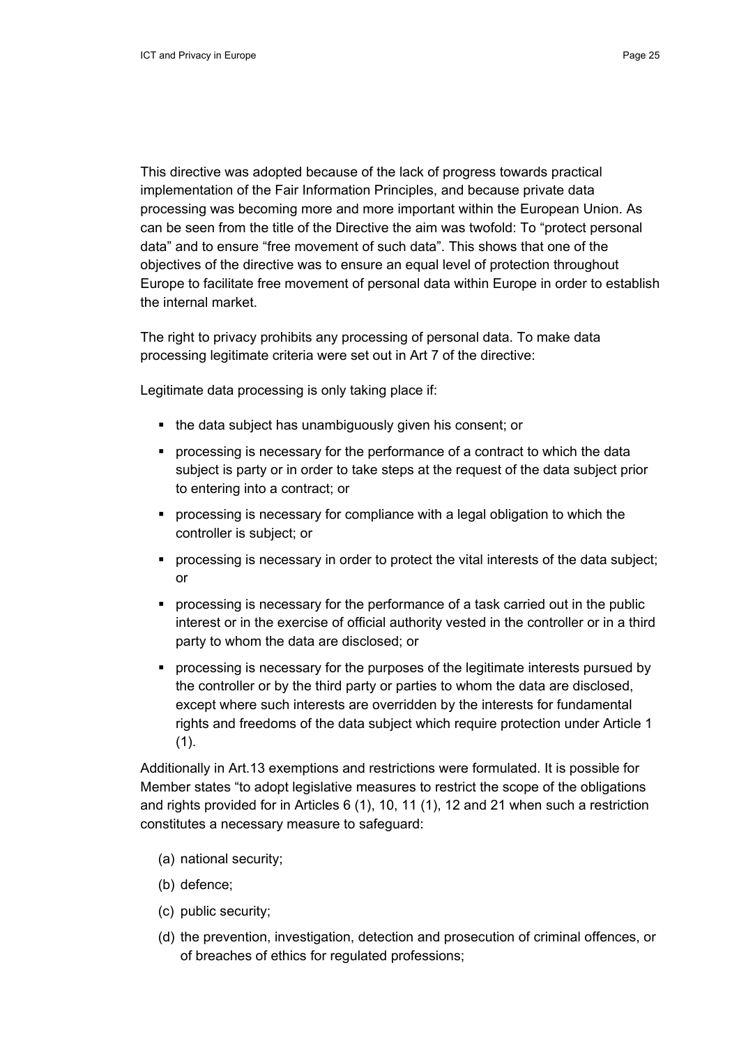This directive was adopted because of the lack of progress towards practical implementation of the Fair Information Principles, and because private data processing was becoming more and more important within the European Union. As can be seen from the title of the Directive the aim was twofold: To "protect personal data" and to ensure "free movement of such data". This shows that one of the objectives of the directive was to ensure an equal level of protection throughout Europe to facilitate free movement of personal data within Europe in order to establish the internal market.

The right to privacy prohibits any processing of personal data. To make data processing legitimate criteria were set out in Art 7 of the directive:

Legitimate data processing is only taking place if:

- the data subject has unambiguously given his consent; or
- processing is necessary for the performance of a contract to which the data subject is party or in order to take steps at the request of the data subject prior to entering into a contract; or
- processing is necessary for compliance with a legal obligation to which the controller is subject; or
- processing is necessary in order to protect the vital interests of the data subject; or
- processing is necessary for the performance of a task carried out in the public interest or in the exercise of official authority vested in the controller or in a third party to whom the data are disclosed; or
- processing is necessary for the purposes of the legitimate interests pursued by the controller or by the third party or parties to whom the data are disclosed, except where such interests are overridden by the interests for fundamental rights and freedoms of the data subject which require protection under Article 1 (1).

Additionally in Art.13 exemptions and restrictions were formulated. It is possible for Member states "to adopt legislative measures to restrict the scope of the obligations and rights provided for in Articles 6 (1), 10, 11 (1), 12 and 21 when such a restriction constitutes a necessary measure to safeguard:

(a) national security;

(b) defence;

(c) public security;

(d) the prevention, investigation, detection and prosecution of criminal offences, or of breaches of ethics for regulated professions;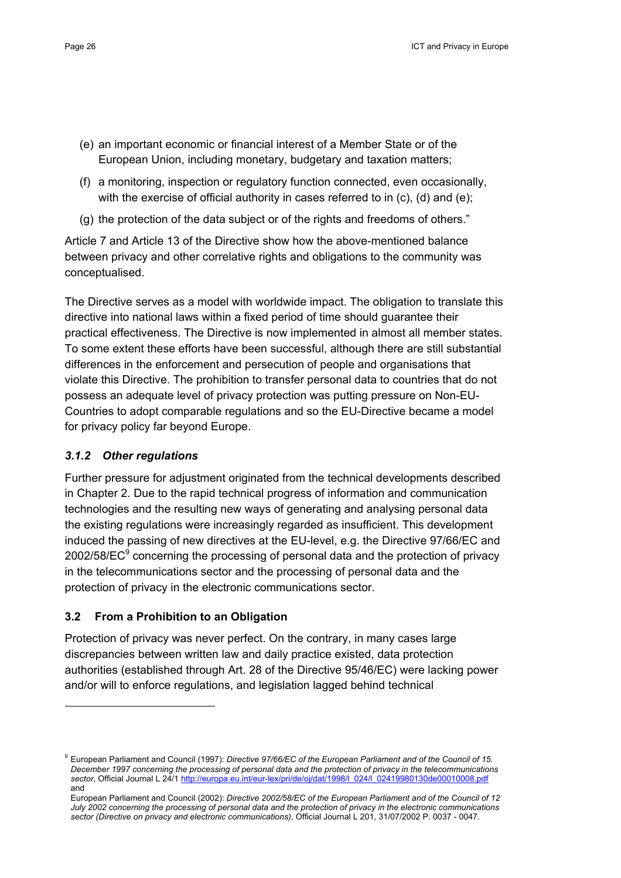(e) an important economic or financial interest of a Member State or of the European Union, including monetary, budgetary and taxation matters;

(f) a monitoring, inspection or regulatory function connected, even occasionally, with the exercise of official authority in cases referred to in (c), (d) and (e);

(g) the protection of the data subject or of the rights and freedoms of others."

Article 7 and Article 13 of the Directive show how the above-mentioned balance between privacy and other correlative rights and obligations to the community was conceptualised.

The Directive serves as a model with worldwide impact. The obligation to translate this directive into national laws within a fixed period of time should guarantee their practical effectiveness. The Directive is now implemented in almost all member states. To some extent these efforts have been successful, although there are still substantial differences in the enforcement and persecution of people and organisations that violate this Directive. The prohibition to transfer personal data to countries that do not possess an adequate level of privacy protection was putting pressure on Non-EU-Countries to adopt comparable regulations and so the EU-Directive became a model for privacy policy far beyond Europe.

### *3.1.2 Other regulations*

Further pressure for adjustment originated from the technical developments described in Chapter 2. Due to the rapid technical progress of information and communication technologies and the resulting new ways of generating and analysing personal data the existing regulations were increasingly regarded as insufficient. This development induced the passing of new directives at the EU-level, e.g. the Directive 97/66/EC and 2002/58/EC[9] concerning the processing of personal data and the protection of privacy in the telecommunications sector and the processing of personal data and the protection of privacy in the electronic communications sector.

## 3.2 From a Prohibition to an Obligation

Protection of privacy was never perfect. On the contrary, in many cases large discrepancies between written law and daily practice existed, data protection authorities (established through Art. 28 of the Directive 95/46/EC) were lacking power and/or will to enforce regulations, and legislation lagged behind technical

---

[9] European Parliament and Council (1997): *Directive 97/66/EC of the European Parliament and of the Council of 15. December 1997 concerning the processing of personal data and the protection of privacy in the telecommunications sector*, Official Journal L 24/1 http://europa.eu.int/eur-lex/pri/de/oj/dat/1998/l_024/l_02419980130de00010008.pdf and
European Parliament and Council (2002): *Directive 2002/58/EC of the European Parliament and of the Council of 12 July 2002 concerning the processing of personal data and the protection of privacy in the electronic communications sector (Directive on privacy and electronic communications)*, Official Journal L 201, 31/07/2002 P. 0037 - 0047.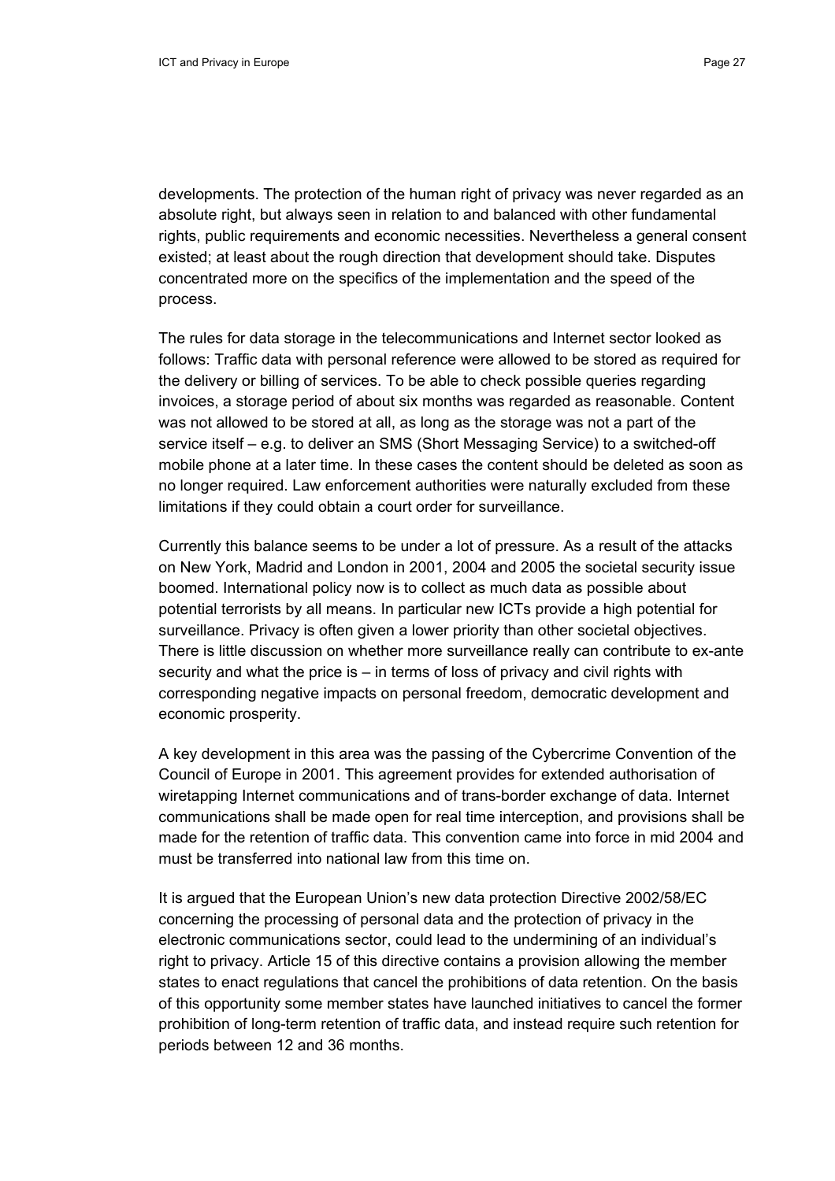developments. The protection of the human right of privacy was never regarded as an absolute right, but always seen in relation to and balanced with other fundamental rights, public requirements and economic necessities. Nevertheless a general consent existed; at least about the rough direction that development should take. Disputes concentrated more on the specifics of the implementation and the speed of the process.

The rules for data storage in the telecommunications and Internet sector looked as follows: Traffic data with personal reference were allowed to be stored as required for the delivery or billing of services. To be able to check possible queries regarding invoices, a storage period of about six months was regarded as reasonable. Content was not allowed to be stored at all, as long as the storage was not a part of the service itself – e.g. to deliver an SMS (Short Messaging Service) to a switched-off mobile phone at a later time. In these cases the content should be deleted as soon as no longer required. Law enforcement authorities were naturally excluded from these limitations if they could obtain a court order for surveillance.

Currently this balance seems to be under a lot of pressure. As a result of the attacks on New York, Madrid and London in 2001, 2004 and 2005 the societal security issue boomed. International policy now is to collect as much data as possible about potential terrorists by all means. In particular new ICTs provide a high potential for surveillance. Privacy is often given a lower priority than other societal objectives. There is little discussion on whether more surveillance really can contribute to ex-ante security and what the price is – in terms of loss of privacy and civil rights with corresponding negative impacts on personal freedom, democratic development and economic prosperity.

A key development in this area was the passing of the Cybercrime Convention of the Council of Europe in 2001. This agreement provides for extended authorisation of wiretapping Internet communications and of trans-border exchange of data. Internet communications shall be made open for real time interception, and provisions shall be made for the retention of traffic data. This convention came into force in mid 2004 and must be transferred into national law from this time on.

It is argued that the European Union's new data protection Directive 2002/58/EC concerning the processing of personal data and the protection of privacy in the electronic communications sector, could lead to the undermining of an individual's right to privacy. Article 15 of this directive contains a provision allowing the member states to enact regulations that cancel the prohibitions of data retention. On the basis of this opportunity some member states have launched initiatives to cancel the former prohibition of long-term retention of traffic data, and instead require such retention for periods between 12 and 36 months.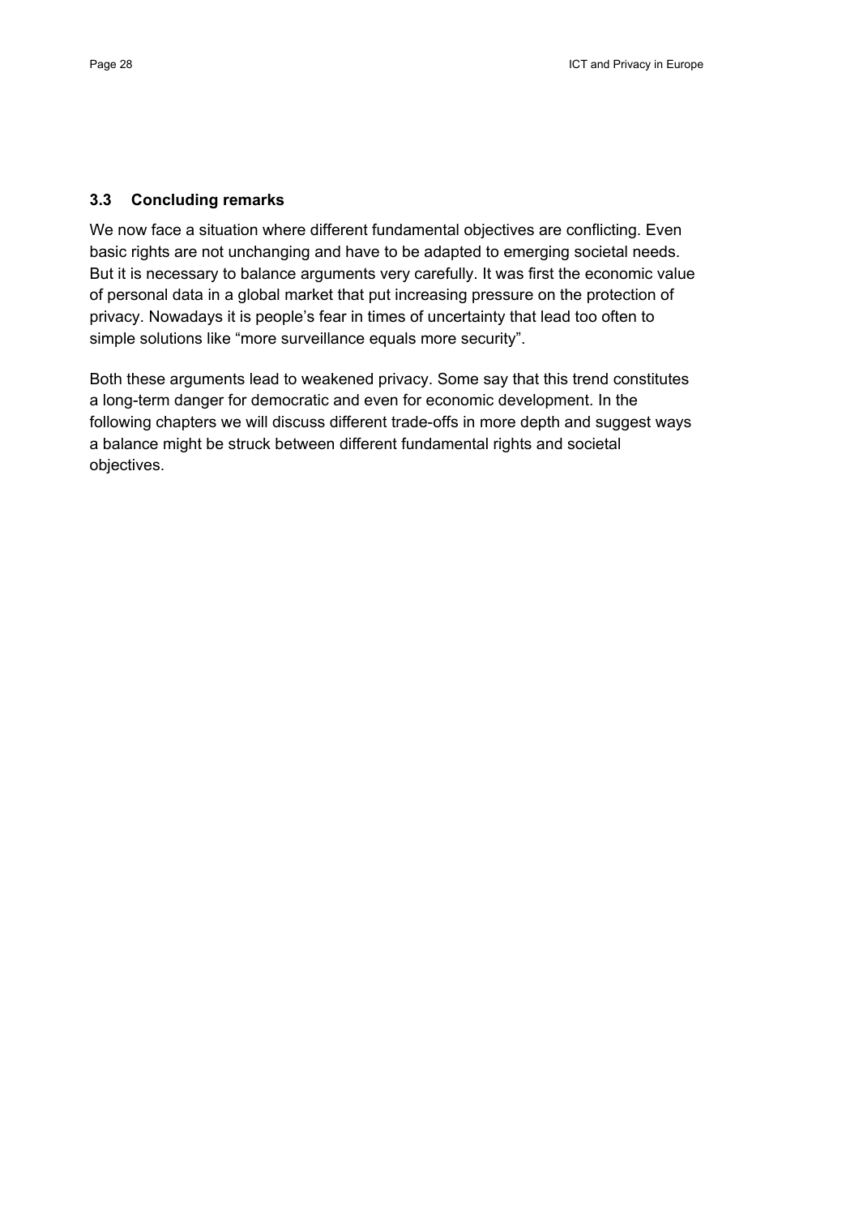### 3.3 Concluding remarks

We now face a situation where different fundamental objectives are conflicting. Even basic rights are not unchanging and have to be adapted to emerging societal needs. But it is necessary to balance arguments very carefully. It was first the economic value of personal data in a global market that put increasing pressure on the protection of privacy. Nowadays it is people's fear in times of uncertainty that lead too often to simple solutions like "more surveillance equals more security".

Both these arguments lead to weakened privacy. Some say that this trend constitutes a long-term danger for democratic and even for economic development. In the following chapters we will discuss different trade-offs in more depth and suggest ways a balance might be struck between different fundamental rights and societal objectives.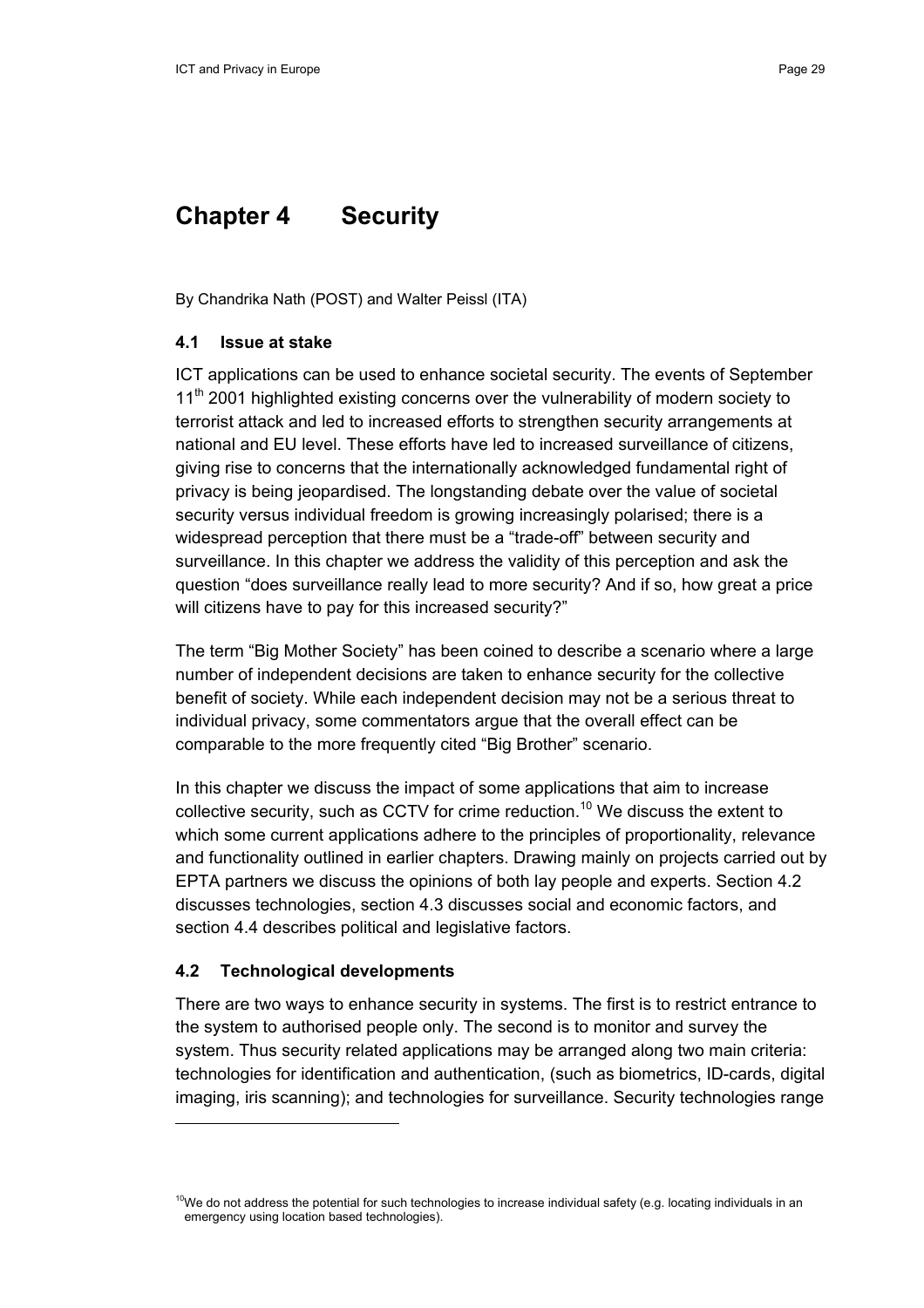# Chapter 4 Security

By Chandrika Nath (POST) and Walter Peissl (ITA)

## 4.1 Issue at stake

ICT applications can be used to enhance societal security. The events of September 11th 2001 highlighted existing concerns over the vulnerability of modern society to terrorist attack and led to increased efforts to strengthen security arrangements at national and EU level. These efforts have led to increased surveillance of citizens, giving rise to concerns that the internationally acknowledged fundamental right of privacy is being jeopardised. The longstanding debate over the value of societal security versus individual freedom is growing increasingly polarised; there is a widespread perception that there must be a "trade-off" between security and surveillance. In this chapter we address the validity of this perception and ask the question "does surveillance really lead to more security? And if so, how great a price will citizens have to pay for this increased security?"

The term "Big Mother Society" has been coined to describe a scenario where a large number of independent decisions are taken to enhance security for the collective benefit of society. While each independent decision may not be a serious threat to individual privacy, some commentators argue that the overall effect can be comparable to the more frequently cited "Big Brother" scenario.

In this chapter we discuss the impact of some applications that aim to increase collective security, such as CCTV for crime reduction.[10] We discuss the extent to which some current applications adhere to the principles of proportionality, relevance and functionality outlined in earlier chapters. Drawing mainly on projects carried out by EPTA partners we discuss the opinions of both lay people and experts. Section 4.2 discusses technologies, section 4.3 discusses social and economic factors, and section 4.4 describes political and legislative factors.

## 4.2 Technological developments

There are two ways to enhance security in systems. The first is to restrict entrance to the system to authorised people only. The second is to monitor and survey the system. Thus security related applications may be arranged along two main criteria: technologies for identification and authentication, (such as biometrics, ID-cards, digital imaging, iris scanning); and technologies for surveillance. Security technologies range

[10] We do not address the potential for such technologies to increase individual safety (e.g. locating individuals in an emergency using location based technologies).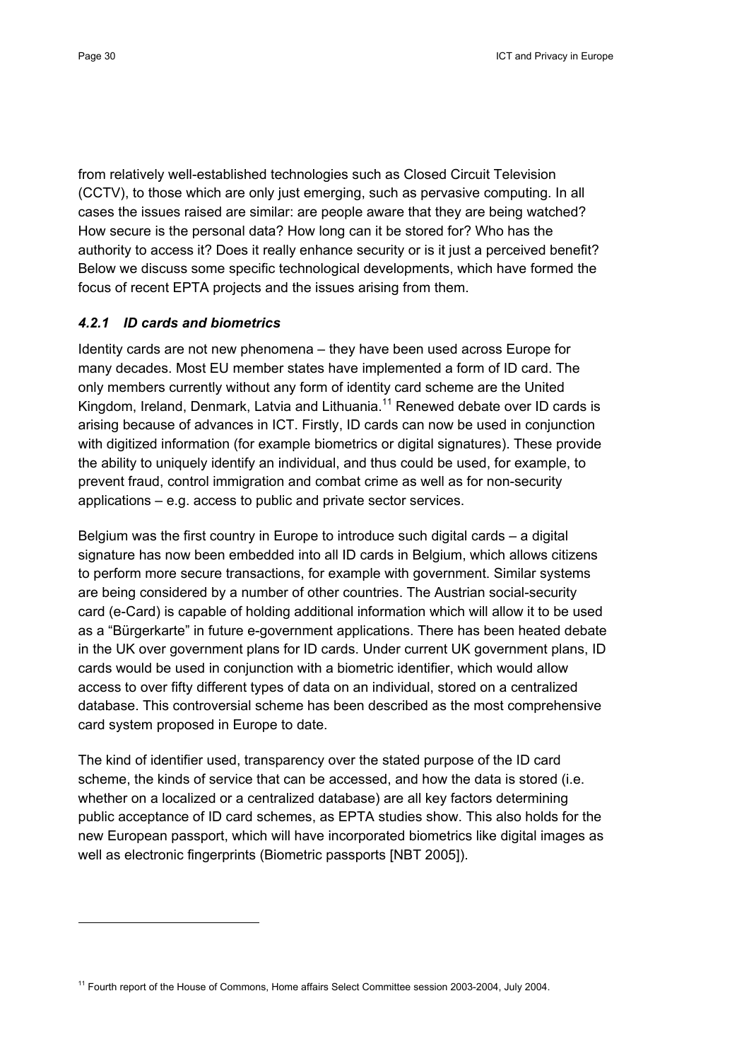from relatively well-established technologies such as Closed Circuit Television (CCTV), to those which are only just emerging, such as pervasive computing. In all cases the issues raised are similar: are people aware that they are being watched? How secure is the personal data? How long can it be stored for? Who has the authority to access it? Does it really enhance security or is it just a perceived benefit? Below we discuss some specific technological developments, which have formed the focus of recent EPTA projects and the issues arising from them.

### *4.2.1 ID cards and biometrics*

Identity cards are not new phenomena – they have been used across Europe for many decades. Most EU member states have implemented a form of ID card. The only members currently without any form of identity card scheme are the United Kingdom, Ireland, Denmark, Latvia and Lithuania.[11] Renewed debate over ID cards is arising because of advances in ICT. Firstly, ID cards can now be used in conjunction with digitized information (for example biometrics or digital signatures). These provide the ability to uniquely identify an individual, and thus could be used, for example, to prevent fraud, control immigration and combat crime as well as for non-security applications – e.g. access to public and private sector services.

Belgium was the first country in Europe to introduce such digital cards – a digital signature has now been embedded into all ID cards in Belgium, which allows citizens to perform more secure transactions, for example with government. Similar systems are being considered by a number of other countries. The Austrian social-security card (e-Card) is capable of holding additional information which will allow it to be used as a "Bürgerkarte" in future e-government applications. There has been heated debate in the UK over government plans for ID cards. Under current UK government plans, ID cards would be used in conjunction with a biometric identifier, which would allow access to over fifty different types of data on an individual, stored on a centralized database. This controversial scheme has been described as the most comprehensive card system proposed in Europe to date.

The kind of identifier used, transparency over the stated purpose of the ID card scheme, the kinds of service that can be accessed, and how the data is stored (i.e. whether on a localized or a centralized database) are all key factors determining public acceptance of ID card schemes, as EPTA studies show. This also holds for the new European passport, which will have incorporated biometrics like digital images as well as electronic fingerprints (Biometric passports [NBT 2005]).

---

[11] Fourth report of the House of Commons, Home affairs Select Committee session 2003-2004, July 2004.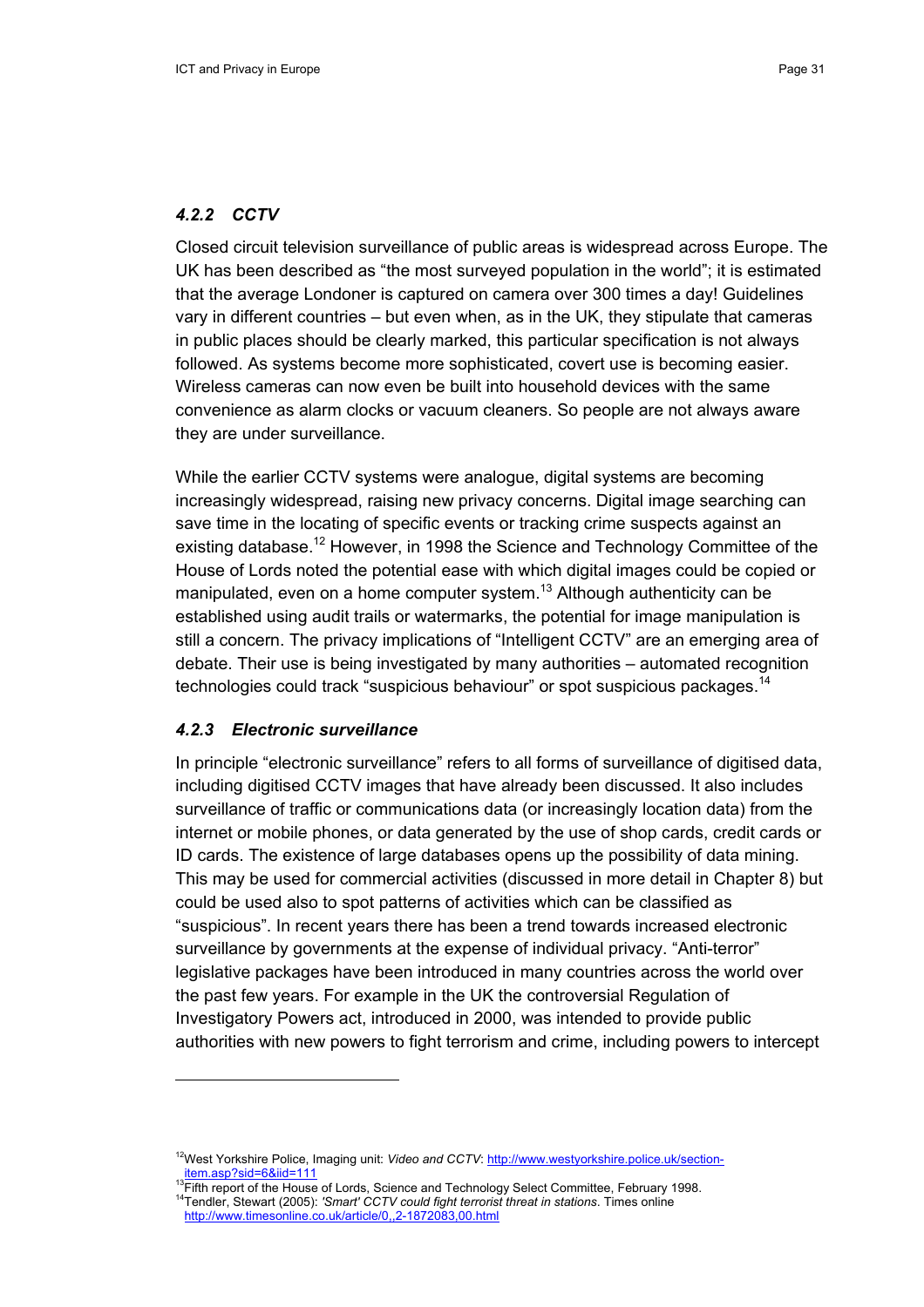#### *4.2.2 CCTV*

Closed circuit television surveillance of public areas is widespread across Europe. The UK has been described as "the most surveyed population in the world"; it is estimated that the average Londoner is captured on camera over 300 times a day! Guidelines vary in different countries – but even when, as in the UK, they stipulate that cameras in public places should be clearly marked, this particular specification is not always followed. As systems become more sophisticated, covert use is becoming easier. Wireless cameras can now even be built into household devices with the same convenience as alarm clocks or vacuum cleaners. So people are not always aware they are under surveillance.

While the earlier CCTV systems were analogue, digital systems are becoming increasingly widespread, raising new privacy concerns. Digital image searching can save time in the locating of specific events or tracking crime suspects against an existing database.[12] However, in 1998 the Science and Technology Committee of the House of Lords noted the potential ease with which digital images could be copied or manipulated, even on a home computer system.[13] Although authenticity can be established using audit trails or watermarks, the potential for image manipulation is still a concern. The privacy implications of "Intelligent CCTV" are an emerging area of debate. Their use is being investigated by many authorities – automated recognition technologies could track "suspicious behaviour" or spot suspicious packages.[14]

#### *4.2.3 Electronic surveillance*

In principle "electronic surveillance" refers to all forms of surveillance of digitised data, including digitised CCTV images that have already been discussed. It also includes surveillance of traffic or communications data (or increasingly location data) from the internet or mobile phones, or data generated by the use of shop cards, credit cards or ID cards. The existence of large databases opens up the possibility of data mining. This may be used for commercial activities (discussed in more detail in Chapter 8) but could be used also to spot patterns of activities which can be classified as "suspicious". In recent years there has been a trend towards increased electronic surveillance by governments at the expense of individual privacy. "Anti-terror" legislative packages have been introduced in many countries across the world over the past few years. For example in the UK the controversial Regulation of Investigatory Powers act, introduced in 2000, was intended to provide public authorities with new powers to fight terrorism and crime, including powers to intercept

---

[12] West Yorkshire Police, Imaging unit: *Video and CCTV*: http://www.westyorkshire.police.uk/section-item.asp?sid=6&iid=111

[13] Fifth report of the House of Lords, Science and Technology Select Committee, February 1998.

[14] Tendler, Stewart (2005): *'Smart' CCTV could fight terrorist threat in stations*. Times online http://www.timesonline.co.uk/article/0,,2-1872083,00.html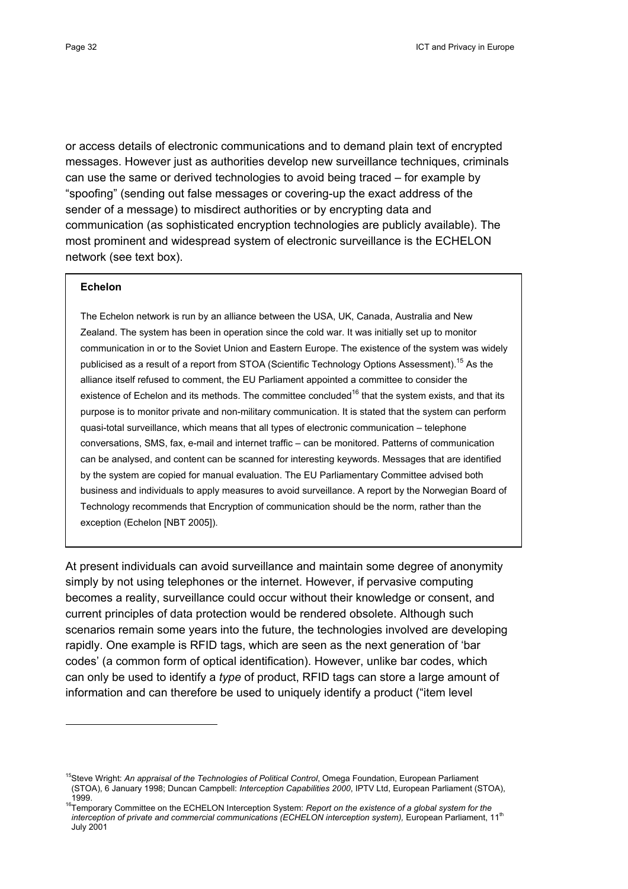or access details of electronic communications and to demand plain text of encrypted messages. However just as authorities develop new surveillance techniques, criminals can use the same or derived technologies to avoid being traced – for example by "spoofing" (sending out false messages or covering-up the exact address of the sender of a message) to misdirect authorities or by encrypting data and communication (as sophisticated encryption technologies are publicly available). The most prominent and widespread system of electronic surveillance is the ECHELON network (see text box).

> **Echelon**
>
> The Echelon network is run by an alliance between the USA, UK, Canada, Australia and New Zealand. The system has been in operation since the cold war. It was initially set up to monitor communication in or to the Soviet Union and Eastern Europe. The existence of the system was widely publicised as a result of a report from STOA (Scientific Technology Options Assessment).[15] As the alliance itself refused to comment, the EU Parliament appointed a committee to consider the existence of Echelon and its methods. The committee concluded[16] that the system exists, and that its purpose is to monitor private and non-military communication. It is stated that the system can perform quasi-total surveillance, which means that all types of electronic communication – telephone conversations, SMS, fax, e-mail and internet traffic – can be monitored. Patterns of communication can be analysed, and content can be scanned for interesting keywords. Messages that are identified by the system are copied for manual evaluation. The EU Parliamentary Committee advised both business and individuals to apply measures to avoid surveillance. A report by the Norwegian Board of Technology recommends that Encryption of communication should be the norm, rather than the exception (Echelon [NBT 2005]).

At present individuals can avoid surveillance and maintain some degree of anonymity simply by not using telephones or the internet. However, if pervasive computing becomes a reality, surveillance could occur without their knowledge or consent, and current principles of data protection would be rendered obsolete. Although such scenarios remain some years into the future, the technologies involved are developing rapidly. One example is RFID tags, which are seen as the next generation of 'bar codes' (a common form of optical identification). However, unlike bar codes, which can only be used to identify a *type* of product, RFID tags can store a large amount of information and can therefore be used to uniquely identify a product ("item level

---

[15] Steve Wright: *An appraisal of the Technologies of Political Control*, Omega Foundation, European Parliament (STOA), 6 January 1998; Duncan Campbell: *Interception Capabilities 2000*, IPTV Ltd, European Parliament (STOA), 1999.

[16] Temporary Committee on the ECHELON Interception System: *Report on the existence of a global system for the interception of private and commercial communications (ECHELON interception system),* European Parliament, 11th July 2001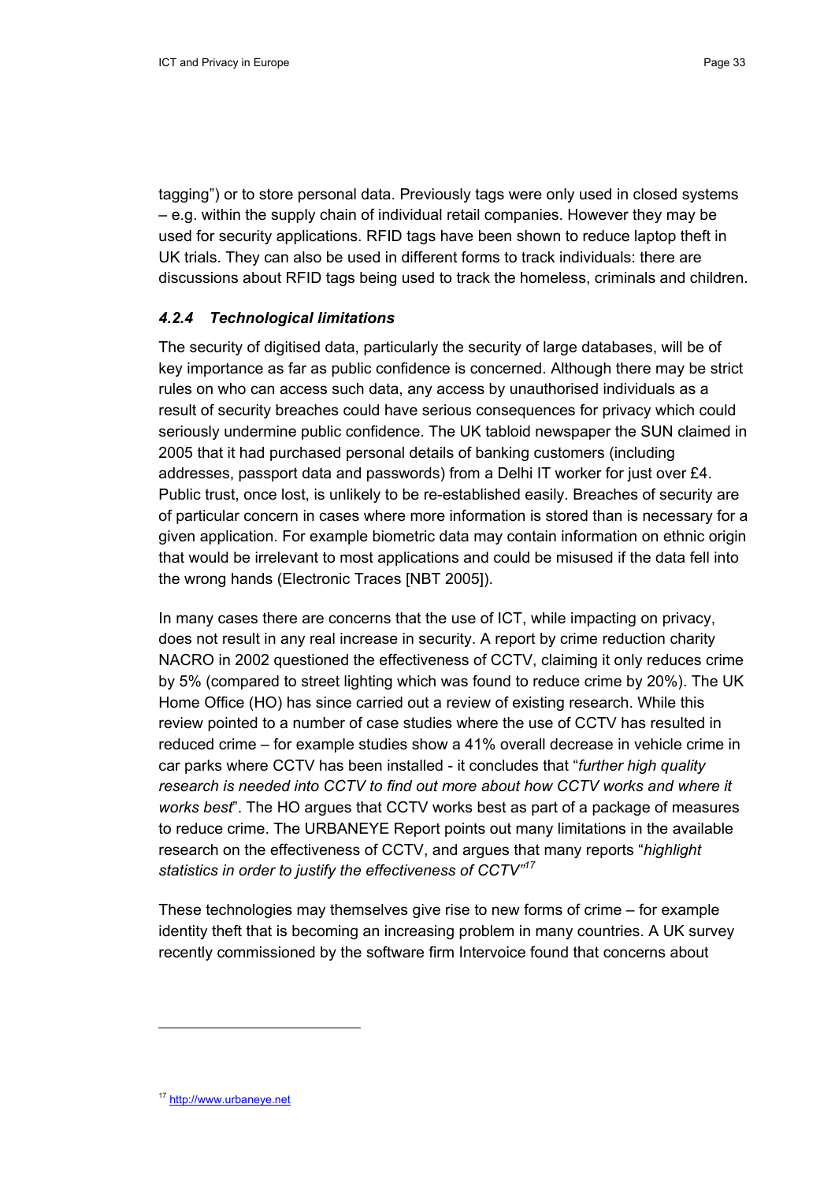tagging") or to store personal data. Previously tags were only used in closed systems – e.g. within the supply chain of individual retail companies. However they may be used for security applications. RFID tags have been shown to reduce laptop theft in UK trials. They can also be used in different forms to track individuals: there are discussions about RFID tags being used to track the homeless, criminals and children.

### *4.2.4 Technological limitations*

The security of digitised data, particularly the security of large databases, will be of key importance as far as public confidence is concerned. Although there may be strict rules on who can access such data, any access by unauthorised individuals as a result of security breaches could have serious consequences for privacy which could seriously undermine public confidence. The UK tabloid newspaper the SUN claimed in 2005 that it had purchased personal details of banking customers (including addresses, passport data and passwords) from a Delhi IT worker for just over £4. Public trust, once lost, is unlikely to be re-established easily. Breaches of security are of particular concern in cases where more information is stored than is necessary for a given application. For example biometric data may contain information on ethnic origin that would be irrelevant to most applications and could be misused if the data fell into the wrong hands (Electronic Traces [NBT 2005]).

In many cases there are concerns that the use of ICT, while impacting on privacy, does not result in any real increase in security. A report by crime reduction charity NACRO in 2002 questioned the effectiveness of CCTV, claiming it only reduces crime by 5% (compared to street lighting which was found to reduce crime by 20%). The UK Home Office (HO) has since carried out a review of existing research. While this review pointed to a number of case studies where the use of CCTV has resulted in reduced crime – for example studies show a 41% overall decrease in vehicle crime in car parks where CCTV has been installed - it concludes that "*further high quality research is needed into CCTV to find out more about how CCTV works and where it works best*". The HO argues that CCTV works best as part of a package of measures to reduce crime. The URBANEYE Report points out many limitations in the available research on the effectiveness of CCTV, and argues that many reports "*highlight statistics in order to justify the effectiveness of CCTV*"[17]

These technologies may themselves give rise to new forms of crime – for example identity theft that is becoming an increasing problem in many countries. A UK survey recently commissioned by the software firm Intervoice found that concerns about

[17] http://www.urbaneye.net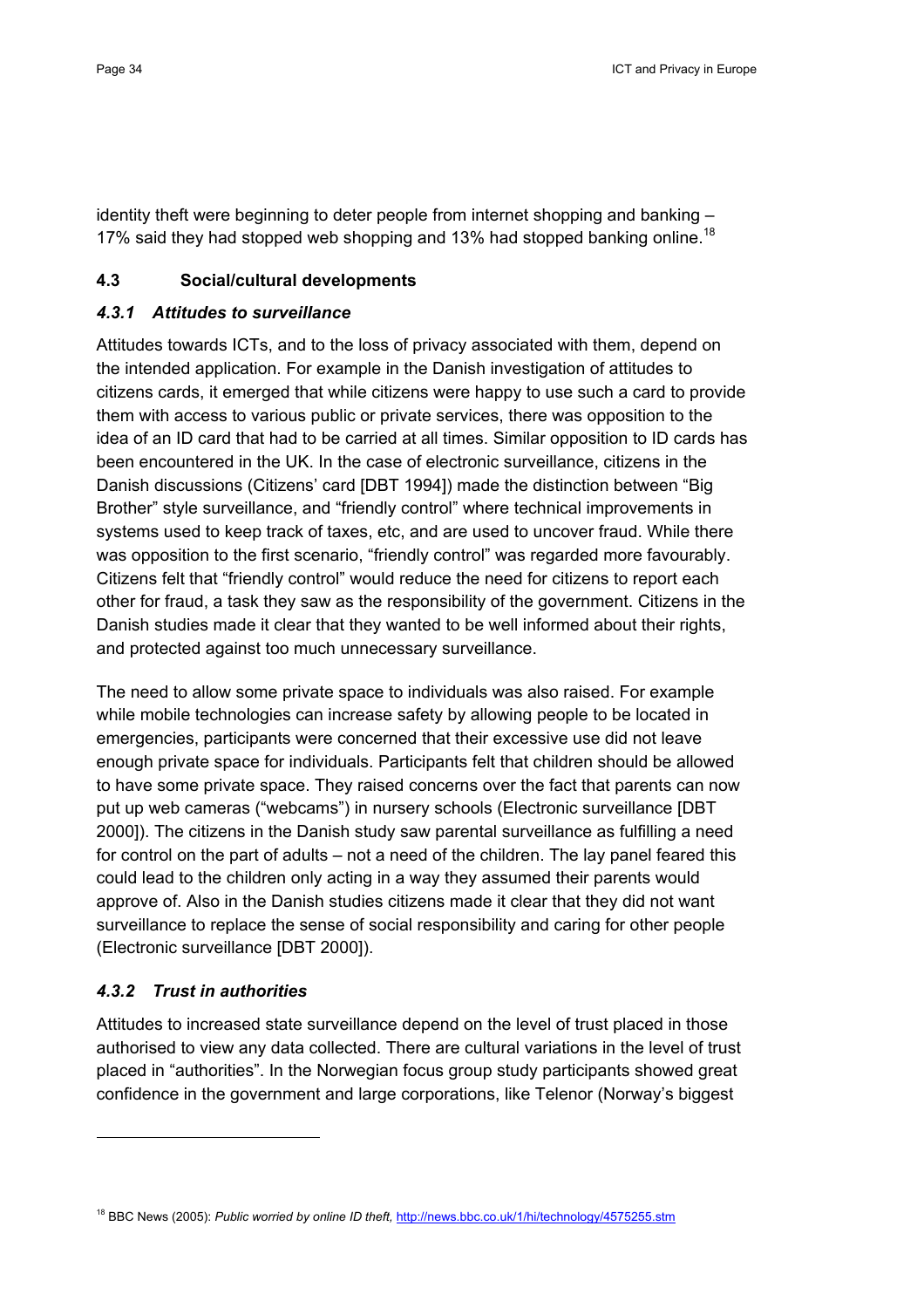identity theft were beginning to deter people from internet shopping and banking – 17% said they had stopped web shopping and 13% had stopped banking online.[18]

## 4.3 Social/cultural developments

### *4.3.1 Attitudes to surveillance*

Attitudes towards ICTs, and to the loss of privacy associated with them, depend on the intended application. For example in the Danish investigation of attitudes to citizens cards, it emerged that while citizens were happy to use such a card to provide them with access to various public or private services, there was opposition to the idea of an ID card that had to be carried at all times. Similar opposition to ID cards has been encountered in the UK. In the case of electronic surveillance, citizens in the Danish discussions (Citizens' card [DBT 1994]) made the distinction between "Big Brother" style surveillance, and "friendly control" where technical improvements in systems used to keep track of taxes, etc, and are used to uncover fraud. While there was opposition to the first scenario, "friendly control" was regarded more favourably. Citizens felt that "friendly control" would reduce the need for citizens to report each other for fraud, a task they saw as the responsibility of the government. Citizens in the Danish studies made it clear that they wanted to be well informed about their rights, and protected against too much unnecessary surveillance.

The need to allow some private space to individuals was also raised. For example while mobile technologies can increase safety by allowing people to be located in emergencies, participants were concerned that their excessive use did not leave enough private space for individuals. Participants felt that children should be allowed to have some private space. They raised concerns over the fact that parents can now put up web cameras ("webcams") in nursery schools (Electronic surveillance [DBT 2000]). The citizens in the Danish study saw parental surveillance as fulfilling a need for control on the part of adults – not a need of the children. The lay panel feared this could lead to the children only acting in a way they assumed their parents would approve of. Also in the Danish studies citizens made it clear that they did not want surveillance to replace the sense of social responsibility and caring for other people (Electronic surveillance [DBT 2000]).

### *4.3.2 Trust in authorities*

Attitudes to increased state surveillance depend on the level of trust placed in those authorised to view any data collected. There are cultural variations in the level of trust placed in "authorities". In the Norwegian focus group study participants showed great confidence in the government and large corporations, like Telenor (Norway's biggest

---

[18] BBC News (2005): *Public worried by online ID theft,* http://news.bbc.co.uk/1/hi/technology/4575255.stm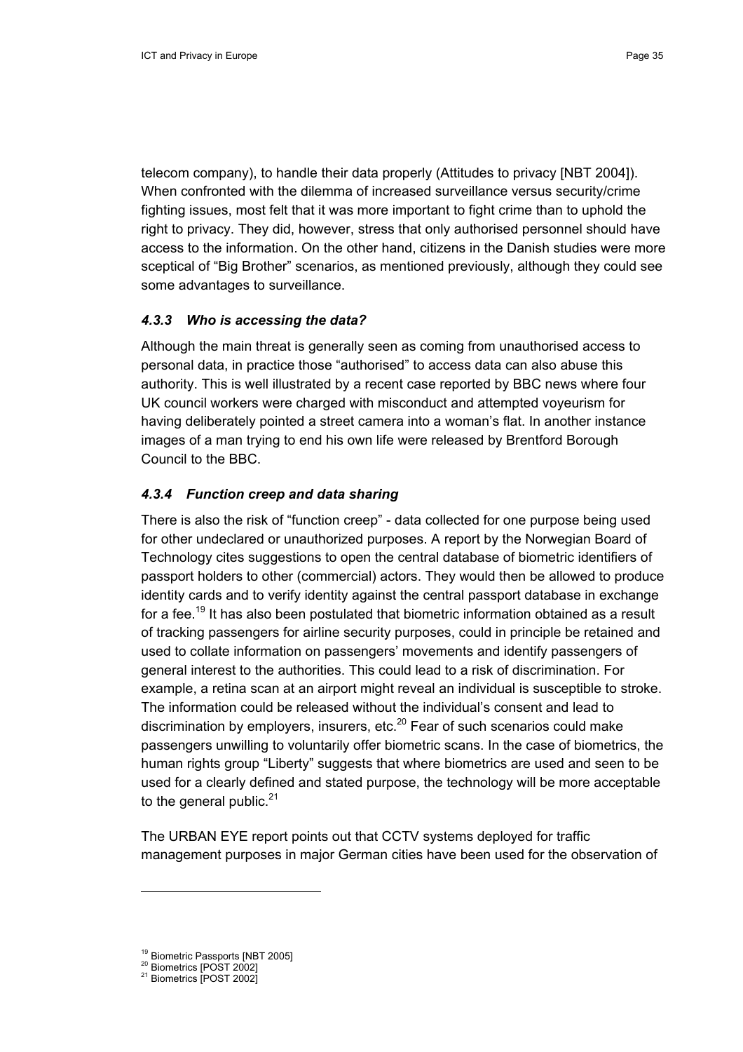telecom company), to handle their data properly (Attitudes to privacy [NBT 2004]). When confronted with the dilemma of increased surveillance versus security/crime fighting issues, most felt that it was more important to fight crime than to uphold the right to privacy. They did, however, stress that only authorised personnel should have access to the information. On the other hand, citizens in the Danish studies were more sceptical of "Big Brother" scenarios, as mentioned previously, although they could see some advantages to surveillance.

### *4.3.3 Who is accessing the data?*

Although the main threat is generally seen as coming from unauthorised access to personal data, in practice those "authorised" to access data can also abuse this authority. This is well illustrated by a recent case reported by BBC news where four UK council workers were charged with misconduct and attempted voyeurism for having deliberately pointed a street camera into a woman's flat. In another instance images of a man trying to end his own life were released by Brentford Borough Council to the BBC.

### *4.3.4 Function creep and data sharing*

There is also the risk of "function creep" - data collected for one purpose being used for other undeclared or unauthorized purposes. A report by the Norwegian Board of Technology cites suggestions to open the central database of biometric identifiers of passport holders to other (commercial) actors. They would then be allowed to produce identity cards and to verify identity against the central passport database in exchange for a fee.[19] It has also been postulated that biometric information obtained as a result of tracking passengers for airline security purposes, could in principle be retained and used to collate information on passengers' movements and identify passengers of general interest to the authorities. This could lead to a risk of discrimination. For example, a retina scan at an airport might reveal an individual is susceptible to stroke. The information could be released without the individual's consent and lead to discrimination by employers, insurers, etc.[20] Fear of such scenarios could make passengers unwilling to voluntarily offer biometric scans. In the case of biometrics, the human rights group "Liberty" suggests that where biometrics are used and seen to be used for a clearly defined and stated purpose, the technology will be more acceptable to the general public.[21]

The URBAN EYE report points out that CCTV systems deployed for traffic management purposes in major German cities have been used for the observation of

[19] Biometric Passports [NBT 2005]
[20] Biometrics [POST 2002]
[21] Biometrics [POST 2002]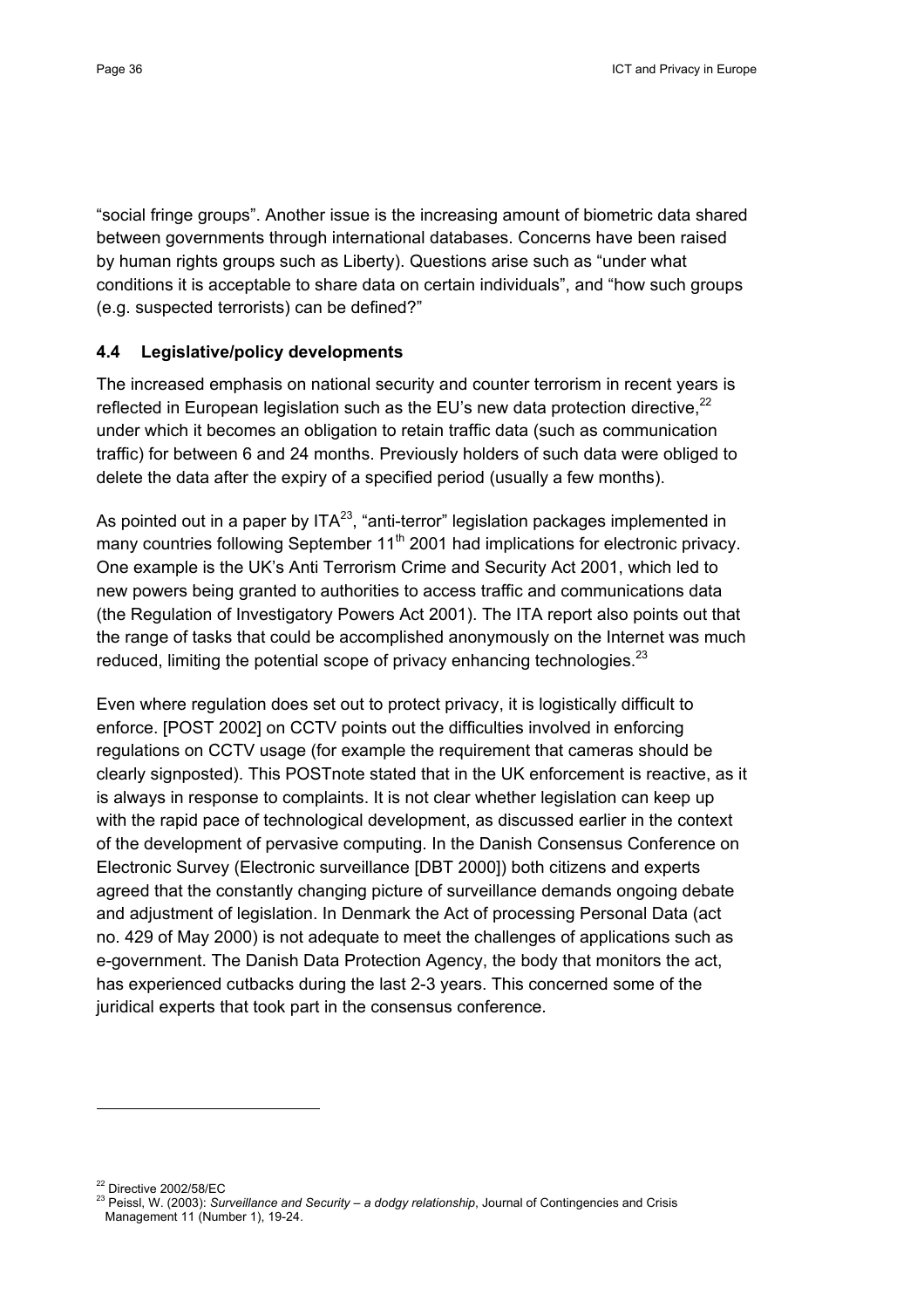"social fringe groups". Another issue is the increasing amount of biometric data shared between governments through international databases. Concerns have been raised by human rights groups such as Liberty). Questions arise such as "under what conditions it is acceptable to share data on certain individuals", and "how such groups (e.g. suspected terrorists) can be defined?"

### 4.4 Legislative/policy developments

The increased emphasis on national security and counter terrorism in recent years is reflected in European legislation such as the EU's new data protection directive,[22] under which it becomes an obligation to retain traffic data (such as communication traffic) for between 6 and 24 months. Previously holders of such data were obliged to delete the data after the expiry of a specified period (usually a few months).

As pointed out in a paper by ITA[23], "anti-terror" legislation packages implemented in many countries following September 11th 2001 had implications for electronic privacy. One example is the UK's Anti Terrorism Crime and Security Act 2001, which led to new powers being granted to authorities to access traffic and communications data (the Regulation of Investigatory Powers Act 2001). The ITA report also points out that the range of tasks that could be accomplished anonymously on the Internet was much reduced, limiting the potential scope of privacy enhancing technologies.[23]

Even where regulation does set out to protect privacy, it is logistically difficult to enforce. [POST 2002] on CCTV points out the difficulties involved in enforcing regulations on CCTV usage (for example the requirement that cameras should be clearly signposted). This POSTnote stated that in the UK enforcement is reactive, as it is always in response to complaints. It is not clear whether legislation can keep up with the rapid pace of technological development, as discussed earlier in the context of the development of pervasive computing. In the Danish Consensus Conference on Electronic Survey (Electronic surveillance [DBT 2000]) both citizens and experts agreed that the constantly changing picture of surveillance demands ongoing debate and adjustment of legislation. In Denmark the Act of processing Personal Data (act no. 429 of May 2000) is not adequate to meet the challenges of applications such as e-government. The Danish Data Protection Agency, the body that monitors the act, has experienced cutbacks during the last 2-3 years. This concerned some of the juridical experts that took part in the consensus conference.

---

[22] Directive 2002/58/EC

[23] Peissl, W. (2003): *Surveillance and Security – a dodgy relationship*, Journal of Contingencies and Crisis Management 11 (Number 1), 19-24.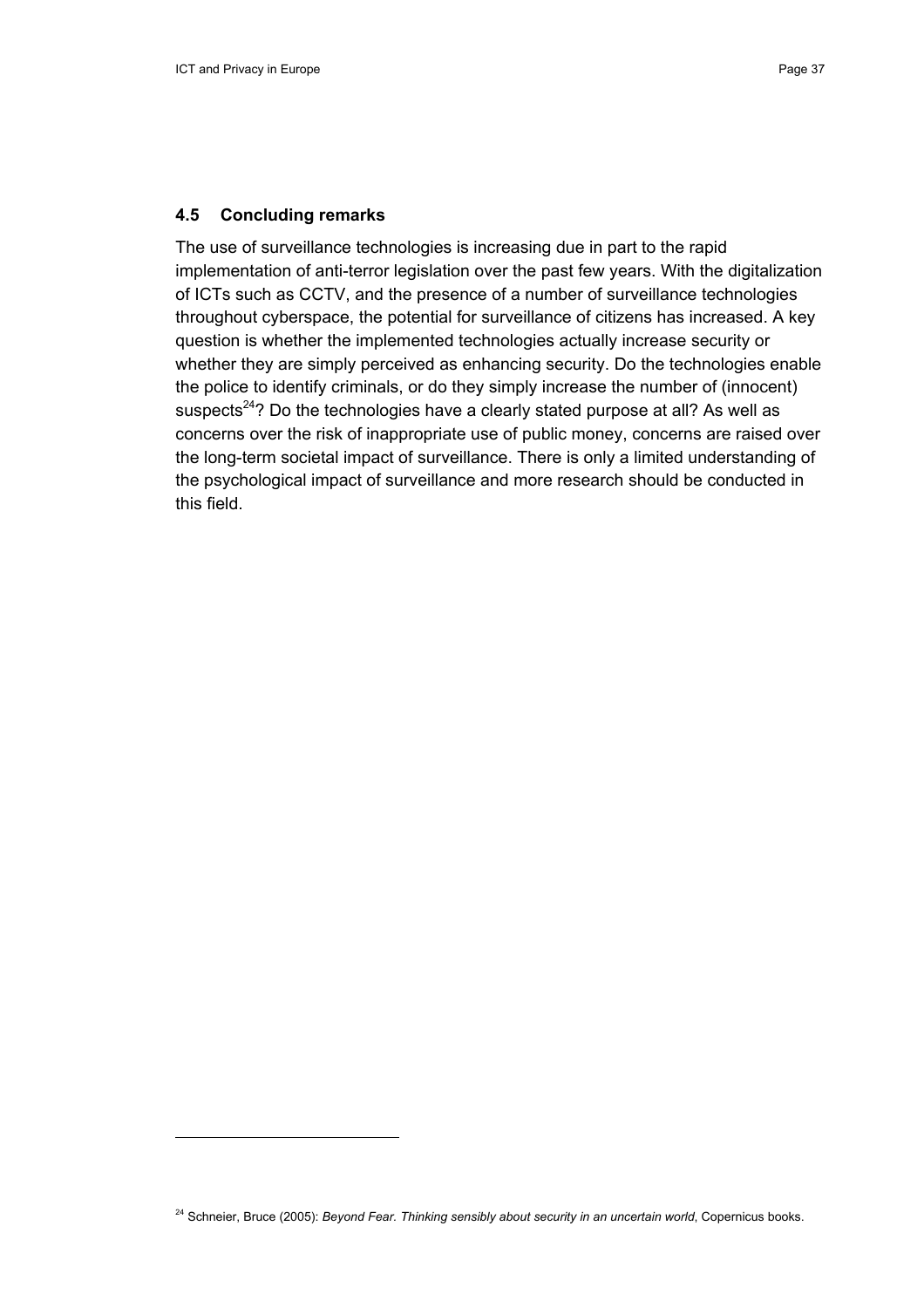### 4.5 Concluding remarks

The use of surveillance technologies is increasing due in part to the rapid implementation of anti-terror legislation over the past few years. With the digitalization of ICTs such as CCTV, and the presence of a number of surveillance technologies throughout cyberspace, the potential for surveillance of citizens has increased. A key question is whether the implemented technologies actually increase security or whether they are simply perceived as enhancing security. Do the technologies enable the police to identify criminals, or do they simply increase the number of (innocent) suspects[24]? Do the technologies have a clearly stated purpose at all? As well as concerns over the risk of inappropriate use of public money, concerns are raised over the long-term societal impact of surveillance. There is only a limited understanding of the psychological impact of surveillance and more research should be conducted in this field.

---

[24] Schneier, Bruce (2005): *Beyond Fear. Thinking sensibly about security in an uncertain world*, Copernicus books.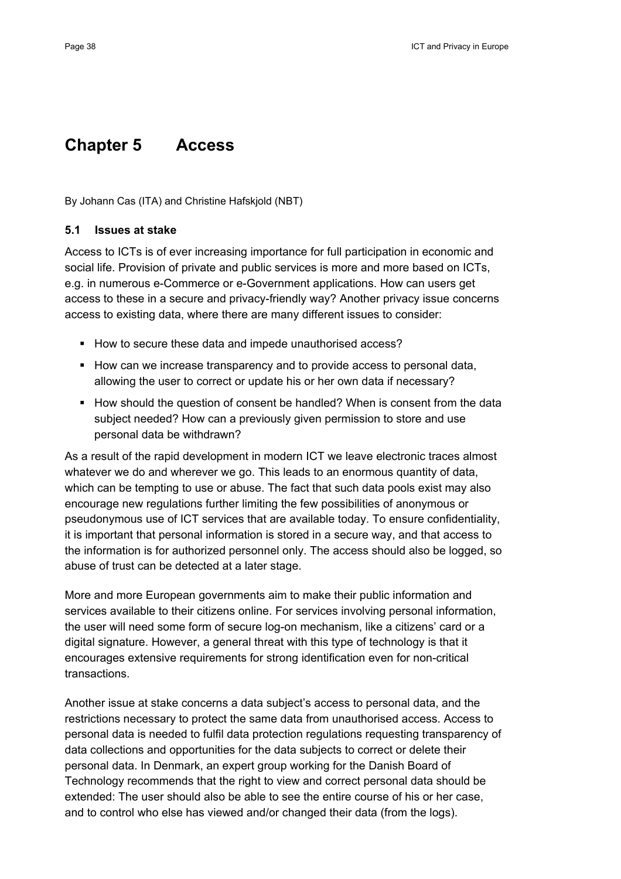# Chapter 5 Access

By Johann Cas (ITA) and Christine Hafskjold (NBT)

## 5.1 Issues at stake

Access to ICTs is of ever increasing importance for full participation in economic and social life. Provision of private and public services is more and more based on ICTs, e.g. in numerous e-Commerce or e-Government applications. How can users get access to these in a secure and privacy-friendly way? Another privacy issue concerns access to existing data, where there are many different issues to consider:

- How to secure these data and impede unauthorised access?
- How can we increase transparency and to provide access to personal data, allowing the user to correct or update his or her own data if necessary?
- How should the question of consent be handled? When is consent from the data subject needed? How can a previously given permission to store and use personal data be withdrawn?

As a result of the rapid development in modern ICT we leave electronic traces almost whatever we do and wherever we go. This leads to an enormous quantity of data, which can be tempting to use or abuse. The fact that such data pools exist may also encourage new regulations further limiting the few possibilities of anonymous or pseudonymous use of ICT services that are available today. To ensure confidentiality, it is important that personal information is stored in a secure way, and that access to the information is for authorized personnel only. The access should also be logged, so abuse of trust can be detected at a later stage.

More and more European governments aim to make their public information and services available to their citizens online. For services involving personal information, the user will need some form of secure log-on mechanism, like a citizens' card or a digital signature. However, a general threat with this type of technology is that it encourages extensive requirements for strong identification even for non-critical transactions.

Another issue at stake concerns a data subject's access to personal data, and the restrictions necessary to protect the same data from unauthorised access. Access to personal data is needed to fulfil data protection regulations requesting transparency of data collections and opportunities for the data subjects to correct or delete their personal data. In Denmark, an expert group working for the Danish Board of Technology recommends that the right to view and correct personal data should be extended: The user should also be able to see the entire course of his or her case, and to control who else has viewed and/or changed their data (from the logs).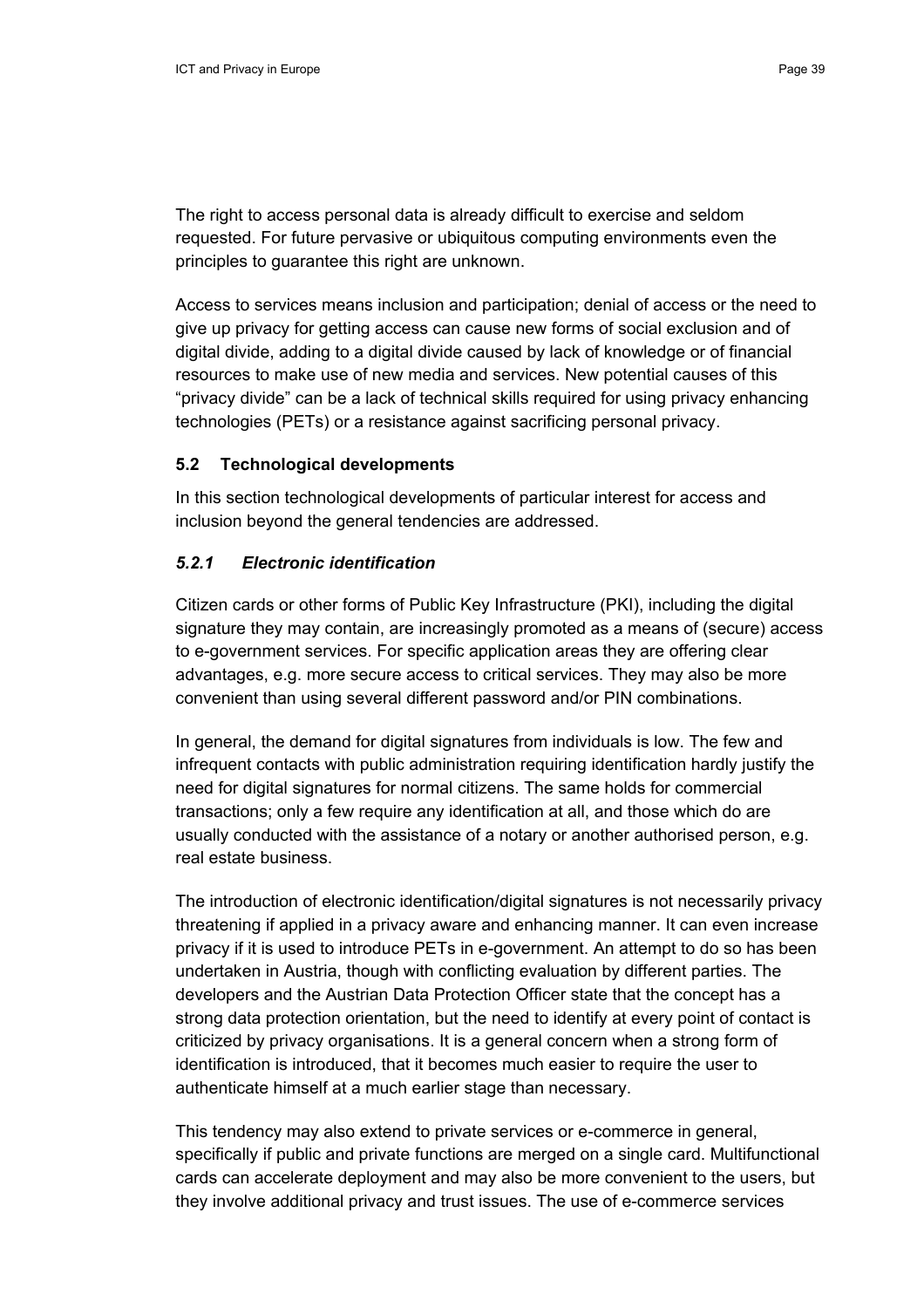The right to access personal data is already difficult to exercise and seldom requested. For future pervasive or ubiquitous computing environments even the principles to guarantee this right are unknown.

Access to services means inclusion and participation; denial of access or the need to give up privacy for getting access can cause new forms of social exclusion and of digital divide, adding to a digital divide caused by lack of knowledge or of financial resources to make use of new media and services. New potential causes of this "privacy divide" can be a lack of technical skills required for using privacy enhancing technologies (PETs) or a resistance against sacrificing personal privacy.

## 5.2 Technological developments

In this section technological developments of particular interest for access and inclusion beyond the general tendencies are addressed.

### *5.2.1 Electronic identification*

Citizen cards or other forms of Public Key Infrastructure (PKI), including the digital signature they may contain, are increasingly promoted as a means of (secure) access to e-government services. For specific application areas they are offering clear advantages, e.g. more secure access to critical services. They may also be more convenient than using several different password and/or PIN combinations.

In general, the demand for digital signatures from individuals is low. The few and infrequent contacts with public administration requiring identification hardly justify the need for digital signatures for normal citizens. The same holds for commercial transactions; only a few require any identification at all, and those which do are usually conducted with the assistance of a notary or another authorised person, e.g. real estate business.

The introduction of electronic identification/digital signatures is not necessarily privacy threatening if applied in a privacy aware and enhancing manner. It can even increase privacy if it is used to introduce PETs in e-government. An attempt to do so has been undertaken in Austria, though with conflicting evaluation by different parties. The developers and the Austrian Data Protection Officer state that the concept has a strong data protection orientation, but the need to identify at every point of contact is criticized by privacy organisations. It is a general concern when a strong form of identification is introduced, that it becomes much easier to require the user to authenticate himself at a much earlier stage than necessary.

This tendency may also extend to private services or e-commerce in general, specifically if public and private functions are merged on a single card. Multifunctional cards can accelerate deployment and may also be more convenient to the users, but they involve additional privacy and trust issues. The use of e-commerce services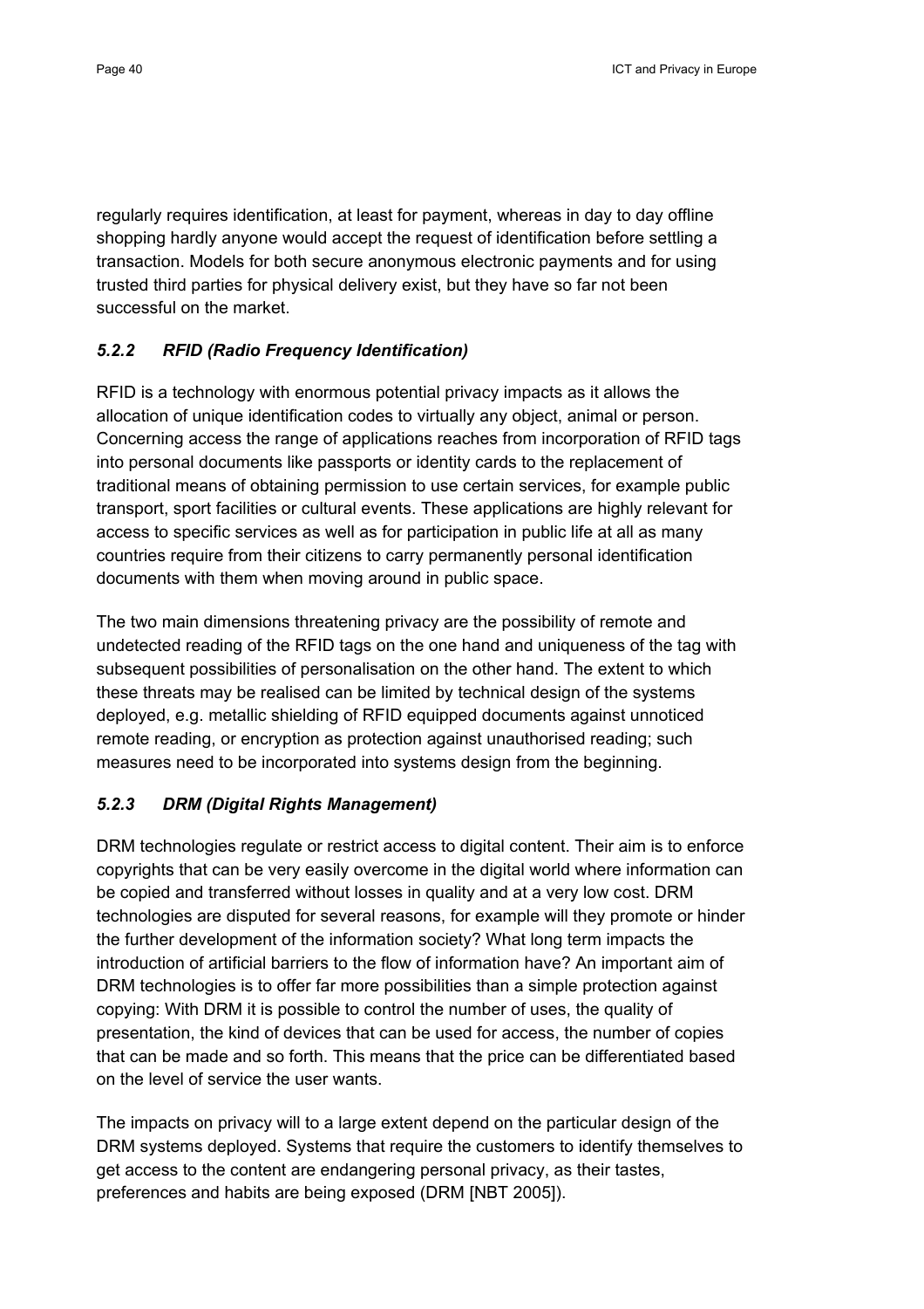regularly requires identification, at least for payment, whereas in day to day offline shopping hardly anyone would accept the request of identification before settling a transaction. Models for both secure anonymous electronic payments and for using trusted third parties for physical delivery exist, but they have so far not been successful on the market.

### *5.2.2 RFID (Radio Frequency Identification)*

RFID is a technology with enormous potential privacy impacts as it allows the allocation of unique identification codes to virtually any object, animal or person. Concerning access the range of applications reaches from incorporation of RFID tags into personal documents like passports or identity cards to the replacement of traditional means of obtaining permission to use certain services, for example public transport, sport facilities or cultural events. These applications are highly relevant for access to specific services as well as for participation in public life at all as many countries require from their citizens to carry permanently personal identification documents with them when moving around in public space.

The two main dimensions threatening privacy are the possibility of remote and undetected reading of the RFID tags on the one hand and uniqueness of the tag with subsequent possibilities of personalisation on the other hand. The extent to which these threats may be realised can be limited by technical design of the systems deployed, e.g. metallic shielding of RFID equipped documents against unnoticed remote reading, or encryption as protection against unauthorised reading; such measures need to be incorporated into systems design from the beginning.

### *5.2.3 DRM (Digital Rights Management)*

DRM technologies regulate or restrict access to digital content. Their aim is to enforce copyrights that can be very easily overcome in the digital world where information can be copied and transferred without losses in quality and at a very low cost. DRM technologies are disputed for several reasons, for example will they promote or hinder the further development of the information society? What long term impacts the introduction of artificial barriers to the flow of information have? An important aim of DRM technologies is to offer far more possibilities than a simple protection against copying: With DRM it is possible to control the number of uses, the quality of presentation, the kind of devices that can be used for access, the number of copies that can be made and so forth. This means that the price can be differentiated based on the level of service the user wants.

The impacts on privacy will to a large extent depend on the particular design of the DRM systems deployed. Systems that require the customers to identify themselves to get access to the content are endangering personal privacy, as their tastes, preferences and habits are being exposed (DRM [NBT 2005]).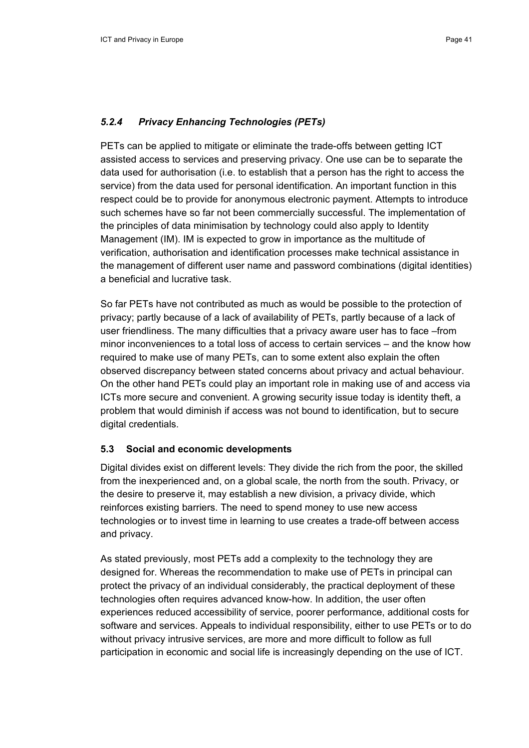### *5.2.4 Privacy Enhancing Technologies (PETs)*

PETs can be applied to mitigate or eliminate the trade-offs between getting ICT assisted access to services and preserving privacy. One use can be to separate the data used for authorisation (i.e. to establish that a person has the right to access the service) from the data used for personal identification. An important function in this respect could be to provide for anonymous electronic payment. Attempts to introduce such schemes have so far not been commercially successful. The implementation of the principles of data minimisation by technology could also apply to Identity Management (IM). IM is expected to grow in importance as the multitude of verification, authorisation and identification processes make technical assistance in the management of different user name and password combinations (digital identities) a beneficial and lucrative task.

So far PETs have not contributed as much as would be possible to the protection of privacy; partly because of a lack of availability of PETs, partly because of a lack of user friendliness. The many difficulties that a privacy aware user has to face –from minor inconveniences to a total loss of access to certain services – and the know how required to make use of many PETs, can to some extent also explain the often observed discrepancy between stated concerns about privacy and actual behaviour. On the other hand PETs could play an important role in making use of and access via ICTs more secure and convenient. A growing security issue today is identity theft, a problem that would diminish if access was not bound to identification, but to secure digital credentials.

## 5.3 Social and economic developments

Digital divides exist on different levels: They divide the rich from the poor, the skilled from the inexperienced and, on a global scale, the north from the south. Privacy, or the desire to preserve it, may establish a new division, a privacy divide, which reinforces existing barriers. The need to spend money to use new access technologies or to invest time in learning to use creates a trade-off between access and privacy.

As stated previously, most PETs add a complexity to the technology they are designed for. Whereas the recommendation to make use of PETs in principal can protect the privacy of an individual considerably, the practical deployment of these technologies often requires advanced know-how. In addition, the user often experiences reduced accessibility of service, poorer performance, additional costs for software and services. Appeals to individual responsibility, either to use PETs or to do without privacy intrusive services, are more and more difficult to follow as full participation in economic and social life is increasingly depending on the use of ICT.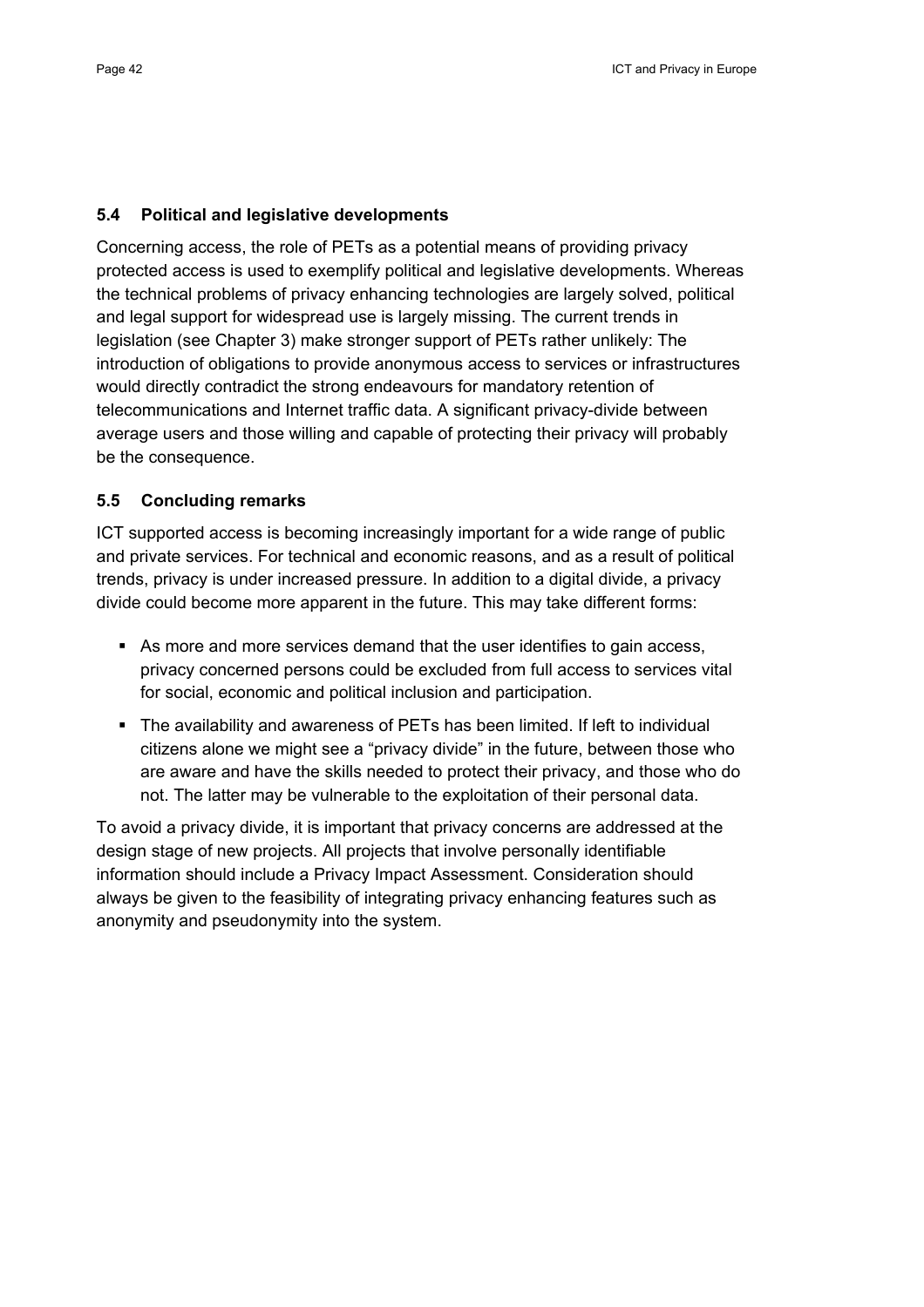### 5.4 Political and legislative developments

Concerning access, the role of PETs as a potential means of providing privacy protected access is used to exemplify political and legislative developments. Whereas the technical problems of privacy enhancing technologies are largely solved, political and legal support for widespread use is largely missing. The current trends in legislation (see Chapter 3) make stronger support of PETs rather unlikely: The introduction of obligations to provide anonymous access to services or infrastructures would directly contradict the strong endeavours for mandatory retention of telecommunications and Internet traffic data. A significant privacy-divide between average users and those willing and capable of protecting their privacy will probably be the consequence.

### 5.5 Concluding remarks

ICT supported access is becoming increasingly important for a wide range of public and private services. For technical and economic reasons, and as a result of political trends, privacy is under increased pressure. In addition to a digital divide, a privacy divide could become more apparent in the future. This may take different forms:

- As more and more services demand that the user identifies to gain access, privacy concerned persons could be excluded from full access to services vital for social, economic and political inclusion and participation.
- The availability and awareness of PETs has been limited. If left to individual citizens alone we might see a "privacy divide" in the future, between those who are aware and have the skills needed to protect their privacy, and those who do not. The latter may be vulnerable to the exploitation of their personal data.

To avoid a privacy divide, it is important that privacy concerns are addressed at the design stage of new projects. All projects that involve personally identifiable information should include a Privacy Impact Assessment. Consideration should always be given to the feasibility of integrating privacy enhancing features such as anonymity and pseudonymity into the system.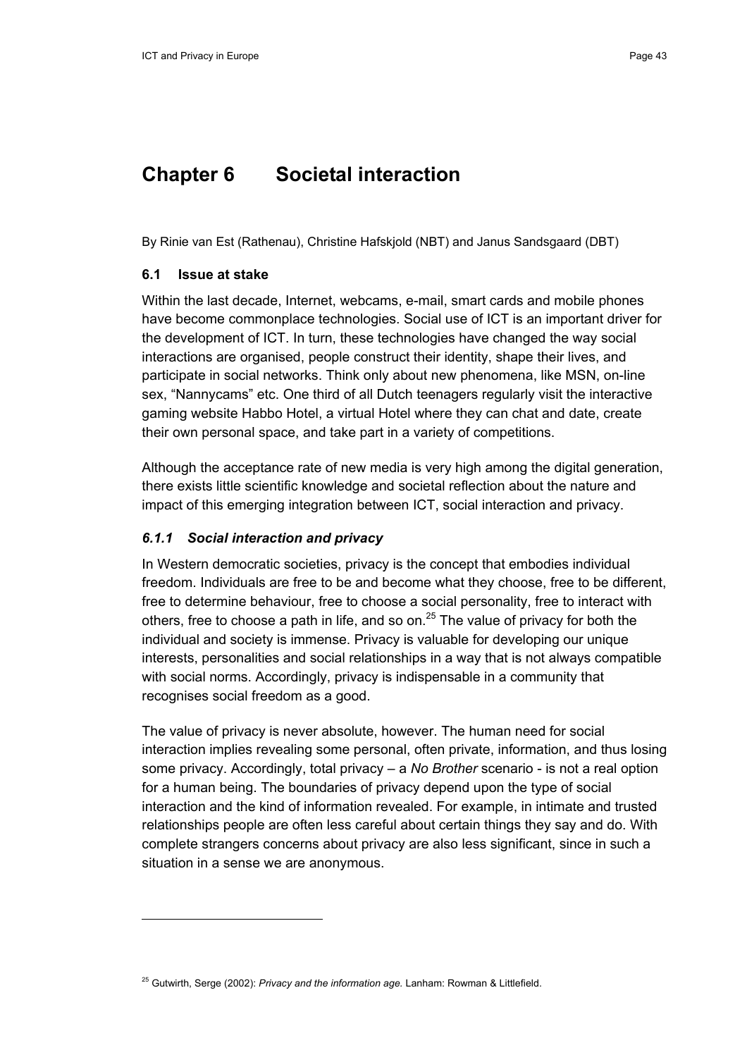# Chapter 6 Societal interaction

By Rinie van Est (Rathenau), Christine Hafskjold (NBT) and Janus Sandsgaard (DBT)

## 6.1 Issue at stake

Within the last decade, Internet, webcams, e-mail, smart cards and mobile phones have become commonplace technologies. Social use of ICT is an important driver for the development of ICT. In turn, these technologies have changed the way social interactions are organised, people construct their identity, shape their lives, and participate in social networks. Think only about new phenomena, like MSN, on-line sex, "Nannycams" etc. One third of all Dutch teenagers regularly visit the interactive gaming website Habbo Hotel, a virtual Hotel where they can chat and date, create their own personal space, and take part in a variety of competitions.

Although the acceptance rate of new media is very high among the digital generation, there exists little scientific knowledge and societal reflection about the nature and impact of this emerging integration between ICT, social interaction and privacy.

### *6.1.1 Social interaction and privacy*

In Western democratic societies, privacy is the concept that embodies individual freedom. Individuals are free to be and become what they choose, free to be different, free to determine behaviour, free to choose a social personality, free to interact with others, free to choose a path in life, and so on.[25] The value of privacy for both the individual and society is immense. Privacy is valuable for developing our unique interests, personalities and social relationships in a way that is not always compatible with social norms. Accordingly, privacy is indispensable in a community that recognises social freedom as a good.

The value of privacy is never absolute, however. The human need for social interaction implies revealing some personal, often private, information, and thus losing some privacy. Accordingly, total privacy – a *No Brother* scenario - is not a real option for a human being. The boundaries of privacy depend upon the type of social interaction and the kind of information revealed. For example, in intimate and trusted relationships people are often less careful about certain things they say and do. With complete strangers concerns about privacy are also less significant, since in such a situation in a sense we are anonymous.

[25] Gutwirth, Serge (2002): *Privacy and the information age.* Lanham: Rowman & Littlefield.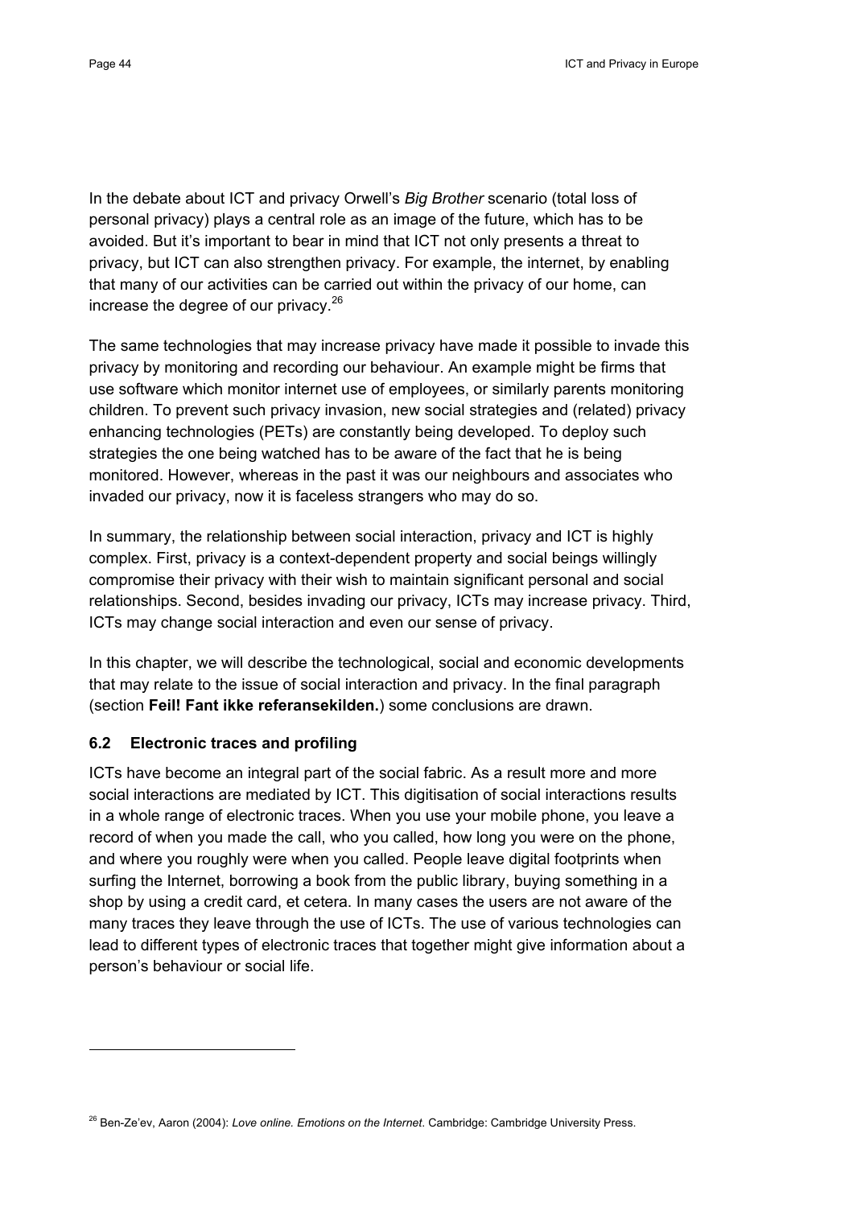In the debate about ICT and privacy Orwell's *Big Brother* scenario (total loss of personal privacy) plays a central role as an image of the future, which has to be avoided. But it's important to bear in mind that ICT not only presents a threat to privacy, but ICT can also strengthen privacy. For example, the internet, by enabling that many of our activities can be carried out within the privacy of our home, can increase the degree of our privacy.[26]

The same technologies that may increase privacy have made it possible to invade this privacy by monitoring and recording our behaviour. An example might be firms that use software which monitor internet use of employees, or similarly parents monitoring children. To prevent such privacy invasion, new social strategies and (related) privacy enhancing technologies (PETs) are constantly being developed. To deploy such strategies the one being watched has to be aware of the fact that he is being monitored. However, whereas in the past it was our neighbours and associates who invaded our privacy, now it is faceless strangers who may do so.

In summary, the relationship between social interaction, privacy and ICT is highly complex. First, privacy is a context-dependent property and social beings willingly compromise their privacy with their wish to maintain significant personal and social relationships. Second, besides invading our privacy, ICTs may increase privacy. Third, ICTs may change social interaction and even our sense of privacy.

In this chapter, we will describe the technological, social and economic developments that may relate to the issue of social interaction and privacy. In the final paragraph (section **Feil! Fant ikke referansekilden.**) some conclusions are drawn.

## 6.2 Electronic traces and profiling

ICTs have become an integral part of the social fabric. As a result more and more social interactions are mediated by ICT. This digitisation of social interactions results in a whole range of electronic traces. When you use your mobile phone, you leave a record of when you made the call, who you called, how long you were on the phone, and where you roughly were when you called. People leave digital footprints when surfing the Internet, borrowing a book from the public library, buying something in a shop by using a credit card, et cetera. In many cases the users are not aware of the many traces they leave through the use of ICTs. The use of various technologies can lead to different types of electronic traces that together might give information about a person's behaviour or social life.

---

[26] Ben-Ze'ev, Aaron (2004): *Love online. Emotions on the Internet*. Cambridge: Cambridge University Press.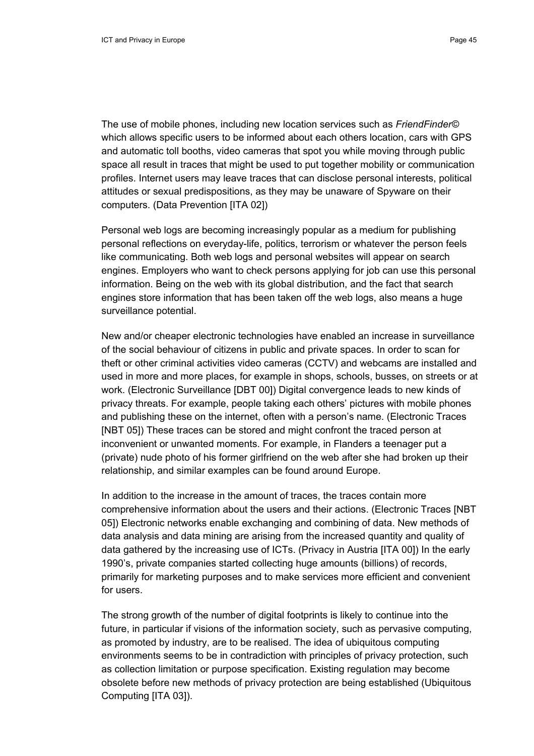The use of mobile phones, including new location services such as *FriendFinder©* which allows specific users to be informed about each others location, cars with GPS and automatic toll booths, video cameras that spot you while moving through public space all result in traces that might be used to put together mobility or communication profiles. Internet users may leave traces that can disclose personal interests, political attitudes or sexual predispositions, as they may be unaware of Spyware on their computers. (Data Prevention [ITA 02])

Personal web logs are becoming increasingly popular as a medium for publishing personal reflections on everyday-life, politics, terrorism or whatever the person feels like communicating. Both web logs and personal websites will appear on search engines. Employers who want to check persons applying for job can use this personal information. Being on the web with its global distribution, and the fact that search engines store information that has been taken off the web logs, also means a huge surveillance potential.

New and/or cheaper electronic technologies have enabled an increase in surveillance of the social behaviour of citizens in public and private spaces. In order to scan for theft or other criminal activities video cameras (CCTV) and webcams are installed and used in more and more places, for example in shops, schools, busses, on streets or at work. (Electronic Surveillance [DBT 00]) Digital convergence leads to new kinds of privacy threats. For example, people taking each others' pictures with mobile phones and publishing these on the internet, often with a person's name. (Electronic Traces [NBT 05]) These traces can be stored and might confront the traced person at inconvenient or unwanted moments. For example, in Flanders a teenager put a (private) nude photo of his former girlfriend on the web after she had broken up their relationship, and similar examples can be found around Europe.

In addition to the increase in the amount of traces, the traces contain more comprehensive information about the users and their actions. (Electronic Traces [NBT 05]) Electronic networks enable exchanging and combining of data. New methods of data analysis and data mining are arising from the increased quantity and quality of data gathered by the increasing use of ICTs. (Privacy in Austria [ITA 00]) In the early 1990's, private companies started collecting huge amounts (billions) of records, primarily for marketing purposes and to make services more efficient and convenient for users.

The strong growth of the number of digital footprints is likely to continue into the future, in particular if visions of the information society, such as pervasive computing, as promoted by industry, are to be realised. The idea of ubiquitous computing environments seems to be in contradiction with principles of privacy protection, such as collection limitation or purpose specification. Existing regulation may become obsolete before new methods of privacy protection are being established (Ubiquitous Computing [ITA 03]).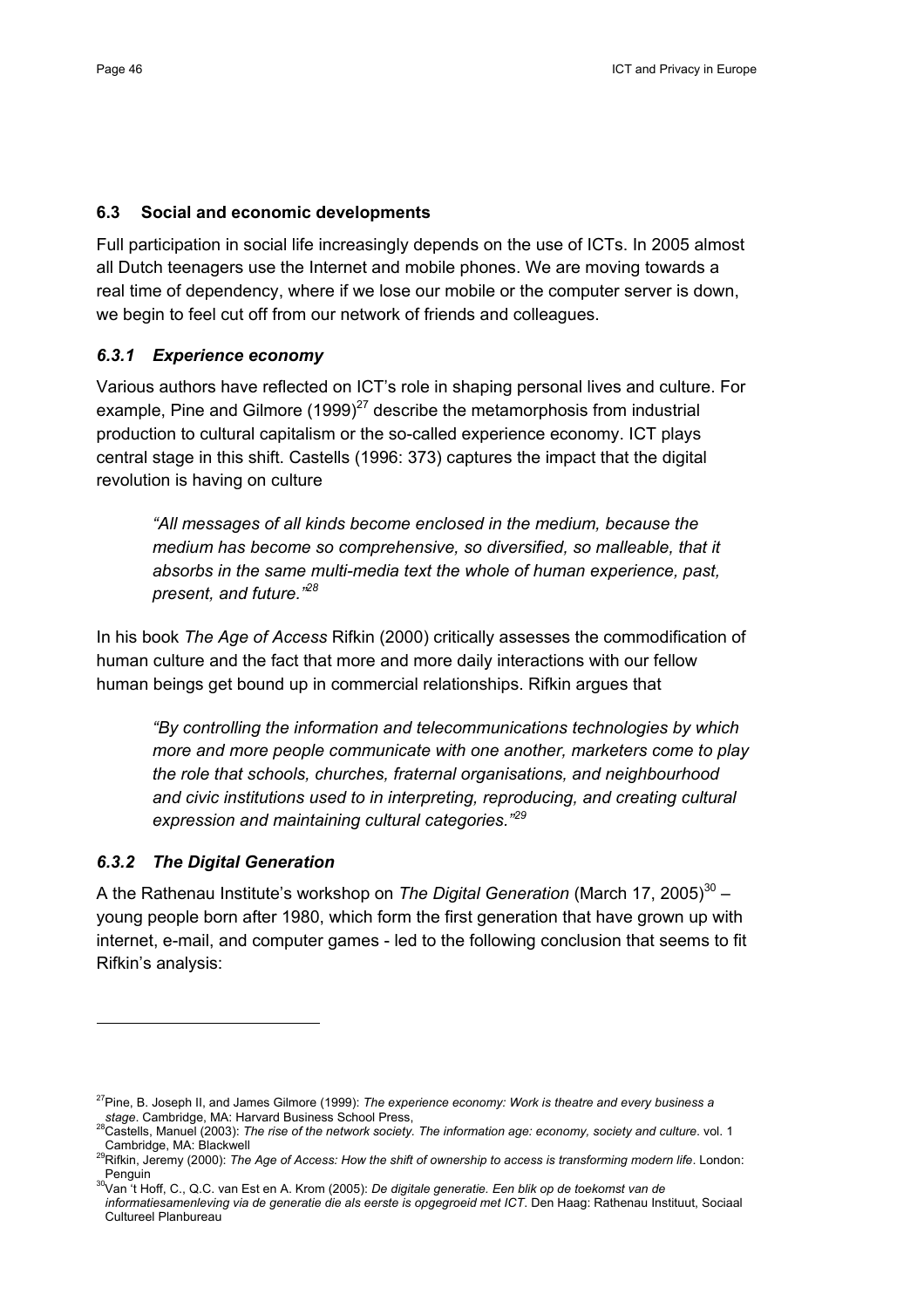### 6.3 Social and economic developments

Full participation in social life increasingly depends on the use of ICTs. In 2005 almost all Dutch teenagers use the Internet and mobile phones. We are moving towards a real time of dependency, where if we lose our mobile or the computer server is down, we begin to feel cut off from our network of friends and colleagues.

#### *6.3.1 Experience economy*

Various authors have reflected on ICT's role in shaping personal lives and culture. For example, Pine and Gilmore (1999)[27] describe the metamorphosis from industrial production to cultural capitalism or the so-called experience economy. ICT plays central stage in this shift. Castells (1996: 373) captures the impact that the digital revolution is having on culture

> *"All messages of all kinds become enclosed in the medium, because the medium has become so comprehensive, so diversified, so malleable, that it absorbs in the same multi-media text the whole of human experience, past, present, and future."*[28]

In his book *The Age of Access* Rifkin (2000) critically assesses the commodification of human culture and the fact that more and more daily interactions with our fellow human beings get bound up in commercial relationships. Rifkin argues that

> *"By controlling the information and telecommunications technologies by which more and more people communicate with one another, marketers come to play the role that schools, churches, fraternal organisations, and neighbourhood and civic institutions used to in interpreting, reproducing, and creating cultural expression and maintaining cultural categories."*[29]

#### *6.3.2 The Digital Generation*

A the Rathenau Institute's workshop on *The Digital Generation* (March 17, 2005)[30] – young people born after 1980, which form the first generation that have grown up with internet, e-mail, and computer games - led to the following conclusion that seems to fit Rifkin's analysis:

---

[27] Pine, B. Joseph II, and James Gilmore (1999): *The experience economy: Work is theatre and every business a stage*. Cambridge, MA: Harvard Business School Press,

[28] Castells, Manuel (2003): *The rise of the network society. The information age: economy, society and culture*. vol. 1 Cambridge, MA: Blackwell

[29] Rifkin, Jeremy (2000): *The Age of Access: How the shift of ownership to access is transforming modern life*. London: Penguin

[30] Van 't Hoff, C., Q.C. van Est en A. Krom (2005): *De digitale generatie. Een blik op de toekomst van de informatiesamenleving via de generatie die als eerste is opgegroeid met ICT*. Den Haag: Rathenau Instituut, Sociaal Cultureel Planbureau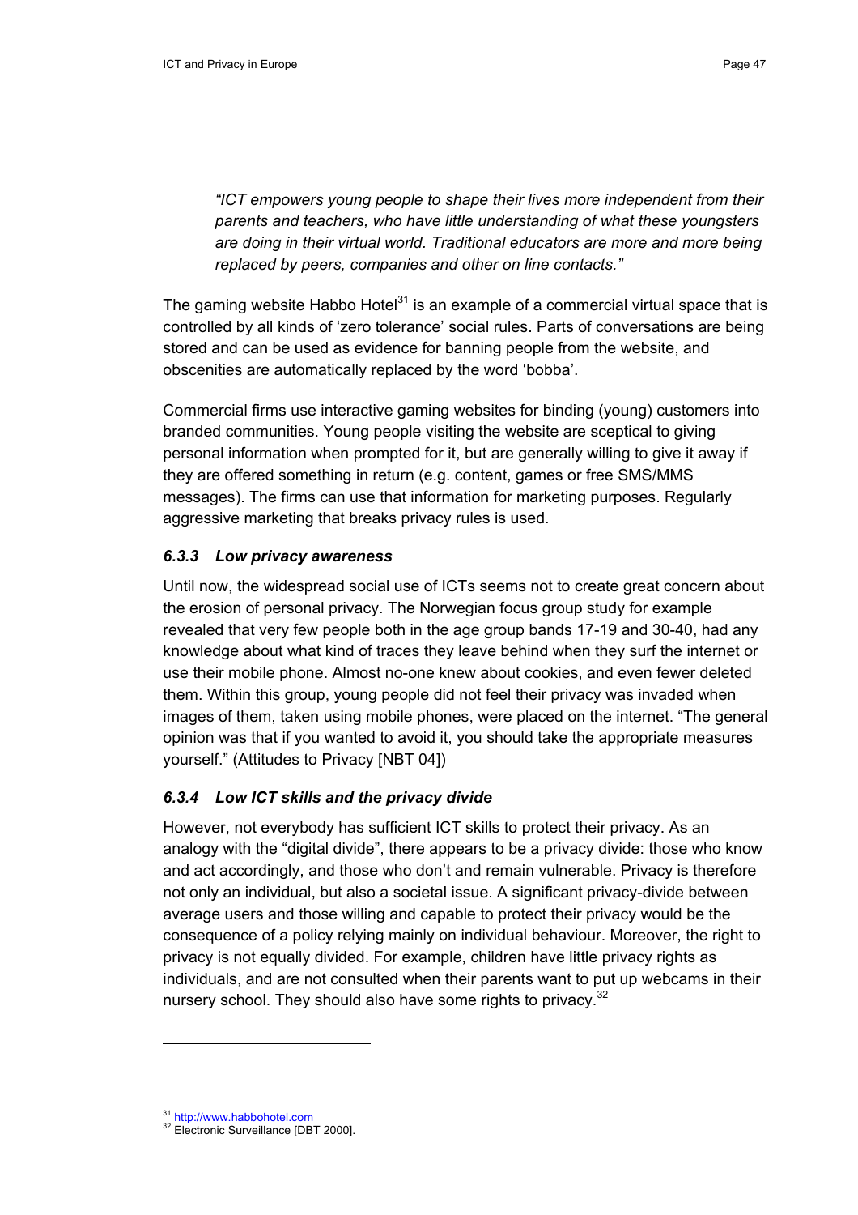*"ICT empowers young people to shape their lives more independent from their parents and teachers, who have little understanding of what these youngsters are doing in their virtual world. Traditional educators are more and more being replaced by peers, companies and other on line contacts."*

The gaming website Habbo Hotel[31] is an example of a commercial virtual space that is controlled by all kinds of 'zero tolerance' social rules. Parts of conversations are being stored and can be used as evidence for banning people from the website, and obscenities are automatically replaced by the word 'bobba'.

Commercial firms use interactive gaming websites for binding (young) customers into branded communities. Young people visiting the website are sceptical to giving personal information when prompted for it, but are generally willing to give it away if they are offered something in return (e.g. content, games or free SMS/MMS messages). The firms can use that information for marketing purposes. Regularly aggressive marketing that breaks privacy rules is used.

### *6.3.3 Low privacy awareness*

Until now, the widespread social use of ICTs seems not to create great concern about the erosion of personal privacy. The Norwegian focus group study for example revealed that very few people both in the age group bands 17-19 and 30-40, had any knowledge about what kind of traces they leave behind when they surf the internet or use their mobile phone. Almost no-one knew about cookies, and even fewer deleted them. Within this group, young people did not feel their privacy was invaded when images of them, taken using mobile phones, were placed on the internet. "The general opinion was that if you wanted to avoid it, you should take the appropriate measures yourself." (Attitudes to Privacy [NBT 04])

### *6.3.4 Low ICT skills and the privacy divide*

However, not everybody has sufficient ICT skills to protect their privacy. As an analogy with the "digital divide", there appears to be a privacy divide: those who know and act accordingly, and those who don't and remain vulnerable. Privacy is therefore not only an individual, but also a societal issue. A significant privacy-divide between average users and those willing and capable to protect their privacy would be the consequence of a policy relying mainly on individual behaviour. Moreover, the right to privacy is not equally divided. For example, children have little privacy rights as individuals, and are not consulted when their parents want to put up webcams in their nursery school. They should also have some rights to privacy.[32]

---

[31] http://www.habbohotel.com

[32] Electronic Surveillance [DBT 2000].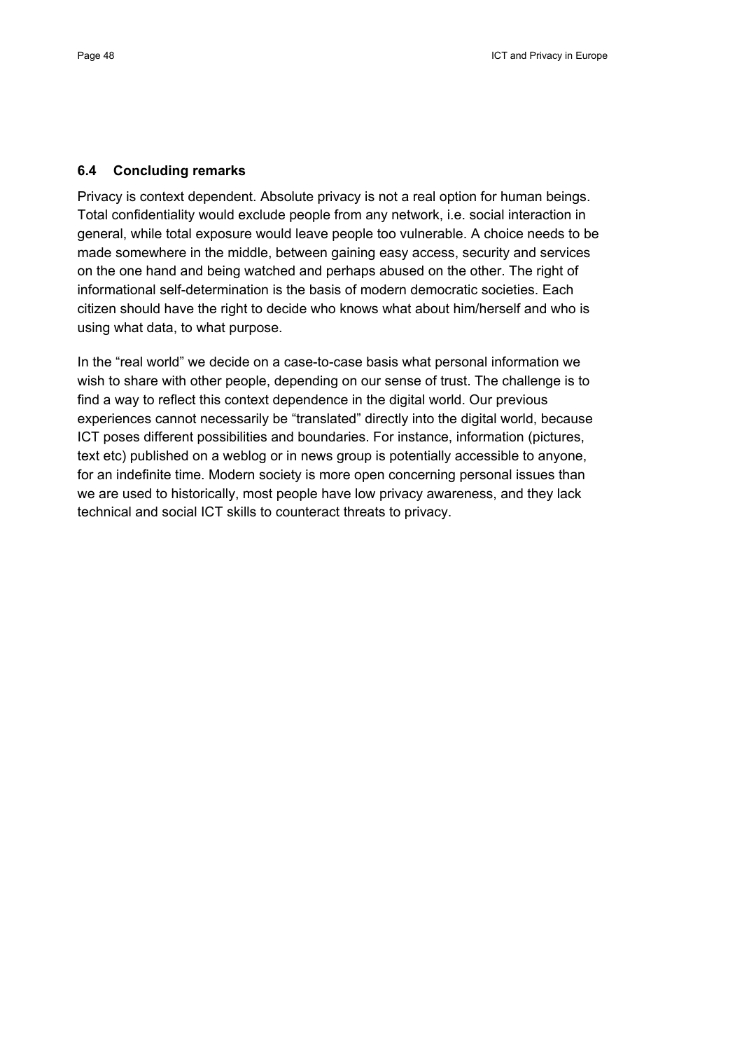### 6.4 Concluding remarks

Privacy is context dependent. Absolute privacy is not a real option for human beings. Total confidentiality would exclude people from any network, i.e. social interaction in general, while total exposure would leave people too vulnerable. A choice needs to be made somewhere in the middle, between gaining easy access, security and services on the one hand and being watched and perhaps abused on the other. The right of informational self-determination is the basis of modern democratic societies. Each citizen should have the right to decide who knows what about him/herself and who is using what data, to what purpose.

In the "real world" we decide on a case-to-case basis what personal information we wish to share with other people, depending on our sense of trust. The challenge is to find a way to reflect this context dependence in the digital world. Our previous experiences cannot necessarily be "translated" directly into the digital world, because ICT poses different possibilities and boundaries. For instance, information (pictures, text etc) published on a weblog or in news group is potentially accessible to anyone, for an indefinite time. Modern society is more open concerning personal issues than we are used to historically, most people have low privacy awareness, and they lack technical and social ICT skills to counteract threats to privacy.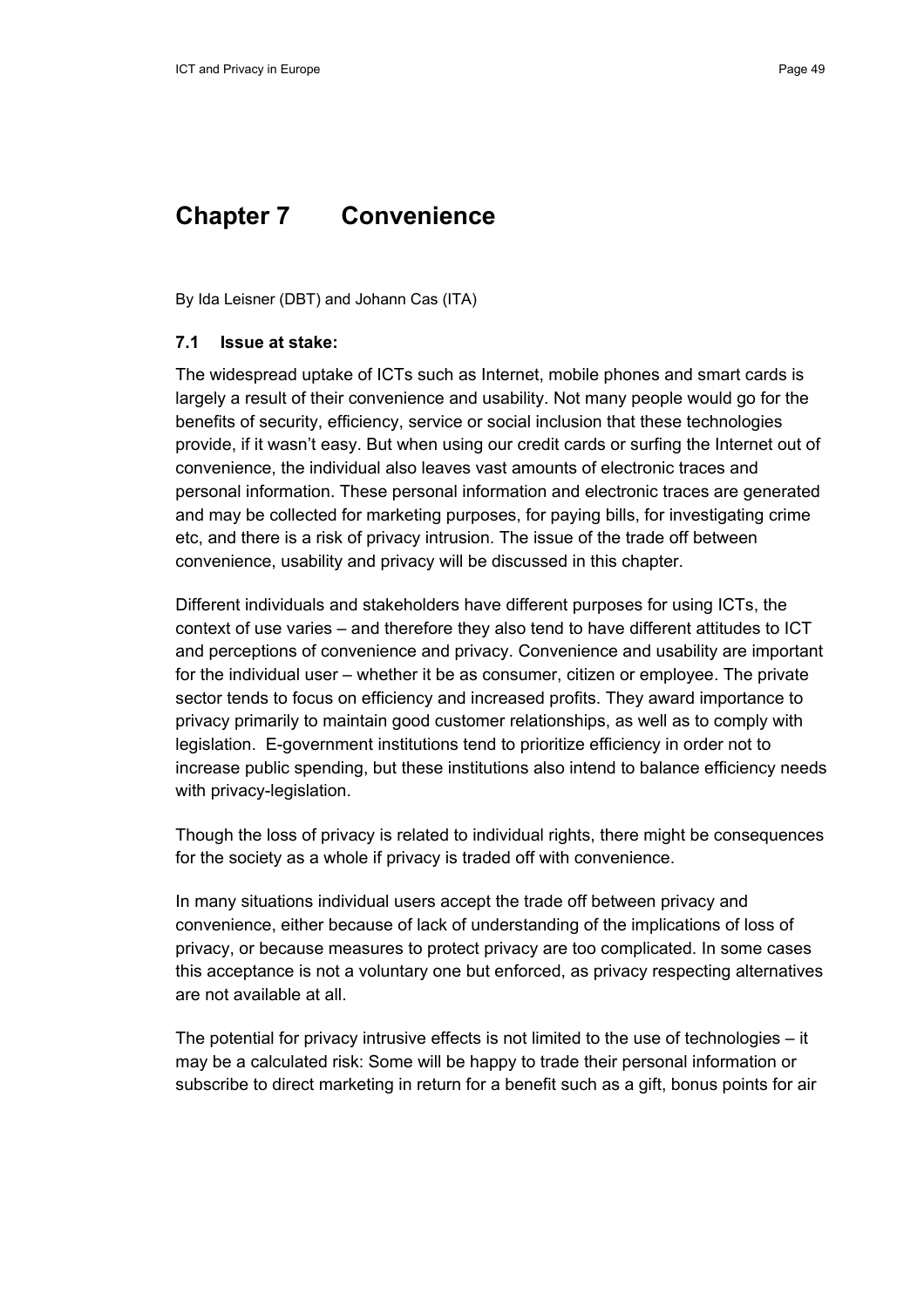# Chapter 7 Convenience

By Ida Leisner (DBT) and Johann Cas (ITA)

### 7.1 Issue at stake:

The widespread uptake of ICTs such as Internet, mobile phones and smart cards is largely a result of their convenience and usability. Not many people would go for the benefits of security, efficiency, service or social inclusion that these technologies provide, if it wasn't easy. But when using our credit cards or surfing the Internet out of convenience, the individual also leaves vast amounts of electronic traces and personal information. These personal information and electronic traces are generated and may be collected for marketing purposes, for paying bills, for investigating crime etc, and there is a risk of privacy intrusion. The issue of the trade off between convenience, usability and privacy will be discussed in this chapter.

Different individuals and stakeholders have different purposes for using ICTs, the context of use varies – and therefore they also tend to have different attitudes to ICT and perceptions of convenience and privacy. Convenience and usability are important for the individual user – whether it be as consumer, citizen or employee. The private sector tends to focus on efficiency and increased profits. They award importance to privacy primarily to maintain good customer relationships, as well as to comply with legislation. E-government institutions tend to prioritize efficiency in order not to increase public spending, but these institutions also intend to balance efficiency needs with privacy-legislation.

Though the loss of privacy is related to individual rights, there might be consequences for the society as a whole if privacy is traded off with convenience.

In many situations individual users accept the trade off between privacy and convenience, either because of lack of understanding of the implications of loss of privacy, or because measures to protect privacy are too complicated. In some cases this acceptance is not a voluntary one but enforced, as privacy respecting alternatives are not available at all.

The potential for privacy intrusive effects is not limited to the use of technologies – it may be a calculated risk: Some will be happy to trade their personal information or subscribe to direct marketing in return for a benefit such as a gift, bonus points for air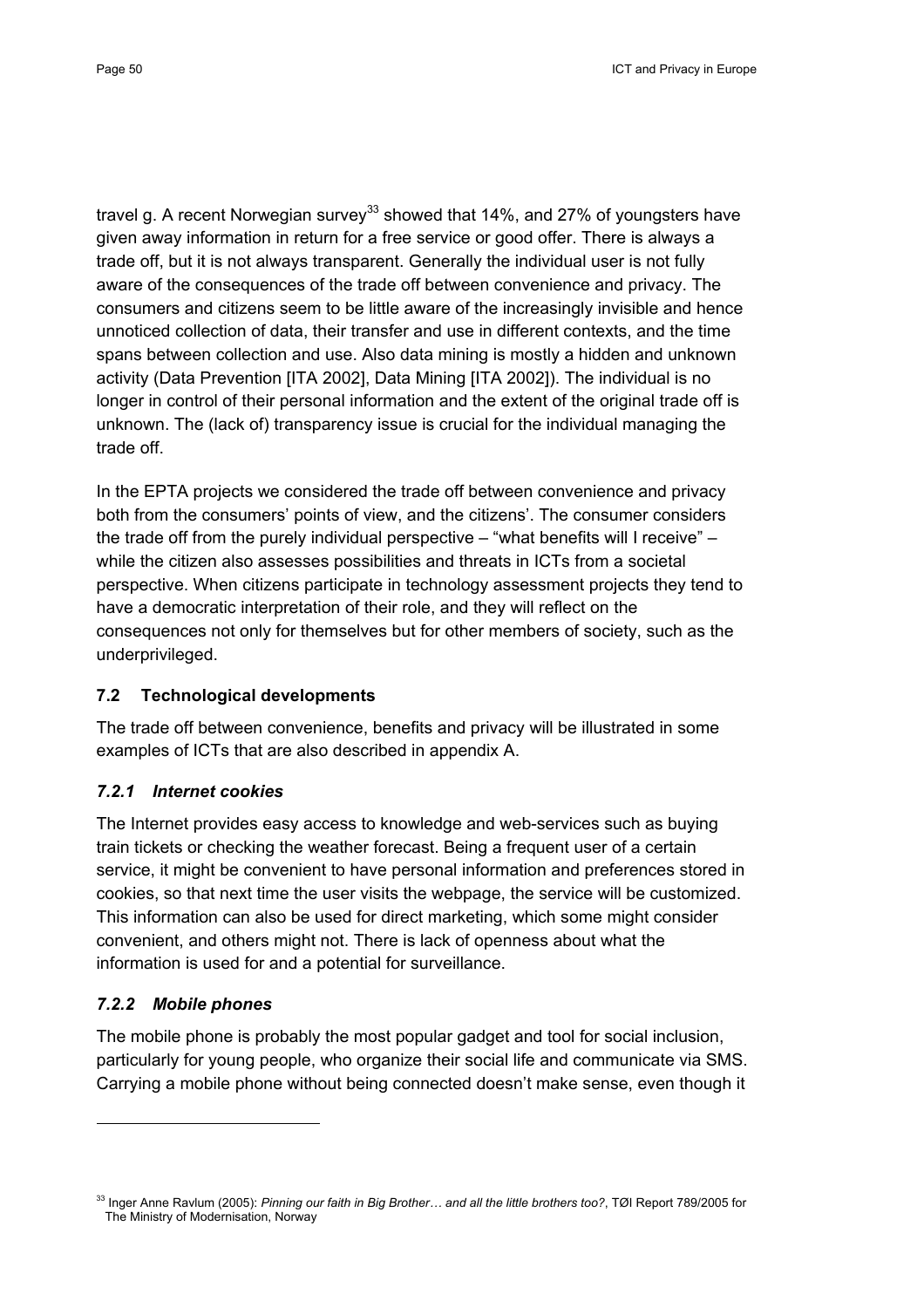travel g. A recent Norwegian survey[33] showed that 14%, and 27% of youngsters have given away information in return for a free service or good offer. There is always a trade off, but it is not always transparent. Generally the individual user is not fully aware of the consequences of the trade off between convenience and privacy. The consumers and citizens seem to be little aware of the increasingly invisible and hence unnoticed collection of data, their transfer and use in different contexts, and the time spans between collection and use. Also data mining is mostly a hidden and unknown activity (Data Prevention [ITA 2002], Data Mining [ITA 2002]). The individual is no longer in control of their personal information and the extent of the original trade off is unknown. The (lack of) transparency issue is crucial for the individual managing the trade off.

In the EPTA projects we considered the trade off between convenience and privacy both from the consumers' points of view, and the citizens'. The consumer considers the trade off from the purely individual perspective – "what benefits will I receive" – while the citizen also assesses possibilities and threats in ICTs from a societal perspective. When citizens participate in technology assessment projects they tend to have a democratic interpretation of their role, and they will reflect on the consequences not only for themselves but for other members of society, such as the underprivileged.

## 7.2 Technological developments

The trade off between convenience, benefits and privacy will be illustrated in some examples of ICTs that are also described in appendix A.

### *7.2.1 Internet cookies*

The Internet provides easy access to knowledge and web-services such as buying train tickets or checking the weather forecast. Being a frequent user of a certain service, it might be convenient to have personal information and preferences stored in cookies, so that next time the user visits the webpage, the service will be customized. This information can also be used for direct marketing, which some might consider convenient, and others might not. There is lack of openness about what the information is used for and a potential for surveillance.

### *7.2.2 Mobile phones*

The mobile phone is probably the most popular gadget and tool for social inclusion, particularly for young people, who organize their social life and communicate via SMS. Carrying a mobile phone without being connected doesn't make sense, even though it

---

[33] Inger Anne Ravlum (2005): *Pinning our faith in Big Brother… and all the little brothers too?*, TØI Report 789/2005 for The Ministry of Modernisation, Norway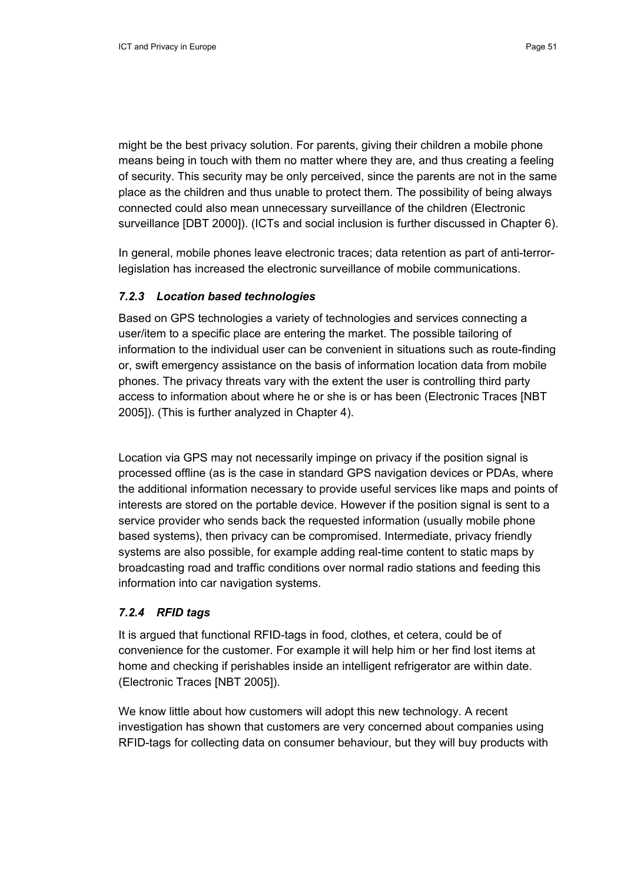might be the best privacy solution. For parents, giving their children a mobile phone means being in touch with them no matter where they are, and thus creating a feeling of security. This security may be only perceived, since the parents are not in the same place as the children and thus unable to protect them. The possibility of being always connected could also mean unnecessary surveillance of the children (Electronic surveillance [DBT 2000]). (ICTs and social inclusion is further discussed in Chapter 6).

In general, mobile phones leave electronic traces; data retention as part of anti-terror-legislation has increased the electronic surveillance of mobile communications.

### *7.2.3 Location based technologies*

Based on GPS technologies a variety of technologies and services connecting a user/item to a specific place are entering the market. The possible tailoring of information to the individual user can be convenient in situations such as route-finding or, swift emergency assistance on the basis of information location data from mobile phones. The privacy threats vary with the extent the user is controlling third party access to information about where he or she is or has been (Electronic Traces [NBT 2005]). (This is further analyzed in Chapter 4).

Location via GPS may not necessarily impinge on privacy if the position signal is processed offline (as is the case in standard GPS navigation devices or PDAs, where the additional information necessary to provide useful services like maps and points of interests are stored on the portable device. However if the position signal is sent to a service provider who sends back the requested information (usually mobile phone based systems), then privacy can be compromised. Intermediate, privacy friendly systems are also possible, for example adding real-time content to static maps by broadcasting road and traffic conditions over normal radio stations and feeding this information into car navigation systems.

### *7.2.4 RFID tags*

It is argued that functional RFID-tags in food, clothes, et cetera, could be of convenience for the customer. For example it will help him or her find lost items at home and checking if perishables inside an intelligent refrigerator are within date. (Electronic Traces [NBT 2005]).

We know little about how customers will adopt this new technology. A recent investigation has shown that customers are very concerned about companies using RFID-tags for collecting data on consumer behaviour, but they will buy products with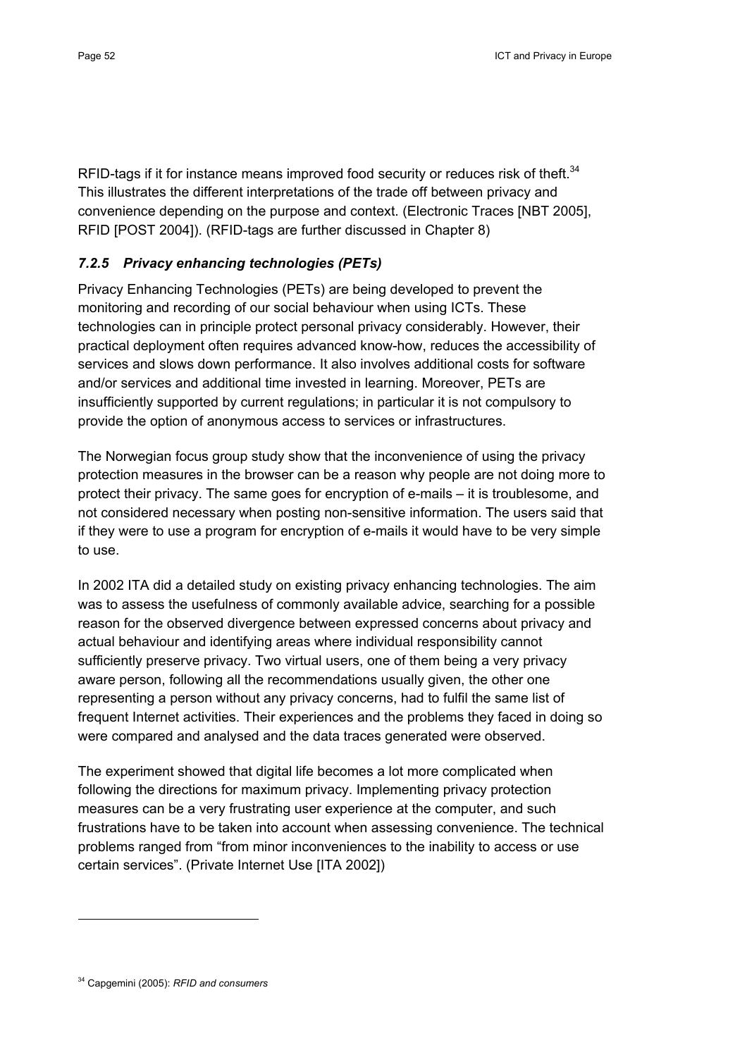RFID-tags if it for instance means improved food security or reduces risk of theft.[34] This illustrates the different interpretations of the trade off between privacy and convenience depending on the purpose and context. (Electronic Traces [NBT 2005], RFID [POST 2004]). (RFID-tags are further discussed in Chapter 8)

### *7.2.5 Privacy enhancing technologies (PETs)*

Privacy Enhancing Technologies (PETs) are being developed to prevent the monitoring and recording of our social behaviour when using ICTs. These technologies can in principle protect personal privacy considerably. However, their practical deployment often requires advanced know-how, reduces the accessibility of services and slows down performance. It also involves additional costs for software and/or services and additional time invested in learning. Moreover, PETs are insufficiently supported by current regulations; in particular it is not compulsory to provide the option of anonymous access to services or infrastructures.

The Norwegian focus group study show that the inconvenience of using the privacy protection measures in the browser can be a reason why people are not doing more to protect their privacy. The same goes for encryption of e-mails – it is troublesome, and not considered necessary when posting non-sensitive information. The users said that if they were to use a program for encryption of e-mails it would have to be very simple to use.

In 2002 ITA did a detailed study on existing privacy enhancing technologies. The aim was to assess the usefulness of commonly available advice, searching for a possible reason for the observed divergence between expressed concerns about privacy and actual behaviour and identifying areas where individual responsibility cannot sufficiently preserve privacy. Two virtual users, one of them being a very privacy aware person, following all the recommendations usually given, the other one representing a person without any privacy concerns, had to fulfil the same list of frequent Internet activities. Their experiences and the problems they faced in doing so were compared and analysed and the data traces generated were observed.

The experiment showed that digital life becomes a lot more complicated when following the directions for maximum privacy. Implementing privacy protection measures can be a very frustrating user experience at the computer, and such frustrations have to be taken into account when assessing convenience. The technical problems ranged from "from minor inconveniences to the inability to access or use certain services". (Private Internet Use [ITA 2002])

---

[34] Capgemini (2005): *RFID and consumers*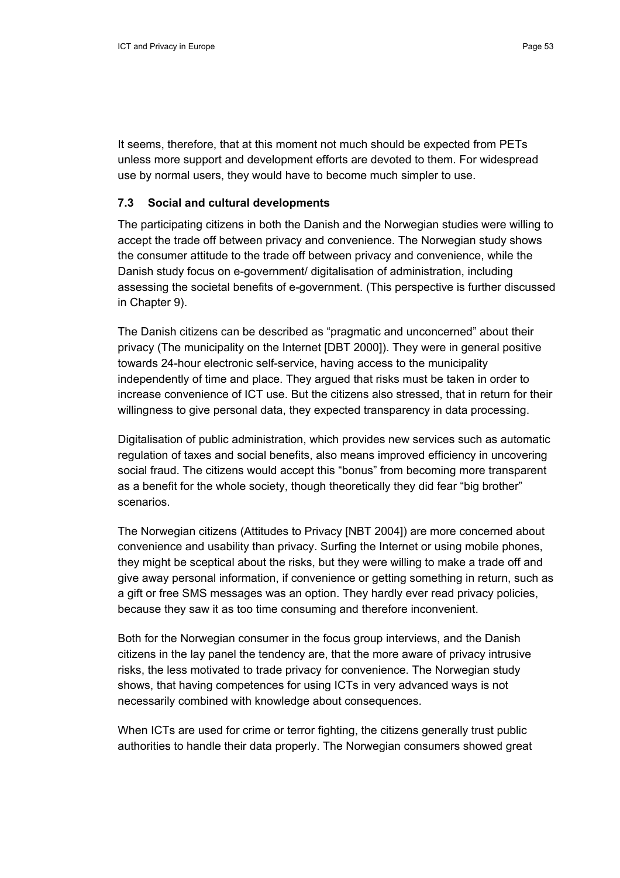It seems, therefore, that at this moment not much should be expected from PETs unless more support and development efforts are devoted to them. For widespread use by normal users, they would have to become much simpler to use.

### 7.3 Social and cultural developments

The participating citizens in both the Danish and the Norwegian studies were willing to accept the trade off between privacy and convenience. The Norwegian study shows the consumer attitude to the trade off between privacy and convenience, while the Danish study focus on e-government/ digitalisation of administration, including assessing the societal benefits of e-government. (This perspective is further discussed in Chapter 9).

The Danish citizens can be described as "pragmatic and unconcerned" about their privacy (The municipality on the Internet [DBT 2000]). They were in general positive towards 24-hour electronic self-service, having access to the municipality independently of time and place. They argued that risks must be taken in order to increase convenience of ICT use. But the citizens also stressed, that in return for their willingness to give personal data, they expected transparency in data processing.

Digitalisation of public administration, which provides new services such as automatic regulation of taxes and social benefits, also means improved efficiency in uncovering social fraud. The citizens would accept this "bonus" from becoming more transparent as a benefit for the whole society, though theoretically they did fear "big brother" scenarios.

The Norwegian citizens (Attitudes to Privacy [NBT 2004]) are more concerned about convenience and usability than privacy. Surfing the Internet or using mobile phones, they might be sceptical about the risks, but they were willing to make a trade off and give away personal information, if convenience or getting something in return, such as a gift or free SMS messages was an option. They hardly ever read privacy policies, because they saw it as too time consuming and therefore inconvenient.

Both for the Norwegian consumer in the focus group interviews, and the Danish citizens in the lay panel the tendency are, that the more aware of privacy intrusive risks, the less motivated to trade privacy for convenience. The Norwegian study shows, that having competences for using ICTs in very advanced ways is not necessarily combined with knowledge about consequences.

When ICTs are used for crime or terror fighting, the citizens generally trust public authorities to handle their data properly. The Norwegian consumers showed great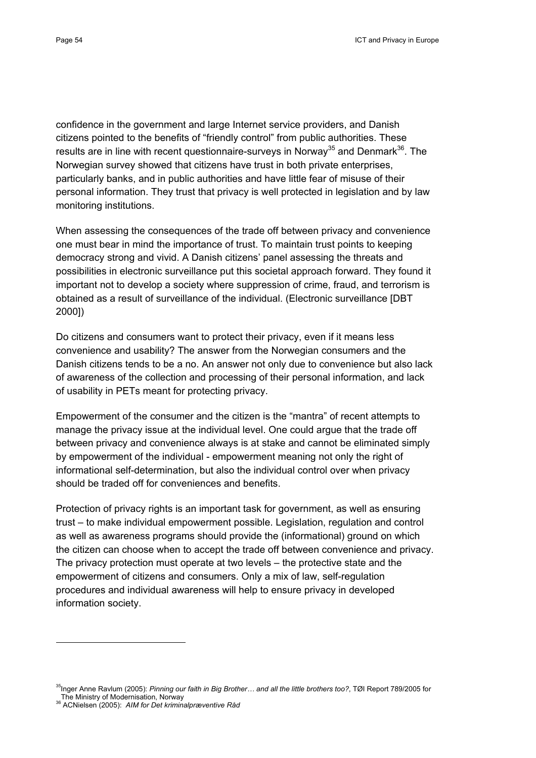confidence in the government and large Internet service providers, and Danish citizens pointed to the benefits of "friendly control" from public authorities. These results are in line with recent questionnaire-surveys in Norway[35] and Denmark[36]. The Norwegian survey showed that citizens have trust in both private enterprises, particularly banks, and in public authorities and have little fear of misuse of their personal information. They trust that privacy is well protected in legislation and by law monitoring institutions.

When assessing the consequences of the trade off between privacy and convenience one must bear in mind the importance of trust. To maintain trust points to keeping democracy strong and vivid. A Danish citizens' panel assessing the threats and possibilities in electronic surveillance put this societal approach forward. They found it important not to develop a society where suppression of crime, fraud, and terrorism is obtained as a result of surveillance of the individual. (Electronic surveillance [DBT 2000])

Do citizens and consumers want to protect their privacy, even if it means less convenience and usability? The answer from the Norwegian consumers and the Danish citizens tends to be a no. An answer not only due to convenience but also lack of awareness of the collection and processing of their personal information, and lack of usability in PETs meant for protecting privacy.

Empowerment of the consumer and the citizen is the "mantra" of recent attempts to manage the privacy issue at the individual level. One could argue that the trade off between privacy and convenience always is at stake and cannot be eliminated simply by empowerment of the individual - empowerment meaning not only the right of informational self-determination, but also the individual control over when privacy should be traded off for conveniences and benefits.

Protection of privacy rights is an important task for government, as well as ensuring trust – to make individual empowerment possible. Legislation, regulation and control as well as awareness programs should provide the (informational) ground on which the citizen can choose when to accept the trade off between convenience and privacy. The privacy protection must operate at two levels – the protective state and the empowerment of citizens and consumers. Only a mix of law, self-regulation procedures and individual awareness will help to ensure privacy in developed information society.

---

[35] Inger Anne Ravlum (2005): *Pinning our faith in Big Brother… and all the little brothers too?*, TØI Report 789/2005 for The Ministry of Modernisation, Norway

[36] ACNielsen (2005): *AIM for Det kriminalpræventive Råd*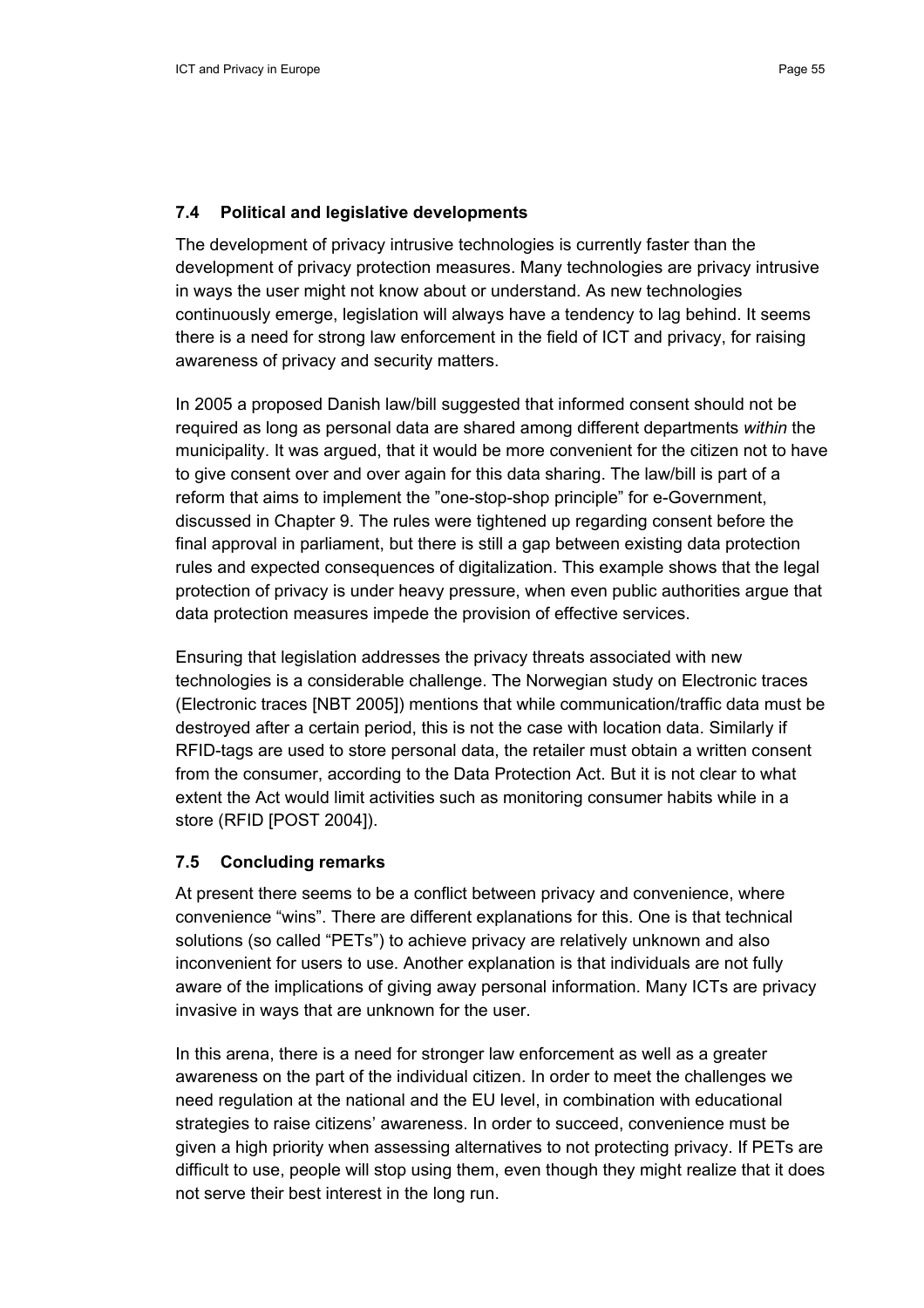### 7.4 Political and legislative developments

The development of privacy intrusive technologies is currently faster than the development of privacy protection measures. Many technologies are privacy intrusive in ways the user might not know about or understand. As new technologies continuously emerge, legislation will always have a tendency to lag behind. It seems there is a need for strong law enforcement in the field of ICT and privacy, for raising awareness of privacy and security matters.

In 2005 a proposed Danish law/bill suggested that informed consent should not be required as long as personal data are shared among different departments *within* the municipality. It was argued, that it would be more convenient for the citizen not to have to give consent over and over again for this data sharing. The law/bill is part of a reform that aims to implement the "one-stop-shop principle" for e-Government, discussed in Chapter 9. The rules were tightened up regarding consent before the final approval in parliament, but there is still a gap between existing data protection rules and expected consequences of digitalization. This example shows that the legal protection of privacy is under heavy pressure, when even public authorities argue that data protection measures impede the provision of effective services.

Ensuring that legislation addresses the privacy threats associated with new technologies is a considerable challenge. The Norwegian study on Electronic traces (Electronic traces [NBT 2005]) mentions that while communication/traffic data must be destroyed after a certain period, this is not the case with location data. Similarly if RFID-tags are used to store personal data, the retailer must obtain a written consent from the consumer, according to the Data Protection Act. But it is not clear to what extent the Act would limit activities such as monitoring consumer habits while in a store (RFID [POST 2004]).

### 7.5 Concluding remarks

At present there seems to be a conflict between privacy and convenience, where convenience "wins". There are different explanations for this. One is that technical solutions (so called "PETs") to achieve privacy are relatively unknown and also inconvenient for users to use. Another explanation is that individuals are not fully aware of the implications of giving away personal information. Many ICTs are privacy invasive in ways that are unknown for the user.

In this arena, there is a need for stronger law enforcement as well as a greater awareness on the part of the individual citizen. In order to meet the challenges we need regulation at the national and the EU level, in combination with educational strategies to raise citizens' awareness. In order to succeed, convenience must be given a high priority when assessing alternatives to not protecting privacy. If PETs are difficult to use, people will stop using them, even though they might realize that it does not serve their best interest in the long run.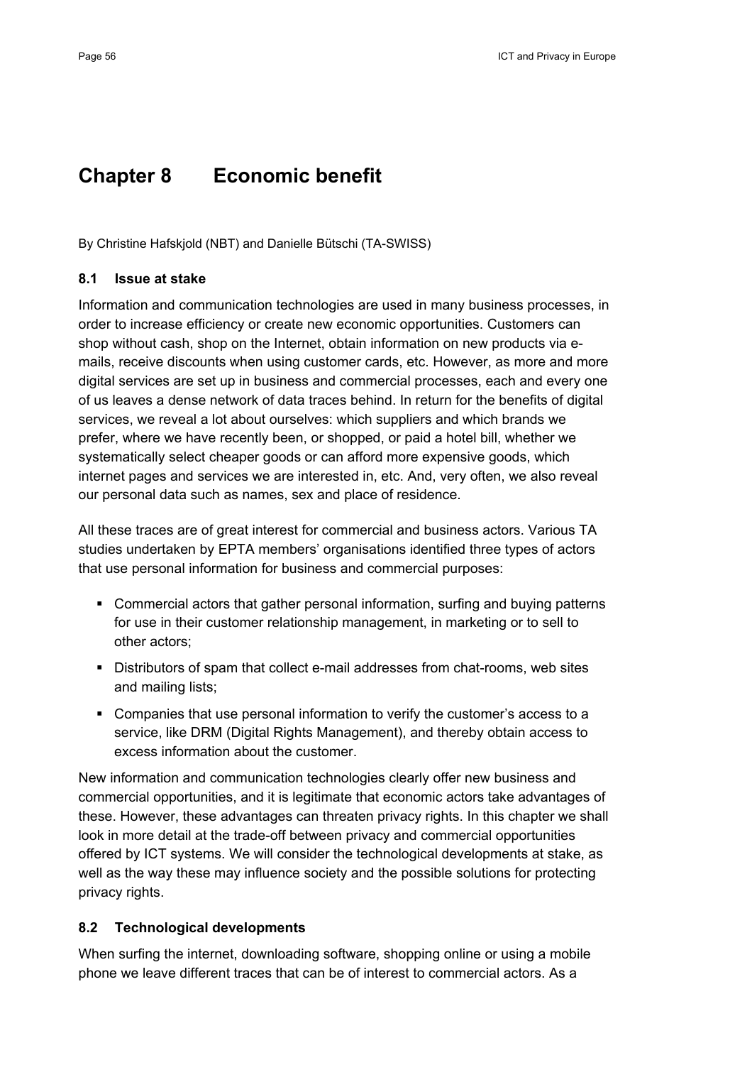# Chapter 8 Economic benefit

By Christine Hafskjold (NBT) and Danielle Bütschi (TA-SWISS)

## 8.1 Issue at stake

Information and communication technologies are used in many business processes, in order to increase efficiency or create new economic opportunities. Customers can shop without cash, shop on the Internet, obtain information on new products via e-mails, receive discounts when using customer cards, etc. However, as more and more digital services are set up in business and commercial processes, each and every one of us leaves a dense network of data traces behind. In return for the benefits of digital services, we reveal a lot about ourselves: which suppliers and which brands we prefer, where we have recently been, or shopped, or paid a hotel bill, whether we systematically select cheaper goods or can afford more expensive goods, which internet pages and services we are interested in, etc. And, very often, we also reveal our personal data such as names, sex and place of residence.

All these traces are of great interest for commercial and business actors. Various TA studies undertaken by EPTA members' organisations identified three types of actors that use personal information for business and commercial purposes:

- Commercial actors that gather personal information, surfing and buying patterns for use in their customer relationship management, in marketing or to sell to other actors;
- Distributors of spam that collect e-mail addresses from chat-rooms, web sites and mailing lists;
- Companies that use personal information to verify the customer's access to a service, like DRM (Digital Rights Management), and thereby obtain access to excess information about the customer.

New information and communication technologies clearly offer new business and commercial opportunities, and it is legitimate that economic actors take advantages of these. However, these advantages can threaten privacy rights. In this chapter we shall look in more detail at the trade-off between privacy and commercial opportunities offered by ICT systems. We will consider the technological developments at stake, as well as the way these may influence society and the possible solutions for protecting privacy rights.

## 8.2 Technological developments

When surfing the internet, downloading software, shopping online or using a mobile phone we leave different traces that can be of interest to commercial actors. As a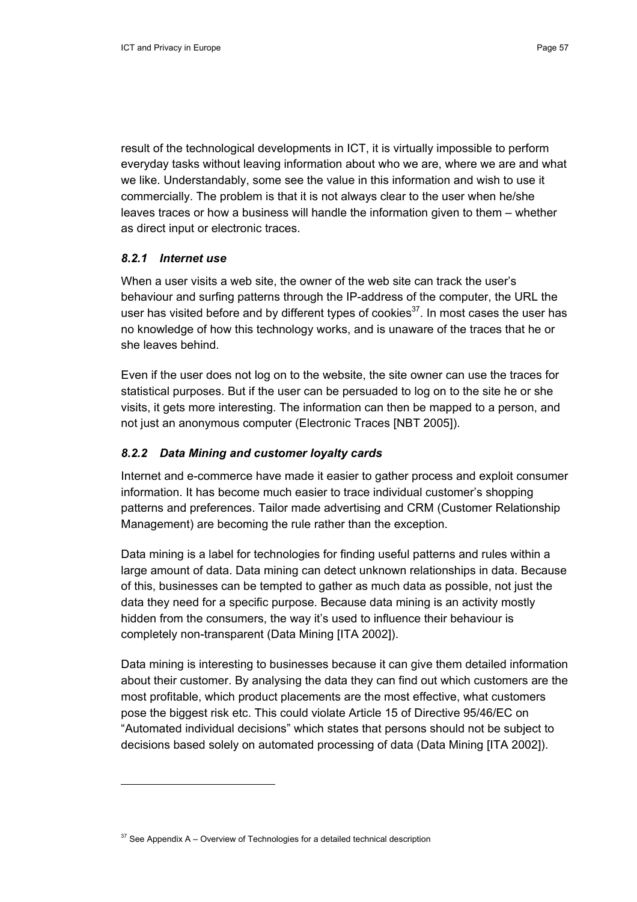result of the technological developments in ICT, it is virtually impossible to perform everyday tasks without leaving information about who we are, where we are and what we like. Understandably, some see the value in this information and wish to use it commercially. The problem is that it is not always clear to the user when he/she leaves traces or how a business will handle the information given to them – whether as direct input or electronic traces.

### *8.2.1 Internet use*

When a user visits a web site, the owner of the web site can track the user's behaviour and surfing patterns through the IP-address of the computer, the URL the user has visited before and by different types of cookies[37]. In most cases the user has no knowledge of how this technology works, and is unaware of the traces that he or she leaves behind.

Even if the user does not log on to the website, the site owner can use the traces for statistical purposes. But if the user can be persuaded to log on to the site he or she visits, it gets more interesting. The information can then be mapped to a person, and not just an anonymous computer (Electronic Traces [NBT 2005]).

### *8.2.2 Data Mining and customer loyalty cards*

Internet and e-commerce have made it easier to gather process and exploit consumer information. It has become much easier to trace individual customer's shopping patterns and preferences. Tailor made advertising and CRM (Customer Relationship Management) are becoming the rule rather than the exception.

Data mining is a label for technologies for finding useful patterns and rules within a large amount of data. Data mining can detect unknown relationships in data. Because of this, businesses can be tempted to gather as much data as possible, not just the data they need for a specific purpose. Because data mining is an activity mostly hidden from the consumers, the way it's used to influence their behaviour is completely non-transparent (Data Mining [ITA 2002]).

Data mining is interesting to businesses because it can give them detailed information about their customer. By analysing the data they can find out which customers are the most profitable, which product placements are the most effective, what customers pose the biggest risk etc. This could violate Article 15 of Directive 95/46/EC on "Automated individual decisions" which states that persons should not be subject to decisions based solely on automated processing of data (Data Mining [ITA 2002]).

---

[37] See Appendix A – Overview of Technologies for a detailed technical description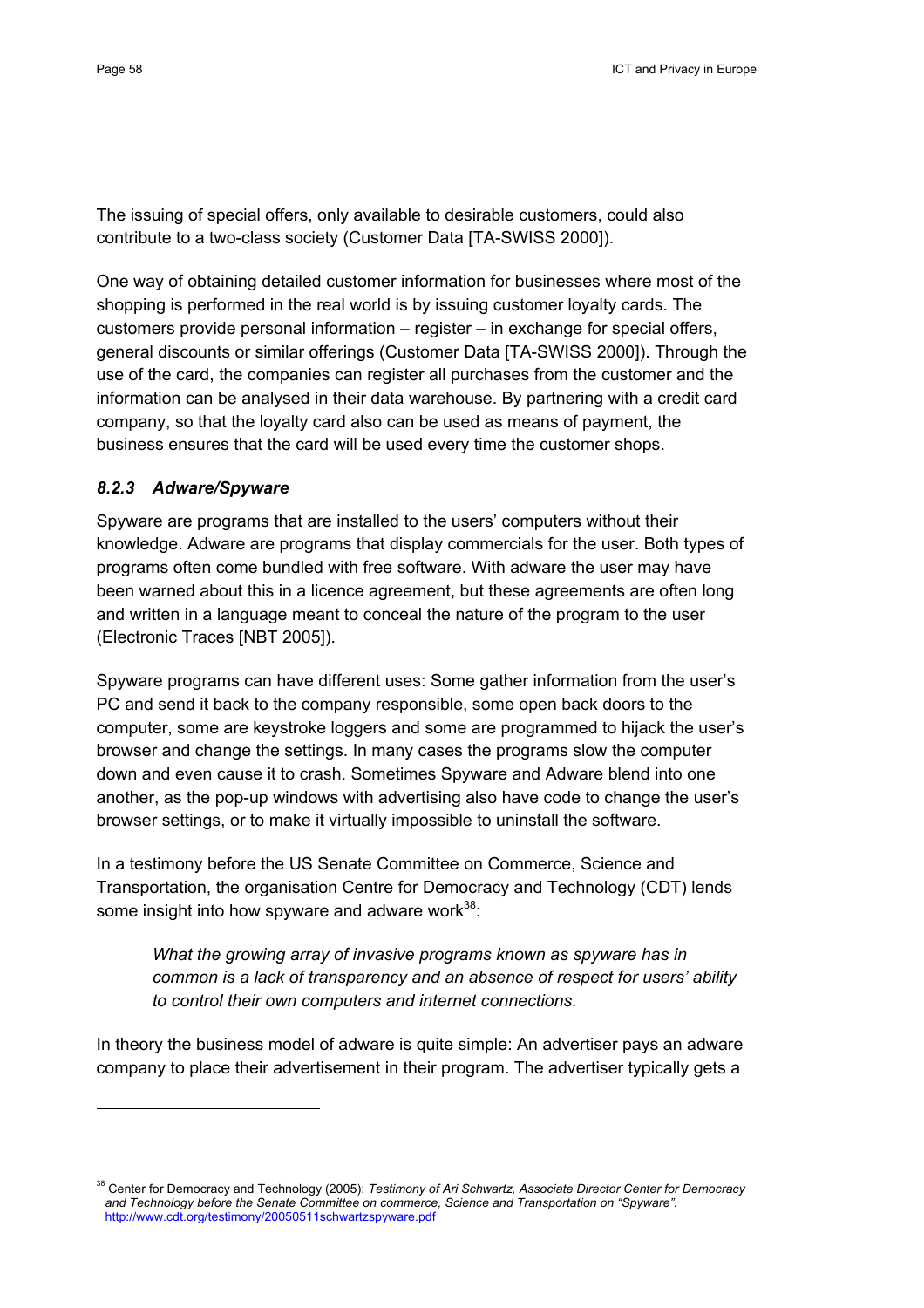The issuing of special offers, only available to desirable customers, could also contribute to a two-class society (Customer Data [TA-SWISS 2000]).

One way of obtaining detailed customer information for businesses where most of the shopping is performed in the real world is by issuing customer loyalty cards. The customers provide personal information – register – in exchange for special offers, general discounts or similar offerings (Customer Data [TA-SWISS 2000]). Through the use of the card, the companies can register all purchases from the customer and the information can be analysed in their data warehouse. By partnering with a credit card company, so that the loyalty card also can be used as means of payment, the business ensures that the card will be used every time the customer shops.

### *8.2.3 Adware/Spyware*

Spyware are programs that are installed to the users' computers without their knowledge. Adware are programs that display commercials for the user. Both types of programs often come bundled with free software. With adware the user may have been warned about this in a licence agreement, but these agreements are often long and written in a language meant to conceal the nature of the program to the user (Electronic Traces [NBT 2005]).

Spyware programs can have different uses: Some gather information from the user's PC and send it back to the company responsible, some open back doors to the computer, some are keystroke loggers and some are programmed to hijack the user's browser and change the settings. In many cases the programs slow the computer down and even cause it to crash. Sometimes Spyware and Adware blend into one another, as the pop-up windows with advertising also have code to change the user's browser settings, or to make it virtually impossible to uninstall the software.

In a testimony before the US Senate Committee on Commerce, Science and Transportation, the organisation Centre for Democracy and Technology (CDT) lends some insight into how spyware and adware work[38]:

> *What the growing array of invasive programs known as spyware has in common is a lack of transparency and an absence of respect for users' ability to control their own computers and internet connections.*

In theory the business model of adware is quite simple: An advertiser pays an adware company to place their advertisement in their program. The advertiser typically gets a

---

[38] Center for Democracy and Technology (2005): *Testimony of Ari Schwartz, Associate Director Center for Democracy and Technology before the Senate Committee on commerce, Science and Transportation on "Spyware".* http://www.cdt.org/testimony/20050511schwartzspyware.pdf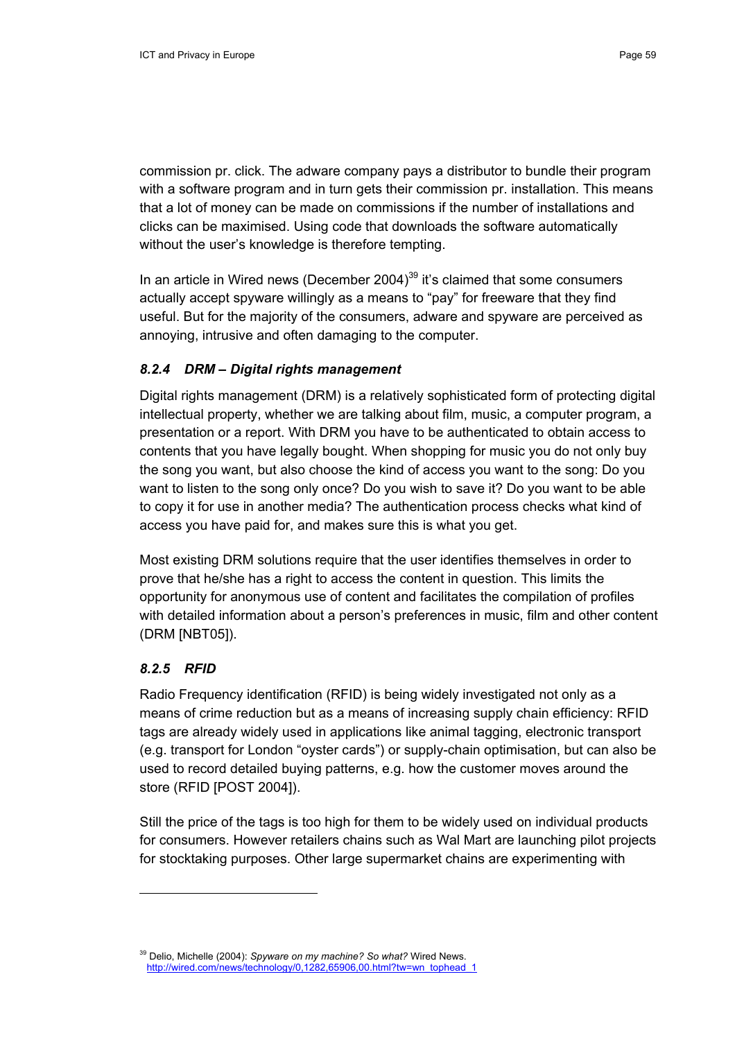commission pr. click. The adware company pays a distributor to bundle their program with a software program and in turn gets their commission pr. installation. This means that a lot of money can be made on commissions if the number of installations and clicks can be maximised. Using code that downloads the software automatically without the user's knowledge is therefore tempting.

In an article in Wired news (December 2004)[39] it's claimed that some consumers actually accept spyware willingly as a means to "pay" for freeware that they find useful. But for the majority of the consumers, adware and spyware are perceived as annoying, intrusive and often damaging to the computer.

### *8.2.4 DRM – Digital rights management*

Digital rights management (DRM) is a relatively sophisticated form of protecting digital intellectual property, whether we are talking about film, music, a computer program, a presentation or a report. With DRM you have to be authenticated to obtain access to contents that you have legally bought. When shopping for music you do not only buy the song you want, but also choose the kind of access you want to the song: Do you want to listen to the song only once? Do you wish to save it? Do you want to be able to copy it for use in another media? The authentication process checks what kind of access you have paid for, and makes sure this is what you get.

Most existing DRM solutions require that the user identifies themselves in order to prove that he/she has a right to access the content in question. This limits the opportunity for anonymous use of content and facilitates the compilation of profiles with detailed information about a person's preferences in music, film and other content (DRM [NBT05]).

### *8.2.5 RFID*

Radio Frequency identification (RFID) is being widely investigated not only as a means of crime reduction but as a means of increasing supply chain efficiency: RFID tags are already widely used in applications like animal tagging, electronic transport (e.g. transport for London "oyster cards") or supply-chain optimisation, but can also be used to record detailed buying patterns, e.g. how the customer moves around the store (RFID [POST 2004]).

Still the price of the tags is too high for them to be widely used on individual products for consumers. However retailers chains such as Wal Mart are launching pilot projects for stocktaking purposes. Other large supermarket chains are experimenting with

---

[39] Delio, Michelle (2004): *Spyware on my machine? So what?* Wired News. http://wired.com/news/technology/0,1282,65906,00.html?tw=wn_tophead_1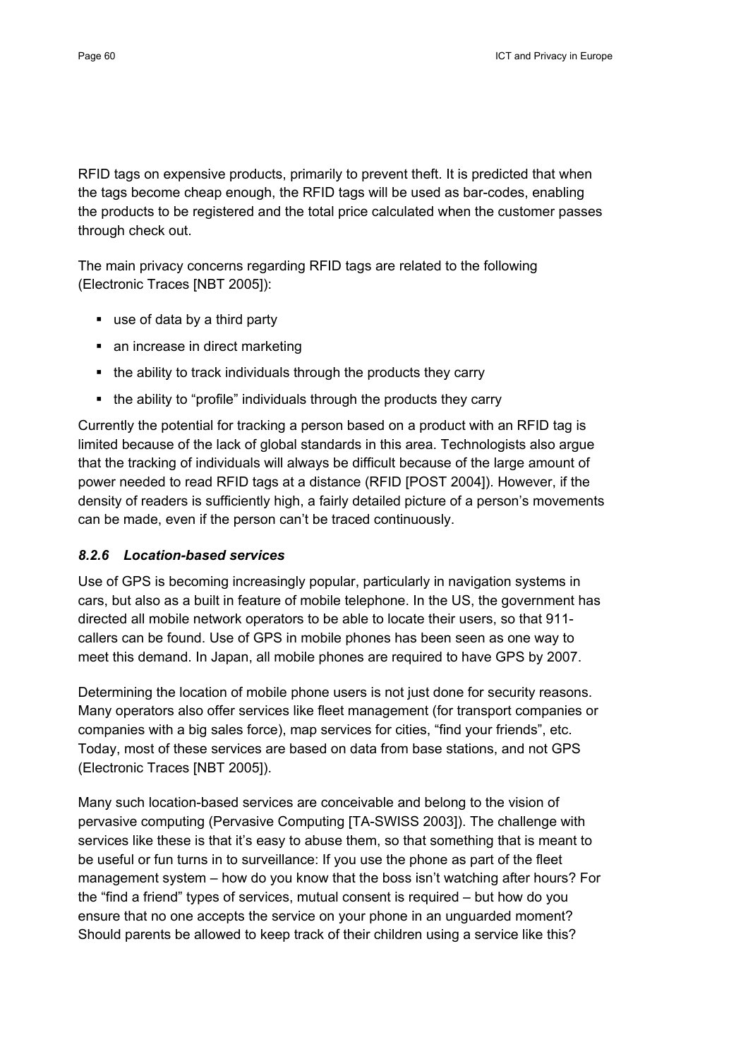RFID tags on expensive products, primarily to prevent theft. It is predicted that when the tags become cheap enough, the RFID tags will be used as bar-codes, enabling the products to be registered and the total price calculated when the customer passes through check out.

The main privacy concerns regarding RFID tags are related to the following (Electronic Traces [NBT 2005]):

- use of data by a third party
- an increase in direct marketing
- the ability to track individuals through the products they carry
- the ability to "profile" individuals through the products they carry

Currently the potential for tracking a person based on a product with an RFID tag is limited because of the lack of global standards in this area. Technologists also argue that the tracking of individuals will always be difficult because of the large amount of power needed to read RFID tags at a distance (RFID [POST 2004]). However, if the density of readers is sufficiently high, a fairly detailed picture of a person's movements can be made, even if the person can't be traced continuously.

### *8.2.6 Location-based services*

Use of GPS is becoming increasingly popular, particularly in navigation systems in cars, but also as a built in feature of mobile telephone. In the US, the government has directed all mobile network operators to be able to locate their users, so that 911-callers can be found. Use of GPS in mobile phones has been seen as one way to meet this demand. In Japan, all mobile phones are required to have GPS by 2007.

Determining the location of mobile phone users is not just done for security reasons. Many operators also offer services like fleet management (for transport companies or companies with a big sales force), map services for cities, "find your friends", etc. Today, most of these services are based on data from base stations, and not GPS (Electronic Traces [NBT 2005]).

Many such location-based services are conceivable and belong to the vision of pervasive computing (Pervasive Computing [TA-SWISS 2003]). The challenge with services like these is that it's easy to abuse them, so that something that is meant to be useful or fun turns in to surveillance: If you use the phone as part of the fleet management system – how do you know that the boss isn't watching after hours? For the "find a friend" types of services, mutual consent is required – but how do you ensure that no one accepts the service on your phone in an unguarded moment? Should parents be allowed to keep track of their children using a service like this?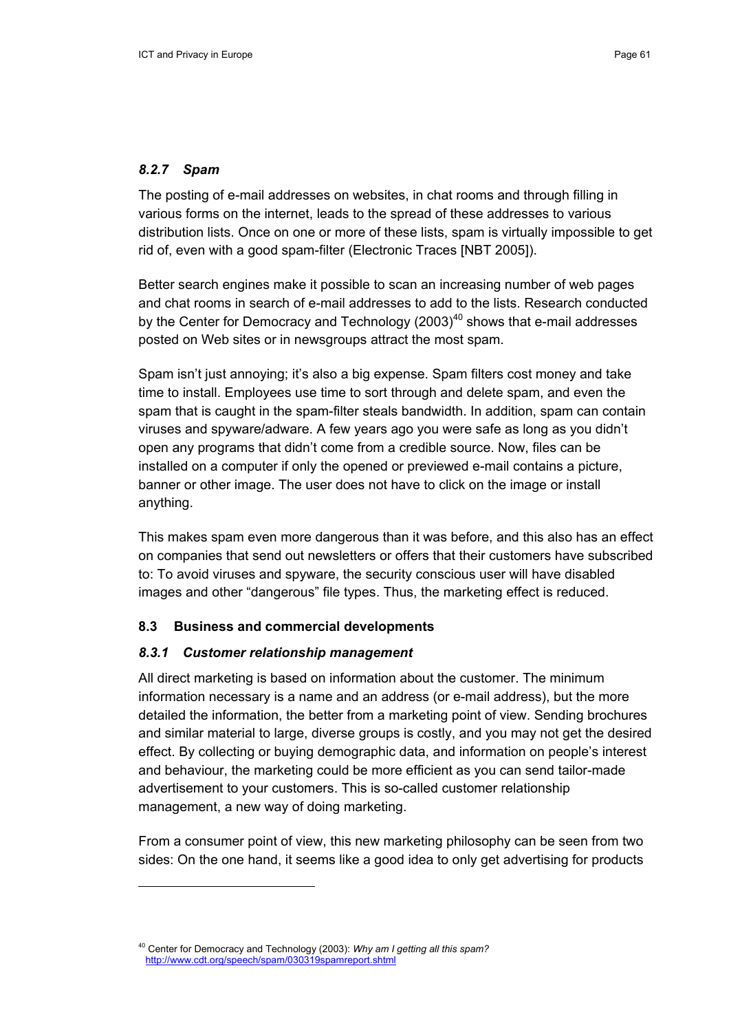### *8.2.7 Spam*

The posting of e-mail addresses on websites, in chat rooms and through filling in various forms on the internet, leads to the spread of these addresses to various distribution lists. Once on one or more of these lists, spam is virtually impossible to get rid of, even with a good spam-filter (Electronic Traces [NBT 2005]).

Better search engines make it possible to scan an increasing number of web pages and chat rooms in search of e-mail addresses to add to the lists. Research conducted by the Center for Democracy and Technology (2003)[40] shows that e-mail addresses posted on Web sites or in newsgroups attract the most spam.

Spam isn't just annoying; it's also a big expense. Spam filters cost money and take time to install. Employees use time to sort through and delete spam, and even the spam that is caught in the spam-filter steals bandwidth. In addition, spam can contain viruses and spyware/adware. A few years ago you were safe as long as you didn't open any programs that didn't come from a credible source. Now, files can be installed on a computer if only the opened or previewed e-mail contains a picture, banner or other image. The user does not have to click on the image or install anything.

This makes spam even more dangerous than it was before, and this also has an effect on companies that send out newsletters or offers that their customers have subscribed to: To avoid viruses and spyware, the security conscious user will have disabled images and other "dangerous" file types. Thus, the marketing effect is reduced.

## 8.3 Business and commercial developments

### *8.3.1 Customer relationship management*

All direct marketing is based on information about the customer. The minimum information necessary is a name and an address (or e-mail address), but the more detailed the information, the better from a marketing point of view. Sending brochures and similar material to large, diverse groups is costly, and you may not get the desired effect. By collecting or buying demographic data, and information on people's interest and behaviour, the marketing could be more efficient as you can send tailor-made advertisement to your customers. This is so-called customer relationship management, a new way of doing marketing.

From a consumer point of view, this new marketing philosophy can be seen from two sides: On the one hand, it seems like a good idea to only get advertising for products

---

[40] Center for Democracy and Technology (2003): *Why am I getting all this spam?* http://www.cdt.org/speech/spam/030319spamreport.shtml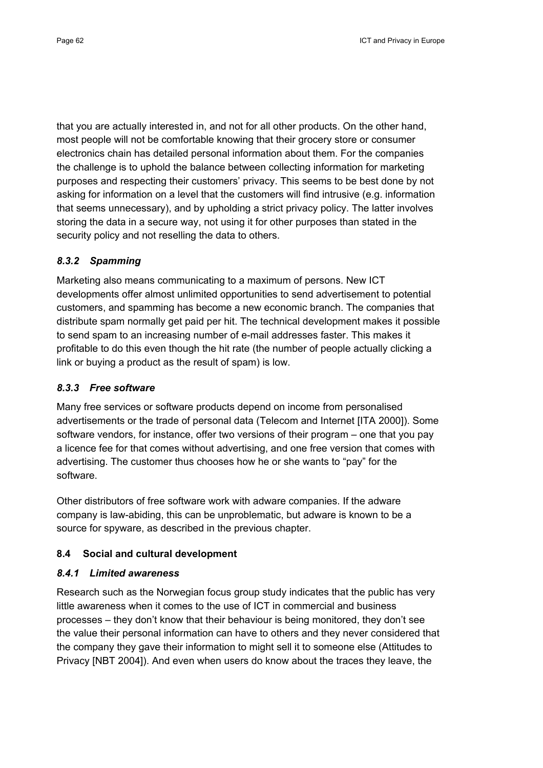that you are actually interested in, and not for all other products. On the other hand, most people will not be comfortable knowing that their grocery store or consumer electronics chain has detailed personal information about them. For the companies the challenge is to uphold the balance between collecting information for marketing purposes and respecting their customers' privacy. This seems to be best done by not asking for information on a level that the customers will find intrusive (e.g. information that seems unnecessary), and by upholding a strict privacy policy. The latter involves storing the data in a secure way, not using it for other purposes than stated in the security policy and not reselling the data to others.

#### *8.3.2 Spamming*

Marketing also means communicating to a maximum of persons. New ICT developments offer almost unlimited opportunities to send advertisement to potential customers, and spamming has become a new economic branch. The companies that distribute spam normally get paid per hit. The technical development makes it possible to send spam to an increasing number of e-mail addresses faster. This makes it profitable to do this even though the hit rate (the number of people actually clicking a link or buying a product as the result of spam) is low.

#### *8.3.3 Free software*

Many free services or software products depend on income from personalised advertisements or the trade of personal data (Telecom and Internet [ITA 2000]). Some software vendors, for instance, offer two versions of their program – one that you pay a licence fee for that comes without advertising, and one free version that comes with advertising. The customer thus chooses how he or she wants to "pay" for the software.

Other distributors of free software work with adware companies. If the adware company is law-abiding, this can be unproblematic, but adware is known to be a source for spyware, as described in the previous chapter.

### 8.4 Social and cultural development

#### *8.4.1 Limited awareness*

Research such as the Norwegian focus group study indicates that the public has very little awareness when it comes to the use of ICT in commercial and business processes – they don't know that their behaviour is being monitored, they don't see the value their personal information can have to others and they never considered that the company they gave their information to might sell it to someone else (Attitudes to Privacy [NBT 2004]). And even when users do know about the traces they leave, the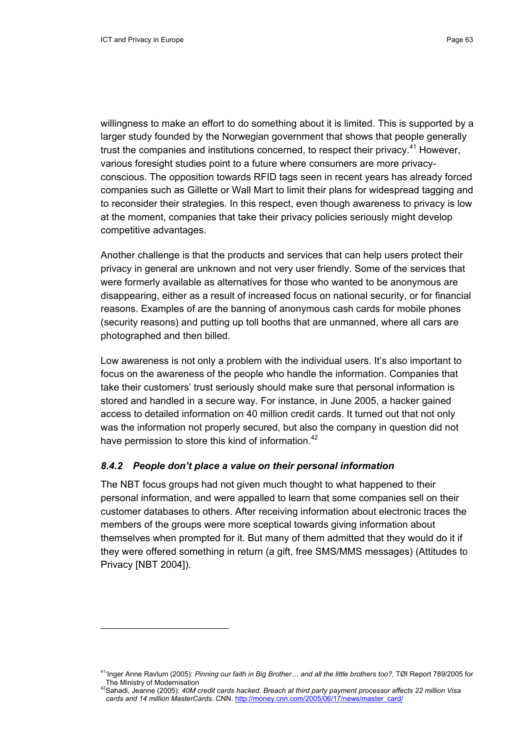willingness to make an effort to do something about it is limited. This is supported by a larger study founded by the Norwegian government that shows that people generally trust the companies and institutions concerned, to respect their privacy.[41] However, various foresight studies point to a future where consumers are more privacy-conscious. The opposition towards RFID tags seen in recent years has already forced companies such as Gillette or Wall Mart to limit their plans for widespread tagging and to reconsider their strategies. In this respect, even though awareness to privacy is low at the moment, companies that take their privacy policies seriously might develop competitive advantages.

Another challenge is that the products and services that can help users protect their privacy in general are unknown and not very user friendly. Some of the services that were formerly available as alternatives for those who wanted to be anonymous are disappearing, either as a result of increased focus on national security, or for financial reasons. Examples of are the banning of anonymous cash cards for mobile phones (security reasons) and putting up toll booths that are unmanned, where all cars are photographed and then billed.

Low awareness is not only a problem with the individual users. It's also important to focus on the awareness of the people who handle the information. Companies that take their customers' trust seriously should make sure that personal information is stored and handled in a secure way. For instance, in June 2005, a hacker gained access to detailed information on 40 million credit cards. It turned out that not only was the information not properly secured, but also the company in question did not have permission to store this kind of information.[42]

### *8.4.2 People don't place a value on their personal information*

The NBT focus groups had not given much thought to what happened to their personal information, and were appalled to learn that some companies sell on their customer databases to others. After receiving information about electronic traces the members of the groups were more sceptical towards giving information about themselves when prompted for it. But many of them admitted that they would do it if they were offered something in return (a gift, free SMS/MMS messages) (Attitudes to Privacy [NBT 2004]).

---

[41] Inger Anne Ravlum (2005): *Pinning our faith in Big Brother… and all the little brothers too?*, TØI Report 789/2005 for The Ministry of Modernisation

[42] Sahadi, Jeanne (2005): *40M credit cards hacked. Breach at third party payment processor affects 22 million Visa cards and 14 million MasterCards.* CNN. http://money.cnn.com/2005/06/17/news/master_card/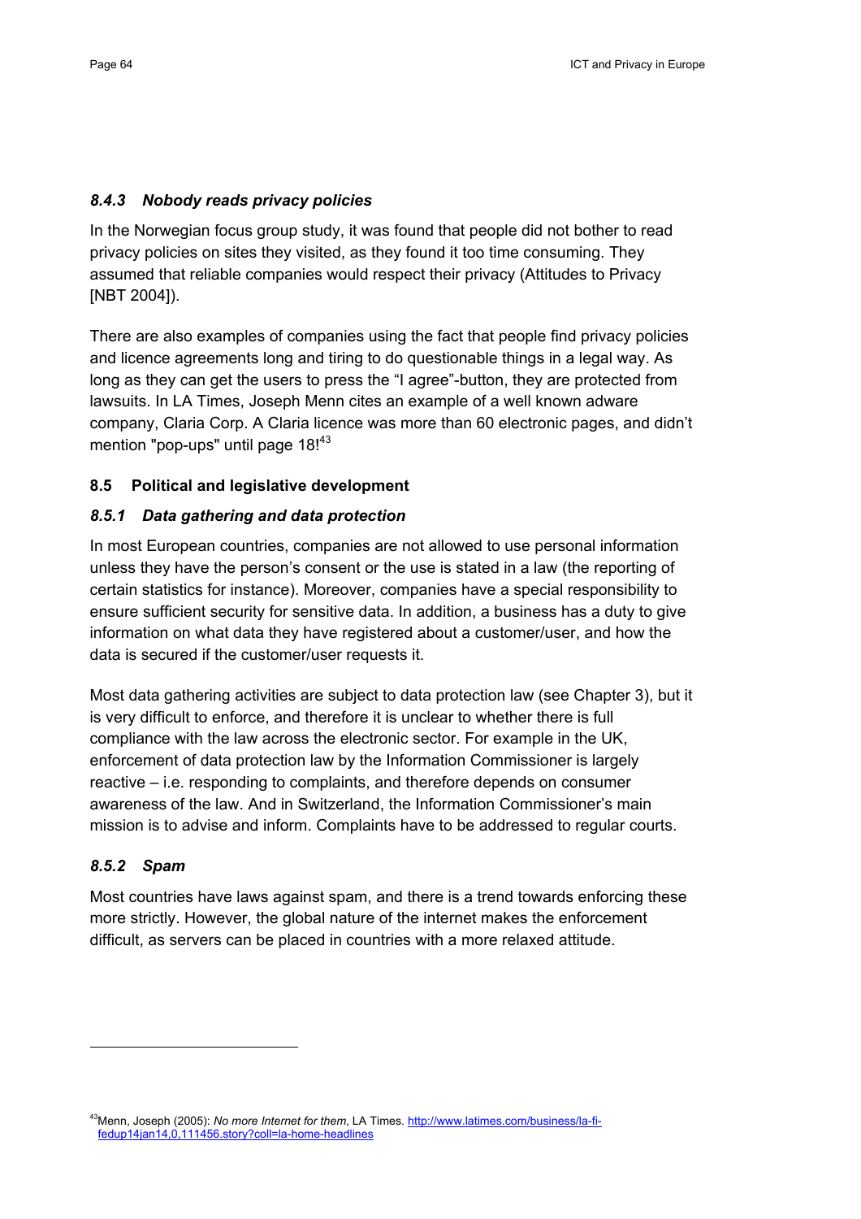### *8.4.3 Nobody reads privacy policies*

In the Norwegian focus group study, it was found that people did not bother to read privacy policies on sites they visited, as they found it too time consuming. They assumed that reliable companies would respect their privacy (Attitudes to Privacy [NBT 2004]).

There are also examples of companies using the fact that people find privacy policies and licence agreements long and tiring to do questionable things in a legal way. As long as they can get the users to press the "I agree"-button, they are protected from lawsuits. In LA Times, Joseph Menn cites an example of a well known adware company, Claria Corp. A Claria licence was more than 60 electronic pages, and didn't mention "pop-ups" until page 18![43]

## 8.5 Political and legislative development

### *8.5.1 Data gathering and data protection*

In most European countries, companies are not allowed to use personal information unless they have the person's consent or the use is stated in a law (the reporting of certain statistics for instance). Moreover, companies have a special responsibility to ensure sufficient security for sensitive data. In addition, a business has a duty to give information on what data they have registered about a customer/user, and how the data is secured if the customer/user requests it.

Most data gathering activities are subject to data protection law (see Chapter 3), but it is very difficult to enforce, and therefore it is unclear to whether there is full compliance with the law across the electronic sector. For example in the UK, enforcement of data protection law by the Information Commissioner is largely reactive – i.e. responding to complaints, and therefore depends on consumer awareness of the law. And in Switzerland, the Information Commissioner's main mission is to advise and inform. Complaints have to be addressed to regular courts.

### *8.5.2 Spam*

Most countries have laws against spam, and there is a trend towards enforcing these more strictly. However, the global nature of the internet makes the enforcement difficult, as servers can be placed in countries with a more relaxed attitude.

---

[43] Menn, Joseph (2005): *No more Internet for them*, LA Times. http://www.latimes.com/business/la-fi-fedup14jan14,0,111456.story?coll=la-home-headlines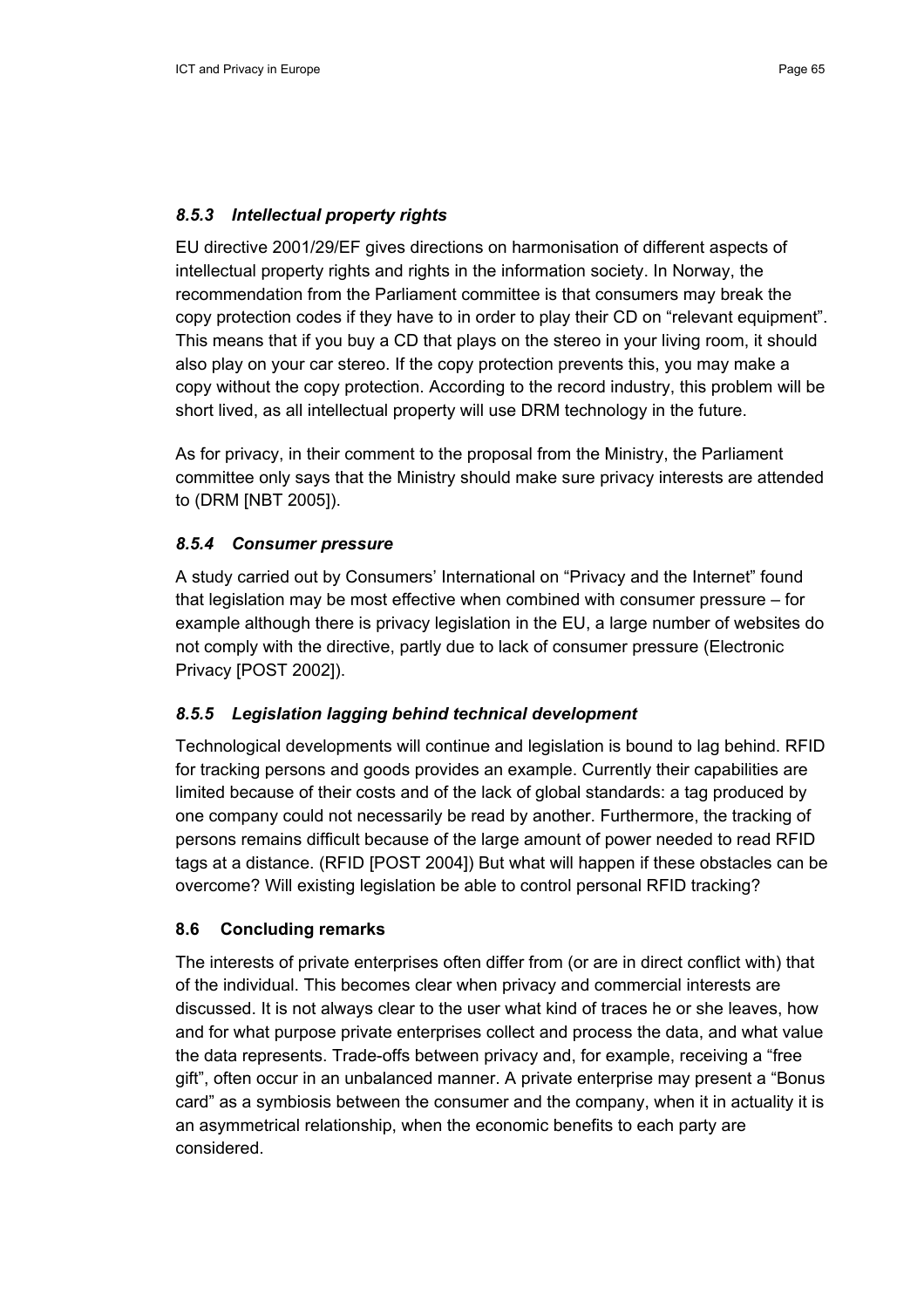#### *8.5.3 Intellectual property rights*

EU directive 2001/29/EF gives directions on harmonisation of different aspects of intellectual property rights and rights in the information society. In Norway, the recommendation from the Parliament committee is that consumers may break the copy protection codes if they have to in order to play their CD on "relevant equipment". This means that if you buy a CD that plays on the stereo in your living room, it should also play on your car stereo. If the copy protection prevents this, you may make a copy without the copy protection. According to the record industry, this problem will be short lived, as all intellectual property will use DRM technology in the future.

As for privacy, in their comment to the proposal from the Ministry, the Parliament committee only says that the Ministry should make sure privacy interests are attended to (DRM [NBT 2005]).

#### *8.5.4 Consumer pressure*

A study carried out by Consumers' International on "Privacy and the Internet" found that legislation may be most effective when combined with consumer pressure – for example although there is privacy legislation in the EU, a large number of websites do not comply with the directive, partly due to lack of consumer pressure (Electronic Privacy [POST 2002]).

#### *8.5.5 Legislation lagging behind technical development*

Technological developments will continue and legislation is bound to lag behind. RFID for tracking persons and goods provides an example. Currently their capabilities are limited because of their costs and of the lack of global standards: a tag produced by one company could not necessarily be read by another. Furthermore, the tracking of persons remains difficult because of the large amount of power needed to read RFID tags at a distance. (RFID [POST 2004]) But what will happen if these obstacles can be overcome? Will existing legislation be able to control personal RFID tracking?

### 8.6 Concluding remarks

The interests of private enterprises often differ from (or are in direct conflict with) that of the individual. This becomes clear when privacy and commercial interests are discussed. It is not always clear to the user what kind of traces he or she leaves, how and for what purpose private enterprises collect and process the data, and what value the data represents. Trade-offs between privacy and, for example, receiving a "free gift", often occur in an unbalanced manner. A private enterprise may present a "Bonus card" as a symbiosis between the consumer and the company, when it in actuality it is an asymmetrical relationship, when the economic benefits to each party are considered.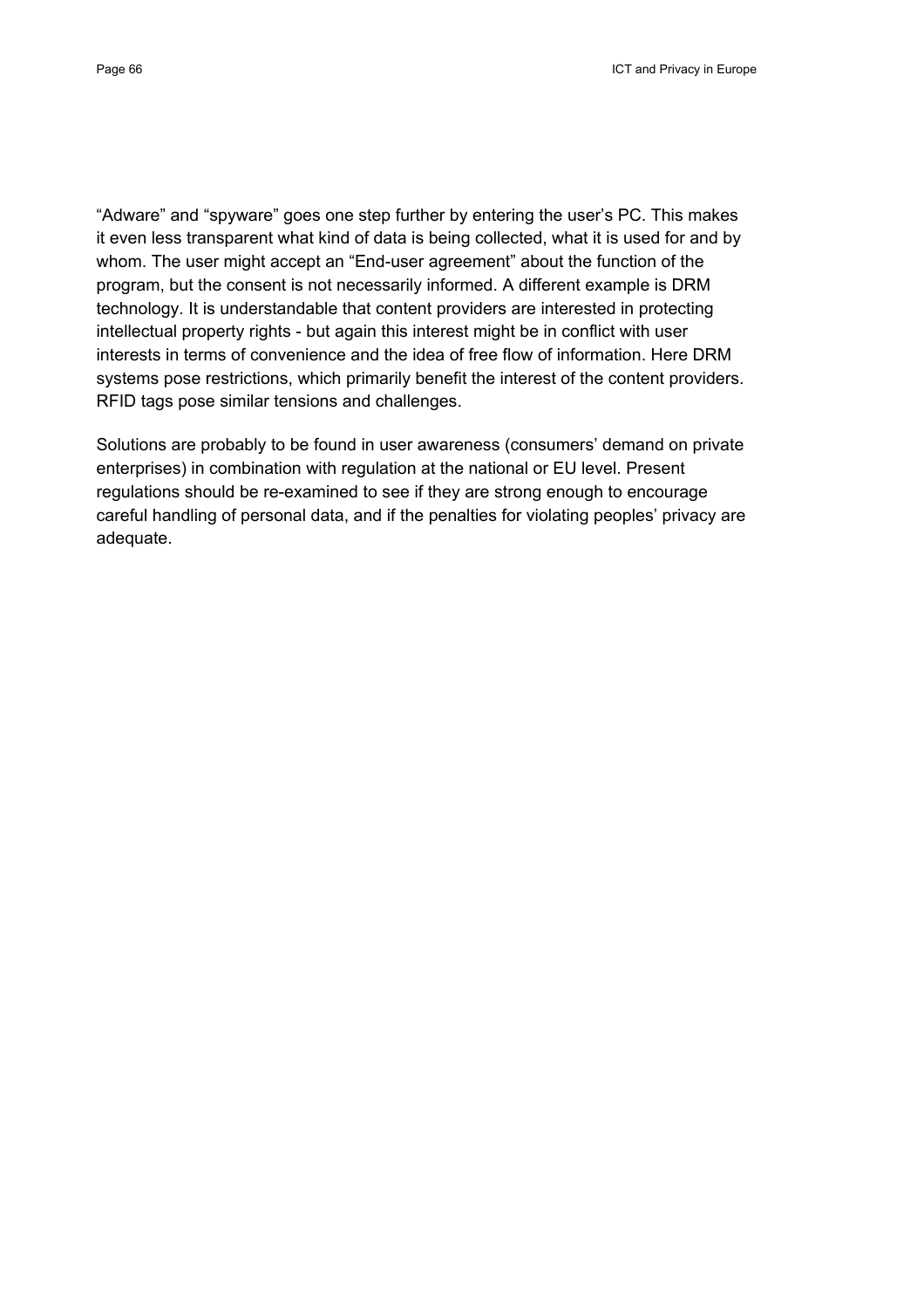"Adware" and "spyware" goes one step further by entering the user's PC. This makes it even less transparent what kind of data is being collected, what it is used for and by whom. The user might accept an "End-user agreement" about the function of the program, but the consent is not necessarily informed. A different example is DRM technology. It is understandable that content providers are interested in protecting intellectual property rights - but again this interest might be in conflict with user interests in terms of convenience and the idea of free flow of information. Here DRM systems pose restrictions, which primarily benefit the interest of the content providers. RFID tags pose similar tensions and challenges.

Solutions are probably to be found in user awareness (consumers' demand on private enterprises) in combination with regulation at the national or EU level. Present regulations should be re-examined to see if they are strong enough to encourage careful handling of personal data, and if the penalties for violating peoples' privacy are adequate.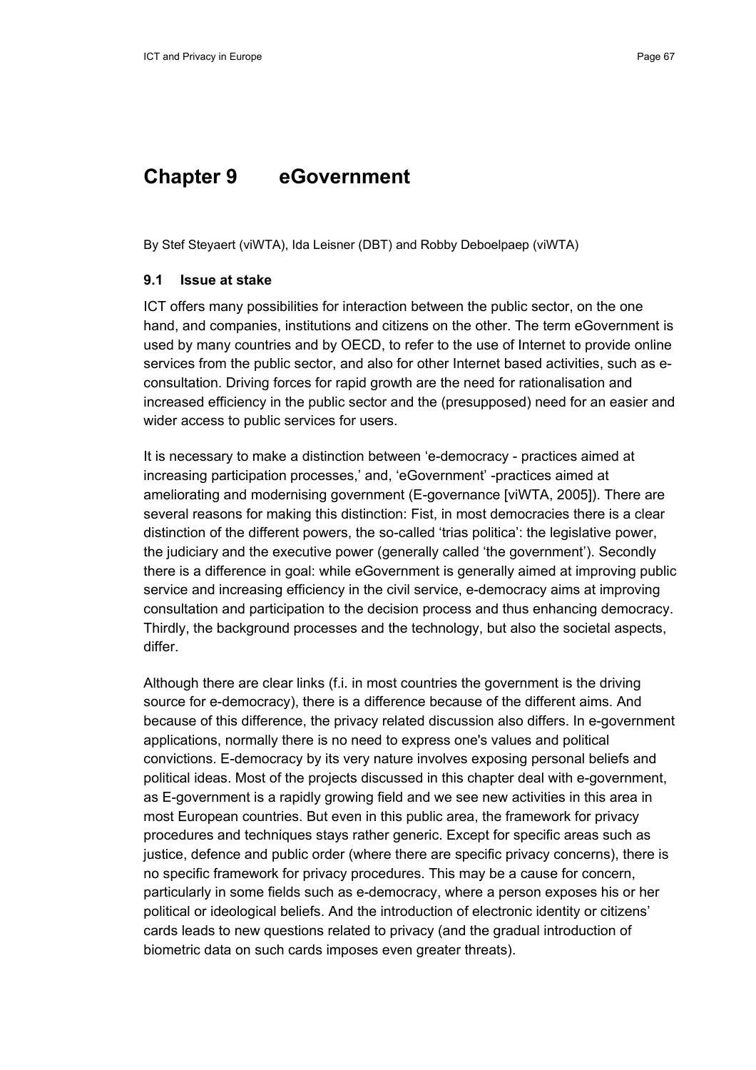# Chapter 9 eGovernment

By Stef Steyaert (viWTA), Ida Leisner (DBT) and Robby Deboelpaep (viWTA)

## 9.1 Issue at stake

ICT offers many possibilities for interaction between the public sector, on the one hand, and companies, institutions and citizens on the other. The term eGovernment is used by many countries and by OECD, to refer to the use of Internet to provide online services from the public sector, and also for other Internet based activities, such as e-consultation. Driving forces for rapid growth are the need for rationalisation and increased efficiency in the public sector and the (presupposed) need for an easier and wider access to public services for users.

It is necessary to make a distinction between 'e-democracy - practices aimed at increasing participation processes,' and, 'eGovernment' -practices aimed at ameliorating and modernising government (E-governance [viWTA, 2005]). There are several reasons for making this distinction: Fist, in most democracies there is a clear distinction of the different powers, the so-called 'trias politica': the legislative power, the judiciary and the executive power (generally called 'the government'). Secondly there is a difference in goal: while eGovernment is generally aimed at improving public service and increasing efficiency in the civil service, e-democracy aims at improving consultation and participation to the decision process and thus enhancing democracy. Thirdly, the background processes and the technology, but also the societal aspects, differ.

Although there are clear links (f.i. in most countries the government is the driving source for e-democracy), there is a difference because of the different aims. And because of this difference, the privacy related discussion also differs. In e-government applications, normally there is no need to express one's values and political convictions. E-democracy by its very nature involves exposing personal beliefs and political ideas. Most of the projects discussed in this chapter deal with e-government, as E-government is a rapidly growing field and we see new activities in this area in most European countries. But even in this public area, the framework for privacy procedures and techniques stays rather generic. Except for specific areas such as justice, defence and public order (where there are specific privacy concerns), there is no specific framework for privacy procedures. This may be a cause for concern, particularly in some fields such as e-democracy, where a person exposes his or her political or ideological beliefs. And the introduction of electronic identity or citizens' cards leads to new questions related to privacy (and the gradual introduction of biometric data on such cards imposes even greater threats).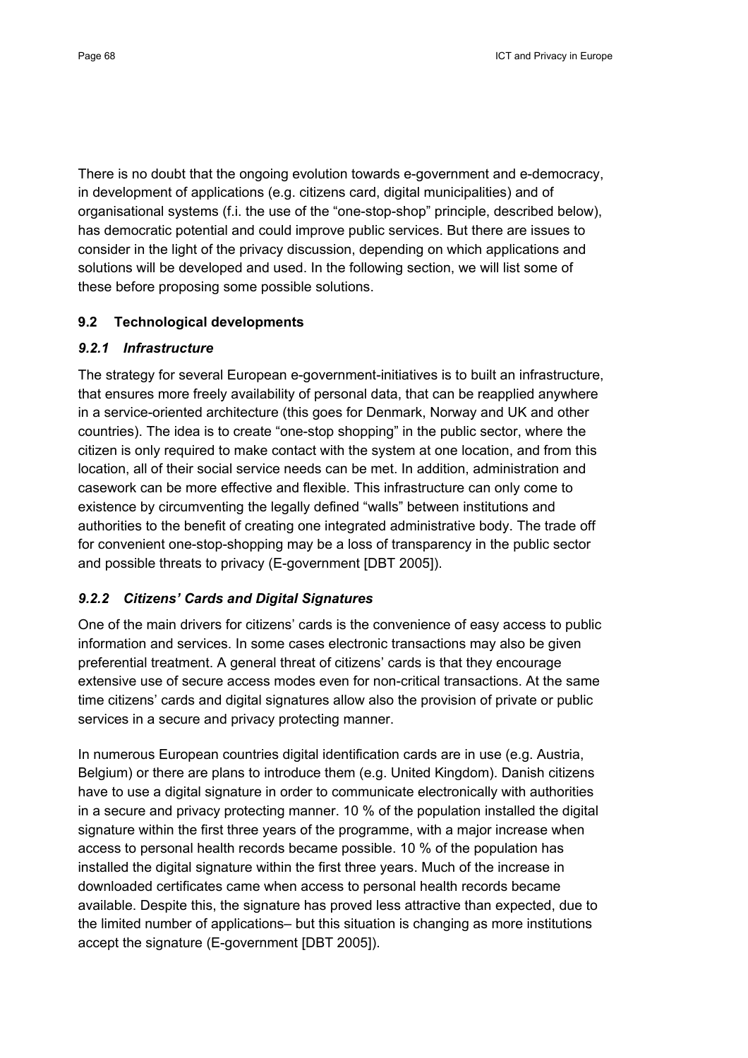There is no doubt that the ongoing evolution towards e-government and e-democracy, in development of applications (e.g. citizens card, digital municipalities) and of organisational systems (f.i. the use of the "one-stop-shop" principle, described below), has democratic potential and could improve public services. But there are issues to consider in the light of the privacy discussion, depending on which applications and solutions will be developed and used. In the following section, we will list some of these before proposing some possible solutions.

## 9.2 Technological developments

### *9.2.1 Infrastructure*

The strategy for several European e-government-initiatives is to built an infrastructure, that ensures more freely availability of personal data, that can be reapplied anywhere in a service-oriented architecture (this goes for Denmark, Norway and UK and other countries). The idea is to create "one-stop shopping" in the public sector, where the citizen is only required to make contact with the system at one location, and from this location, all of their social service needs can be met. In addition, administration and casework can be more effective and flexible. This infrastructure can only come to existence by circumventing the legally defined "walls" between institutions and authorities to the benefit of creating one integrated administrative body. The trade off for convenient one-stop-shopping may be a loss of transparency in the public sector and possible threats to privacy (E-government [DBT 2005]).

### *9.2.2 Citizens' Cards and Digital Signatures*

One of the main drivers for citizens' cards is the convenience of easy access to public information and services. In some cases electronic transactions may also be given preferential treatment. A general threat of citizens' cards is that they encourage extensive use of secure access modes even for non-critical transactions. At the same time citizens' cards and digital signatures allow also the provision of private or public services in a secure and privacy protecting manner.

In numerous European countries digital identification cards are in use (e.g. Austria, Belgium) or there are plans to introduce them (e.g. United Kingdom). Danish citizens have to use a digital signature in order to communicate electronically with authorities in a secure and privacy protecting manner. 10 % of the population installed the digital signature within the first three years of the programme, with a major increase when access to personal health records became possible. 10 % of the population has installed the digital signature within the first three years. Much of the increase in downloaded certificates came when access to personal health records became available. Despite this, the signature has proved less attractive than expected, due to the limited number of applications– but this situation is changing as more institutions accept the signature (E-government [DBT 2005]).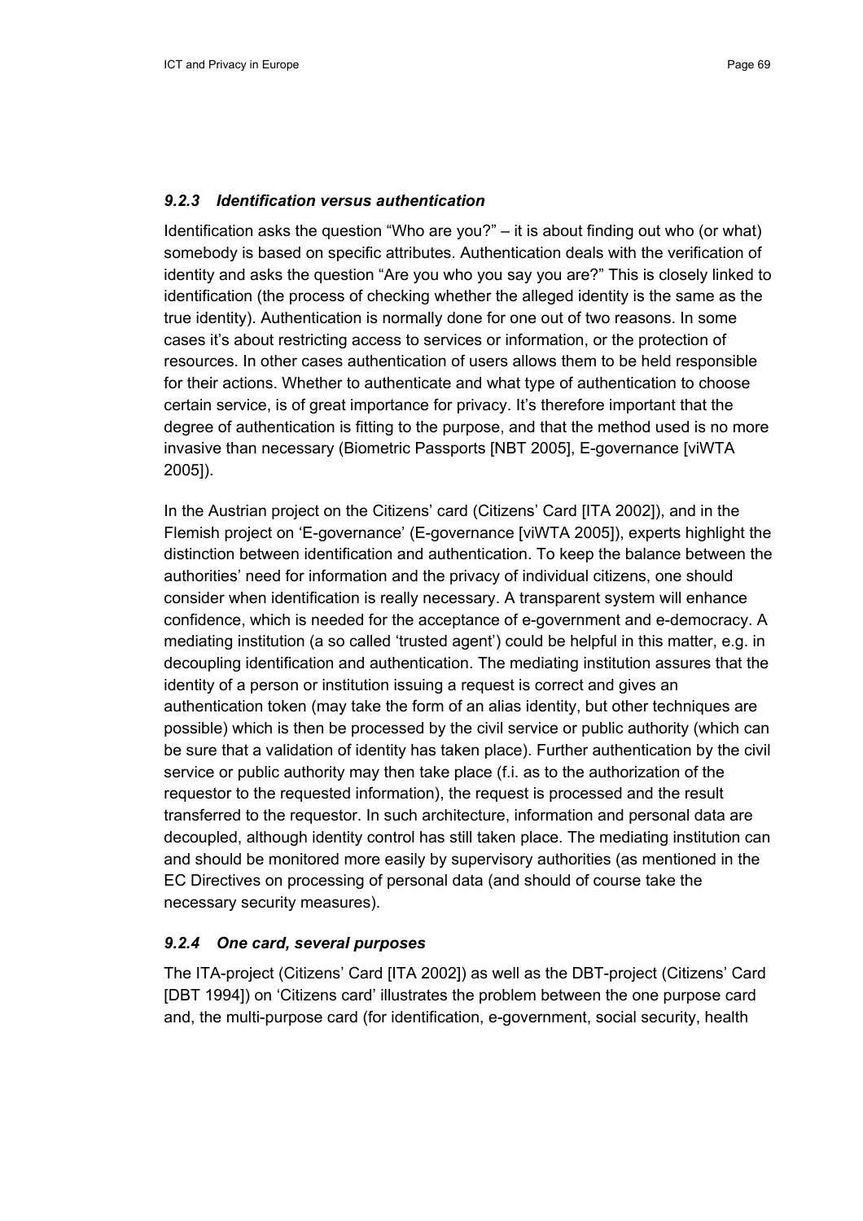### *9.2.3 Identification versus authentication*

Identification asks the question "Who are you?" – it is about finding out who (or what) somebody is based on specific attributes. Authentication deals with the verification of identity and asks the question "Are you who you say you are?" This is closely linked to identification (the process of checking whether the alleged identity is the same as the true identity). Authentication is normally done for one out of two reasons. In some cases it's about restricting access to services or information, or the protection of resources. In other cases authentication of users allows them to be held responsible for their actions. Whether to authenticate and what type of authentication to choose certain service, is of great importance for privacy. It's therefore important that the degree of authentication is fitting to the purpose, and that the method used is no more invasive than necessary (Biometric Passports [NBT 2005], E-governance [viWTA 2005]).

In the Austrian project on the Citizens' card (Citizens' Card [ITA 2002]), and in the Flemish project on 'E-governance' (E-governance [viWTA 2005]), experts highlight the distinction between identification and authentication. To keep the balance between the authorities' need for information and the privacy of individual citizens, one should consider when identification is really necessary. A transparent system will enhance confidence, which is needed for the acceptance of e-government and e-democracy. A mediating institution (a so called 'trusted agent') could be helpful in this matter, e.g. in decoupling identification and authentication. The mediating institution assures that the identity of a person or institution issuing a request is correct and gives an authentication token (may take the form of an alias identity, but other techniques are possible) which is then be processed by the civil service or public authority (which can be sure that a validation of identity has taken place). Further authentication by the civil service or public authority may then take place (f.i. as to the authorization of the requestor to the requested information), the request is processed and the result transferred to the requestor. In such architecture, information and personal data are decoupled, although identity control has still taken place. The mediating institution can and should be monitored more easily by supervisory authorities (as mentioned in the EC Directives on processing of personal data (and should of course take the necessary security measures).

### *9.2.4 One card, several purposes*

The ITA-project (Citizens' Card [ITA 2002]) as well as the DBT-project (Citizens' Card [DBT 1994]) on 'Citizens card' illustrates the problem between the one purpose card and, the multi-purpose card (for identification, e-government, social security, health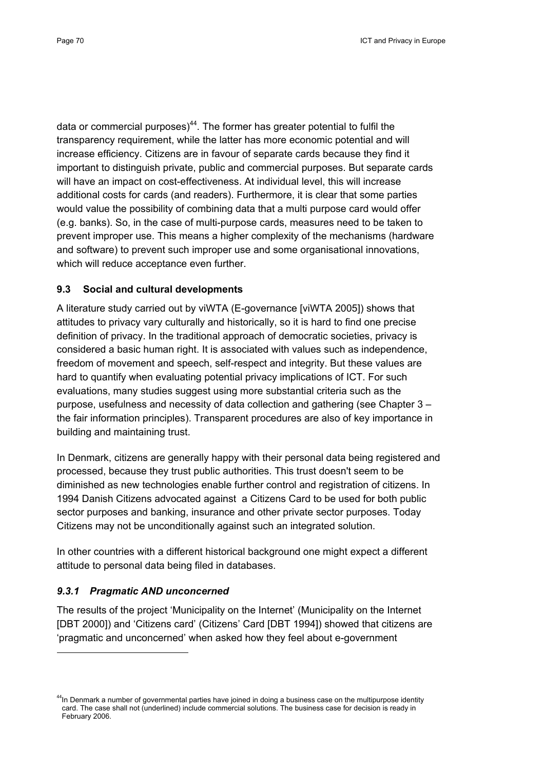data or commercial purposes)[44]. The former has greater potential to fulfil the transparency requirement, while the latter has more economic potential and will increase efficiency. Citizens are in favour of separate cards because they find it important to distinguish private, public and commercial purposes. But separate cards will have an impact on cost-effectiveness. At individual level, this will increase additional costs for cards (and readers). Furthermore, it is clear that some parties would value the possibility of combining data that a multi purpose card would offer (e.g. banks). So, in the case of multi-purpose cards, measures need to be taken to prevent improper use. This means a higher complexity of the mechanisms (hardware and software) to prevent such improper use and some organisational innovations, which will reduce acceptance even further.

### 9.3 Social and cultural developments

A literature study carried out by viWTA (E-governance [viWTA 2005]) shows that attitudes to privacy vary culturally and historically, so it is hard to find one precise definition of privacy. In the traditional approach of democratic societies, privacy is considered a basic human right. It is associated with values such as independence, freedom of movement and speech, self-respect and integrity. But these values are hard to quantify when evaluating potential privacy implications of ICT. For such evaluations, many studies suggest using more substantial criteria such as the purpose, usefulness and necessity of data collection and gathering (see Chapter 3 – the fair information principles). Transparent procedures are also of key importance in building and maintaining trust.

In Denmark, citizens are generally happy with their personal data being registered and processed, because they trust public authorities. This trust doesn't seem to be diminished as new technologies enable further control and registration of citizens. In 1994 Danish Citizens advocated against a Citizens Card to be used for both public sector purposes and banking, insurance and other private sector purposes. Today Citizens may not be unconditionally against such an integrated solution.

In other countries with a different historical background one might expect a different attitude to personal data being filed in databases.

#### *9.3.1 Pragmatic AND unconcerned*

The results of the project 'Municipality on the Internet' (Municipality on the Internet [DBT 2000]) and 'Citizens card' (Citizens' Card [DBT 1994]) showed that citizens are 'pragmatic and unconcerned' when asked how they feel about e-government

---

[44] In Denmark a number of governmental parties have joined in doing a business case on the multipurpose identity card. The case shall not (underlined) include commercial solutions. The business case for decision is ready in February 2006.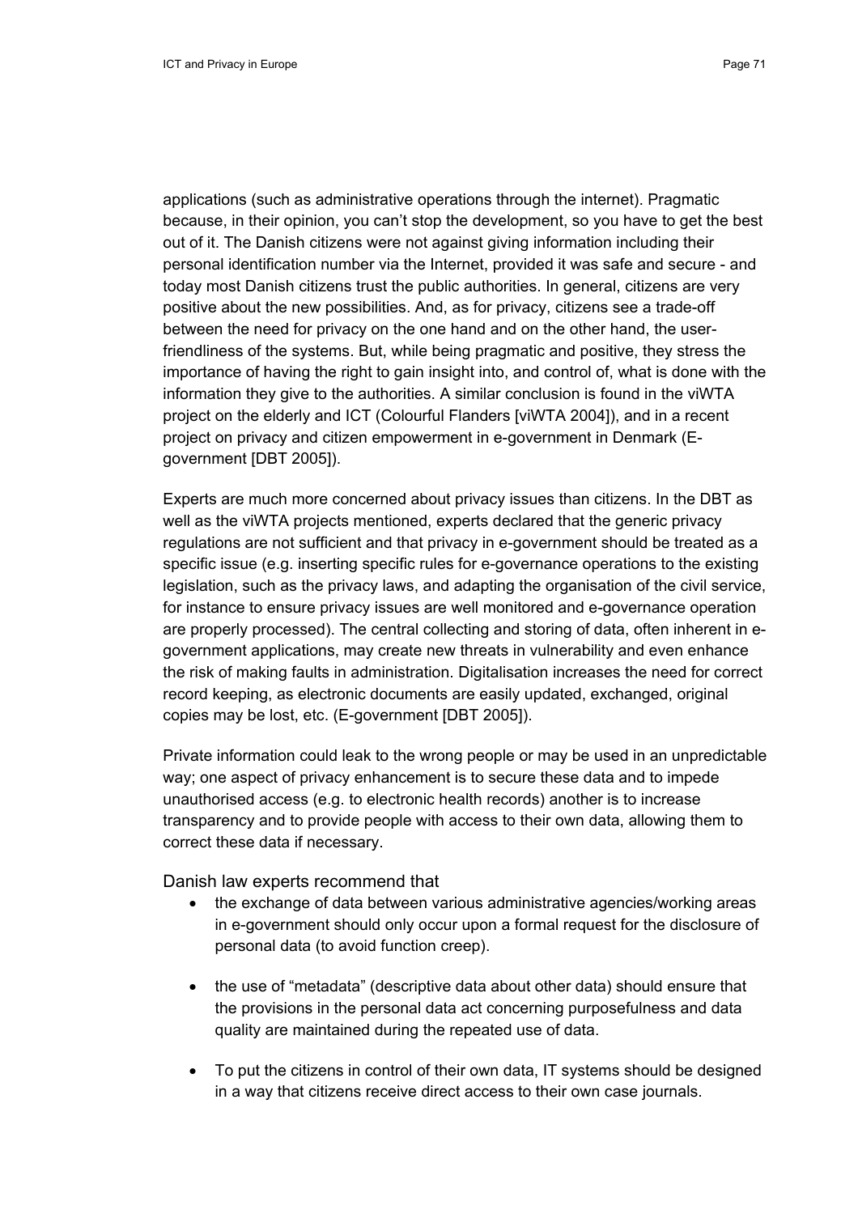applications (such as administrative operations through the internet). Pragmatic because, in their opinion, you can't stop the development, so you have to get the best out of it. The Danish citizens were not against giving information including their personal identification number via the Internet, provided it was safe and secure - and today most Danish citizens trust the public authorities. In general, citizens are very positive about the new possibilities. And, as for privacy, citizens see a trade-off between the need for privacy on the one hand and on the other hand, the user-friendliness of the systems. But, while being pragmatic and positive, they stress the importance of having the right to gain insight into, and control of, what is done with the information they give to the authorities. A similar conclusion is found in the viWTA project on the elderly and ICT (Colourful Flanders [viWTA 2004]), and in a recent project on privacy and citizen empowerment in e-government in Denmark (E-government [DBT 2005]).

Experts are much more concerned about privacy issues than citizens. In the DBT as well as the viWTA projects mentioned, experts declared that the generic privacy regulations are not sufficient and that privacy in e-government should be treated as a specific issue (e.g. inserting specific rules for e-governance operations to the existing legislation, such as the privacy laws, and adapting the organisation of the civil service, for instance to ensure privacy issues are well monitored and e-governance operation are properly processed). The central collecting and storing of data, often inherent in e-government applications, may create new threats in vulnerability and even enhance the risk of making faults in administration. Digitalisation increases the need for correct record keeping, as electronic documents are easily updated, exchanged, original copies may be lost, etc. (E-government [DBT 2005]).

Private information could leak to the wrong people or may be used in an unpredictable way; one aspect of privacy enhancement is to secure these data and to impede unauthorised access (e.g. to electronic health records) another is to increase transparency and to provide people with access to their own data, allowing them to correct these data if necessary.

Danish law experts recommend that

- the exchange of data between various administrative agencies/working areas in e-government should only occur upon a formal request for the disclosure of personal data (to avoid function creep).
- the use of "metadata" (descriptive data about other data) should ensure that the provisions in the personal data act concerning purposefulness and data quality are maintained during the repeated use of data.
- To put the citizens in control of their own data, IT systems should be designed in a way that citizens receive direct access to their own case journals.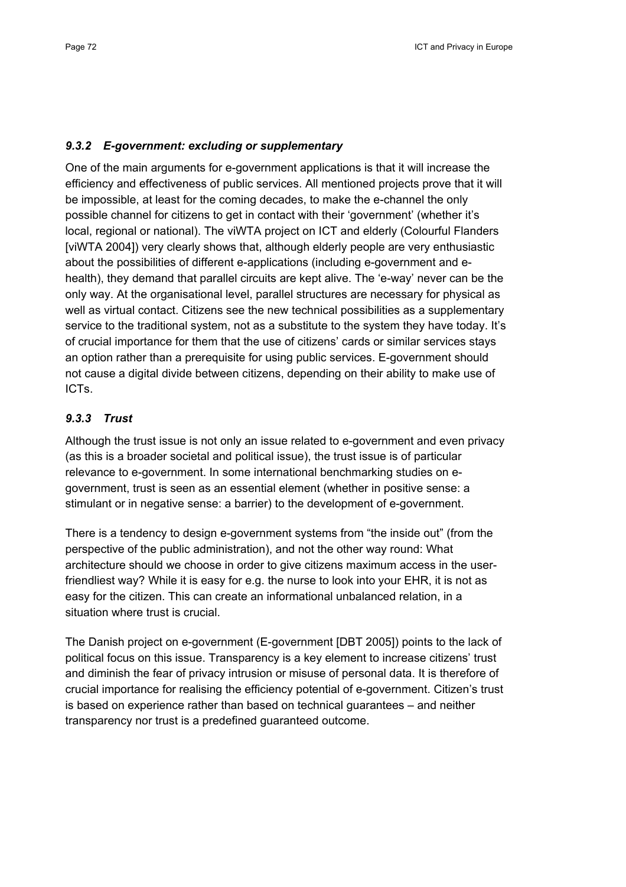### *9.3.2 E-government: excluding or supplementary*

One of the main arguments for e-government applications is that it will increase the efficiency and effectiveness of public services. All mentioned projects prove that it will be impossible, at least for the coming decades, to make the e-channel the only possible channel for citizens to get in contact with their 'government' (whether it's local, regional or national). The viWTA project on ICT and elderly (Colourful Flanders [viWTA 2004]) very clearly shows that, although elderly people are very enthusiastic about the possibilities of different e-applications (including e-government and e-health), they demand that parallel circuits are kept alive. The 'e-way' never can be the only way. At the organisational level, parallel structures are necessary for physical as well as virtual contact. Citizens see the new technical possibilities as a supplementary service to the traditional system, not as a substitute to the system they have today. It's of crucial importance for them that the use of citizens' cards or similar services stays an option rather than a prerequisite for using public services. E-government should not cause a digital divide between citizens, depending on their ability to make use of ICTs.

### *9.3.3 Trust*

Although the trust issue is not only an issue related to e-government and even privacy (as this is a broader societal and political issue), the trust issue is of particular relevance to e-government. In some international benchmarking studies on e-government, trust is seen as an essential element (whether in positive sense: a stimulant or in negative sense: a barrier) to the development of e-government.

There is a tendency to design e-government systems from "the inside out" (from the perspective of the public administration), and not the other way round: What architecture should we choose in order to give citizens maximum access in the user-friendliest way? While it is easy for e.g. the nurse to look into your EHR, it is not as easy for the citizen. This can create an informational unbalanced relation, in a situation where trust is crucial.

The Danish project on e-government (E-government [DBT 2005]) points to the lack of political focus on this issue. Transparency is a key element to increase citizens' trust and diminish the fear of privacy intrusion or misuse of personal data. It is therefore of crucial importance for realising the efficiency potential of e-government. Citizen's trust is based on experience rather than based on technical guarantees – and neither transparency nor trust is a predefined guaranteed outcome.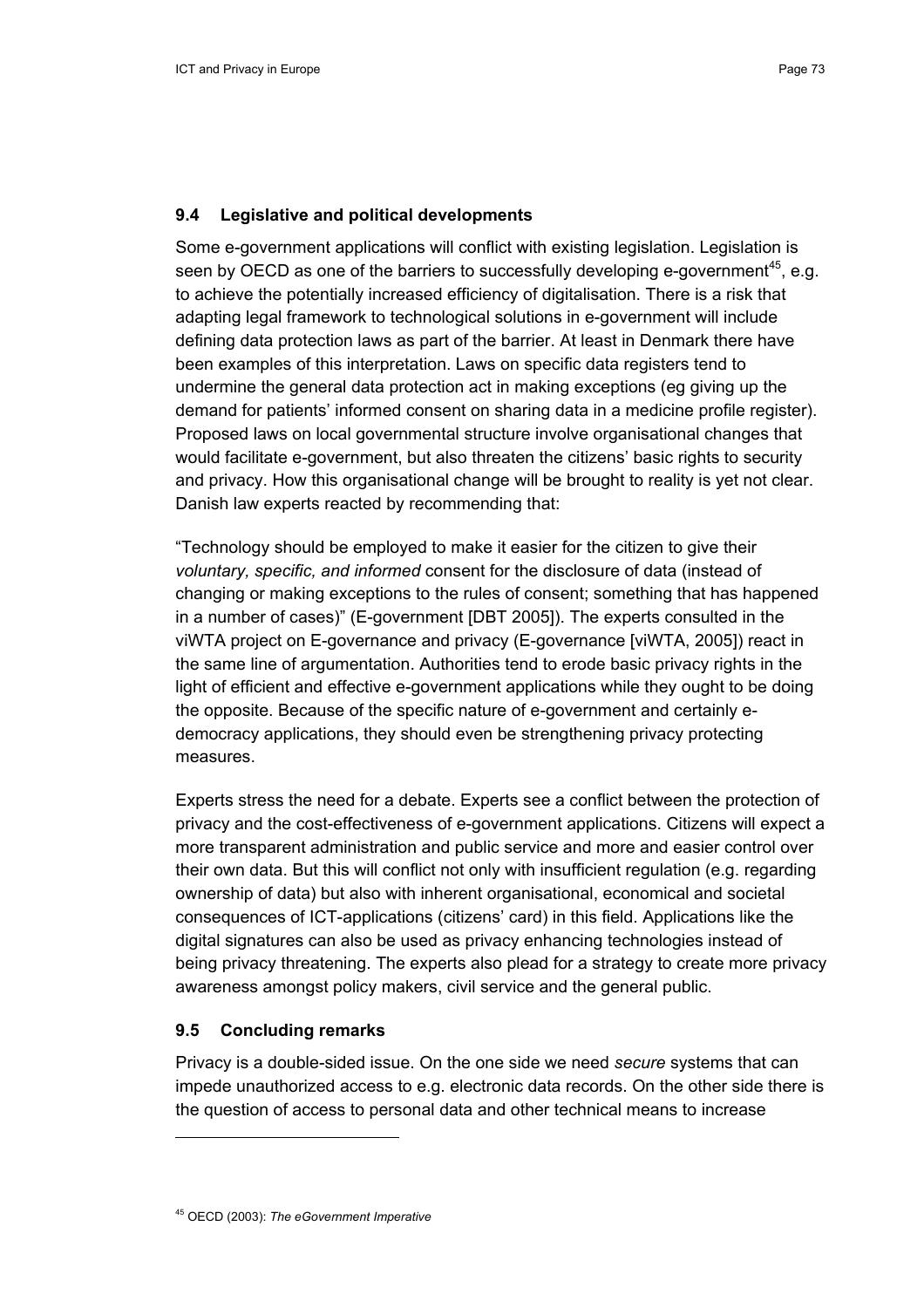## 9.4 Legislative and political developments

Some e-government applications will conflict with existing legislation. Legislation is seen by OECD as one of the barriers to successfully developing e-government[45], e.g. to achieve the potentially increased efficiency of digitalisation. There is a risk that adapting legal framework to technological solutions in e-government will include defining data protection laws as part of the barrier. At least in Denmark there have been examples of this interpretation. Laws on specific data registers tend to undermine the general data protection act in making exceptions (eg giving up the demand for patients' informed consent on sharing data in a medicine profile register). Proposed laws on local governmental structure involve organisational changes that would facilitate e-government, but also threaten the citizens' basic rights to security and privacy. How this organisational change will be brought to reality is yet not clear. Danish law experts reacted by recommending that:

"Technology should be employed to make it easier for the citizen to give their *voluntary, specific, and informed* consent for the disclosure of data (instead of changing or making exceptions to the rules of consent; something that has happened in a number of cases)" (E-government [DBT 2005]). The experts consulted in the viWTA project on E-governance and privacy (E-governance [viWTA, 2005]) react in the same line of argumentation. Authorities tend to erode basic privacy rights in the light of efficient and effective e-government applications while they ought to be doing the opposite. Because of the specific nature of e-government and certainly e-democracy applications, they should even be strengthening privacy protecting measures.

Experts stress the need for a debate. Experts see a conflict between the protection of privacy and the cost-effectiveness of e-government applications. Citizens will expect a more transparent administration and public service and more and easier control over their own data. But this will conflict not only with insufficient regulation (e.g. regarding ownership of data) but also with inherent organisational, economical and societal consequences of ICT-applications (citizens' card) in this field. Applications like the digital signatures can also be used as privacy enhancing technologies instead of being privacy threatening. The experts also plead for a strategy to create more privacy awareness amongst policy makers, civil service and the general public.

## 9.5 Concluding remarks

Privacy is a double-sided issue. On the one side we need *secure* systems that can impede unauthorized access to e.g. electronic data records. On the other side there is the question of access to personal data and other technical means to increase

---

[45] OECD (2003): *The eGovernment Imperative*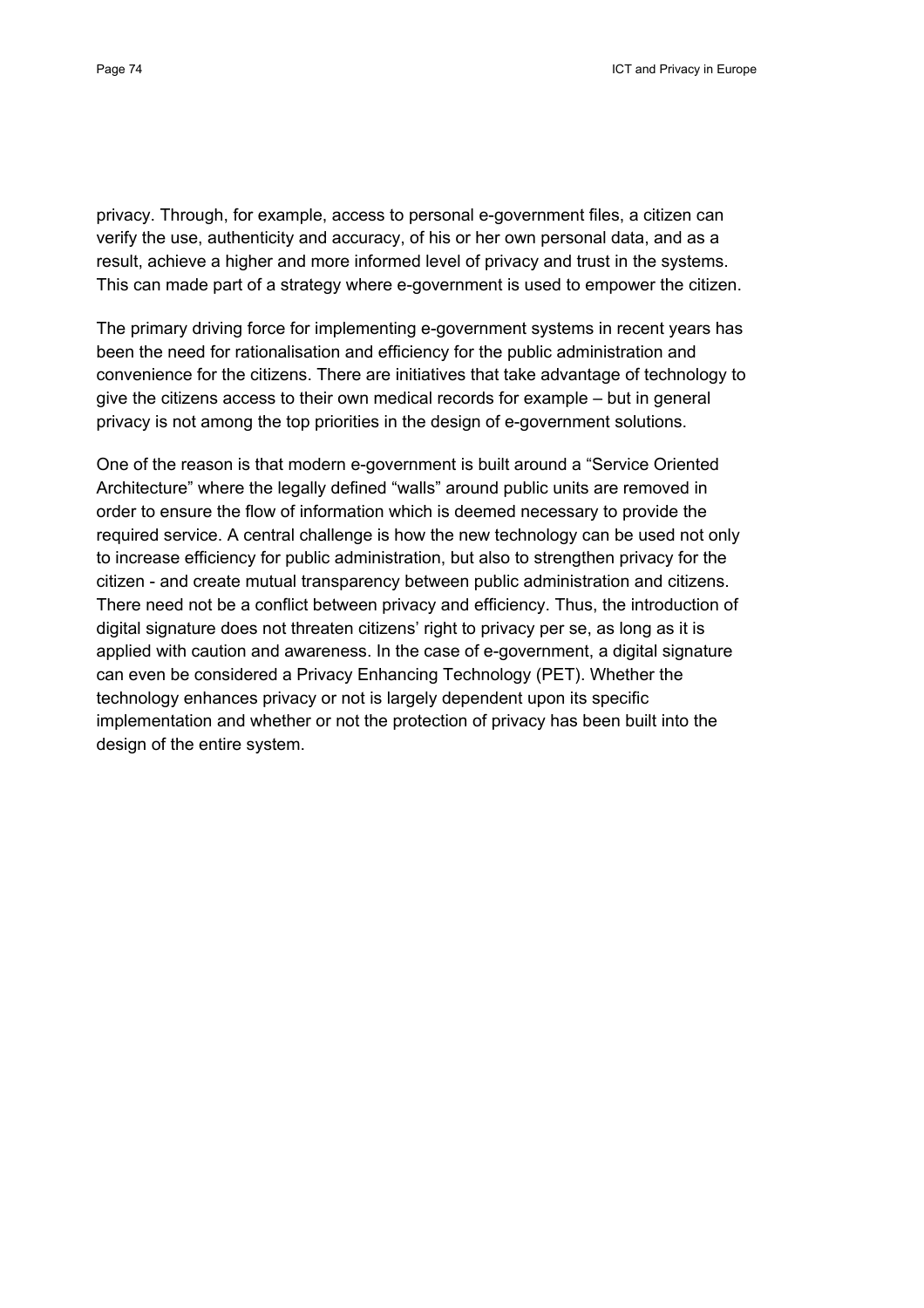privacy. Through, for example, access to personal e-government files, a citizen can verify the use, authenticity and accuracy, of his or her own personal data, and as a result, achieve a higher and more informed level of privacy and trust in the systems. This can made part of a strategy where e-government is used to empower the citizen.

The primary driving force for implementing e-government systems in recent years has been the need for rationalisation and efficiency for the public administration and convenience for the citizens. There are initiatives that take advantage of technology to give the citizens access to their own medical records for example – but in general privacy is not among the top priorities in the design of e-government solutions.

One of the reason is that modern e-government is built around a "Service Oriented Architecture" where the legally defined "walls" around public units are removed in order to ensure the flow of information which is deemed necessary to provide the required service. A central challenge is how the new technology can be used not only to increase efficiency for public administration, but also to strengthen privacy for the citizen - and create mutual transparency between public administration and citizens. There need not be a conflict between privacy and efficiency. Thus, the introduction of digital signature does not threaten citizens' right to privacy per se, as long as it is applied with caution and awareness. In the case of e-government, a digital signature can even be considered a Privacy Enhancing Technology (PET). Whether the technology enhances privacy or not is largely dependent upon its specific implementation and whether or not the protection of privacy has been built into the design of the entire system.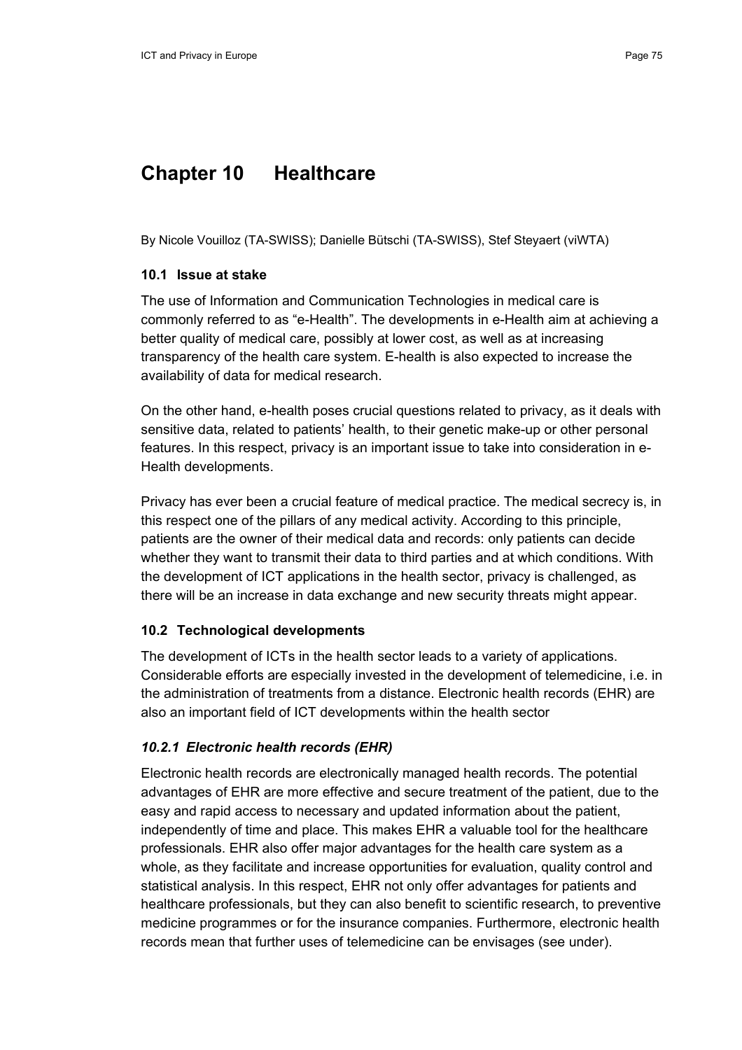# Chapter 10 Healthcare

By Nicole Vouilloz (TA-SWISS); Danielle Bütschi (TA-SWISS), Stef Steyaert (viWTA)

## 10.1 Issue at stake

The use of Information and Communication Technologies in medical care is commonly referred to as "e-Health". The developments in e-Health aim at achieving a better quality of medical care, possibly at lower cost, as well as at increasing transparency of the health care system. E-health is also expected to increase the availability of data for medical research.

On the other hand, e-health poses crucial questions related to privacy, as it deals with sensitive data, related to patients' health, to their genetic make-up or other personal features. In this respect, privacy is an important issue to take into consideration in e-Health developments.

Privacy has ever been a crucial feature of medical practice. The medical secrecy is, in this respect one of the pillars of any medical activity. According to this principle, patients are the owner of their medical data and records: only patients can decide whether they want to transmit their data to third parties and at which conditions. With the development of ICT applications in the health sector, privacy is challenged, as there will be an increase in data exchange and new security threats might appear.

## 10.2 Technological developments

The development of ICTs in the health sector leads to a variety of applications. Considerable efforts are especially invested in the development of telemedicine, i.e. in the administration of treatments from a distance. Electronic health records (EHR) are also an important field of ICT developments within the health sector

### *10.2.1 Electronic health records (EHR)*

Electronic health records are electronically managed health records. The potential advantages of EHR are more effective and secure treatment of the patient, due to the easy and rapid access to necessary and updated information about the patient, independently of time and place. This makes EHR a valuable tool for the healthcare professionals. EHR also offer major advantages for the health care system as a whole, as they facilitate and increase opportunities for evaluation, quality control and statistical analysis. In this respect, EHR not only offer advantages for patients and healthcare professionals, but they can also benefit to scientific research, to preventive medicine programmes or for the insurance companies. Furthermore, electronic health records mean that further uses of telemedicine can be envisages (see under).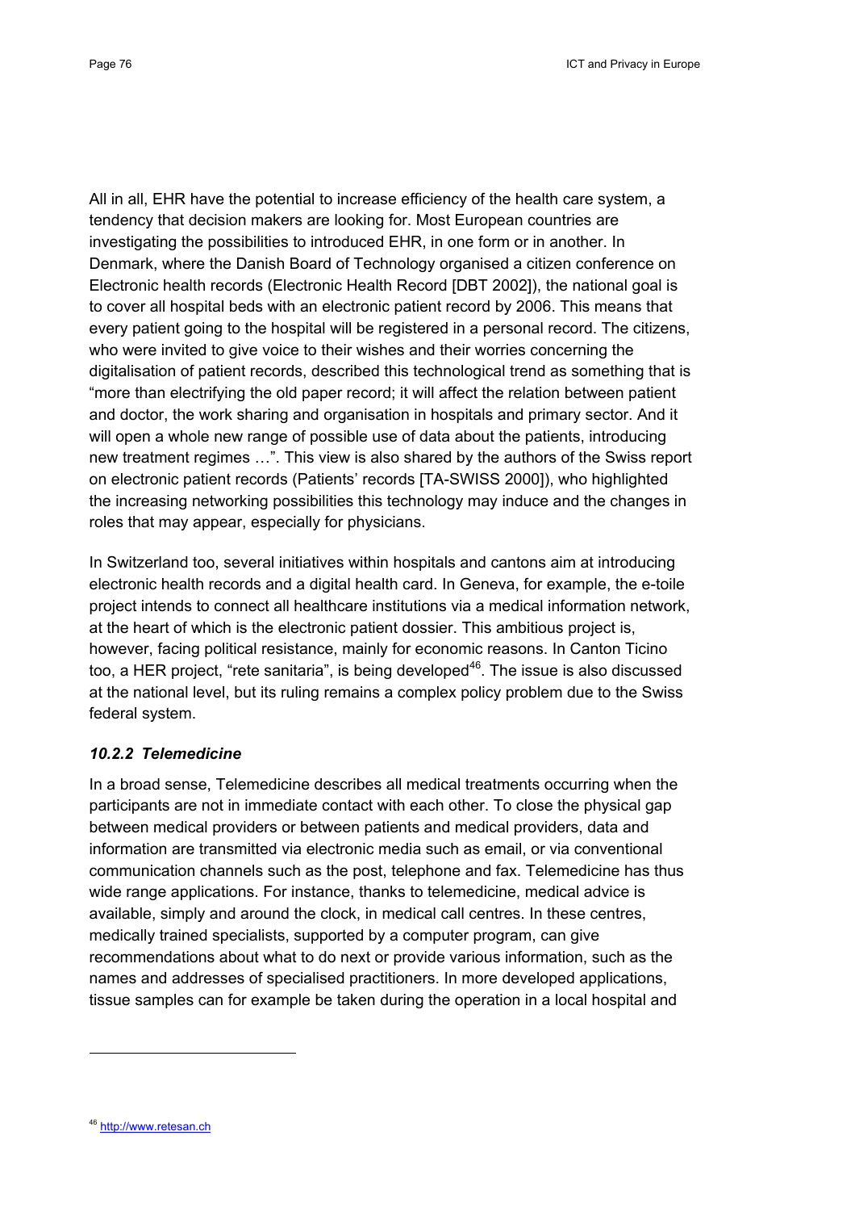All in all, EHR have the potential to increase efficiency of the health care system, a tendency that decision makers are looking for. Most European countries are investigating the possibilities to introduced EHR, in one form or in another. In Denmark, where the Danish Board of Technology organised a citizen conference on Electronic health records (Electronic Health Record [DBT 2002]), the national goal is to cover all hospital beds with an electronic patient record by 2006. This means that every patient going to the hospital will be registered in a personal record. The citizens, who were invited to give voice to their wishes and their worries concerning the digitalisation of patient records, described this technological trend as something that is "more than electrifying the old paper record; it will affect the relation between patient and doctor, the work sharing and organisation in hospitals and primary sector. And it will open a whole new range of possible use of data about the patients, introducing new treatment regimes …". This view is also shared by the authors of the Swiss report on electronic patient records (Patients' records [TA-SWISS 2000]), who highlighted the increasing networking possibilities this technology may induce and the changes in roles that may appear, especially for physicians.

In Switzerland too, several initiatives within hospitals and cantons aim at introducing electronic health records and a digital health card. In Geneva, for example, the e-toile project intends to connect all healthcare institutions via a medical information network, at the heart of which is the electronic patient dossier. This ambitious project is, however, facing political resistance, mainly for economic reasons. In Canton Ticino too, a HER project, "rete sanitaria", is being developed[46]. The issue is also discussed at the national level, but its ruling remains a complex policy problem due to the Swiss federal system.

### *10.2.2 Telemedicine*

In a broad sense, Telemedicine describes all medical treatments occurring when the participants are not in immediate contact with each other. To close the physical gap between medical providers or between patients and medical providers, data and information are transmitted via electronic media such as email, or via conventional communication channels such as the post, telephone and fax. Telemedicine has thus wide range applications. For instance, thanks to telemedicine, medical advice is available, simply and around the clock, in medical call centres. In these centres, medically trained specialists, supported by a computer program, can give recommendations about what to do next or provide various information, such as the names and addresses of specialised practitioners. In more developed applications, tissue samples can for example be taken during the operation in a local hospital and

---

[46] http://www.retesan.ch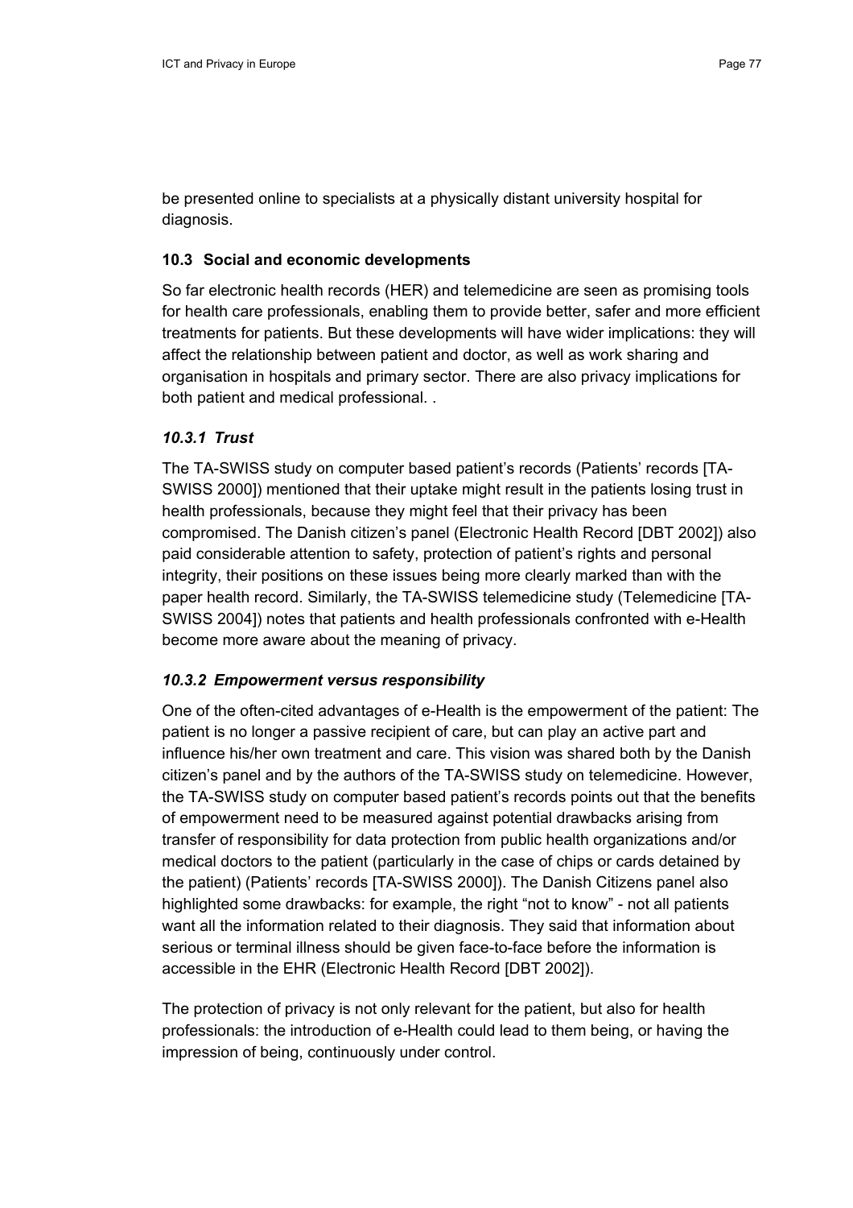be presented online to specialists at a physically distant university hospital for diagnosis.

## 10.3 Social and economic developments

So far electronic health records (HER) and telemedicine are seen as promising tools for health care professionals, enabling them to provide better, safer and more efficient treatments for patients. But these developments will have wider implications: they will affect the relationship between patient and doctor, as well as work sharing and organisation in hospitals and primary sector. There are also privacy implications for both patient and medical professional. .

### *10.3.1 Trust*

The TA-SWISS study on computer based patient's records (Patients' records [TA-SWISS 2000]) mentioned that their uptake might result in the patients losing trust in health professionals, because they might feel that their privacy has been compromised. The Danish citizen's panel (Electronic Health Record [DBT 2002]) also paid considerable attention to safety, protection of patient's rights and personal integrity, their positions on these issues being more clearly marked than with the paper health record. Similarly, the TA-SWISS telemedicine study (Telemedicine [TA-SWISS 2004]) notes that patients and health professionals confronted with e-Health become more aware about the meaning of privacy.

### *10.3.2 Empowerment versus responsibility*

One of the often-cited advantages of e-Health is the empowerment of the patient: The patient is no longer a passive recipient of care, but can play an active part and influence his/her own treatment and care. This vision was shared both by the Danish citizen's panel and by the authors of the TA-SWISS study on telemedicine. However, the TA-SWISS study on computer based patient's records points out that the benefits of empowerment need to be measured against potential drawbacks arising from transfer of responsibility for data protection from public health organizations and/or medical doctors to the patient (particularly in the case of chips or cards detained by the patient) (Patients' records [TA-SWISS 2000]). The Danish Citizens panel also highlighted some drawbacks: for example, the right "not to know" - not all patients want all the information related to their diagnosis. They said that information about serious or terminal illness should be given face-to-face before the information is accessible in the EHR (Electronic Health Record [DBT 2002]).

The protection of privacy is not only relevant for the patient, but also for health professionals: the introduction of e-Health could lead to them being, or having the impression of being, continuously under control.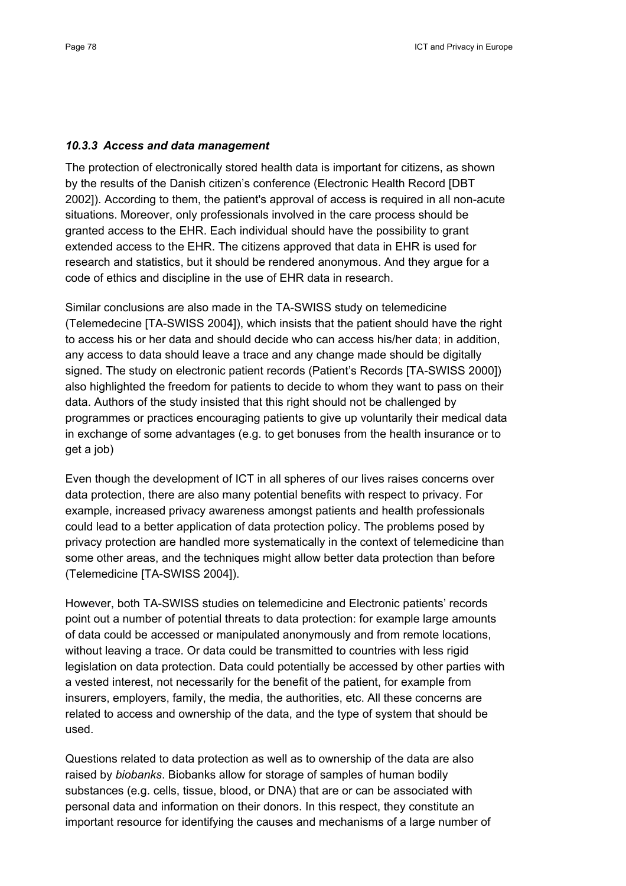### *10.3.3 Access and data management*

The protection of electronically stored health data is important for citizens, as shown by the results of the Danish citizen's conference (Electronic Health Record [DBT 2002]). According to them, the patient's approval of access is required in all non-acute situations. Moreover, only professionals involved in the care process should be granted access to the EHR. Each individual should have the possibility to grant extended access to the EHR. The citizens approved that data in EHR is used for research and statistics, but it should be rendered anonymous. And they argue for a code of ethics and discipline in the use of EHR data in research.

Similar conclusions are also made in the TA-SWISS study on telemedicine (Telemedecine [TA-SWISS 2004]), which insists that the patient should have the right to access his or her data and should decide who can access his/her data; in addition, any access to data should leave a trace and any change made should be digitally signed. The study on electronic patient records (Patient's Records [TA-SWISS 2000]) also highlighted the freedom for patients to decide to whom they want to pass on their data. Authors of the study insisted that this right should not be challenged by programmes or practices encouraging patients to give up voluntarily their medical data in exchange of some advantages (e.g. to get bonuses from the health insurance or to get a job)

Even though the development of ICT in all spheres of our lives raises concerns over data protection, there are also many potential benefits with respect to privacy. For example, increased privacy awareness amongst patients and health professionals could lead to a better application of data protection policy. The problems posed by privacy protection are handled more systematically in the context of telemedicine than some other areas, and the techniques might allow better data protection than before (Telemedicine [TA-SWISS 2004]).

However, both TA-SWISS studies on telemedicine and Electronic patients' records point out a number of potential threats to data protection: for example large amounts of data could be accessed or manipulated anonymously and from remote locations, without leaving a trace. Or data could be transmitted to countries with less rigid legislation on data protection. Data could potentially be accessed by other parties with a vested interest, not necessarily for the benefit of the patient, for example from insurers, employers, family, the media, the authorities, etc. All these concerns are related to access and ownership of the data, and the type of system that should be used.

Questions related to data protection as well as to ownership of the data are also raised by *biobanks*. Biobanks allow for storage of samples of human bodily substances (e.g. cells, tissue, blood, or DNA) that are or can be associated with personal data and information on their donors. In this respect, they constitute an important resource for identifying the causes and mechanisms of a large number of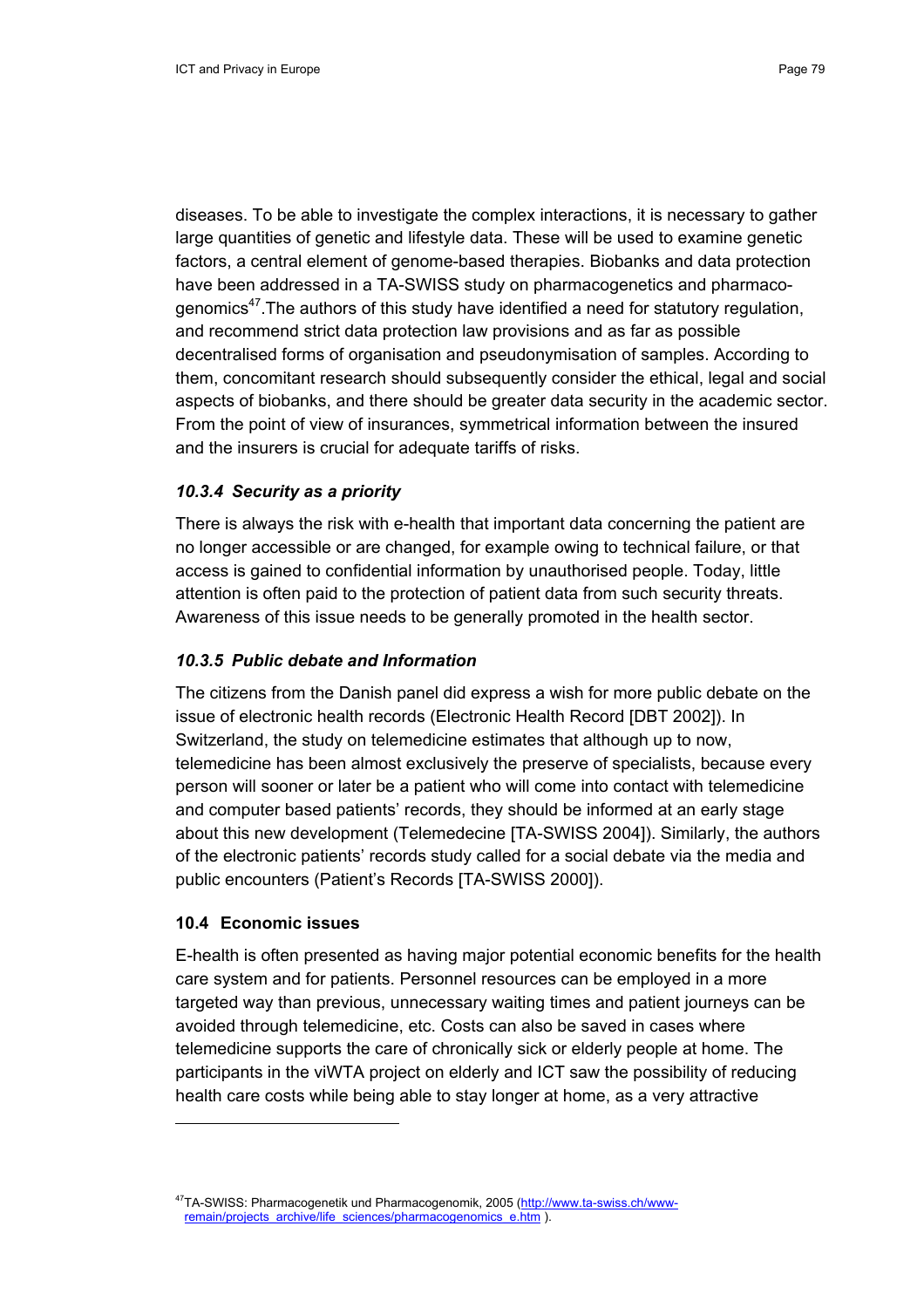diseases. To be able to investigate the complex interactions, it is necessary to gather large quantities of genetic and lifestyle data. These will be used to examine genetic factors, a central element of genome-based therapies. Biobanks and data protection have been addressed in a TA-SWISS study on pharmacogenetics and pharmacogenomics[47].The authors of this study have identified a need for statutory regulation, and recommend strict data protection law provisions and as far as possible decentralised forms of organisation and pseudonymisation of samples. According to them, concomitant research should subsequently consider the ethical, legal and social aspects of biobanks, and there should be greater data security in the academic sector. From the point of view of insurances, symmetrical information between the insured and the insurers is crucial for adequate tariffs of risks.

### *10.3.4 Security as a priority*

There is always the risk with e-health that important data concerning the patient are no longer accessible or are changed, for example owing to technical failure, or that access is gained to confidential information by unauthorised people. Today, little attention is often paid to the protection of patient data from such security threats. Awareness of this issue needs to be generally promoted in the health sector.

### *10.3.5 Public debate and Information*

The citizens from the Danish panel did express a wish for more public debate on the issue of electronic health records (Electronic Health Record [DBT 2002]). In Switzerland, the study on telemedicine estimates that although up to now, telemedicine has been almost exclusively the preserve of specialists, because every person will sooner or later be a patient who will come into contact with telemedicine and computer based patients' records, they should be informed at an early stage about this new development (Telemedecine [TA-SWISS 2004]). Similarly, the authors of the electronic patients' records study called for a social debate via the media and public encounters (Patient's Records [TA-SWISS 2000]).

## 10.4 Economic issues

E-health is often presented as having major potential economic benefits for the health care system and for patients. Personnel resources can be employed in a more targeted way than previous, unnecessary waiting times and patient journeys can be avoided through telemedicine, etc. Costs can also be saved in cases where telemedicine supports the care of chronically sick or elderly people at home. The participants in the viWTA project on elderly and ICT saw the possibility of reducing health care costs while being able to stay longer at home, as a very attractive

---

[47] TA-SWISS: Pharmacogenetik und Pharmacogenomik, 2005 (http://www.ta-swiss.ch/www-remain/projects_archive/life_sciences/pharmacogenomics_e.htm ).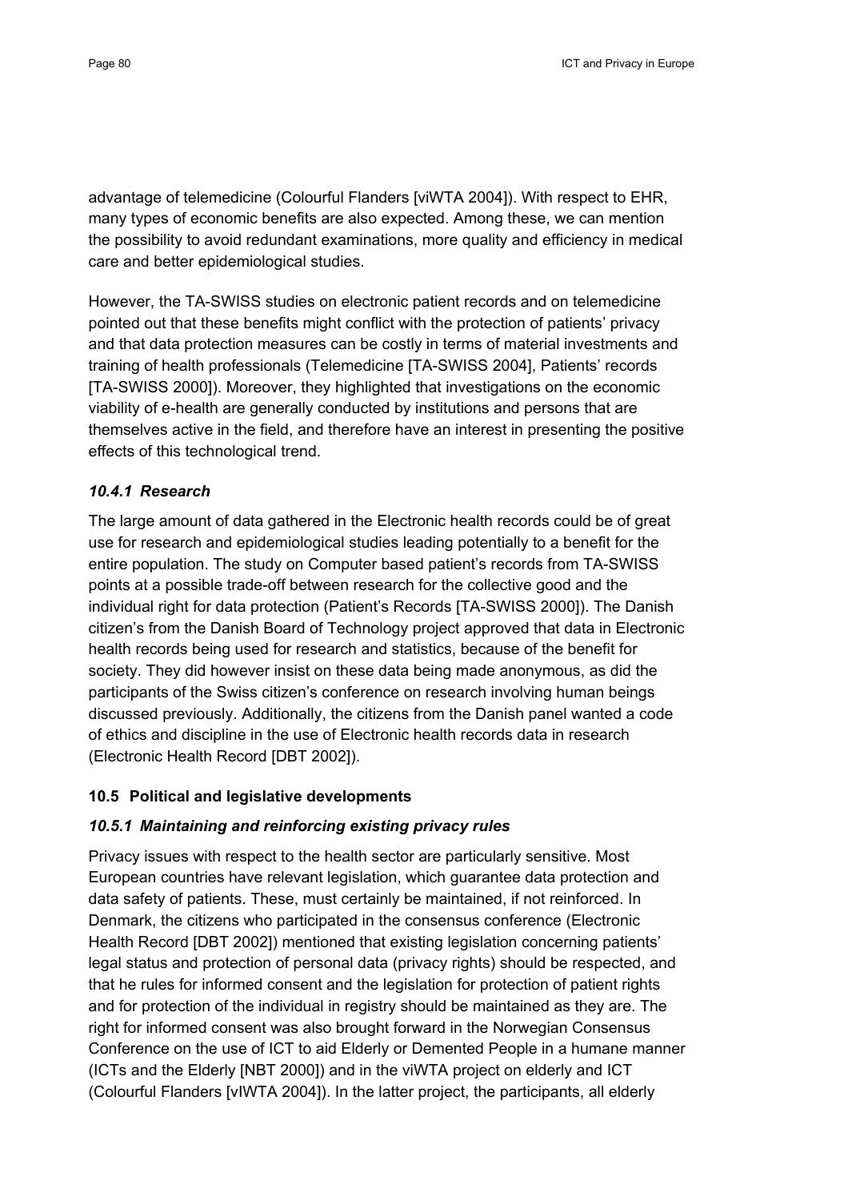advantage of telemedicine (Colourful Flanders [viWTA 2004]). With respect to EHR, many types of economic benefits are also expected. Among these, we can mention the possibility to avoid redundant examinations, more quality and efficiency in medical care and better epidemiological studies.

However, the TA-SWISS studies on electronic patient records and on telemedicine pointed out that these benefits might conflict with the protection of patients' privacy and that data protection measures can be costly in terms of material investments and training of health professionals (Telemedicine [TA-SWISS 2004], Patients' records [TA-SWISS 2000]). Moreover, they highlighted that investigations on the economic viability of e-health are generally conducted by institutions and persons that are themselves active in the field, and therefore have an interest in presenting the positive effects of this technological trend.

### *10.4.1 Research*

The large amount of data gathered in the Electronic health records could be of great use for research and epidemiological studies leading potentially to a benefit for the entire population. The study on Computer based patient's records from TA-SWISS points at a possible trade-off between research for the collective good and the individual right for data protection (Patient's Records [TA-SWISS 2000]). The Danish citizen's from the Danish Board of Technology project approved that data in Electronic health records being used for research and statistics, because of the benefit for society. They did however insist on these data being made anonymous, as did the participants of the Swiss citizen's conference on research involving human beings discussed previously. Additionally, the citizens from the Danish panel wanted a code of ethics and discipline in the use of Electronic health records data in research (Electronic Health Record [DBT 2002]).

## 10.5 Political and legislative developments

### *10.5.1 Maintaining and reinforcing existing privacy rules*

Privacy issues with respect to the health sector are particularly sensitive. Most European countries have relevant legislation, which guarantee data protection and data safety of patients. These, must certainly be maintained, if not reinforced. In Denmark, the citizens who participated in the consensus conference (Electronic Health Record [DBT 2002]) mentioned that existing legislation concerning patients' legal status and protection of personal data (privacy rights) should be respected, and that he rules for informed consent and the legislation for protection of patient rights and for protection of the individual in registry should be maintained as they are. The right for informed consent was also brought forward in the Norwegian Consensus Conference on the use of ICT to aid Elderly or Demented People in a humane manner (ICTs and the Elderly [NBT 2000]) and in the viWTA project on elderly and ICT (Colourful Flanders [vIWTA 2004]). In the latter project, the participants, all elderly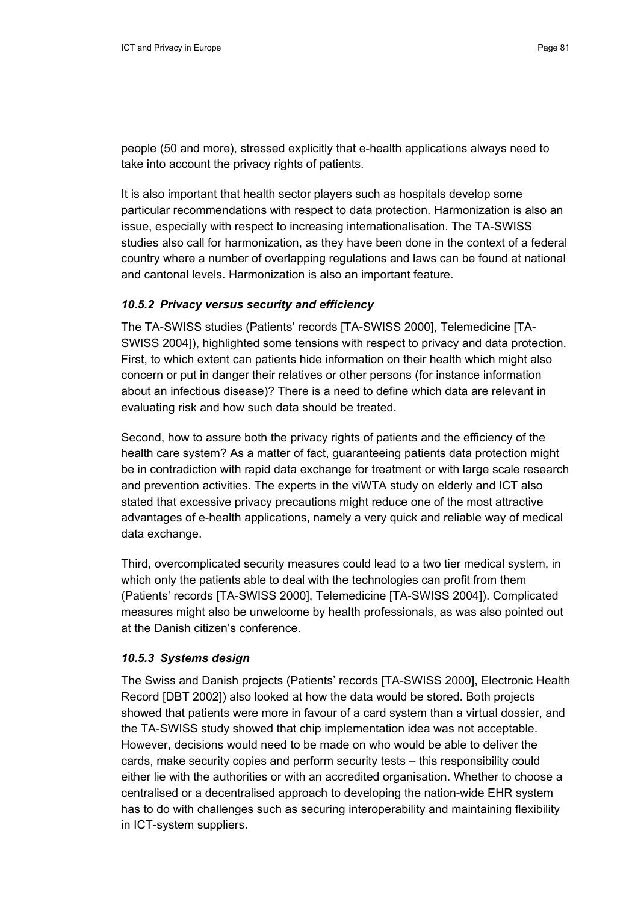people (50 and more), stressed explicitly that e-health applications always need to take into account the privacy rights of patients.

It is also important that health sector players such as hospitals develop some particular recommendations with respect to data protection. Harmonization is also an issue, especially with respect to increasing internationalisation. The TA-SWISS studies also call for harmonization, as they have been done in the context of a federal country where a number of overlapping regulations and laws can be found at national and cantonal levels. Harmonization is also an important feature.

### *10.5.2 Privacy versus security and efficiency*

The TA-SWISS studies (Patients' records [TA-SWISS 2000], Telemedicine [TA-SWISS 2004]), highlighted some tensions with respect to privacy and data protection. First, to which extent can patients hide information on their health which might also concern or put in danger their relatives or other persons (for instance information about an infectious disease)? There is a need to define which data are relevant in evaluating risk and how such data should be treated.

Second, how to assure both the privacy rights of patients and the efficiency of the health care system? As a matter of fact, guaranteeing patients data protection might be in contradiction with rapid data exchange for treatment or with large scale research and prevention activities. The experts in the viWTA study on elderly and ICT also stated that excessive privacy precautions might reduce one of the most attractive advantages of e-health applications, namely a very quick and reliable way of medical data exchange.

Third, overcomplicated security measures could lead to a two tier medical system, in which only the patients able to deal with the technologies can profit from them (Patients' records [TA-SWISS 2000], Telemedicine [TA-SWISS 2004]). Complicated measures might also be unwelcome by health professionals, as was also pointed out at the Danish citizen's conference.

### *10.5.3 Systems design*

The Swiss and Danish projects (Patients' records [TA-SWISS 2000], Electronic Health Record [DBT 2002]) also looked at how the data would be stored. Both projects showed that patients were more in favour of a card system than a virtual dossier, and the TA-SWISS study showed that chip implementation idea was not acceptable. However, decisions would need to be made on who would be able to deliver the cards, make security copies and perform security tests – this responsibility could either lie with the authorities or with an accredited organisation. Whether to choose a centralised or a decentralised approach to developing the nation-wide EHR system has to do with challenges such as securing interoperability and maintaining flexibility in ICT-system suppliers.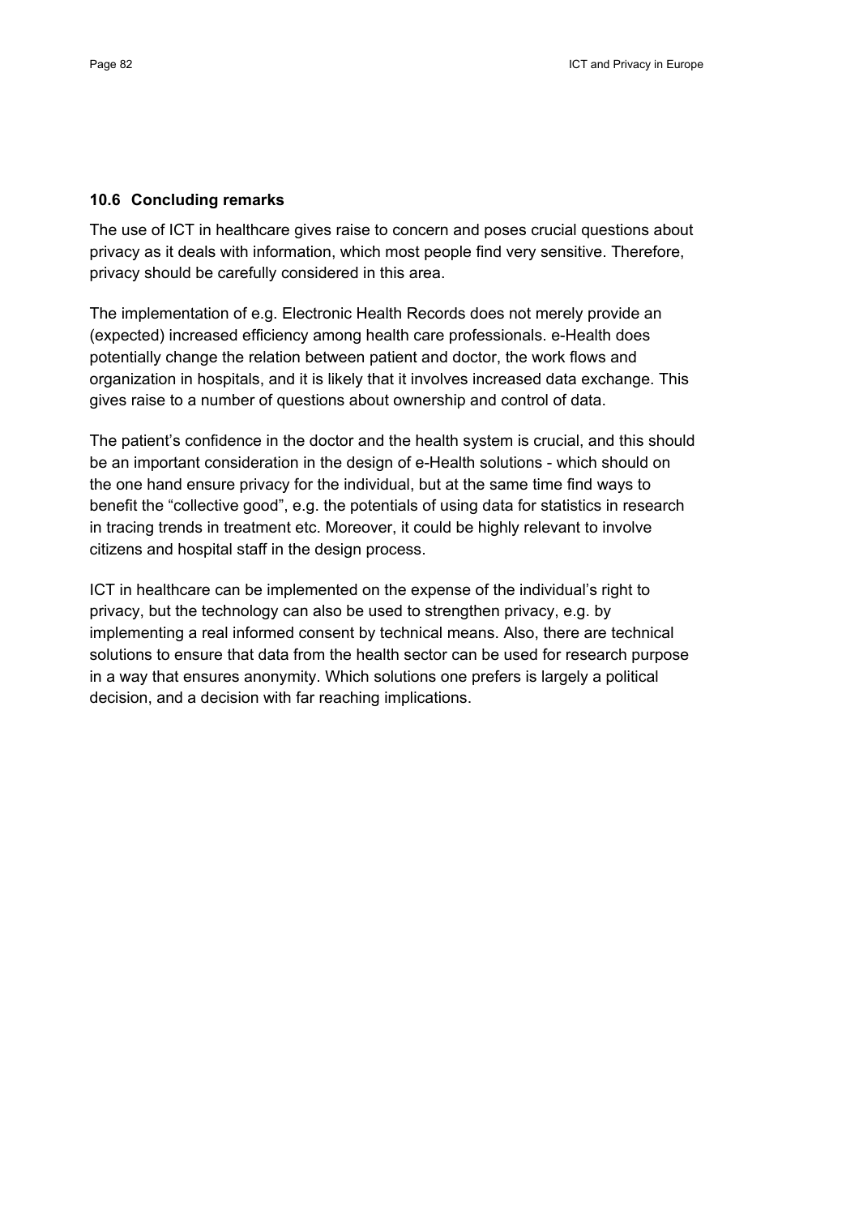### 10.6 Concluding remarks

The use of ICT in healthcare gives raise to concern and poses crucial questions about privacy as it deals with information, which most people find very sensitive. Therefore, privacy should be carefully considered in this area.

The implementation of e.g. Electronic Health Records does not merely provide an (expected) increased efficiency among health care professionals. e-Health does potentially change the relation between patient and doctor, the work flows and organization in hospitals, and it is likely that it involves increased data exchange. This gives raise to a number of questions about ownership and control of data.

The patient's confidence in the doctor and the health system is crucial, and this should be an important consideration in the design of e-Health solutions - which should on the one hand ensure privacy for the individual, but at the same time find ways to benefit the "collective good", e.g. the potentials of using data for statistics in research in tracing trends in treatment etc. Moreover, it could be highly relevant to involve citizens and hospital staff in the design process.

ICT in healthcare can be implemented on the expense of the individual's right to privacy, but the technology can also be used to strengthen privacy, e.g. by implementing a real informed consent by technical means. Also, there are technical solutions to ensure that data from the health sector can be used for research purpose in a way that ensures anonymity. Which solutions one prefers is largely a political decision, and a decision with far reaching implications.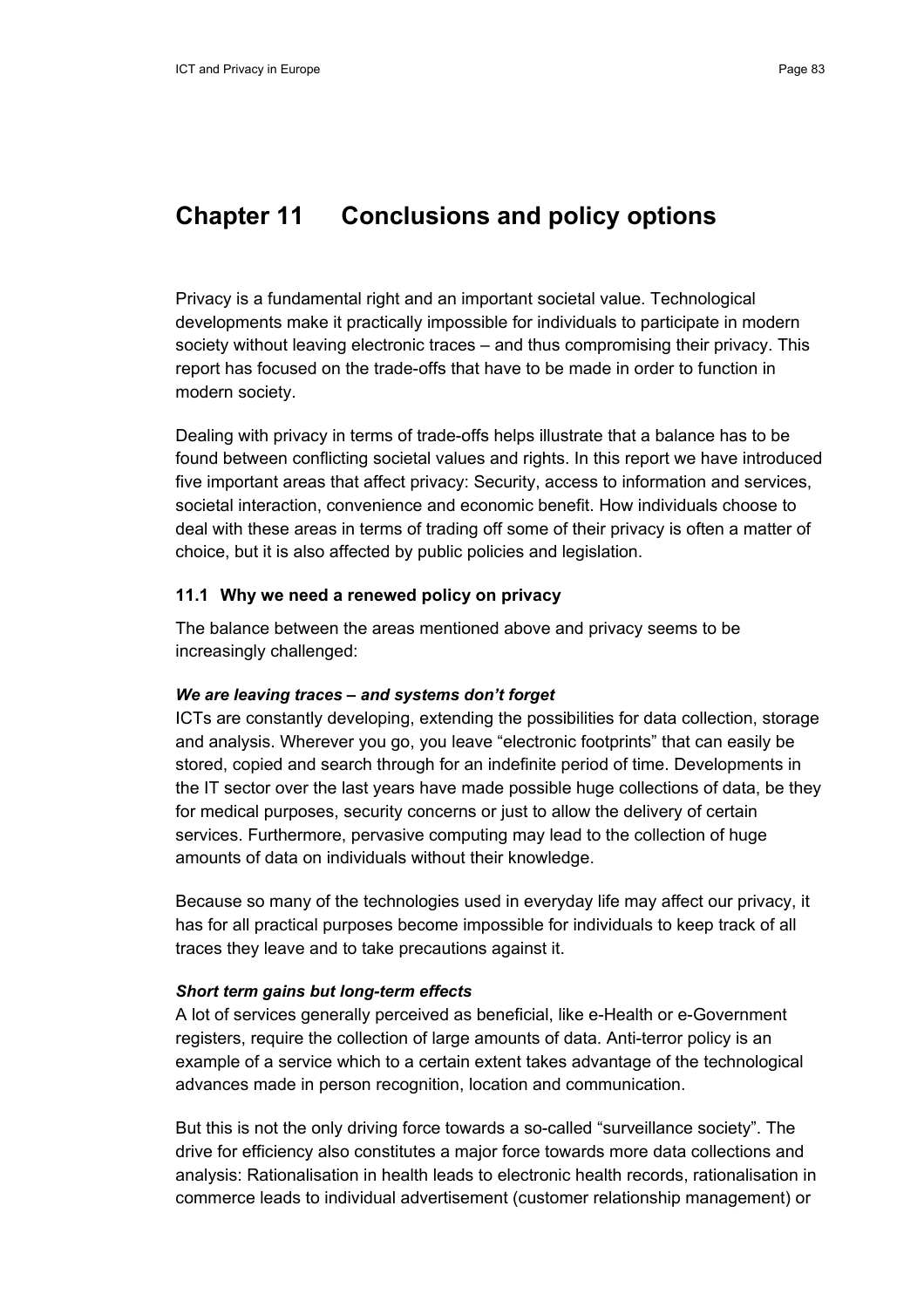# Chapter 11 Conclusions and policy options

Privacy is a fundamental right and an important societal value. Technological developments make it practically impossible for individuals to participate in modern society without leaving electronic traces – and thus compromising their privacy. This report has focused on the trade-offs that have to be made in order to function in modern society.

Dealing with privacy in terms of trade-offs helps illustrate that a balance has to be found between conflicting societal values and rights. In this report we have introduced five important areas that affect privacy: Security, access to information and services, societal interaction, convenience and economic benefit. How individuals choose to deal with these areas in terms of trading off some of their privacy is often a matter of choice, but it is also affected by public policies and legislation.

## 11.1 Why we need a renewed policy on privacy

The balance between the areas mentioned above and privacy seems to be increasingly challenged:

***We are leaving traces – and systems don't forget***

ICTs are constantly developing, extending the possibilities for data collection, storage and analysis. Wherever you go, you leave "electronic footprints" that can easily be stored, copied and search through for an indefinite period of time. Developments in the IT sector over the last years have made possible huge collections of data, be they for medical purposes, security concerns or just to allow the delivery of certain services. Furthermore, pervasive computing may lead to the collection of huge amounts of data on individuals without their knowledge.

Because so many of the technologies used in everyday life may affect our privacy, it has for all practical purposes become impossible for individuals to keep track of all traces they leave and to take precautions against it.

***Short term gains but long-term effects***

A lot of services generally perceived as beneficial, like e-Health or e-Government registers, require the collection of large amounts of data. Anti-terror policy is an example of a service which to a certain extent takes advantage of the technological advances made in person recognition, location and communication.

But this is not the only driving force towards a so-called "surveillance society". The drive for efficiency also constitutes a major force towards more data collections and analysis: Rationalisation in health leads to electronic health records, rationalisation in commerce leads to individual advertisement (customer relationship management) or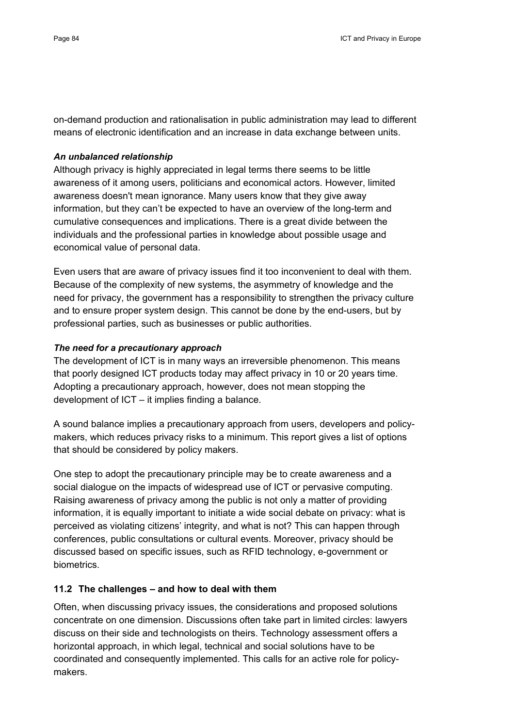on-demand production and rationalisation in public administration may lead to different means of electronic identification and an increase in data exchange between units.

***An unbalanced relationship***

Although privacy is highly appreciated in legal terms there seems to be little awareness of it among users, politicians and economical actors. However, limited awareness doesn't mean ignorance. Many users know that they give away information, but they can't be expected to have an overview of the long-term and cumulative consequences and implications. There is a great divide between the individuals and the professional parties in knowledge about possible usage and economical value of personal data.

Even users that are aware of privacy issues find it too inconvenient to deal with them. Because of the complexity of new systems, the asymmetry of knowledge and the need for privacy, the government has a responsibility to strengthen the privacy culture and to ensure proper system design. This cannot be done by the end-users, but by professional parties, such as businesses or public authorities.

***The need for a precautionary approach***

The development of ICT is in many ways an irreversible phenomenon. This means that poorly designed ICT products today may affect privacy in 10 or 20 years time. Adopting a precautionary approach, however, does not mean stopping the development of ICT – it implies finding a balance.

A sound balance implies a precautionary approach from users, developers and policy-makers, which reduces privacy risks to a minimum. This report gives a list of options that should be considered by policy makers.

One step to adopt the precautionary principle may be to create awareness and a social dialogue on the impacts of widespread use of ICT or pervasive computing. Raising awareness of privacy among the public is not only a matter of providing information, it is equally important to initiate a wide social debate on privacy: what is perceived as violating citizens' integrity, and what is not? This can happen through conferences, public consultations or cultural events. Moreover, privacy should be discussed based on specific issues, such as RFID technology, e-government or biometrics.

## 11.2 The challenges – and how to deal with them

Often, when discussing privacy issues, the considerations and proposed solutions concentrate on one dimension. Discussions often take part in limited circles: lawyers discuss on their side and technologists on theirs. Technology assessment offers a horizontal approach, in which legal, technical and social solutions have to be coordinated and consequently implemented. This calls for an active role for policy-makers.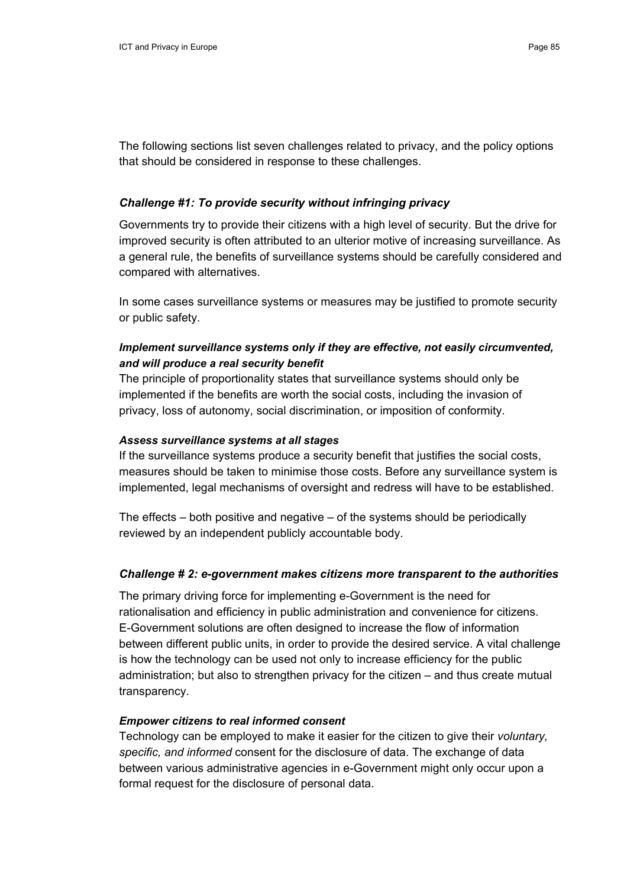The following sections list seven challenges related to privacy, and the policy options that should be considered in response to these challenges.

### *Challenge #1: To provide security without infringing privacy*

Governments try to provide their citizens with a high level of security. But the drive for improved security is often attributed to an ulterior motive of increasing surveillance. As a general rule, the benefits of surveillance systems should be carefully considered and compared with alternatives.

In some cases surveillance systems or measures may be justified to promote security or public safety.

#### *Implement surveillance systems only if they are effective, not easily circumvented, and will produce a real security benefit*

The principle of proportionality states that surveillance systems should only be implemented if the benefits are worth the social costs, including the invasion of privacy, loss of autonomy, social discrimination, or imposition of conformity.

#### *Assess surveillance systems at all stages*

If the surveillance systems produce a security benefit that justifies the social costs, measures should be taken to minimise those costs. Before any surveillance system is implemented, legal mechanisms of oversight and redress will have to be established.

The effects – both positive and negative – of the systems should be periodically reviewed by an independent publicly accountable body.

### *Challenge # 2: e-government makes citizens more transparent to the authorities*

The primary driving force for implementing e-Government is the need for rationalisation and efficiency in public administration and convenience for citizens. E-Government solutions are often designed to increase the flow of information between different public units, in order to provide the desired service. A vital challenge is how the technology can be used not only to increase efficiency for the public administration; but also to strengthen privacy for the citizen – and thus create mutual transparency.

#### *Empower citizens to real informed consent*

Technology can be employed to make it easier for the citizen to give their *voluntary, specific, and informed* consent for the disclosure of data. The exchange of data between various administrative agencies in e-Government might only occur upon a formal request for the disclosure of personal data.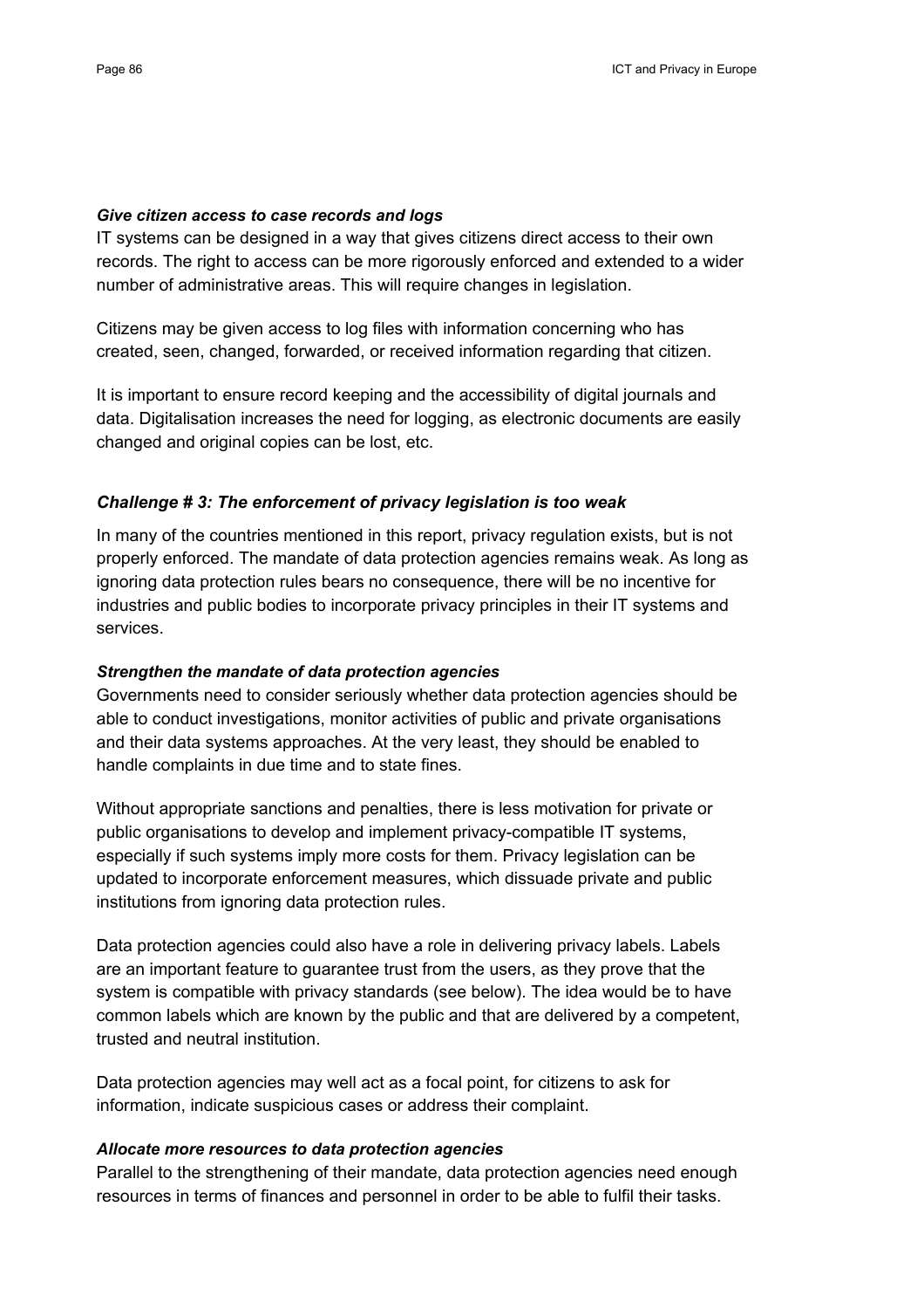***Give citizen access to case records and logs***

IT systems can be designed in a way that gives citizens direct access to their own records. The right to access can be more rigorously enforced and extended to a wider number of administrative areas. This will require changes in legislation.

Citizens may be given access to log files with information concerning who has created, seen, changed, forwarded, or received information regarding that citizen.

It is important to ensure record keeping and the accessibility of digital journals and data. Digitalisation increases the need for logging, as electronic documents are easily changed and original copies can be lost, etc.

### *Challenge # 3: The enforcement of privacy legislation is too weak*

In many of the countries mentioned in this report, privacy regulation exists, but is not properly enforced. The mandate of data protection agencies remains weak. As long as ignoring data protection rules bears no consequence, there will be no incentive for industries and public bodies to incorporate privacy principles in their IT systems and services.

***Strengthen the mandate of data protection agencies***

Governments need to consider seriously whether data protection agencies should be able to conduct investigations, monitor activities of public and private organisations and their data systems approaches. At the very least, they should be enabled to handle complaints in due time and to state fines.

Without appropriate sanctions and penalties, there is less motivation for private or public organisations to develop and implement privacy-compatible IT systems, especially if such systems imply more costs for them. Privacy legislation can be updated to incorporate enforcement measures, which dissuade private and public institutions from ignoring data protection rules.

Data protection agencies could also have a role in delivering privacy labels. Labels are an important feature to guarantee trust from the users, as they prove that the system is compatible with privacy standards (see below). The idea would be to have common labels which are known by the public and that are delivered by a competent, trusted and neutral institution.

Data protection agencies may well act as a focal point, for citizens to ask for information, indicate suspicious cases or address their complaint.

***Allocate more resources to data protection agencies***

Parallel to the strengthening of their mandate, data protection agencies need enough resources in terms of finances and personnel in order to be able to fulfil their tasks.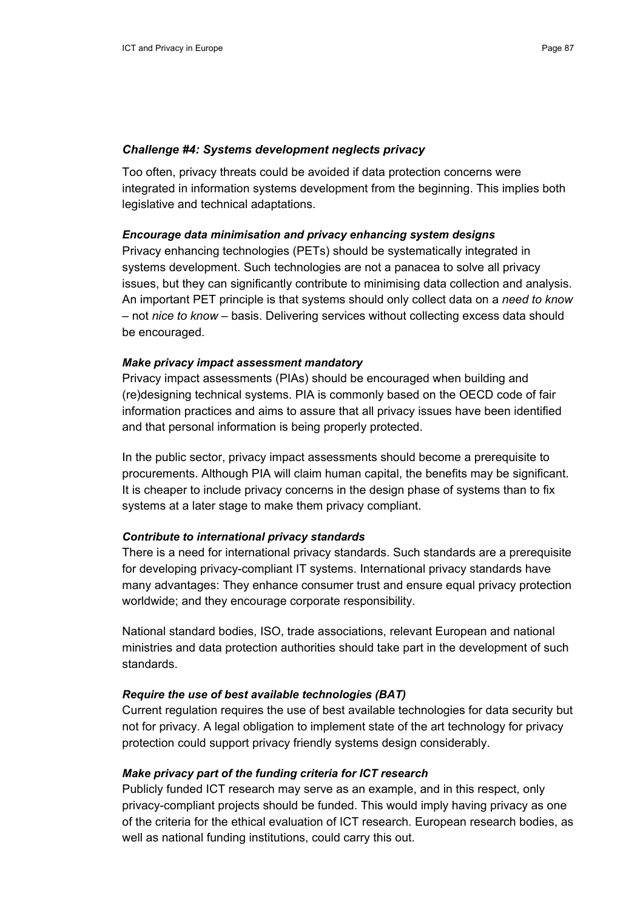### *Challenge #4: Systems development neglects privacy*

Too often, privacy threats could be avoided if data protection concerns were integrated in information systems development from the beginning. This implies both legislative and technical adaptations.

#### *Encourage data minimisation and privacy enhancing system designs*

Privacy enhancing technologies (PETs) should be systematically integrated in systems development. Such technologies are not a panacea to solve all privacy issues, but they can significantly contribute to minimising data collection and analysis. An important PET principle is that systems should only collect data on a *need to know* – not *nice to know* – basis. Delivering services without collecting excess data should be encouraged.

#### *Make privacy impact assessment mandatory*

Privacy impact assessments (PIAs) should be encouraged when building and (re)designing technical systems. PIA is commonly based on the OECD code of fair information practices and aims to assure that all privacy issues have been identified and that personal information is being properly protected.

In the public sector, privacy impact assessments should become a prerequisite to procurements. Although PIA will claim human capital, the benefits may be significant. It is cheaper to include privacy concerns in the design phase of systems than to fix systems at a later stage to make them privacy compliant.

#### *Contribute to international privacy standards*

There is a need for international privacy standards. Such standards are a prerequisite for developing privacy-compliant IT systems. International privacy standards have many advantages: They enhance consumer trust and ensure equal privacy protection worldwide; and they encourage corporate responsibility.

National standard bodies, ISO, trade associations, relevant European and national ministries and data protection authorities should take part in the development of such standards.

#### *Require the use of best available technologies (BAT)*

Current regulation requires the use of best available technologies for data security but not for privacy. A legal obligation to implement state of the art technology for privacy protection could support privacy friendly systems design considerably.

#### *Make privacy part of the funding criteria for ICT research*

Publicly funded ICT research may serve as an example, and in this respect, only privacy-compliant projects should be funded. This would imply having privacy as one of the criteria for the ethical evaluation of ICT research. European research bodies, as well as national funding institutions, could carry this out.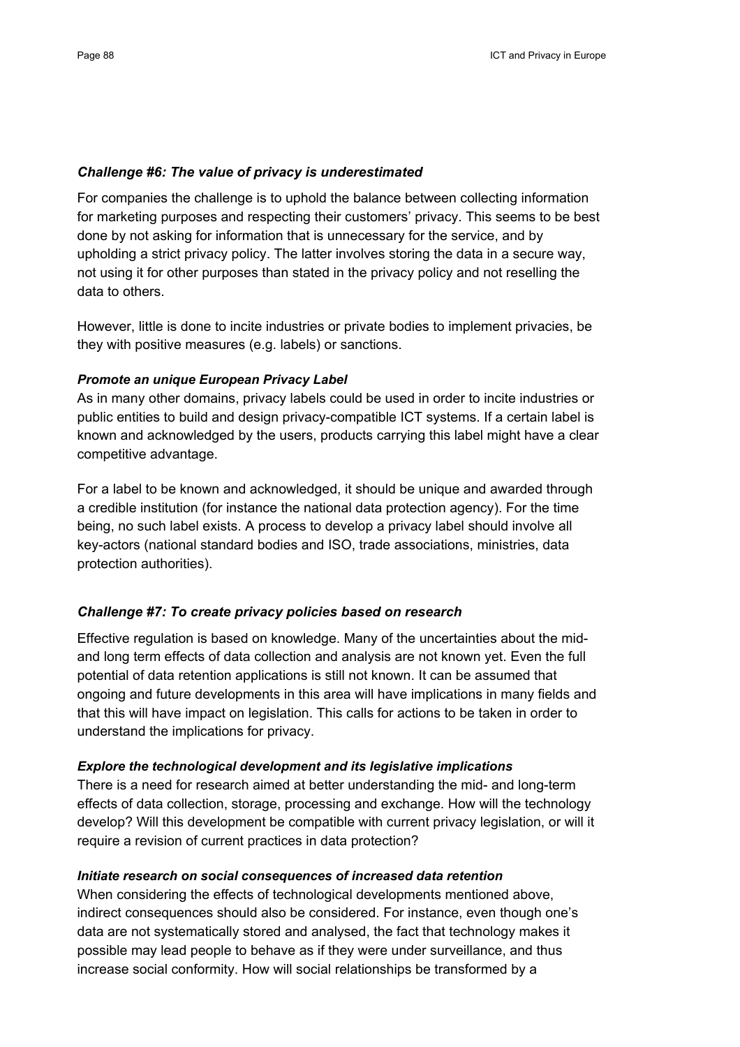### *Challenge #6: The value of privacy is underestimated*

For companies the challenge is to uphold the balance between collecting information for marketing purposes and respecting their customers' privacy. This seems to be best done by not asking for information that is unnecessary for the service, and by upholding a strict privacy policy. The latter involves storing the data in a secure way, not using it for other purposes than stated in the privacy policy and not reselling the data to others.

However, little is done to incite industries or private bodies to implement privacies, be they with positive measures (e.g. labels) or sanctions.

#### *Promote an unique European Privacy Label*

As in many other domains, privacy labels could be used in order to incite industries or public entities to build and design privacy-compatible ICT systems. If a certain label is known and acknowledged by the users, products carrying this label might have a clear competitive advantage.

For a label to be known and acknowledged, it should be unique and awarded through a credible institution (for instance the national data protection agency). For the time being, no such label exists. A process to develop a privacy label should involve all key-actors (national standard bodies and ISO, trade associations, ministries, data protection authorities).

### *Challenge #7: To create privacy policies based on research*

Effective regulation is based on knowledge. Many of the uncertainties about the mid- and long term effects of data collection and analysis are not known yet. Even the full potential of data retention applications is still not known. It can be assumed that ongoing and future developments in this area will have implications in many fields and that this will have impact on legislation. This calls for actions to be taken in order to understand the implications for privacy.

#### *Explore the technological development and its legislative implications*

There is a need for research aimed at better understanding the mid- and long-term effects of data collection, storage, processing and exchange. How will the technology develop? Will this development be compatible with current privacy legislation, or will it require a revision of current practices in data protection?

#### *Initiate research on social consequences of increased data retention*

When considering the effects of technological developments mentioned above, indirect consequences should also be considered. For instance, even though one's data are not systematically stored and analysed, the fact that technology makes it possible may lead people to behave as if they were under surveillance, and thus increase social conformity. How will social relationships be transformed by a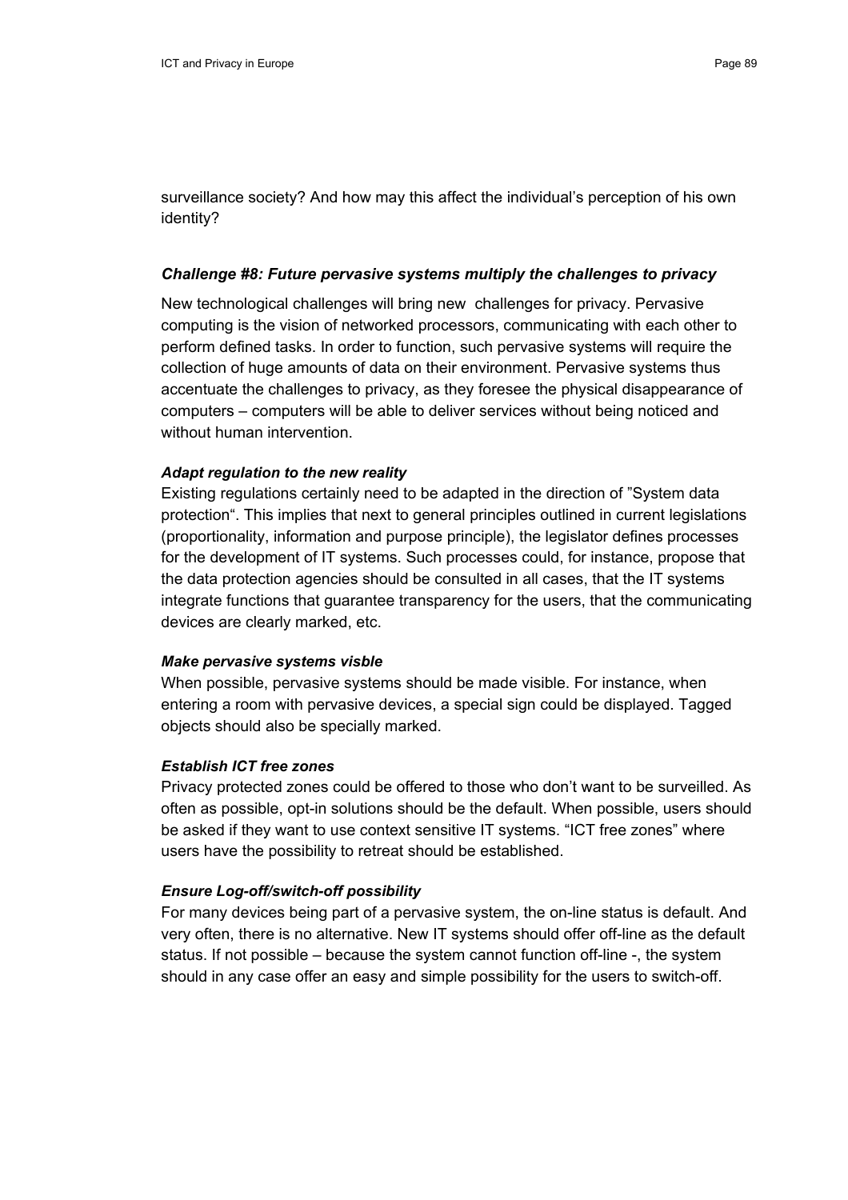surveillance society? And how may this affect the individual's perception of his own identity?

### *Challenge #8: Future pervasive systems multiply the challenges to privacy*

New technological challenges will bring new challenges for privacy. Pervasive computing is the vision of networked processors, communicating with each other to perform defined tasks. In order to function, such pervasive systems will require the collection of huge amounts of data on their environment. Pervasive systems thus accentuate the challenges to privacy, as they foresee the physical disappearance of computers – computers will be able to deliver services without being noticed and without human intervention.

#### *Adapt regulation to the new reality*

Existing regulations certainly need to be adapted in the direction of "System data protection". This implies that next to general principles outlined in current legislations (proportionality, information and purpose principle), the legislator defines processes for the development of IT systems. Such processes could, for instance, propose that the data protection agencies should be consulted in all cases, that the IT systems integrate functions that guarantee transparency for the users, that the communicating devices are clearly marked, etc.

#### *Make pervasive systems visble*

When possible, pervasive systems should be made visible. For instance, when entering a room with pervasive devices, a special sign could be displayed. Tagged objects should also be specially marked.

#### *Establish ICT free zones*

Privacy protected zones could be offered to those who don't want to be surveilled. As often as possible, opt-in solutions should be the default. When possible, users should be asked if they want to use context sensitive IT systems. "ICT free zones" where users have the possibility to retreat should be established.

#### *Ensure Log-off/switch-off possibility*

For many devices being part of a pervasive system, the on-line status is default. And very often, there is no alternative. New IT systems should offer off-line as the default status. If not possible – because the system cannot function off-line -, the system should in any case offer an easy and simple possibility for the users to switch-off.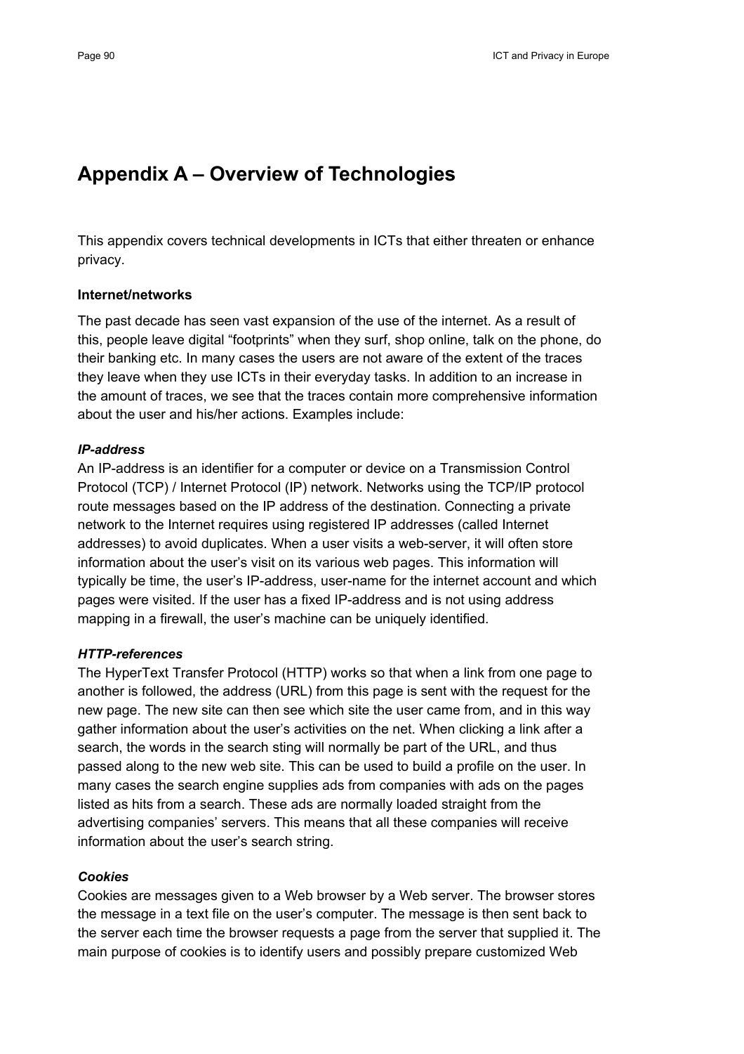# Appendix A – Overview of Technologies

This appendix covers technical developments in ICTs that either threaten or enhance privacy.

**Internet/networks**

The past decade has seen vast expansion of the use of the internet. As a result of this, people leave digital “footprints” when they surf, shop online, talk on the phone, do their banking etc. In many cases the users are not aware of the extent of the traces they leave when they use ICTs in their everyday tasks. In addition to an increase in the amount of traces, we see that the traces contain more comprehensive information about the user and his/her actions. Examples include:

***IP-address***

An IP-address is an identifier for a computer or device on a Transmission Control Protocol (TCP) / Internet Protocol (IP) network. Networks using the TCP/IP protocol route messages based on the IP address of the destination. Connecting a private network to the Internet requires using registered IP addresses (called Internet addresses) to avoid duplicates. When a user visits a web-server, it will often store information about the user’s visit on its various web pages. This information will typically be time, the user’s IP-address, user-name for the internet account and which pages were visited. If the user has a fixed IP-address and is not using address mapping in a firewall, the user’s machine can be uniquely identified.

***HTTP-references***

The HyperText Transfer Protocol (HTTP) works so that when a link from one page to another is followed, the address (URL) from this page is sent with the request for the new page. The new site can then see which site the user came from, and in this way gather information about the user’s activities on the net. When clicking a link after a search, the words in the search sting will normally be part of the URL, and thus passed along to the new web site. This can be used to build a profile on the user. In many cases the search engine supplies ads from companies with ads on the pages listed as hits from a search. These ads are normally loaded straight from the advertising companies’ servers. This means that all these companies will receive information about the user’s search string.

***Cookies***

Cookies are messages given to a Web browser by a Web server. The browser stores the message in a text file on the user’s computer. The message is then sent back to the server each time the browser requests a page from the server that supplied it. The main purpose of cookies is to identify users and possibly prepare customized Web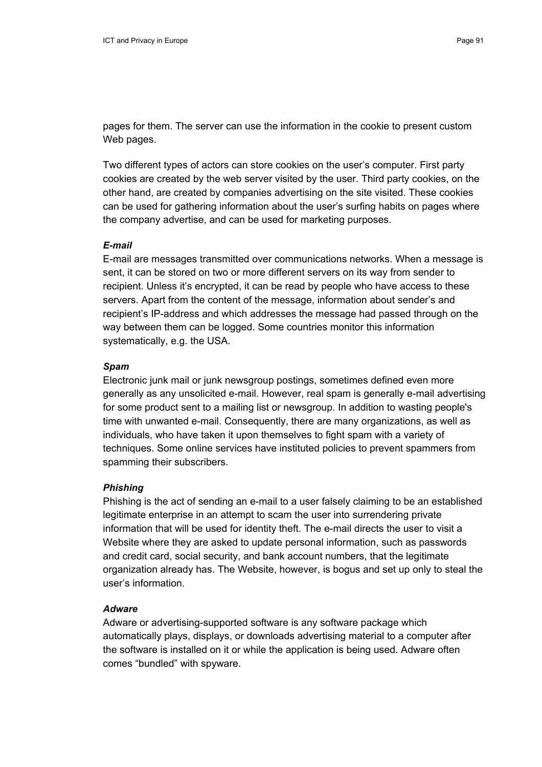pages for them. The server can use the information in the cookie to present custom Web pages.

Two different types of actors can store cookies on the user's computer. First party cookies are created by the web server visited by the user. Third party cookies, on the other hand, are created by companies advertising on the site visited. These cookies can be used for gathering information about the user's surfing habits on pages where the company advertise, and can be used for marketing purposes.

***E-mail***

E-mail are messages transmitted over communications networks. When a message is sent, it can be stored on two or more different servers on its way from sender to recipient. Unless it's encrypted, it can be read by people who have access to these servers. Apart from the content of the message, information about sender's and recipient's IP-address and which addresses the message had passed through on the way between them can be logged. Some countries monitor this information systematically, e.g. the USA.

***Spam***

Electronic junk mail or junk newsgroup postings, sometimes defined even more generally as any unsolicited e-mail. However, real spam is generally e-mail advertising for some product sent to a mailing list or newsgroup. In addition to wasting people's time with unwanted e-mail. Consequently, there are many organizations, as well as individuals, who have taken it upon themselves to fight spam with a variety of techniques. Some online services have instituted policies to prevent spammers from spamming their subscribers.

***Phishing***

Phishing is the act of sending an e-mail to a user falsely claiming to be an established legitimate enterprise in an attempt to scam the user into surrendering private information that will be used for identity theft. The e-mail directs the user to visit a Website where they are asked to update personal information, such as passwords and credit card, social security, and bank account numbers, that the legitimate organization already has. The Website, however, is bogus and set up only to steal the user's information.

***Adware***

Adware or advertising-supported software is any software package which automatically plays, displays, or downloads advertising material to a computer after the software is installed on it or while the application is being used. Adware often comes "bundled" with spyware.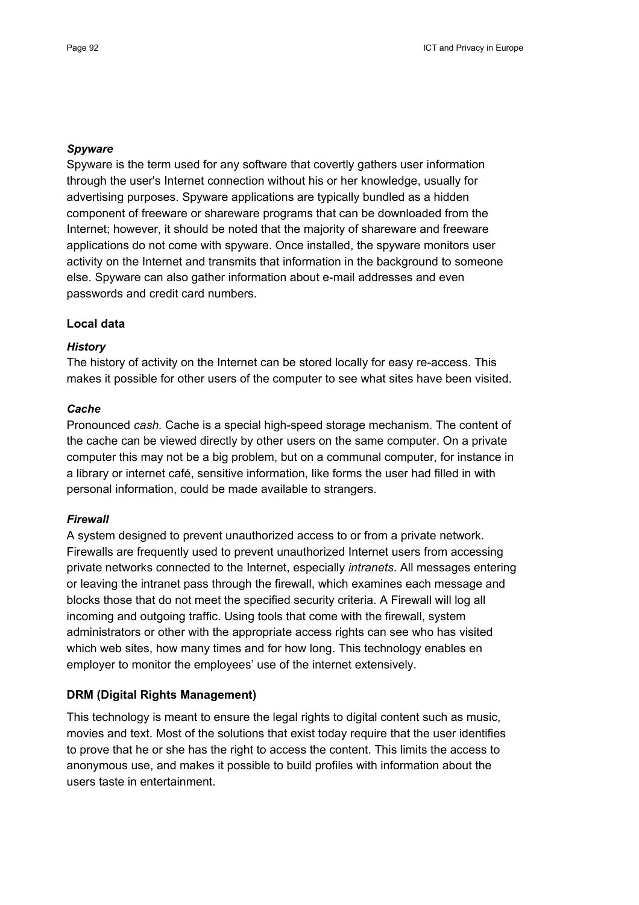*Spyware*

Spyware is the term used for any software that covertly gathers user information through the user's Internet connection without his or her knowledge, usually for advertising purposes. Spyware applications are typically bundled as a hidden component of freeware or shareware programs that can be downloaded from the Internet; however, it should be noted that the majority of shareware and freeware applications do not come with spyware. Once installed, the spyware monitors user activity on the Internet and transmits that information in the background to someone else. Spyware can also gather information about e-mail addresses and even passwords and credit card numbers.

**Local data**

*History*

The history of activity on the Internet can be stored locally for easy re-access. This makes it possible for other users of the computer to see what sites have been visited.

*Cache*

Pronounced *cash.* Cache is a special high-speed storage mechanism. The content of the cache can be viewed directly by other users on the same computer. On a private computer this may not be a big problem, but on a communal computer, for instance in a library or internet café, sensitive information, like forms the user had filled in with personal information, could be made available to strangers.

*Firewall*

A system designed to prevent unauthorized access to or from a private network. Firewalls are frequently used to prevent unauthorized Internet users from accessing private networks connected to the Internet, especially *intranets*. All messages entering or leaving the intranet pass through the firewall, which examines each message and blocks those that do not meet the specified security criteria. A Firewall will log all incoming and outgoing traffic. Using tools that come with the firewall, system administrators or other with the appropriate access rights can see who has visited which web sites, how many times and for how long. This technology enables en employer to monitor the employees' use of the internet extensively.

**DRM (Digital Rights Management)**

This technology is meant to ensure the legal rights to digital content such as music, movies and text. Most of the solutions that exist today require that the user identifies to prove that he or she has the right to access the content. This limits the access to anonymous use, and makes it possible to build profiles with information about the users taste in entertainment.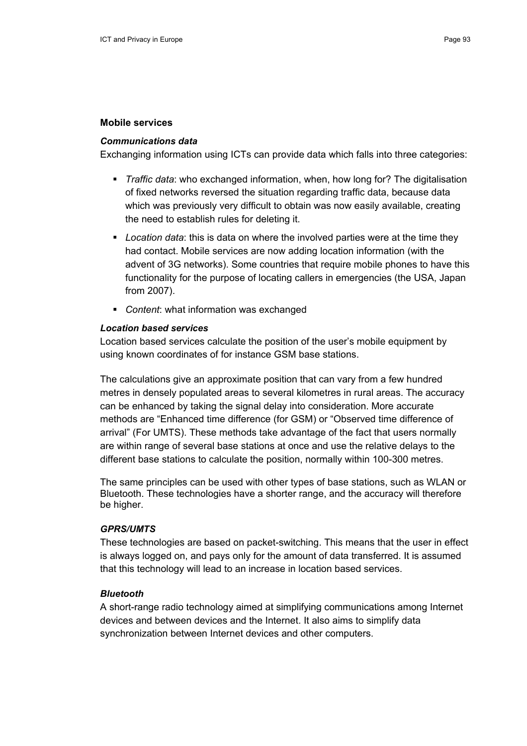### Mobile services

#### *Communications data*

Exchanging information using ICTs can provide data which falls into three categories:

- *Traffic data*: who exchanged information, when, how long for? The digitalisation of fixed networks reversed the situation regarding traffic data, because data which was previously very difficult to obtain was now easily available, creating the need to establish rules for deleting it.
- *Location data*: this is data on where the involved parties were at the time they had contact. Mobile services are now adding location information (with the advent of 3G networks). Some countries that require mobile phones to have this functionality for the purpose of locating callers in emergencies (the USA, Japan from 2007).
- *Content*: what information was exchanged

#### *Location based services*

Location based services calculate the position of the user's mobile equipment by using known coordinates of for instance GSM base stations.

The calculations give an approximate position that can vary from a few hundred metres in densely populated areas to several kilometres in rural areas. The accuracy can be enhanced by taking the signal delay into consideration. More accurate methods are "Enhanced time difference (for GSM) or "Observed time difference of arrival" (For UMTS). These methods take advantage of the fact that users normally are within range of several base stations at once and use the relative delays to the different base stations to calculate the position, normally within 100-300 metres.

The same principles can be used with other types of base stations, such as WLAN or Bluetooth. These technologies have a shorter range, and the accuracy will therefore be higher.

#### *GPRS/UMTS*

These technologies are based on packet-switching. This means that the user in effect is always logged on, and pays only for the amount of data transferred. It is assumed that this technology will lead to an increase in location based services.

#### *Bluetooth*

A short-range radio technology aimed at simplifying communications among Internet devices and between devices and the Internet. It also aims to simplify data synchronization between Internet devices and other computers.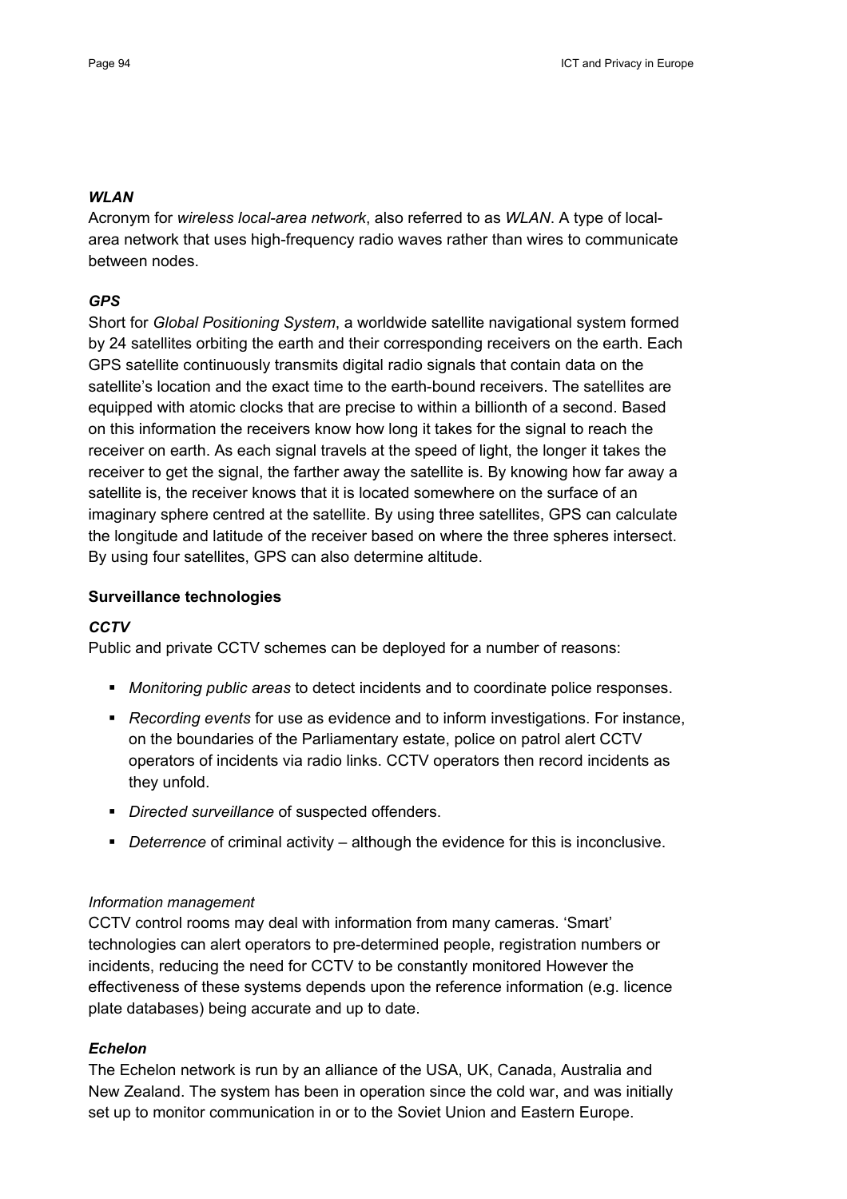***WLAN***

Acronym for *wireless local-area network*, also referred to as *WLAN*. A type of local-area network that uses high-frequency radio waves rather than wires to communicate between nodes.

***GPS***

Short for *Global Positioning System*, a worldwide satellite navigational system formed by 24 satellites orbiting the earth and their corresponding receivers on the earth. Each GPS satellite continuously transmits digital radio signals that contain data on the satellite's location and the exact time to the earth-bound receivers. The satellites are equipped with atomic clocks that are precise to within a billionth of a second. Based on this information the receivers know how long it takes for the signal to reach the receiver on earth. As each signal travels at the speed of light, the longer it takes the receiver to get the signal, the farther away the satellite is. By knowing how far away a satellite is, the receiver knows that it is located somewhere on the surface of an imaginary sphere centred at the satellite. By using three satellites, GPS can calculate the longitude and latitude of the receiver based on where the three spheres intersect. By using four satellites, GPS can also determine altitude.

**Surveillance technologies**

***CCTV***

Public and private CCTV schemes can be deployed for a number of reasons:

- *Monitoring public areas* to detect incidents and to coordinate police responses.
- *Recording events* for use as evidence and to inform investigations. For instance, on the boundaries of the Parliamentary estate, police on patrol alert CCTV operators of incidents via radio links. CCTV operators then record incidents as they unfold.
- *Directed surveillance* of suspected offenders.
- *Deterrence* of criminal activity – although the evidence for this is inconclusive.

*Information management*

CCTV control rooms may deal with information from many cameras. 'Smart' technologies can alert operators to pre-determined people, registration numbers or incidents, reducing the need for CCTV to be constantly monitored However the effectiveness of these systems depends upon the reference information (e.g. licence plate databases) being accurate and up to date.

***Echelon***

The Echelon network is run by an alliance of the USA, UK, Canada, Australia and New Zealand. The system has been in operation since the cold war, and was initially set up to monitor communication in or to the Soviet Union and Eastern Europe.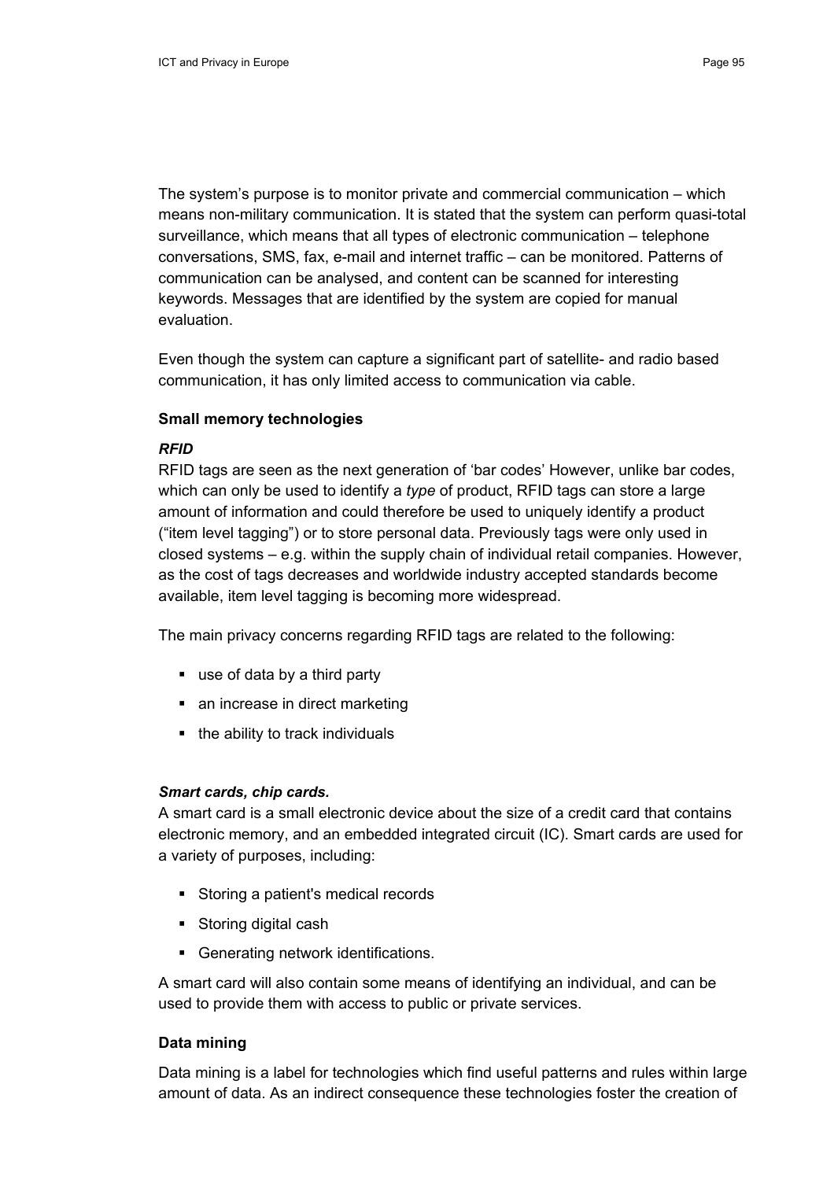The system's purpose is to monitor private and commercial communication – which means non-military communication. It is stated that the system can perform quasi-total surveillance, which means that all types of electronic communication – telephone conversations, SMS, fax, e-mail and internet traffic – can be monitored. Patterns of communication can be analysed, and content can be scanned for interesting keywords. Messages that are identified by the system are copied for manual evaluation.

Even though the system can capture a significant part of satellite- and radio based communication, it has only limited access to communication via cable.

**Small memory technologies**

***RFID***

RFID tags are seen as the next generation of 'bar codes' However, unlike bar codes, which can only be used to identify a *type* of product, RFID tags can store a large amount of information and could therefore be used to uniquely identify a product ("item level tagging") or to store personal data. Previously tags were only used in closed systems – e.g. within the supply chain of individual retail companies. However, as the cost of tags decreases and worldwide industry accepted standards become available, item level tagging is becoming more widespread.

The main privacy concerns regarding RFID tags are related to the following:

- use of data by a third party
- an increase in direct marketing
- the ability to track individuals

***Smart cards, chip cards.***

A smart card is a small electronic device about the size of a credit card that contains electronic memory, and an embedded integrated circuit (IC). Smart cards are used for a variety of purposes, including:

- Storing a patient's medical records
- Storing digital cash
- Generating network identifications.

A smart card will also contain some means of identifying an individual, and can be used to provide them with access to public or private services.

**Data mining**

Data mining is a label for technologies which find useful patterns and rules within large amount of data. As an indirect consequence these technologies foster the creation of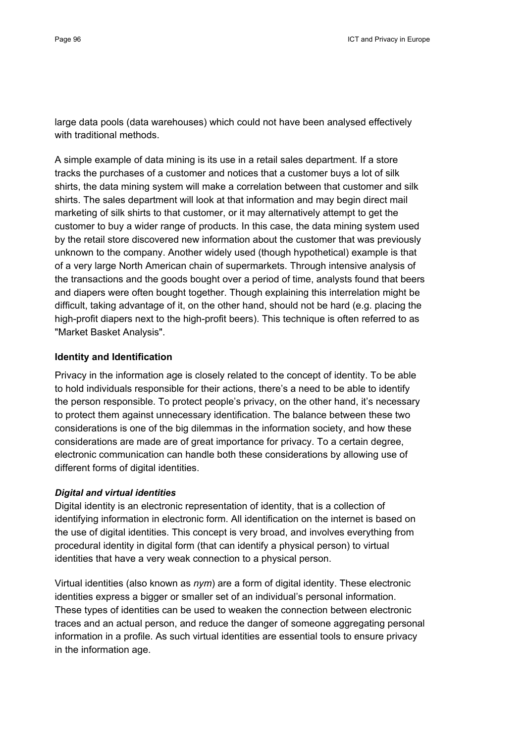large data pools (data warehouses) which could not have been analysed effectively with traditional methods.

A simple example of data mining is its use in a retail sales department. If a store tracks the purchases of a customer and notices that a customer buys a lot of silk shirts, the data mining system will make a correlation between that customer and silk shirts. The sales department will look at that information and may begin direct mail marketing of silk shirts to that customer, or it may alternatively attempt to get the customer to buy a wider range of products. In this case, the data mining system used by the retail store discovered new information about the customer that was previously unknown to the company. Another widely used (though hypothetical) example is that of a very large North American chain of supermarkets. Through intensive analysis of the transactions and the goods bought over a period of time, analysts found that beers and diapers were often bought together. Though explaining this interrelation might be difficult, taking advantage of it, on the other hand, should not be hard (e.g. placing the high-profit diapers next to the high-profit beers). This technique is often referred to as "Market Basket Analysis".

### Identity and Identification

Privacy in the information age is closely related to the concept of identity. To be able to hold individuals responsible for their actions, there's a need to be able to identify the person responsible. To protect people's privacy, on the other hand, it's necessary to protect them against unnecessary identification. The balance between these two considerations is one of the big dilemmas in the information society, and how these considerations are made are of great importance for privacy. To a certain degree, electronic communication can handle both these considerations by allowing use of different forms of digital identities.

#### *Digital and virtual identities*

Digital identity is an electronic representation of identity, that is a collection of identifying information in electronic form. All identification on the internet is based on the use of digital identities. This concept is very broad, and involves everything from procedural identity in digital form (that can identify a physical person) to virtual identities that have a very weak connection to a physical person.

Virtual identities (also known as *nym*) are a form of digital identity. These electronic identities express a bigger or smaller set of an individual's personal information. These types of identities can be used to weaken the connection between electronic traces and an actual person, and reduce the danger of someone aggregating personal information in a profile. As such virtual identities are essential tools to ensure privacy in the information age.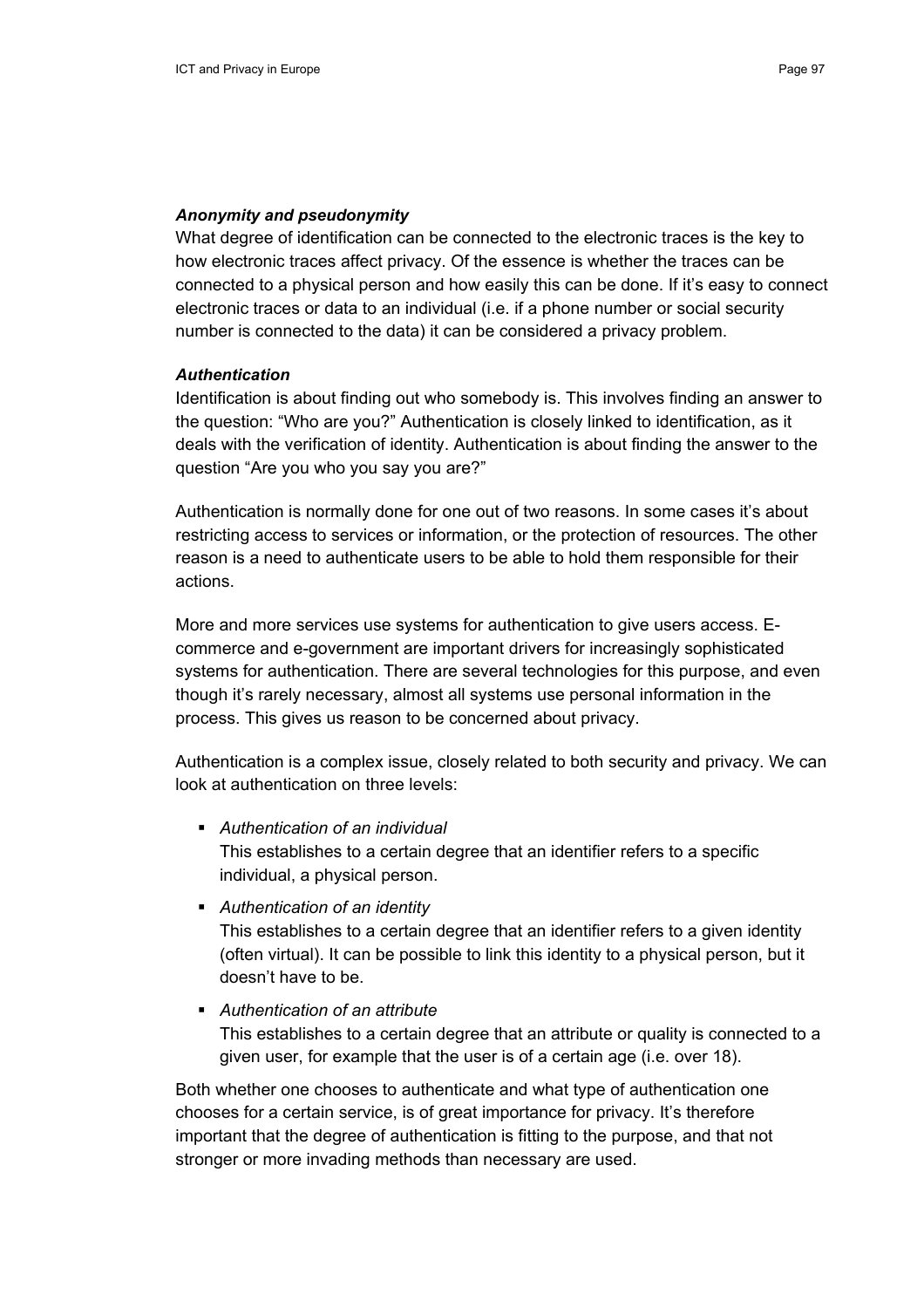***Anonymity and pseudonymity***

What degree of identification can be connected to the electronic traces is the key to how electronic traces affect privacy. Of the essence is whether the traces can be connected to a physical person and how easily this can be done. If it's easy to connect electronic traces or data to an individual (i.e. if a phone number or social security number is connected to the data) it can be considered a privacy problem.

***Authentication***

Identification is about finding out who somebody is. This involves finding an answer to the question: "Who are you?" Authentication is closely linked to identification, as it deals with the verification of identity. Authentication is about finding the answer to the question "Are you who you say you are?"

Authentication is normally done for one out of two reasons. In some cases it's about restricting access to services or information, or the protection of resources. The other reason is a need to authenticate users to be able to hold them responsible for their actions.

More and more services use systems for authentication to give users access. E-commerce and e-government are important drivers for increasingly sophisticated systems for authentication. There are several technologies for this purpose, and even though it's rarely necessary, almost all systems use personal information in the process. This gives us reason to be concerned about privacy.

Authentication is a complex issue, closely related to both security and privacy. We can look at authentication on three levels:

- *Authentication of an individual*
  This establishes to a certain degree that an identifier refers to a specific individual, a physical person.
- *Authentication of an identity*
  This establishes to a certain degree that an identifier refers to a given identity (often virtual). It can be possible to link this identity to a physical person, but it doesn't have to be.
- *Authentication of an attribute*
  This establishes to a certain degree that an attribute or quality is connected to a given user, for example that the user is of a certain age (i.e. over 18).

Both whether one chooses to authenticate and what type of authentication one chooses for a certain service, is of great importance for privacy. It's therefore important that the degree of authentication is fitting to the purpose, and that not stronger or more invading methods than necessary are used.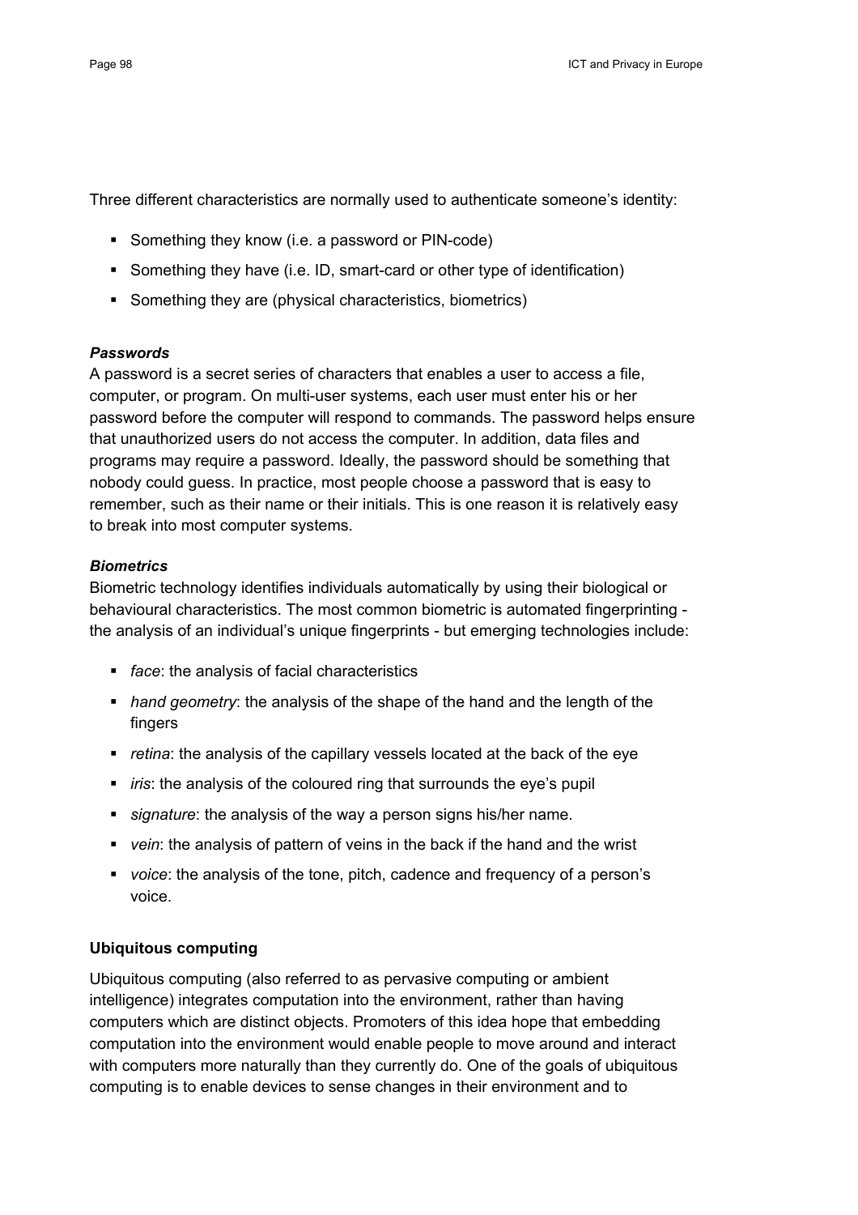Three different characteristics are normally used to authenticate someone's identity:

- Something they know (i.e. a password or PIN-code)
- Something they have (i.e. ID, smart-card or other type of identification)
- Something they are (physical characteristics, biometrics)

***Passwords***

A password is a secret series of characters that enables a user to access a file, computer, or program. On multi-user systems, each user must enter his or her password before the computer will respond to commands. The password helps ensure that unauthorized users do not access the computer. In addition, data files and programs may require a password. Ideally, the password should be something that nobody could guess. In practice, most people choose a password that is easy to remember, such as their name or their initials. This is one reason it is relatively easy to break into most computer systems.

***Biometrics***

Biometric technology identifies individuals automatically by using their biological or behavioural characteristics. The most common biometric is automated fingerprinting - the analysis of an individual's unique fingerprints - but emerging technologies include:

- *face*: the analysis of facial characteristics
- *hand geometry*: the analysis of the shape of the hand and the length of the fingers
- *retina*: the analysis of the capillary vessels located at the back of the eye
- *iris*: the analysis of the coloured ring that surrounds the eye's pupil
- *signature*: the analysis of the way a person signs his/her name.
- *vein*: the analysis of pattern of veins in the back if the hand and the wrist
- *voice*: the analysis of the tone, pitch, cadence and frequency of a person's voice.

**Ubiquitous computing**

Ubiquitous computing (also referred to as pervasive computing or ambient intelligence) integrates computation into the environment, rather than having computers which are distinct objects. Promoters of this idea hope that embedding computation into the environment would enable people to move around and interact with computers more naturally than they currently do. One of the goals of ubiquitous computing is to enable devices to sense changes in their environment and to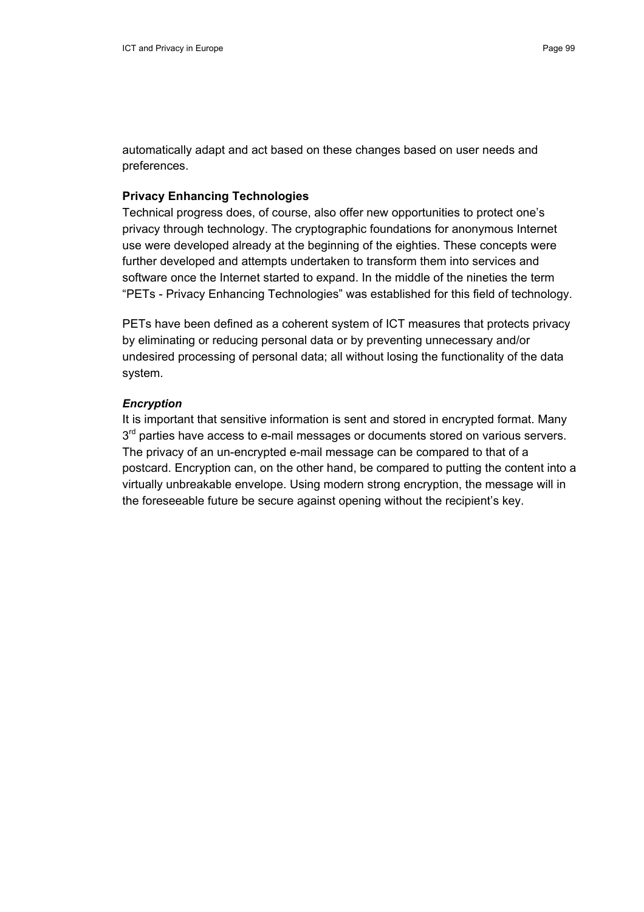automatically adapt and act based on these changes based on user needs and preferences.

### Privacy Enhancing Technologies

Technical progress does, of course, also offer new opportunities to protect one's privacy through technology. The cryptographic foundations for anonymous Internet use were developed already at the beginning of the eighties. These concepts were further developed and attempts undertaken to transform them into services and software once the Internet started to expand. In the middle of the nineties the term "PETs - Privacy Enhancing Technologies" was established for this field of technology.

PETs have been defined as a coherent system of ICT measures that protects privacy by eliminating or reducing personal data or by preventing unnecessary and/or undesired processing of personal data; all without losing the functionality of the data system.

#### *Encryption*

It is important that sensitive information is sent and stored in encrypted format. Many 3rd parties have access to e-mail messages or documents stored on various servers. The privacy of an un-encrypted e-mail message can be compared to that of a postcard. Encryption can, on the other hand, be compared to putting the content into a virtually unbreakable envelope. Using modern strong encryption, the message will in the foreseeable future be secure against opening without the recipient's key.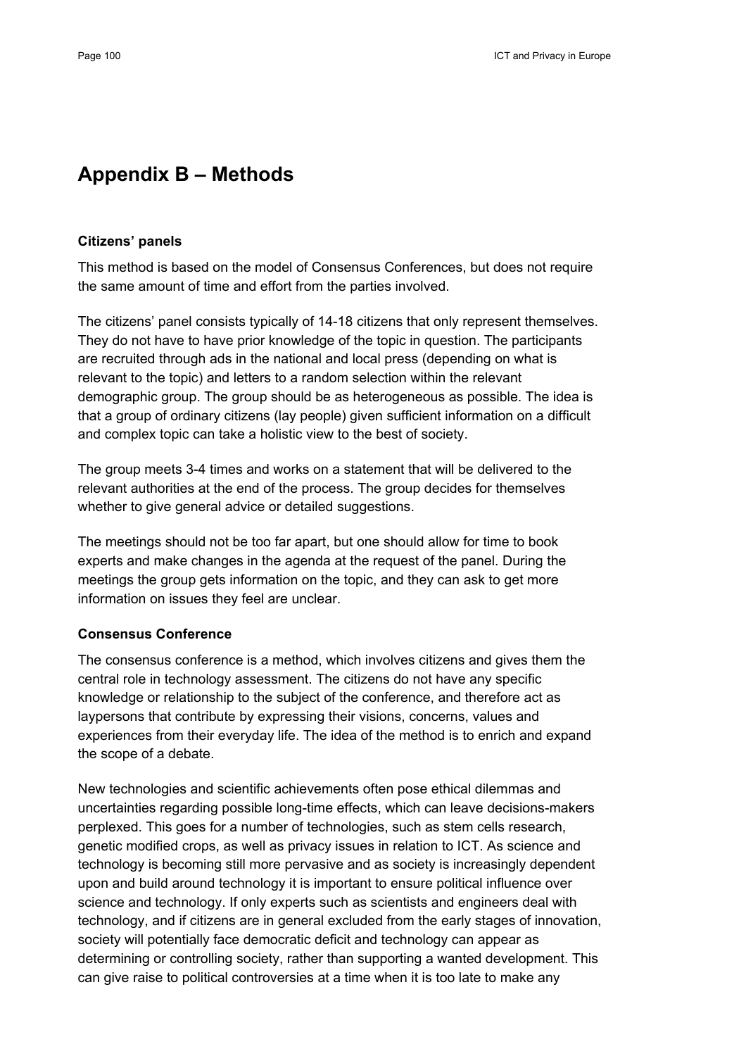# Appendix B – Methods

**Citizens' panels**

This method is based on the model of Consensus Conferences, but does not require the same amount of time and effort from the parties involved.

The citizens' panel consists typically of 14-18 citizens that only represent themselves. They do not have to have prior knowledge of the topic in question. The participants are recruited through ads in the national and local press (depending on what is relevant to the topic) and letters to a random selection within the relevant demographic group. The group should be as heterogeneous as possible. The idea is that a group of ordinary citizens (lay people) given sufficient information on a difficult and complex topic can take a holistic view to the best of society.

The group meets 3-4 times and works on a statement that will be delivered to the relevant authorities at the end of the process. The group decides for themselves whether to give general advice or detailed suggestions.

The meetings should not be too far apart, but one should allow for time to book experts and make changes in the agenda at the request of the panel. During the meetings the group gets information on the topic, and they can ask to get more information on issues they feel are unclear.

**Consensus Conference**

The consensus conference is a method, which involves citizens and gives them the central role in technology assessment. The citizens do not have any specific knowledge or relationship to the subject of the conference, and therefore act as laypersons that contribute by expressing their visions, concerns, values and experiences from their everyday life. The idea of the method is to enrich and expand the scope of a debate.

New technologies and scientific achievements often pose ethical dilemmas and uncertainties regarding possible long-time effects, which can leave decisions-makers perplexed. This goes for a number of technologies, such as stem cells research, genetic modified crops, as well as privacy issues in relation to ICT. As science and technology is becoming still more pervasive and as society is increasingly dependent upon and build around technology it is important to ensure political influence over science and technology. If only experts such as scientists and engineers deal with technology, and if citizens are in general excluded from the early stages of innovation, society will potentially face democratic deficit and technology can appear as determining or controlling society, rather than supporting a wanted development. This can give raise to political controversies at a time when it is too late to make any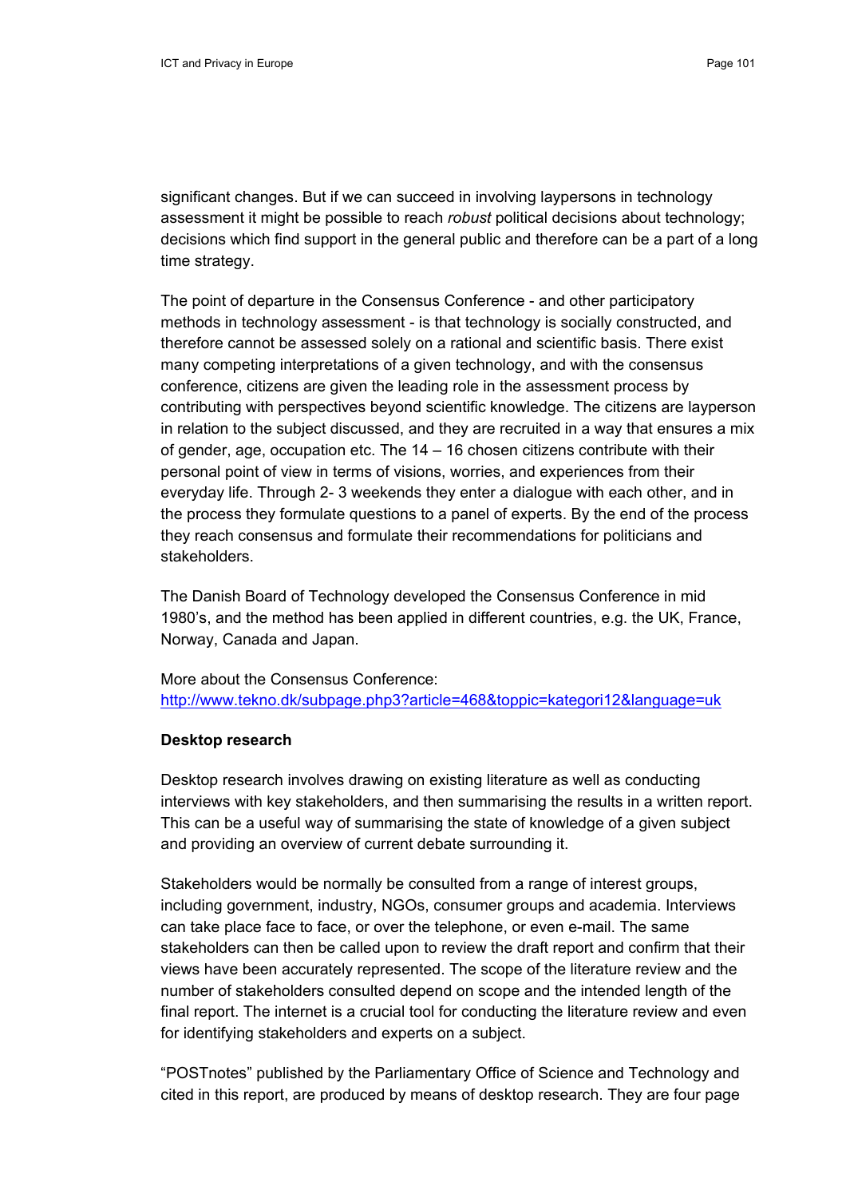significant changes. But if we can succeed in involving laypersons in technology assessment it might be possible to reach *robust* political decisions about technology; decisions which find support in the general public and therefore can be a part of a long time strategy.

The point of departure in the Consensus Conference - and other participatory methods in technology assessment - is that technology is socially constructed, and therefore cannot be assessed solely on a rational and scientific basis. There exist many competing interpretations of a given technology, and with the consensus conference, citizens are given the leading role in the assessment process by contributing with perspectives beyond scientific knowledge. The citizens are layperson in relation to the subject discussed, and they are recruited in a way that ensures a mix of gender, age, occupation etc. The 14 – 16 chosen citizens contribute with their personal point of view in terms of visions, worries, and experiences from their everyday life. Through 2- 3 weekends they enter a dialogue with each other, and in the process they formulate questions to a panel of experts. By the end of the process they reach consensus and formulate their recommendations for politicians and stakeholders.

The Danish Board of Technology developed the Consensus Conference in mid 1980's, and the method has been applied in different countries, e.g. the UK, France, Norway, Canada and Japan.

More about the Consensus Conference:
http://www.tekno.dk/subpage.php3?article=468&toppic=kategori12&language=uk

**Desktop research**

Desktop research involves drawing on existing literature as well as conducting interviews with key stakeholders, and then summarising the results in a written report. This can be a useful way of summarising the state of knowledge of a given subject and providing an overview of current debate surrounding it.

Stakeholders would be normally be consulted from a range of interest groups, including government, industry, NGOs, consumer groups and academia. Interviews can take place face to face, or over the telephone, or even e-mail. The same stakeholders can then be called upon to review the draft report and confirm that their views have been accurately represented. The scope of the literature review and the number of stakeholders consulted depend on scope and the intended length of the final report. The internet is a crucial tool for conducting the literature review and even for identifying stakeholders and experts on a subject.

"POSTnotes" published by the Parliamentary Office of Science and Technology and cited in this report, are produced by means of desktop research. They are four page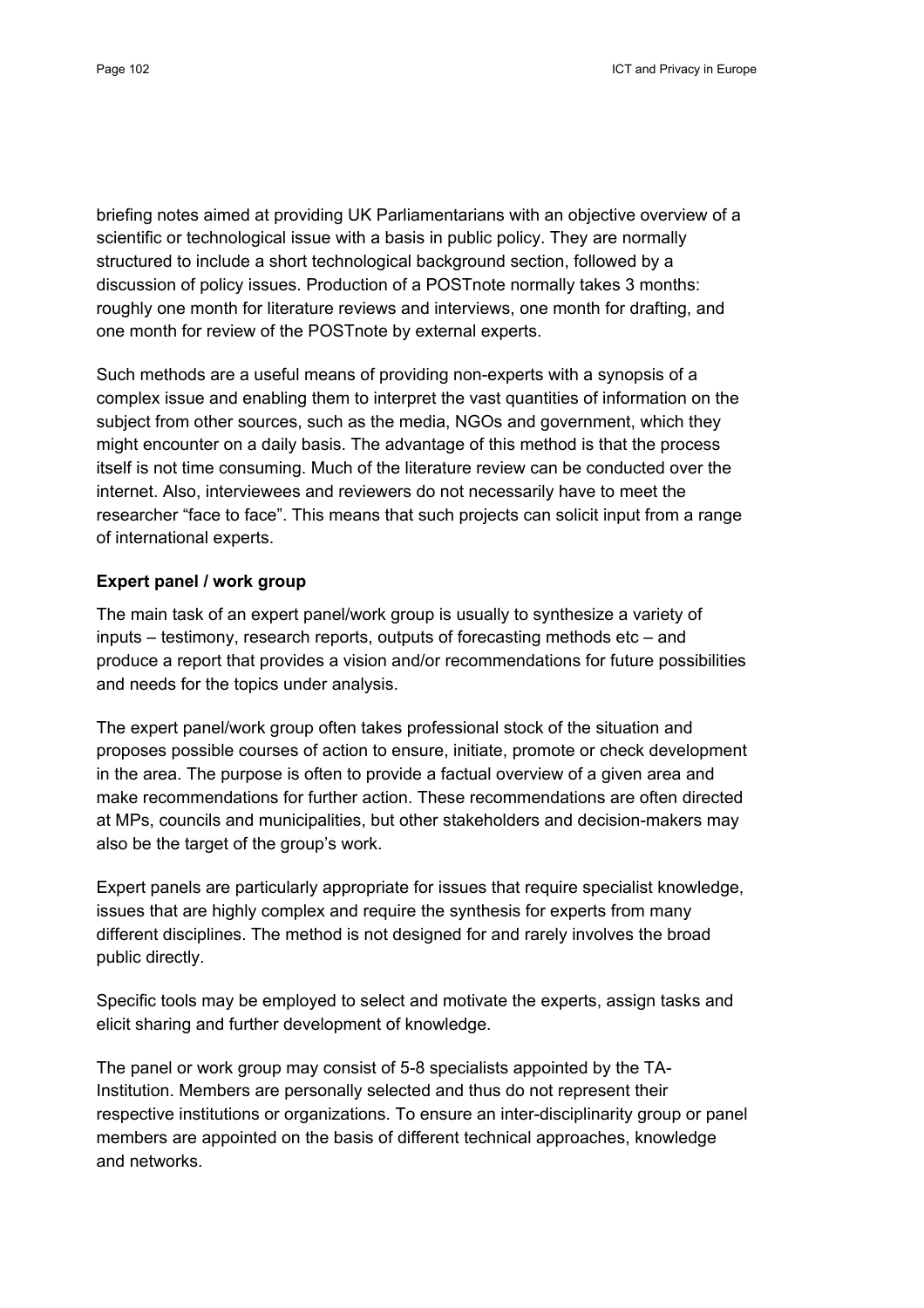briefing notes aimed at providing UK Parliamentarians with an objective overview of a scientific or technological issue with a basis in public policy. They are normally structured to include a short technological background section, followed by a discussion of policy issues. Production of a POSTnote normally takes 3 months: roughly one month for literature reviews and interviews, one month for drafting, and one month for review of the POSTnote by external experts.

Such methods are a useful means of providing non-experts with a synopsis of a complex issue and enabling them to interpret the vast quantities of information on the subject from other sources, such as the media, NGOs and government, which they might encounter on a daily basis. The advantage of this method is that the process itself is not time consuming. Much of the literature review can be conducted over the internet. Also, interviewees and reviewers do not necessarily have to meet the researcher "face to face". This means that such projects can solicit input from a range of international experts.

**Expert panel / work group**

The main task of an expert panel/work group is usually to synthesize a variety of inputs – testimony, research reports, outputs of forecasting methods etc – and produce a report that provides a vision and/or recommendations for future possibilities and needs for the topics under analysis.

The expert panel/work group often takes professional stock of the situation and proposes possible courses of action to ensure, initiate, promote or check development in the area. The purpose is often to provide a factual overview of a given area and make recommendations for further action. These recommendations are often directed at MPs, councils and municipalities, but other stakeholders and decision-makers may also be the target of the group's work.

Expert panels are particularly appropriate for issues that require specialist knowledge, issues that are highly complex and require the synthesis for experts from many different disciplines. The method is not designed for and rarely involves the broad public directly.

Specific tools may be employed to select and motivate the experts, assign tasks and elicit sharing and further development of knowledge.

The panel or work group may consist of 5-8 specialists appointed by the TA-Institution. Members are personally selected and thus do not represent their respective institutions or organizations. To ensure an inter-disciplinarity group or panel members are appointed on the basis of different technical approaches, knowledge and networks.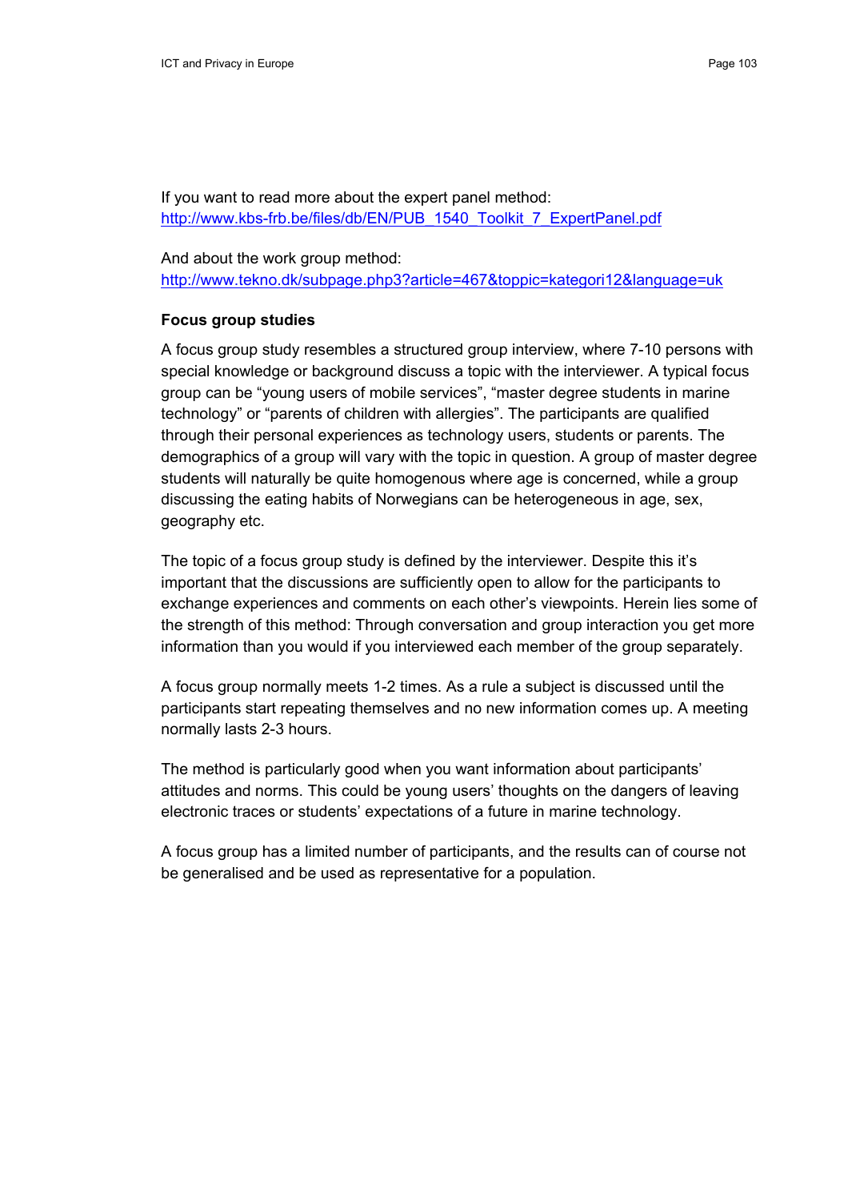If you want to read more about the expert panel method:
http://www.kbs-frb.be/files/db/EN/PUB_1540_Toolkit_7_ExpertPanel.pdf

And about the work group method:
http://www.tekno.dk/subpage.php3?article=467&toppic=kategori12&language=uk

**Focus group studies**

A focus group study resembles a structured group interview, where 7-10 persons with special knowledge or background discuss a topic with the interviewer. A typical focus group can be "young users of mobile services", "master degree students in marine technology" or "parents of children with allergies". The participants are qualified through their personal experiences as technology users, students or parents. The demographics of a group will vary with the topic in question. A group of master degree students will naturally be quite homogenous where age is concerned, while a group discussing the eating habits of Norwegians can be heterogeneous in age, sex, geography etc.

The topic of a focus group study is defined by the interviewer. Despite this it's important that the discussions are sufficiently open to allow for the participants to exchange experiences and comments on each other's viewpoints. Herein lies some of the strength of this method: Through conversation and group interaction you get more information than you would if you interviewed each member of the group separately.

A focus group normally meets 1-2 times. As a rule a subject is discussed until the participants start repeating themselves and no new information comes up. A meeting normally lasts 2-3 hours.

The method is particularly good when you want information about participants' attitudes and norms. This could be young users' thoughts on the dangers of leaving electronic traces or students' expectations of a future in marine technology.

A focus group has a limited number of participants, and the results can of course not be generalised and be used as representative for a population.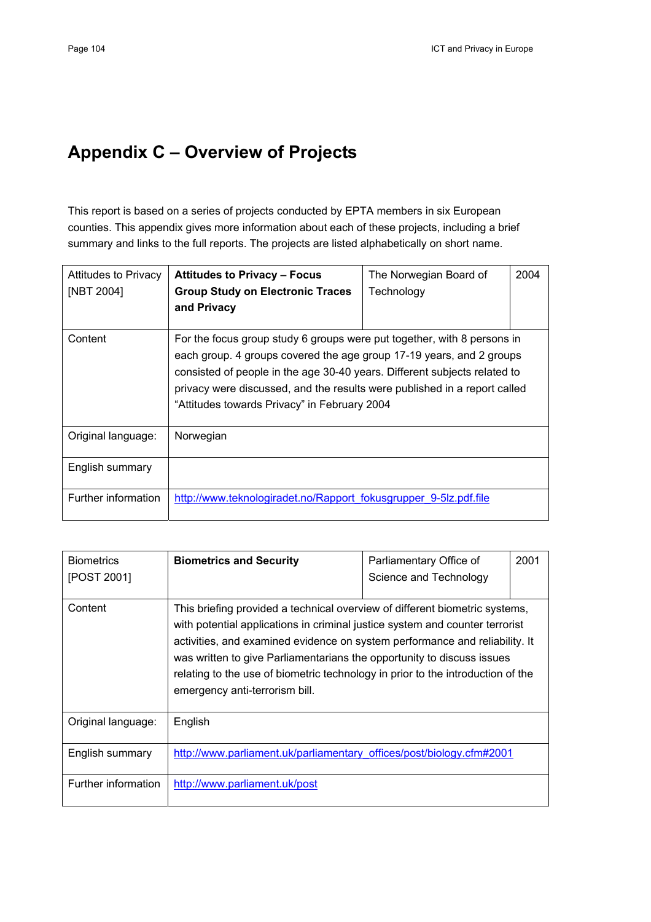# Appendix C – Overview of Projects

This report is based on a series of projects conducted by EPTA members in six European counties. This appendix gives more information about each of these projects, including a brief summary and links to the full reports. The projects are listed alphabetically on short name.

| Attitudes to Privacy [NBT 2004] | **Attitudes to Privacy – Focus Group Study on Electronic Traces and Privacy** | The Norwegian Board of Technology | 2004 |
|---|---|---|---|
| Content | For the focus group study 6 groups were put together, with 8 persons in each group. 4 groups covered the age group 17-19 years, and 2 groups consisted of people in the age 30-40 years. Different subjects related to privacy were discussed, and the results were published in a report called "Attitudes towards Privacy" in February 2004 | | |
| Original language: | Norwegian | | |
| English summary | | | |
| Further information | http://www.teknologiradet.no/Rapport_fokusgrupper_9-5lz.pdf.file | | |

| Biometrics [POST 2001] | **Biometrics and Security** | Parliamentary Office of Science and Technology | 2001 |
|---|---|---|---|
| Content | This briefing provided a technical overview of different biometric systems, with potential applications in criminal justice system and counter terrorist activities, and examined evidence on system performance and reliability. It was written to give Parliamentarians the opportunity to discuss issues relating to the use of biometric technology in prior to the introduction of the emergency anti-terrorism bill. | | |
| Original language: | English | | |
| English summary | http://www.parliament.uk/parliamentary_offices/post/biology.cfm#2001 | | |
| Further information | http://www.parliament.uk/post | | |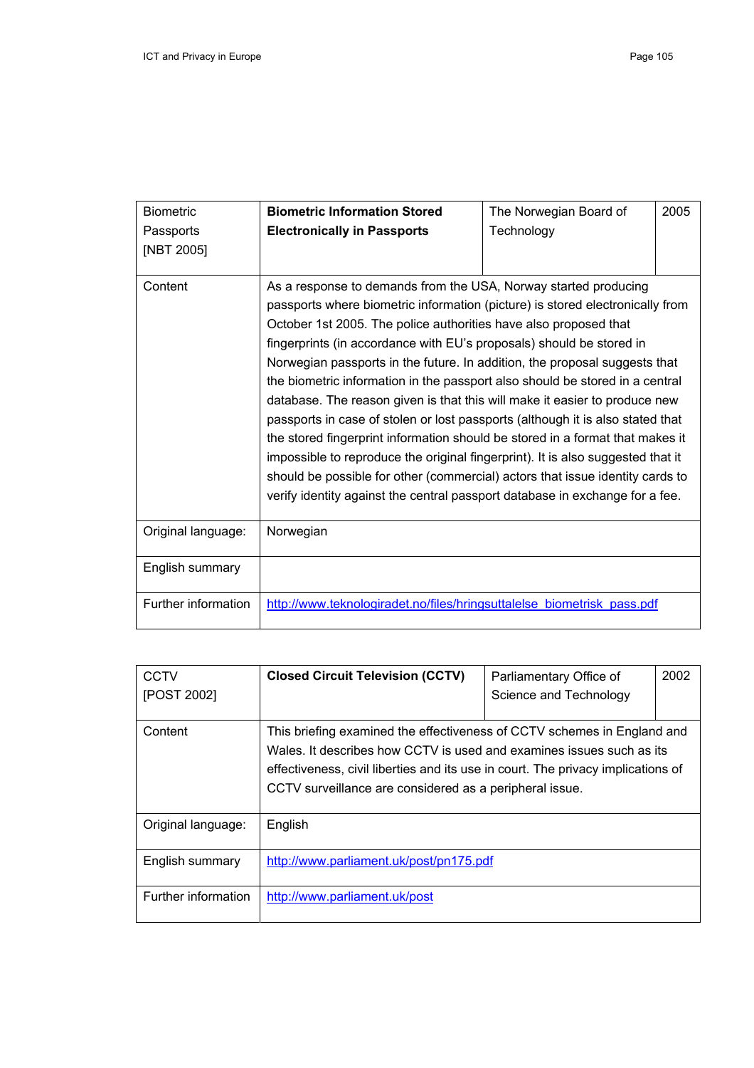| Biometric Passports [NBT 2005] | **Biometric Information Stored Electronically in Passports** | The Norwegian Board of Technology | 2005 |
|---|---|---|---|
| Content | As a response to demands from the USA, Norway started producing passports where biometric information (picture) is stored electronically from October 1st 2005. The police authorities have also proposed that fingerprints (in accordance with EU's proposals) should be stored in Norwegian passports in the future. In addition, the proposal suggests that the biometric information in the passport also should be stored in a central database. The reason given is that this will make it easier to produce new passports in case of stolen or lost passports (although it is also stated that the stored fingerprint information should be stored in a format that makes it impossible to reproduce the original fingerprint). It is also suggested that it should be possible for other (commercial) actors that issue identity cards to verify identity against the central passport database in exchange for a fee. | | |
| Original language: | Norwegian | | |
| English summary | | | |
| Further information | http://www.teknologiradet.no/files/hringsuttalelse_biometrisk_pass.pdf | | |

| CCTV [POST 2002] | **Closed Circuit Television (CCTV)** | Parliamentary Office of Science and Technology | 2002 |
|---|---|---|---|
| Content | This briefing examined the effectiveness of CCTV schemes in England and Wales. It describes how CCTV is used and examines issues such as its effectiveness, civil liberties and its use in court. The privacy implications of CCTV surveillance are considered as a peripheral issue. | | |
| Original language: | English | | |
| English summary | http://www.parliament.uk/post/pn175.pdf | | |
| Further information | http://www.parliament.uk/post | | |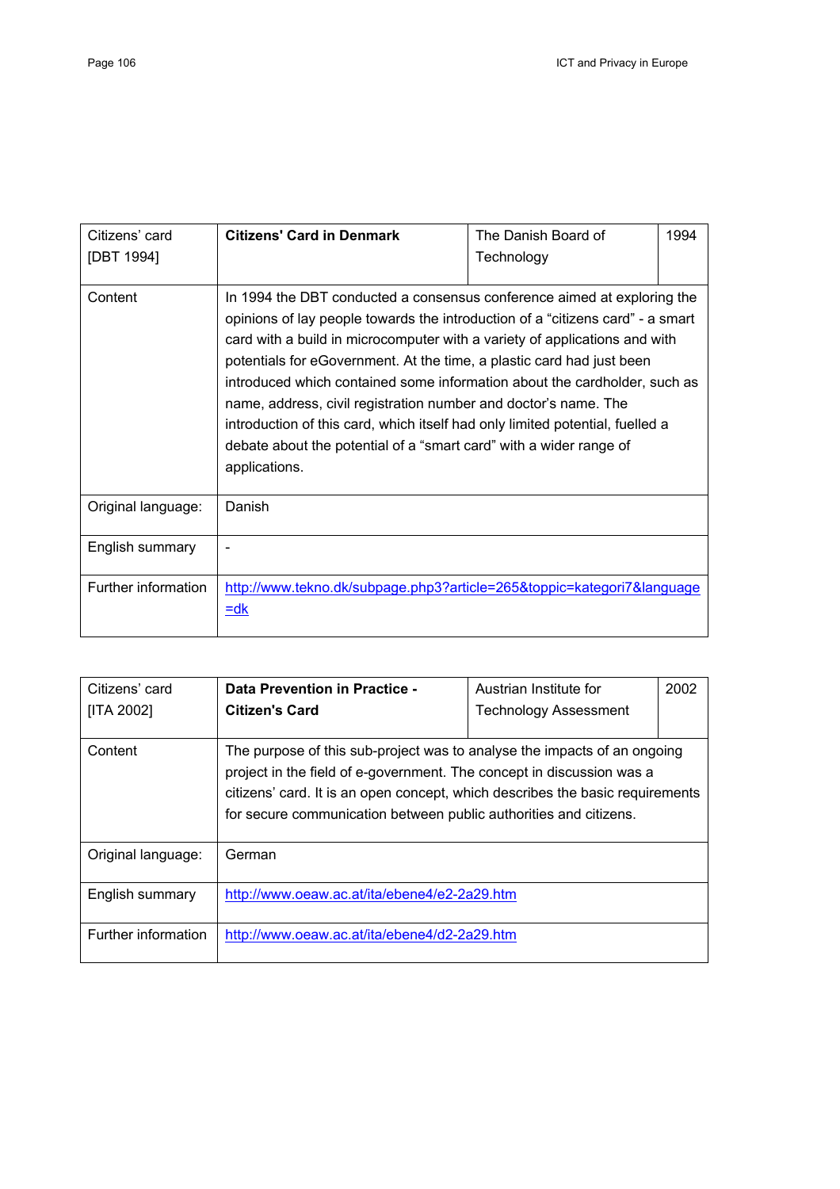| Citizens' card [DBT 1994] | **Citizens' Card in Denmark** | The Danish Board of Technology | 1994 |
|---|---|---|---|
| Content | In 1994 the DBT conducted a consensus conference aimed at exploring the opinions of lay people towards the introduction of a "citizens card" - a smart card with a build in microcomputer with a variety of applications and with potentials for eGovernment. At the time, a plastic card had just been introduced which contained some information about the cardholder, such as name, address, civil registration number and doctor's name. The introduction of this card, which itself had only limited potential, fuelled a debate about the potential of a "smart card" with a wider range of applications. | | |
| Original language: | Danish | | |
| English summary | - | | |
| Further information | http://www.tekno.dk/subpage.php3?article=265&toppic=kategori7&language=dk | | |

| Citizens' card [ITA 2002] | **Data Prevention in Practice - Citizen's Card** | Austrian Institute for Technology Assessment | 2002 |
|---|---|---|---|
| Content | The purpose of this sub-project was to analyse the impacts of an ongoing project in the field of e-government. The concept in discussion was a citizens' card. It is an open concept, which describes the basic requirements for secure communication between public authorities and citizens. | | |
| Original language: | German | | |
| English summary | http://www.oeaw.ac.at/ita/ebene4/e2-2a29.htm | | |
| Further information | http://www.oeaw.ac.at/ita/ebene4/d2-2a29.htm | | |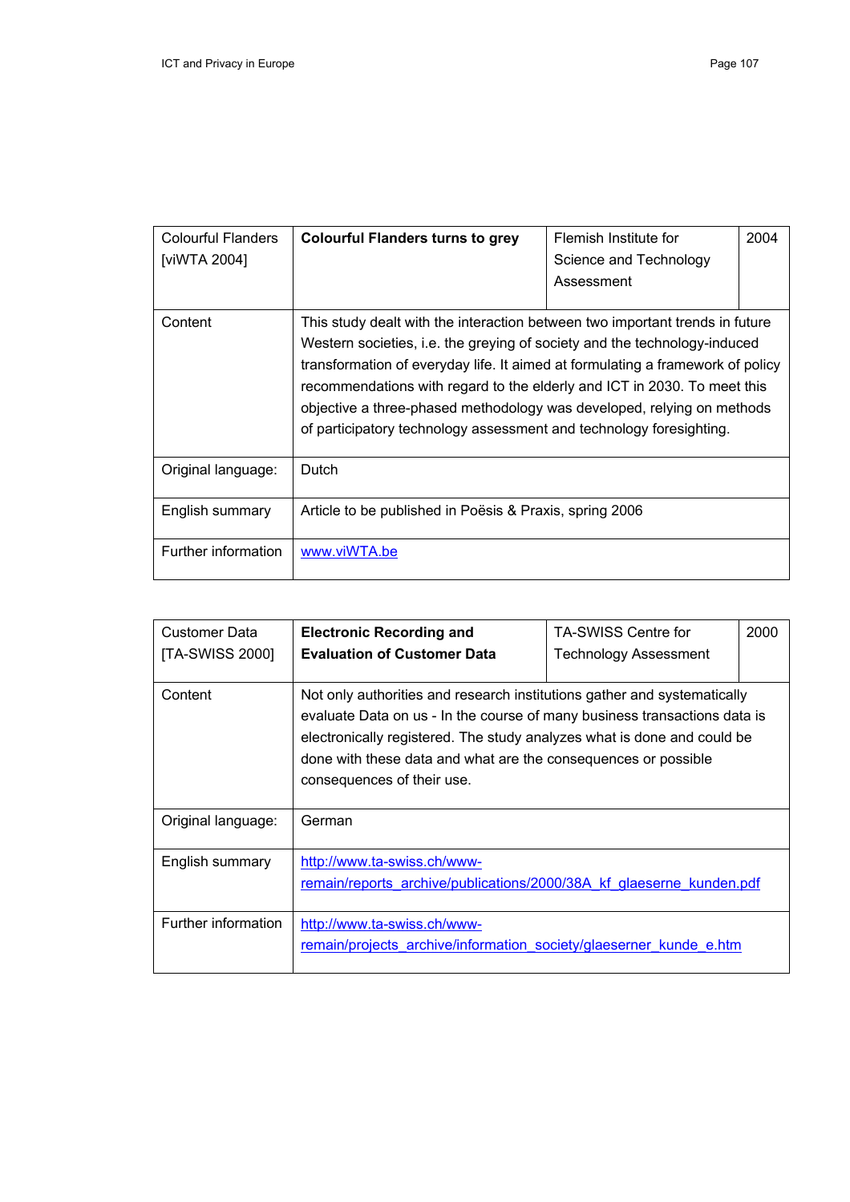| Colourful Flanders [viWTA 2004] | **Colourful Flanders turns to grey** | Flemish Institute for Science and Technology Assessment | 2004 |
|---|---|---|---|
| Content | This study dealt with the interaction between two important trends in future Western societies, i.e. the greying of society and the technology-induced transformation of everyday life. It aimed at formulating a framework of policy recommendations with regard to the elderly and ICT in 2030. To meet this objective a three-phased methodology was developed, relying on methods of participatory technology assessment and technology foresighting. | | |
| Original language: | Dutch | | |
| English summary | Article to be published in Poësis & Praxis, spring 2006 | | |
| Further information | www.viWTA.be | | |

| Customer Data [TA-SWISS 2000] | **Electronic Recording and Evaluation of Customer Data** | TA-SWISS Centre for Technology Assessment | 2000 |
|---|---|---|---|
| Content | Not only authorities and research institutions gather and systematically evaluate Data on us - In the course of many business transactions data is electronically registered. The study analyzes what is done and could be done with these data and what are the consequences or possible consequences of their use. | | |
| Original language: | German | | |
| English summary | http://www.ta-swiss.ch/www-remain/reports_archive/publications/2000/38A_kf_glaeserne_kunden.pdf | | |
| Further information | http://www.ta-swiss.ch/www-remain/projects_archive/information_society/glaeserner_kunde_e.htm | | |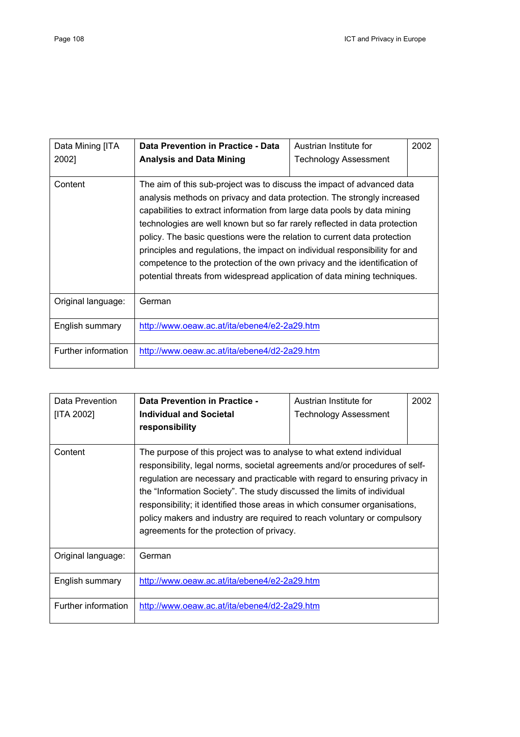| Data Mining [ITA 2002] | **Data Prevention in Practice - Data Analysis and Data Mining** | Austrian Institute for Technology Assessment | 2002 |
|---|---|---|---|
| Content | The aim of this sub-project was to discuss the impact of advanced data analysis methods on privacy and data protection. The strongly increased capabilities to extract information from large data pools by data mining technologies are well known but so far rarely reflected in data protection policy. The basic questions were the relation to current data protection principles and regulations, the impact on individual responsibility for and competence to the protection of the own privacy and the identification of potential threats from widespread application of data mining techniques. | | |
| Original language: | German | | |
| English summary | http://www.oeaw.ac.at/ita/ebene4/e2-2a29.htm | | |
| Further information | http://www.oeaw.ac.at/ita/ebene4/d2-2a29.htm | | |

| Data Prevention [ITA 2002] | **Data Prevention in Practice - Individual and Societal responsibility** | Austrian Institute for Technology Assessment | 2002 |
|---|---|---|---|
| Content | The purpose of this project was to analyse to what extend individual responsibility, legal norms, societal agreements and/or procedures of self-regulation are necessary and practicable with regard to ensuring privacy in the "Information Society". The study discussed the limits of individual responsibility; it identified those areas in which consumer organisations, policy makers and industry are required to reach voluntary or compulsory agreements for the protection of privacy. | | |
| Original language: | German | | |
| English summary | http://www.oeaw.ac.at/ita/ebene4/e2-2a29.htm | | |
| Further information | http://www.oeaw.ac.at/ita/ebene4/d2-2a29.htm | | |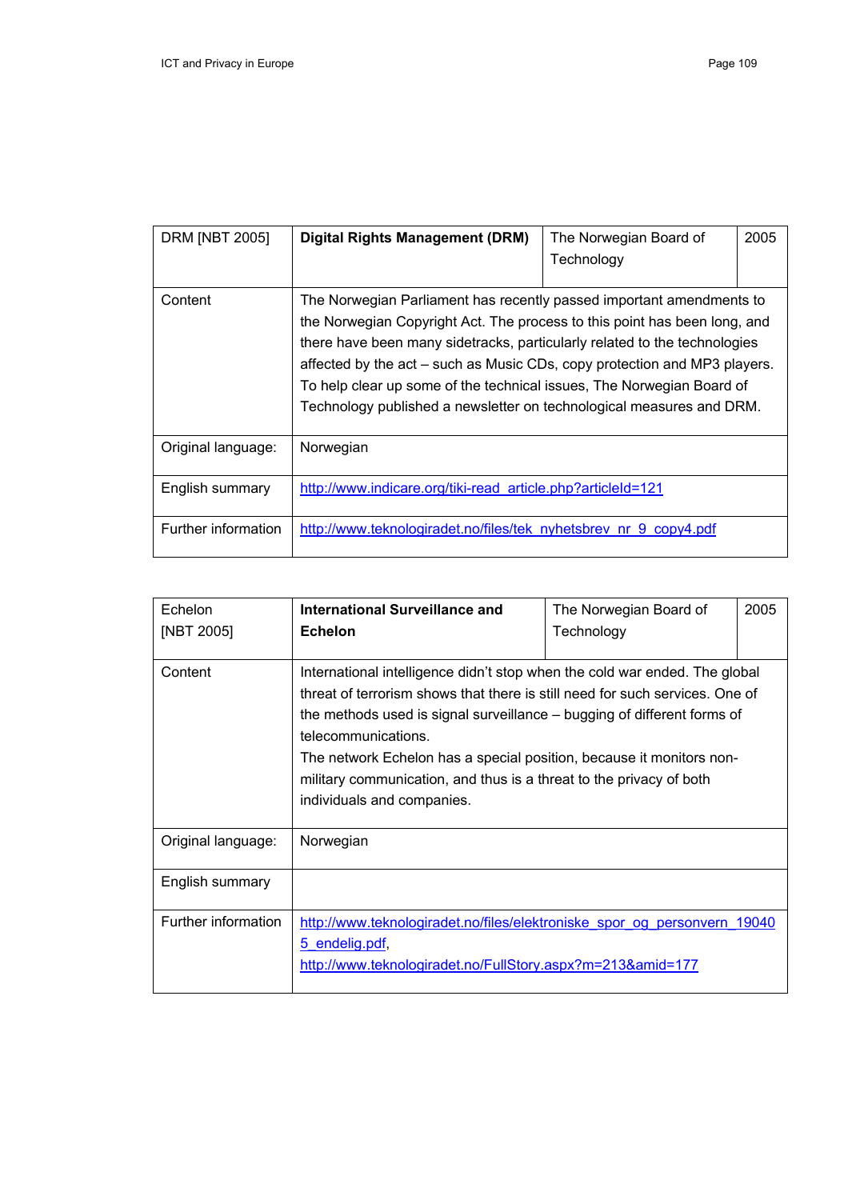| DRM [NBT 2005] | **Digital Rights Management (DRM)** | The Norwegian Board of Technology | 2005 |
|---|---|---|---|
| Content | The Norwegian Parliament has recently passed important amendments to the Norwegian Copyright Act. The process to this point has been long, and there have been many sidetracks, particularly related to the technologies affected by the act – such as Music CDs, copy protection and MP3 players. To help clear up some of the technical issues, The Norwegian Board of Technology published a newsletter on technological measures and DRM. | | |
| Original language: | Norwegian | | |
| English summary | http://www.indicare.org/tiki-read_article.php?articleId=121 | | |
| Further information | http://www.teknologiradet.no/files/tek_nyhetsbrev_nr_9_copy4.pdf | | |

| Echelon [NBT 2005] | **International Surveillance and Echelon** | The Norwegian Board of Technology | 2005 |
|---|---|---|---|
| Content | International intelligence didn't stop when the cold war ended. The global threat of terrorism shows that there is still need for such services. One of the methods used is signal surveillance – bugging of different forms of telecommunications.<br>The network Echelon has a special position, because it monitors non-military communication, and thus is a threat to the privacy of both individuals and companies. | | |
| Original language: | Norwegian | | |
| English summary | | | |
| Further information | http://www.teknologiradet.no/files/elektroniske_spor_og_personvern_190405_endelig.pdf,<br>http://www.teknologiradet.no/FullStory.aspx?m=213&amid=177 | | |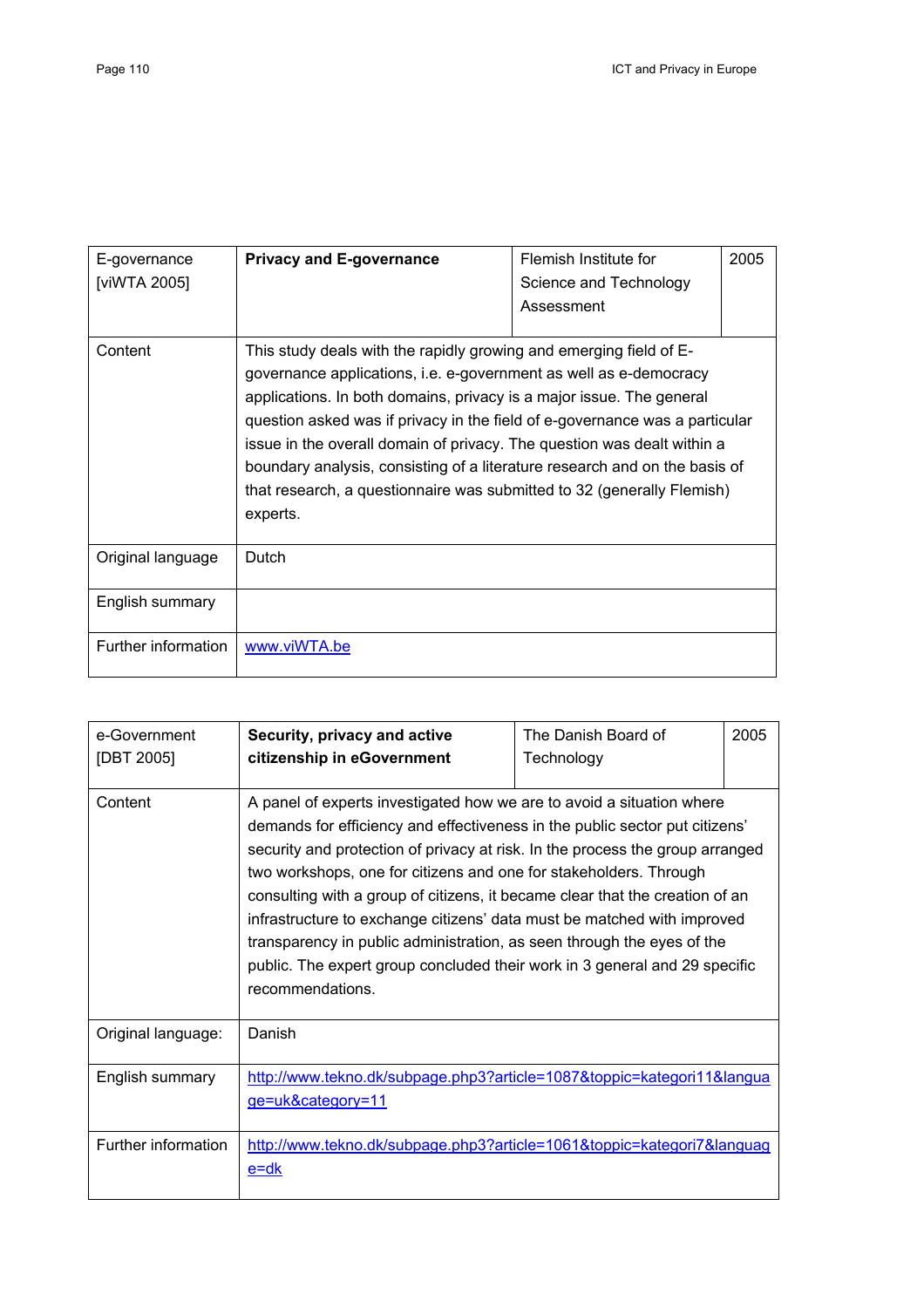| E-governance [viWTA 2005] | **Privacy and E-governance** | Flemish Institute for Science and Technology Assessment | 2005 |
|---|---|---|---|
| Content | This study deals with the rapidly growing and emerging field of E-governance applications, i.e. e-government as well as e-democracy applications. In both domains, privacy is a major issue. The general question asked was if privacy in the field of e-governance was a particular issue in the overall domain of privacy. The question was dealt within a boundary analysis, consisting of a literature research and on the basis of that research, a questionnaire was submitted to 32 (generally Flemish) experts. | | |
| Original language | Dutch | | |
| English summary | | | |
| Further information | www.viWTA.be | | |

| e-Government [DBT 2005] | **Security, privacy and active citizenship in eGovernment** | The Danish Board of Technology | 2005 |
|---|---|---|---|
| Content | A panel of experts investigated how we are to avoid a situation where demands for efficiency and effectiveness in the public sector put citizens' security and protection of privacy at risk. In the process the group arranged two workshops, one for citizens and one for stakeholders. Through consulting with a group of citizens, it became clear that the creation of an infrastructure to exchange citizens' data must be matched with improved transparency in public administration, as seen through the eyes of the public. The expert group concluded their work in 3 general and 29 specific recommendations. | | |
| Original language: | Danish | | |
| English summary | http://www.tekno.dk/subpage.php3?article=1087&toppic=kategori11&language=uk&category=11 | | |
| Further information | http://www.tekno.dk/subpage.php3?article=1061&toppic=kategori7&language=dk | | |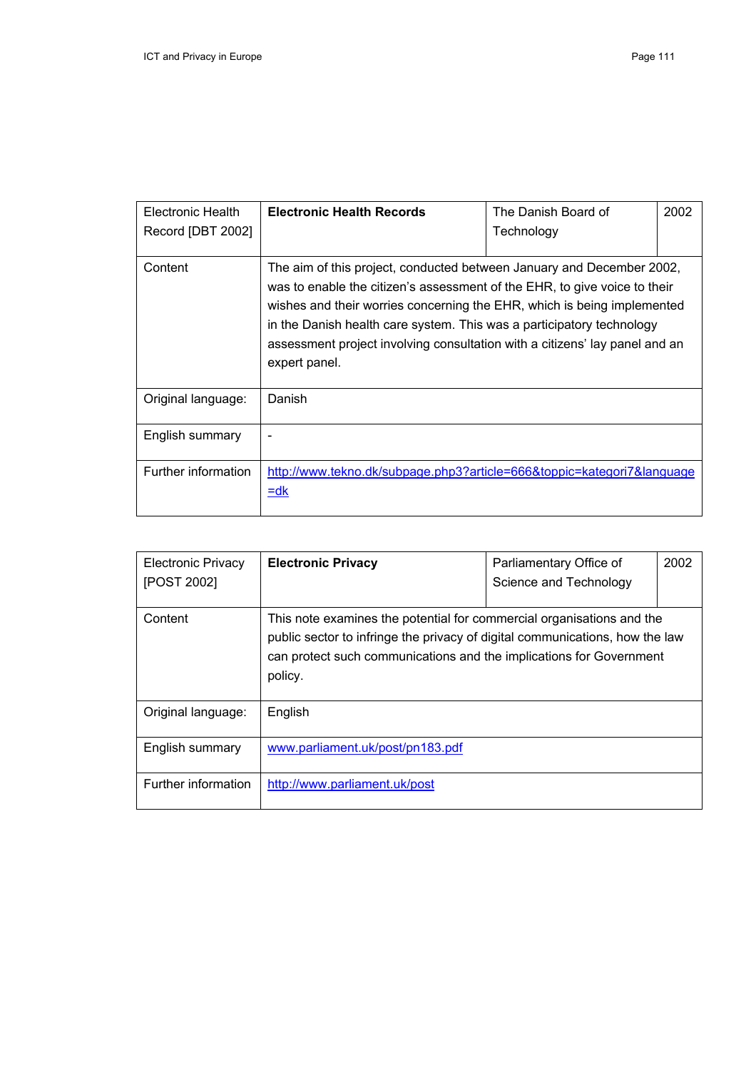| Electronic Health Record [DBT 2002] | **Electronic Health Records** | The Danish Board of Technology | 2002 |
|---|---|---|---|
| Content | The aim of this project, conducted between January and December 2002, was to enable the citizen's assessment of the EHR, to give voice to their wishes and their worries concerning the EHR, which is being implemented in the Danish health care system. This was a participatory technology assessment project involving consultation with a citizens' lay panel and an expert panel. | | |
| Original language: | Danish | | |
| English summary | - | | |
| Further information | http://www.tekno.dk/subpage.php3?article=666&toppic=kategori7&language=dk | | |

| Electronic Privacy [POST 2002] | **Electronic Privacy** | Parliamentary Office of Science and Technology | 2002 |
|---|---|---|---|
| Content | This note examines the potential for commercial organisations and the public sector to infringe the privacy of digital communications, how the law can protect such communications and the implications for Government policy. | | |
| Original language: | English | | |
| English summary | www.parliament.uk/post/pn183.pdf | | |
| Further information | http://www.parliament.uk/post | | |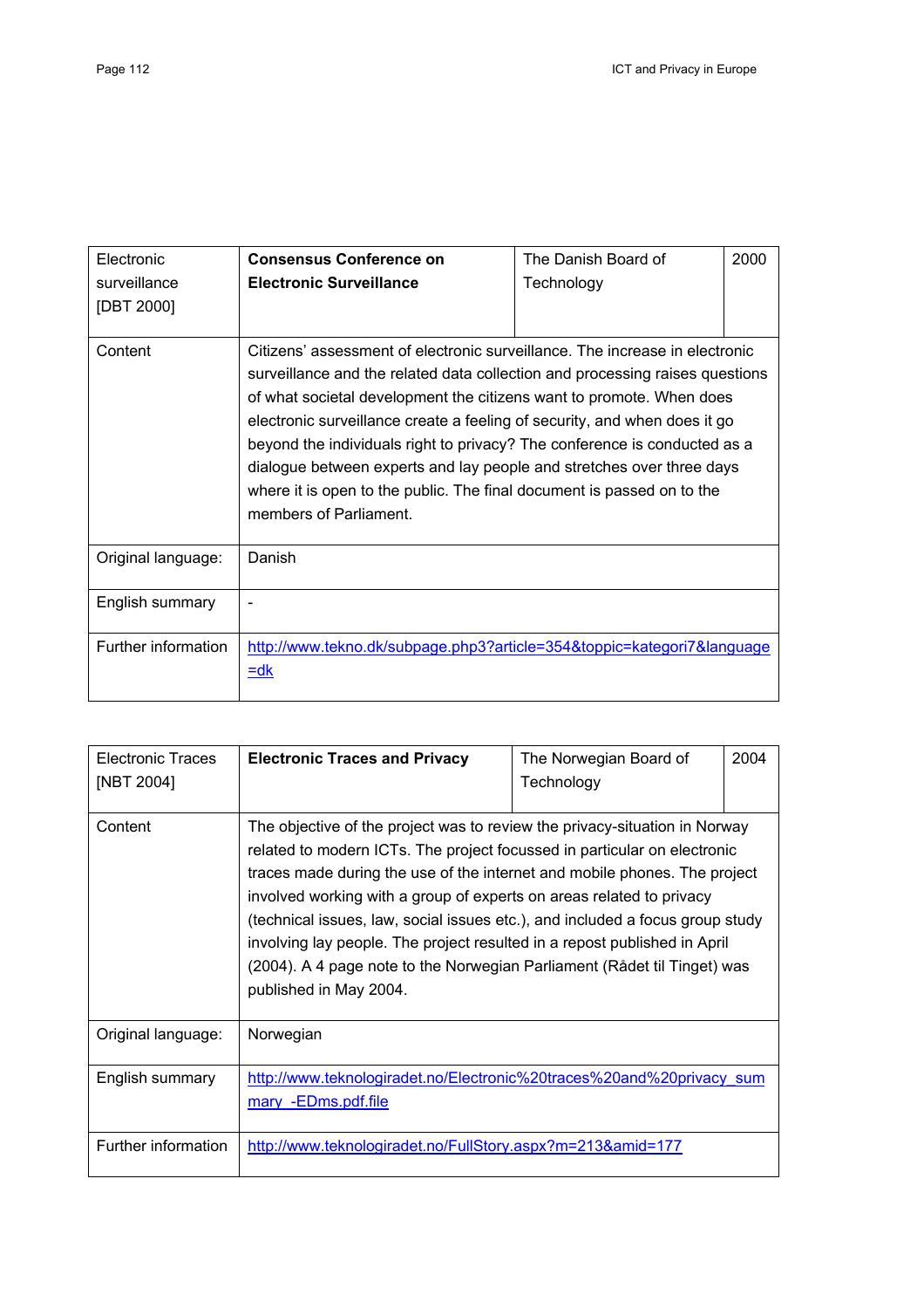| Electronic surveillance [DBT 2000] | **Consensus Conference on Electronic Surveillance** | The Danish Board of Technology | 2000 |
|---|---|---|---|
| Content | Citizens' assessment of electronic surveillance. The increase in electronic surveillance and the related data collection and processing raises questions of what societal development the citizens want to promote. When does electronic surveillance create a feeling of security, and when does it go beyond the individuals right to privacy? The conference is conducted as a dialogue between experts and lay people and stretches over three days where it is open to the public. The final document is passed on to the members of Parliament. | | |
| Original language: | Danish | | |
| English summary | - | | |
| Further information | http://www.tekno.dk/subpage.php3?article=354&toppic=kategori7&language=dk | | |

| Electronic Traces [NBT 2004] | **Electronic Traces and Privacy** | The Norwegian Board of Technology | 2004 |
|---|---|---|---|
| Content | The objective of the project was to review the privacy-situation in Norway related to modern ICTs. The project focussed in particular on electronic traces made during the use of the internet and mobile phones. The project involved working with a group of experts on areas related to privacy (technical issues, law, social issues etc.), and included a focus group study involving lay people. The project resulted in a repost published in April (2004). A 4 page note to the Norwegian Parliament (Rådet til Tinget) was published in May 2004. | | |
| Original language: | Norwegian | | |
| English summary | http://www.teknologiradet.no/Electronic%20traces%20and%20privacy_summary_-EDms.pdf.file | | |
| Further information | http://www.teknologiradet.no/FullStory.aspx?m=213&amid=177 | | |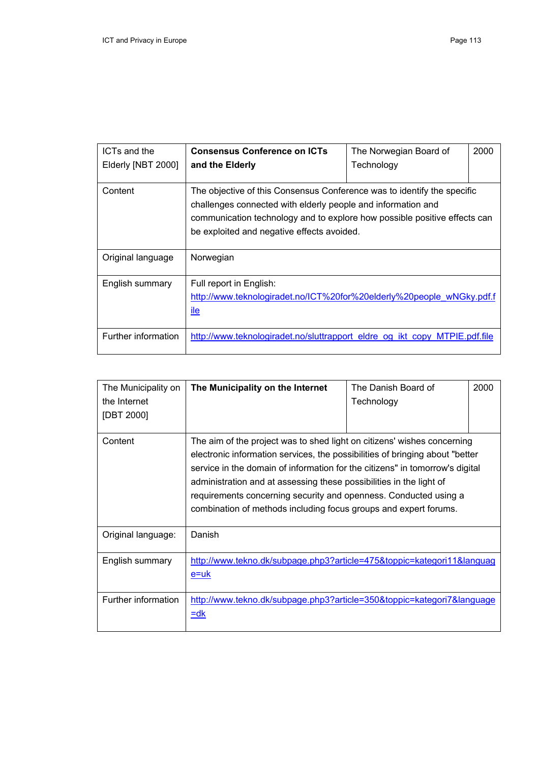| ICTs and the Elderly [NBT 2000] | **Consensus Conference on ICTs and the Elderly** | The Norwegian Board of Technology | 2000 |
|---|---|---|---|
| Content | The objective of this Consensus Conference was to identify the specific challenges connected with elderly people and information and communication technology and to explore how possible positive effects can be exploited and negative effects avoided. | | |
| Original language | Norwegian | | |
| English summary | Full report in English: http://www.teknologiradet.no/ICT%20for%20elderly%20people_wNGky.pdf.file | | |
| Further information | http://www.teknologiradet.no/sluttrapport_eldre_og_ikt_copy_MTPIE.pdf.file | | |

| The Municipality on the Internet [DBT 2000] | **The Municipality on the Internet** | The Danish Board of Technology | 2000 |
|---|---|---|---|
| Content | The aim of the project was to shed light on citizens' wishes concerning electronic information services, the possibilities of bringing about "better service in the domain of information for the citizens" in tomorrow's digital administration and at assessing these possibilities in the light of requirements concerning security and openness. Conducted using a combination of methods including focus groups and expert forums. | | |
| Original language: | Danish | | |
| English summary | http://www.tekno.dk/subpage.php3?article=475&toppic=kategori11&language=uk | | |
| Further information | http://www.tekno.dk/subpage.php3?article=350&toppic=kategori7&language=dk | | |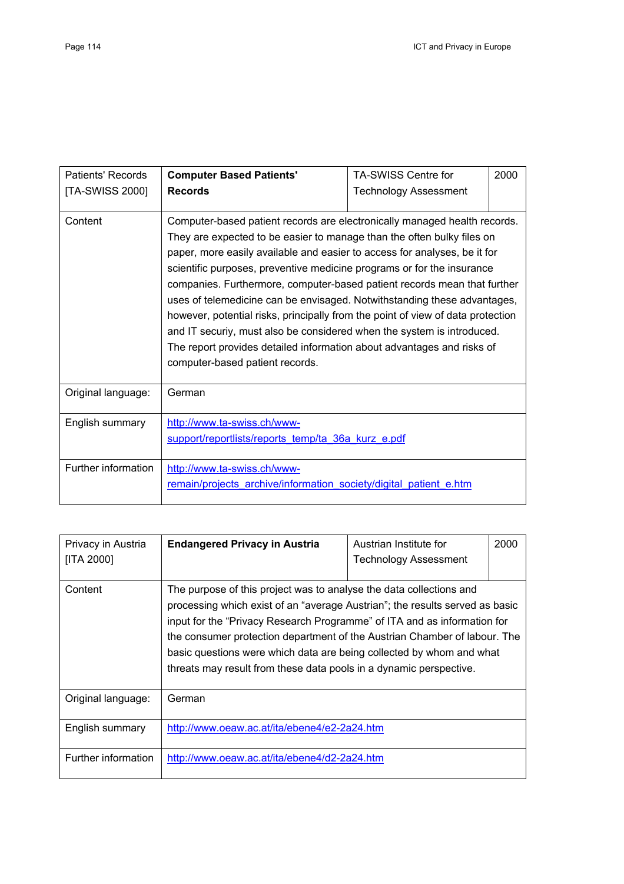| Patients' Records [TA-SWISS 2000] | **Computer Based Patients' Records** | TA-SWISS Centre for Technology Assessment | 2000 |
|---|---|---|---|
| Content | Computer-based patient records are electronically managed health records. They are expected to be easier to manage than the often bulky files on paper, more easily available and easier to access for analyses, be it for scientific purposes, preventive medicine programs or for the insurance companies. Furthermore, computer-based patient records mean that further uses of telemedicine can be envisaged. Notwithstanding these advantages, however, potential risks, principally from the point of view of data protection and IT securiy, must also be considered when the system is introduced. The report provides detailed information about advantages and risks of computer-based patient records. | | |
| Original language: | German | | |
| English summary | http://www.ta-swiss.ch/www-support/reportlists/reports_temp/ta_36a_kurz_e.pdf | | |
| Further information | http://www.ta-swiss.ch/www-remain/projects_archive/information_society/digital_patient_e.htm | | |

| Privacy in Austria [ITA 2000] | **Endangered Privacy in Austria** | Austrian Institute for Technology Assessment | 2000 |
|---|---|---|---|
| Content | The purpose of this project was to analyse the data collections and processing which exist of an "average Austrian"; the results served as basic input for the "Privacy Research Programme" of ITA and as information for the consumer protection department of the Austrian Chamber of labour. The basic questions were which data are being collected by whom and what threats may result from these data pools in a dynamic perspective. | | |
| Original language: | German | | |
| English summary | http://www.oeaw.ac.at/ita/ebene4/e2-2a24.htm | | |
| Further information | http://www.oeaw.ac.at/ita/ebene4/d2-2a24.htm | | |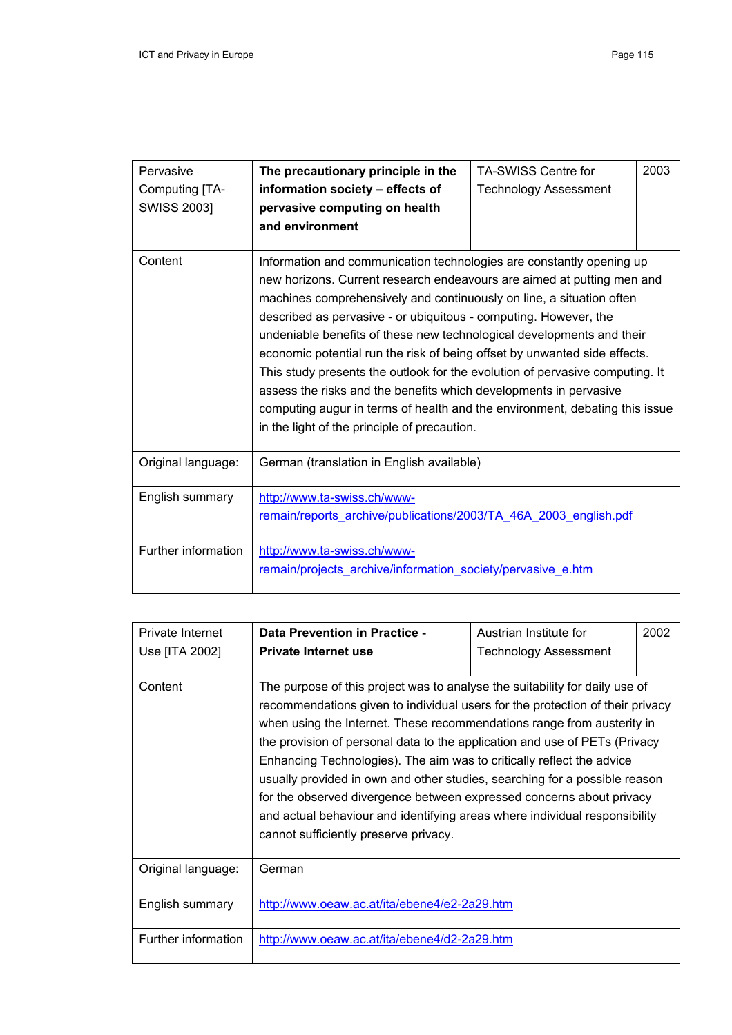| Pervasive Computing [TA-SWISS 2003] | **The precautionary principle in the information society – effects of pervasive computing on health and environment** | TA-SWISS Centre for Technology Assessment | 2003 |
|---|---|---|---|
| Content | Information and communication technologies are constantly opening up new horizons. Current research endeavours are aimed at putting men and machines comprehensively and continuously on line, a situation often described as pervasive - or ubiquitous - computing. However, the undeniable benefits of these new technological developments and their economic potential run the risk of being offset by unwanted side effects. This study presents the outlook for the evolution of pervasive computing. It assess the risks and the benefits which developments in pervasive computing augur in terms of health and the environment, debating this issue in the light of the principle of precaution. | | |
| Original language: | German (translation in English available) | | |
| English summary | http://www.ta-swiss.ch/www-remain/reports_archive/publications/2003/TA_46A_2003_english.pdf | | |
| Further information | http://www.ta-swiss.ch/www-remain/projects_archive/information_society/pervasive_e.htm | | |

| Private Internet Use [ITA 2002] | **Data Prevention in Practice - Private Internet use** | Austrian Institute for Technology Assessment | 2002 |
|---|---|---|---|
| Content | The purpose of this project was to analyse the suitability for daily use of recommendations given to individual users for the protection of their privacy when using the Internet. These recommendations range from austerity in the provision of personal data to the application and use of PETs (Privacy Enhancing Technologies). The aim was to critically reflect the advice usually provided in own and other studies, searching for a possible reason for the observed divergence between expressed concerns about privacy and actual behaviour and identifying areas where individual responsibility cannot sufficiently preserve privacy. | | |
| Original language: | German | | |
| English summary | http://www.oeaw.ac.at/ita/ebene4/e2-2a29.htm | | |
| Further information | http://www.oeaw.ac.at/ita/ebene4/d2-2a29.htm | | |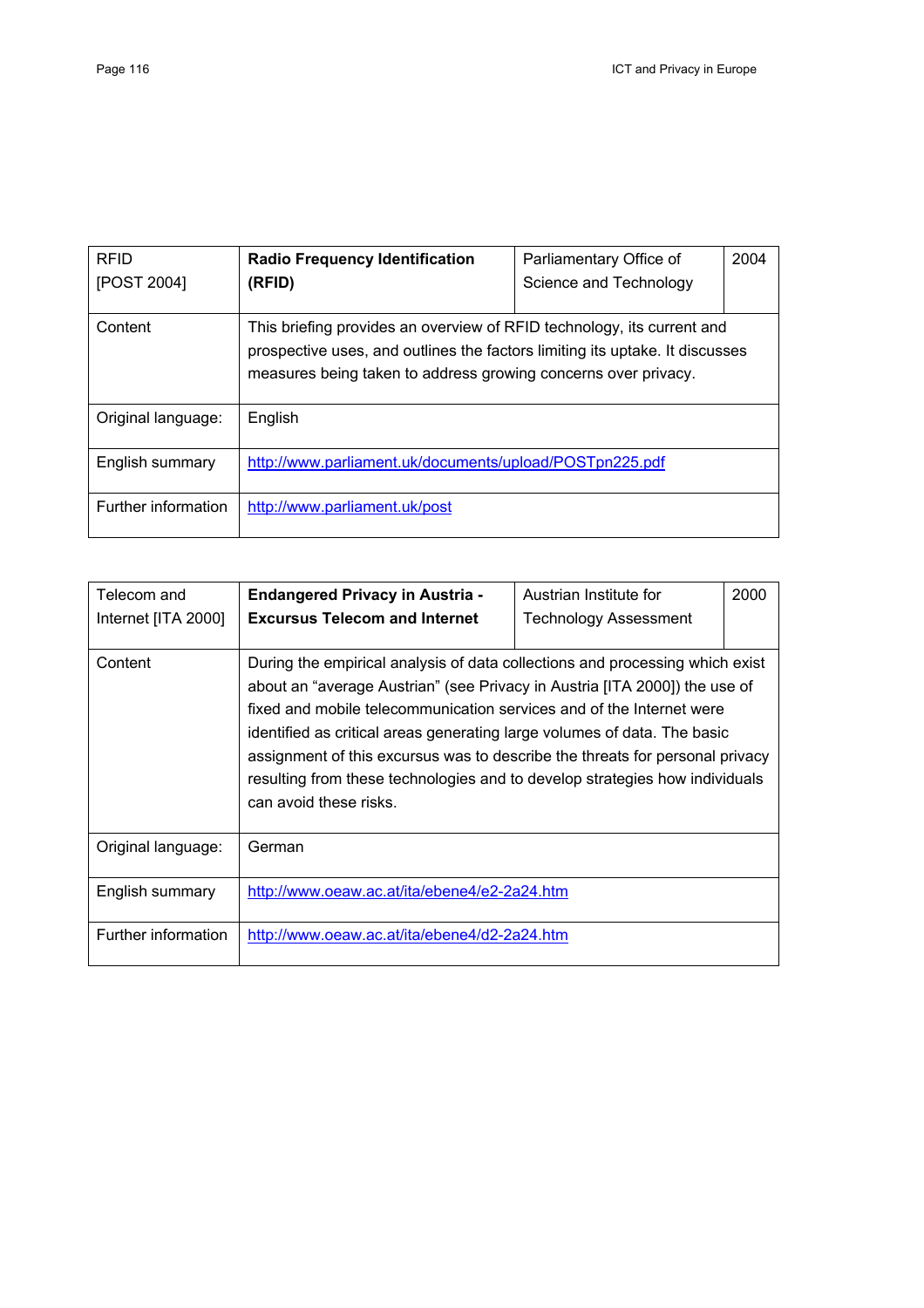| RFID [POST 2004] | **Radio Frequency Identification (RFID)** | Parliamentary Office of Science and Technology | 2004 |
|---|---|---|---|
| Content | This briefing provides an overview of RFID technology, its current and prospective uses, and outlines the factors limiting its uptake. It discusses measures being taken to address growing concerns over privacy. | | |
| Original language: | English | | |
| English summary | http://www.parliament.uk/documents/upload/POSTpn225.pdf | | |
| Further information | http://www.parliament.uk/post | | |

| Telecom and Internet [ITA 2000] | **Endangered Privacy in Austria - Excursus Telecom and Internet** | Austrian Institute for Technology Assessment | 2000 |
|---|---|---|---|
| Content | During the empirical analysis of data collections and processing which exist about an "average Austrian" (see Privacy in Austria [ITA 2000]) the use of fixed and mobile telecommunication services and of the Internet were identified as critical areas generating large volumes of data. The basic assignment of this excursus was to describe the threats for personal privacy resulting from these technologies and to develop strategies how individuals can avoid these risks. | | |
| Original language: | German | | |
| English summary | http://www.oeaw.ac.at/ita/ebene4/e2-2a24.htm | | |
| Further information | http://www.oeaw.ac.at/ita/ebene4/d2-2a24.htm | | |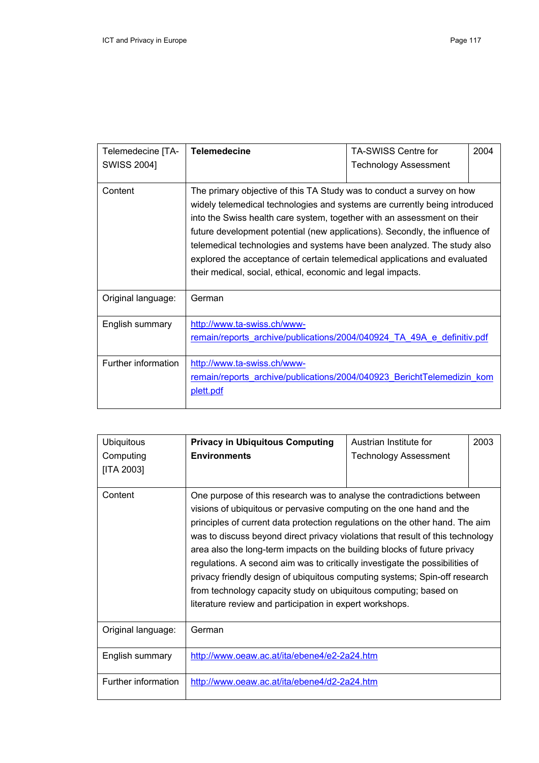| | | | |
|---|---|---|---|
| Telemedecine [TA-SWISS 2004] | **Telemedecine** | TA-SWISS Centre for Technology Assessment | 2004 |
| Content | The primary objective of this TA Study was to conduct a survey on how widely telemedical technologies and systems are currently being introduced into the Swiss health care system, together with an assessment on their future development potential (new applications). Secondly, the influence of telemedical technologies and systems have been analyzed. The study also explored the acceptance of certain telemedical applications and evaluated their medical, social, ethical, economic and legal impacts. | | |
| Original language: | German | | |
| English summary | http://www.ta-swiss.ch/www-remain/reports_archive/publications/2004/040924_TA_49A_e_definitiv.pdf | | |
| Further information | http://www.ta-swiss.ch/www-remain/reports_archive/publications/2004/040923_BerichtTelemedizin_komplett.pdf | | |

| | | | |
|---|---|---|---|
| Ubiquitous Computing [ITA 2003] | **Privacy in Ubiquitous Computing Environments** | Austrian Institute for Technology Assessment | 2003 |
| Content | One purpose of this research was to analyse the contradictions between visions of ubiquitous or pervasive computing on the one hand and the principles of current data protection regulations on the other hand. The aim was to discuss beyond direct privacy violations that result of this technology area also the long-term impacts on the building blocks of future privacy regulations. A second aim was to critically investigate the possibilities of privacy friendly design of ubiquitous computing systems; Spin-off research from technology capacity study on ubiquitous computing; based on literature review and participation in expert workshops. | | |
| Original language: | German | | |
| English summary | http://www.oeaw.ac.at/ita/ebene4/e2-2a24.htm | | |
| Further information | http://www.oeaw.ac.at/ita/ebene4/d2-2a24.htm | | |